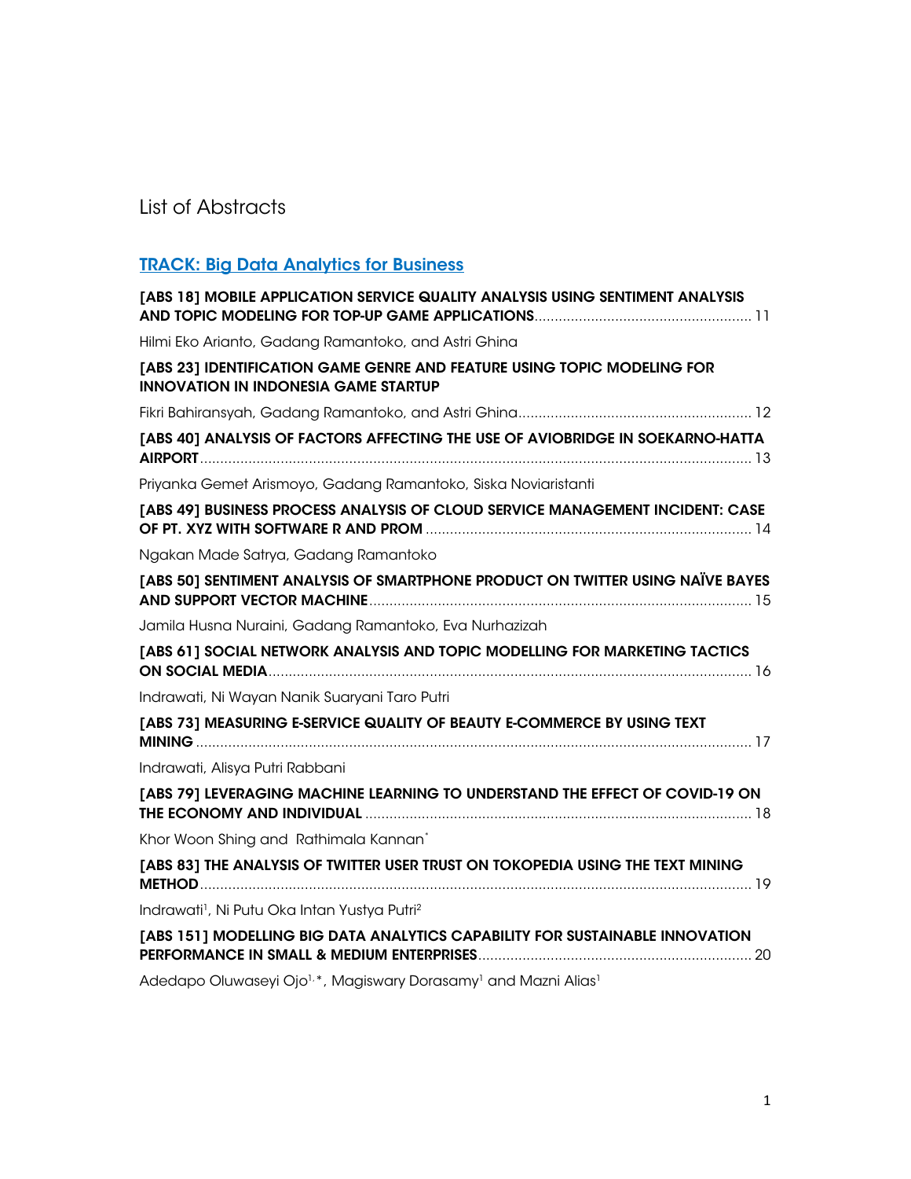# List of Abstracts

## TRACK: Big Data Analytics for Business

**[ABS 18] MOBILE APPLICATION SERVICE QUALITY ANALYSIS USING SENTIMENT ANALYSIS AND TOPIC MODELING FOR TOP-UP GAME APPLICATIONS** ..................................................... 11

Hilmi Eko Arianto, Gadang Ramantoko, and Astri Ghina

**[ABS 23] IDENTIFICATION GAME GENRE AND FEATURE USING TOPIC MODELING FOR INNOVATION IN INDONESIA GAME STARTUP**

Fikri Bahiransyah, Gadang Ramantoko, and Astri Ghina.......................................................... 12

**[ABS 40] ANALYSIS OF FACTORS AFFECTING THE USE OF AVIOBRIDGE IN SOEKARNO-HATTA AIRPORT** ........................................................................................................................ 13

Priyanka Gemet Arismoyo, Gadang Ramantoko, Siska Noviaristanti

**[ABS 49] BUSINESS PROCESS ANALYSIS OF CLOUD SERVICE MANAGEMENT INCIDENT: CASE OF PT. XYZ WITH SOFTWARE R AND PROM** ................................................................................ 14

Ngakan Made Satrya, Gadang Ramantoko

**[ABS 50] SENTIMENT ANALYSIS OF SMARTPHONE PRODUCT ON TWITTER USING NAÏVE BAYES AND SUPPORT VECTOR MACHINE** .............................................................................................. 15

Jamila Husna Nuraini, Gadang Ramantoko, Eva Nurhazizah

**[ABS 61] SOCIAL NETWORK ANALYSIS AND TOPIC MODELLING FOR MARKETING TACTICS ON SOCIAL MEDIA** ....................................................................................................................... 16

Indrawati, Ni Wayan Nanik Suaryani Taro Putri

**[ABS 73] MEASURING E-SERVICE QUALITY OF BEAUTY E-COMMERCE BY USING TEXT MINING** ......................................................................................................................................... 17

Indrawati, Alisya Putri Rabbani

**[ABS 79] LEVERAGING MACHINE LEARNING TO UNDERSTAND THE EFFECT OF COVID-19 ON THE ECONOMY AND INDIVIDUAL** ............................................................................................... 18

Khor Woon Shing and Rathimala Kannan*

**[ABS 83] THE ANALYSIS OF TWITTER USER TRUST ON TOKOPEDIA USING THE TEXT MINING METHOD** ....................................................................................................................................... 19

Indrawati[1], Ni Putu Oka Intan Yustya Putri[2]

**[ABS 151] MODELLING BIG DATA ANALYTICS CAPABILITY FOR SUSTAINABLE INNOVATION PERFORMANCE IN SMALL & MEDIUM ENTERPRISES** .................................................................... 20

Adedapo Oluwaseyi Ojo[1,*], Magiswary Dorasamy[1] and Mazni Alias[1]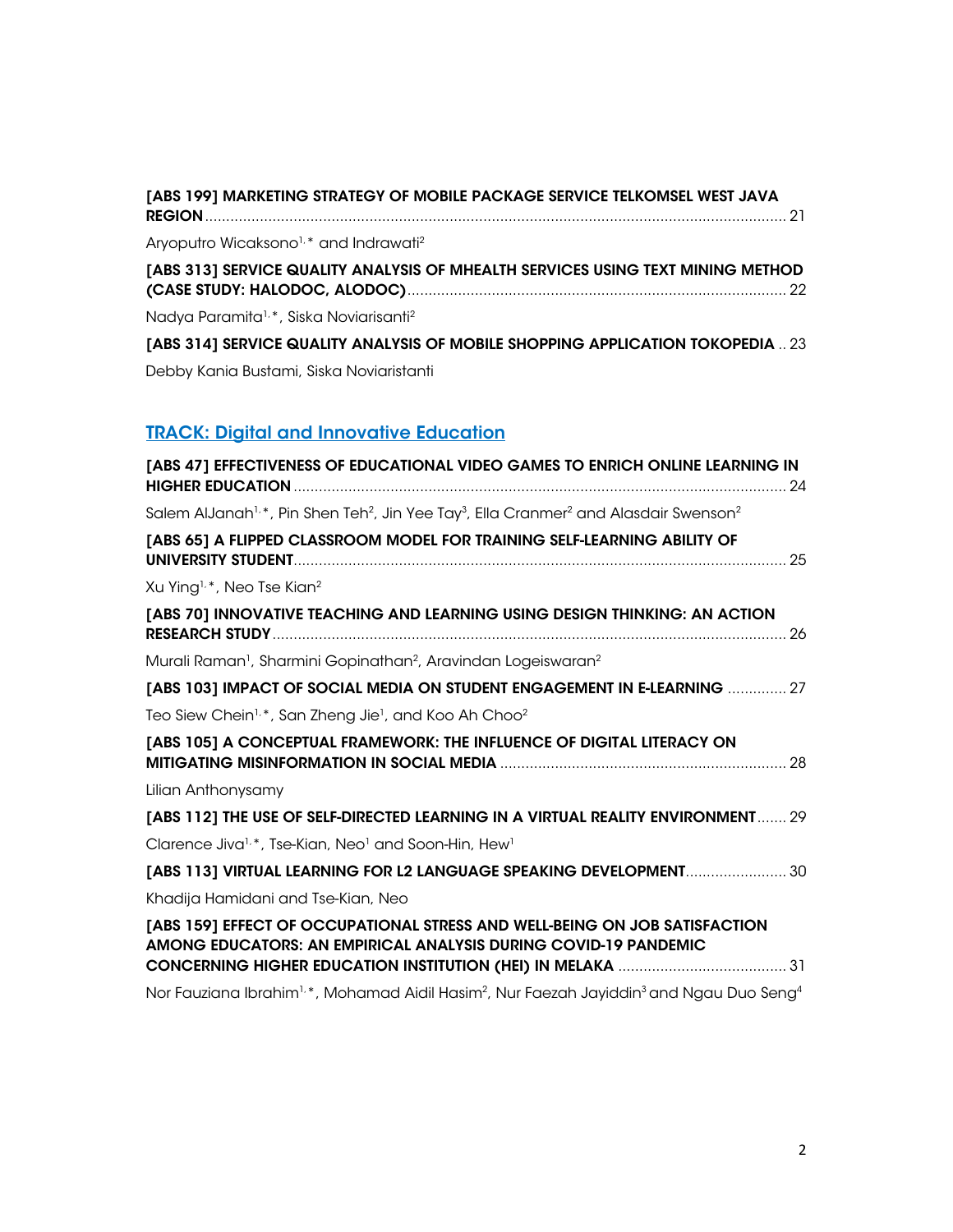**[ABS 199] MARKETING STRATEGY OF MOBILE PACKAGE SERVICE TELKOMSEL WEST JAVA REGION** ........ 21

Aryoputro Wicaksono[1,*] and Indrawati[2]

**[ABS 313] SERVICE QUALITY ANALYSIS OF MHEALTH SERVICES USING TEXT MINING METHOD (CASE STUDY: HALODOC, ALODOC)** ........ 22

Nadya Paramita[1,*], Siska Noviarisanti[2]

**[ABS 314] SERVICE QUALITY ANALYSIS OF MOBILE SHOPPING APPLICATION TOKOPEDIA** .. 23

Debby Kania Bustami, Siska Noviaristanti

## TRACK: Digital and Innovative Education

**[ABS 47] EFFECTIVENESS OF EDUCATIONAL VIDEO GAMES TO ENRICH ONLINE LEARNING IN HIGHER EDUCATION** ........ 24

Salem AlJanah[1,*], Pin Shen Teh[2], Jin Yee Tay[3], Ella Cranmer[2] and Alasdair Swenson[2]

**[ABS 65] A FLIPPED CLASSROOM MODEL FOR TRAINING SELF-LEARNING ABILITY OF UNIVERSITY STUDENT** ........ 25

Xu Ying[1,*], Neo Tse Kian[2]

**[ABS 70] INNOVATIVE TEACHING AND LEARNING USING DESIGN THINKING: AN ACTION RESEARCH STUDY** ........ 26

Murali Raman[1], Sharmini Gopinathan[2], Aravindan Logeiswaran[2]

**[ABS 103] IMPACT OF SOCIAL MEDIA ON STUDENT ENGAGEMENT IN E-LEARNING** ........ 27

Teo Siew Chein[1,*], San Zheng Jie[1], and Koo Ah Choo[2]

**[ABS 105] A CONCEPTUAL FRAMEWORK: THE INFLUENCE OF DIGITAL LITERACY ON MITIGATING MISINFORMATION IN SOCIAL MEDIA** ........ 28

Lilian Anthonysamy

**[ABS 112] THE USE OF SELF-DIRECTED LEARNING IN A VIRTUAL REALITY ENVIRONMENT** ........ 29

Clarence Jiva[1,*], Tse-Kian, Neo[1] and Soon-Hin, Hew[1]

**[ABS 113] VIRTUAL LEARNING FOR L2 LANGUAGE SPEAKING DEVELOPMENT** ........ 30

Khadija Hamidani and Tse-Kian, Neo

**[ABS 159] EFFECT OF OCCUPATIONAL STRESS AND WELL-BEING ON JOB SATISFACTION AMONG EDUCATORS: AN EMPIRICAL ANALYSIS DURING COVID-19 PANDEMIC CONCERNING HIGHER EDUCATION INSTITUTION (HEI) IN MELAKA** ........ 31

Nor Fauziana Ibrahim[1,*], Mohamad Aidil Hasim[2], Nur Faezah Jayiddin[3] and Ngau Duo Seng[4]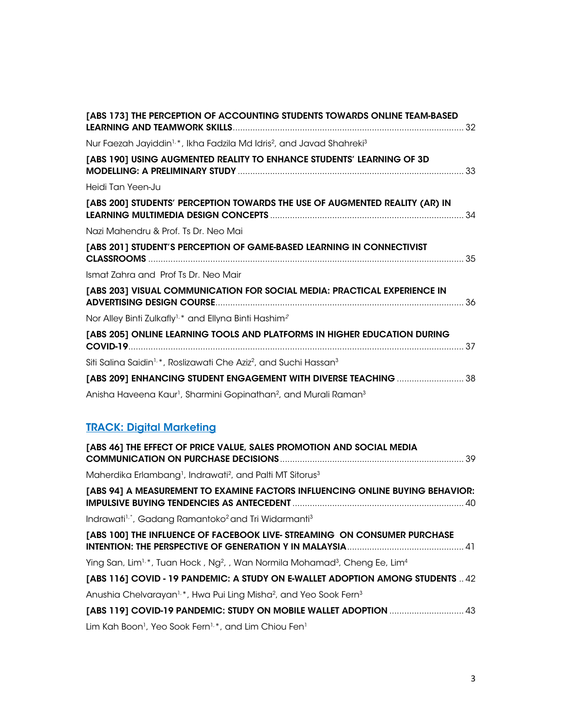**[ABS 173] THE PERCEPTION OF ACCOUNTING STUDENTS TOWARDS ONLINE TEAM-BASED LEARNING AND TEAMWORK SKILLS** ............................................................................................ 32

Nur Faezah Jayiddin[1,*], Ikha Fadzila Md Idris[2], and Javad Shahreki[3]

**[ABS 190] USING AUGMENTED REALITY TO ENHANCE STUDENTS' LEARNING OF 3D MODELLING: A PRELIMINARY STUDY** .......................................................................................... 33

Heidi Tan Yeen-Ju

**[ABS 200] STUDENTS' PERCEPTION TOWARDS THE USE OF AUGMENTED REALITY (AR) IN LEARNING MULTIMEDIA DESIGN CONCEPTS** ............................................................................. 34

Nazi Mahendru & Prof. Ts Dr. Neo Mai

**[ABS 201] STUDENT'S PERCEPTION OF GAME-BASED LEARNING IN CONNECTIVIST CLASSROOMS** ................................................................................................................................ 35

Ismat Zahra and Prof Ts Dr. Neo Mair

**[ABS 203] VISUAL COMMUNICATION FOR SOCIAL MEDIA: PRACTICAL EXPERIENCE IN ADVERTISING DESIGN COURSE**.................................................................................................... 36

Nor Alley Binti Zulkafly[1,*] and Ellyna Binti Hashim[2]

**[ABS 205] ONLINE LEARNING TOOLS AND PLATFORMS IN HIGHER EDUCATION DURING COVID-19**...................................................................................................................................... 37

Siti Salina Saidin[1,*], Roslizawati Che Aziz[2], and Suchi Hassan[3]

**[ABS 209] ENHANCING STUDENT ENGAGEMENT WITH DIVERSE TEACHING** ........................... 38

Anisha Haveena Kaur[1], Sharmini Gopinathan[2], and Murali Raman[3]

## TRACK: Digital Marketing

**[ABS 46] THE EFFECT OF PRICE VALUE, SALES PROMOTION AND SOCIAL MEDIA COMMUNICATION ON PURCHASE DECISIONS**......................................................................... 39

Maherdika Erlambang[1], Indrawati[2], and Palti MT Sitorus[3]

**[ABS 94] A MEASUREMENT TO EXAMINE FACTORS INFLUENCING ONLINE BUYING BEHAVIOR: IMPULSIVE BUYING TENDENCIES AS ANTECEDENT** ..................................................................... 40

Indrawati[1,*], Gadang Ramantoko[2] and Tri Widarmanti[3]

**[ABS 100] THE INFLUENCE OF FACEBOOK LIVE- STREAMING ON CONSUMER PURCHASE INTENTION: THE PERSPECTIVE OF GENERATION Y IN MALAYSIA**............................................... 41

Ying San, Lim[1,*], Tuan Hock , Ng[2], , Wan Normila Mohamad[3], Cheng Ee, Lim[4]

**[ABS 116] COVID - 19 PANDEMIC: A STUDY ON E-WALLET ADOPTION AMONG STUDENTS** .. 42

Anushia Chelvarayan[1,*], Hwa Pui Ling Misha[2], and Yeo Sook Fern[3]

**[ABS 119] COVID-19 PANDEMIC: STUDY ON MOBILE WALLET ADOPTION** ............................. 43

Lim Kah Boon[1], Yeo Sook Fern[1,*], and Lim Chiou Fen[1]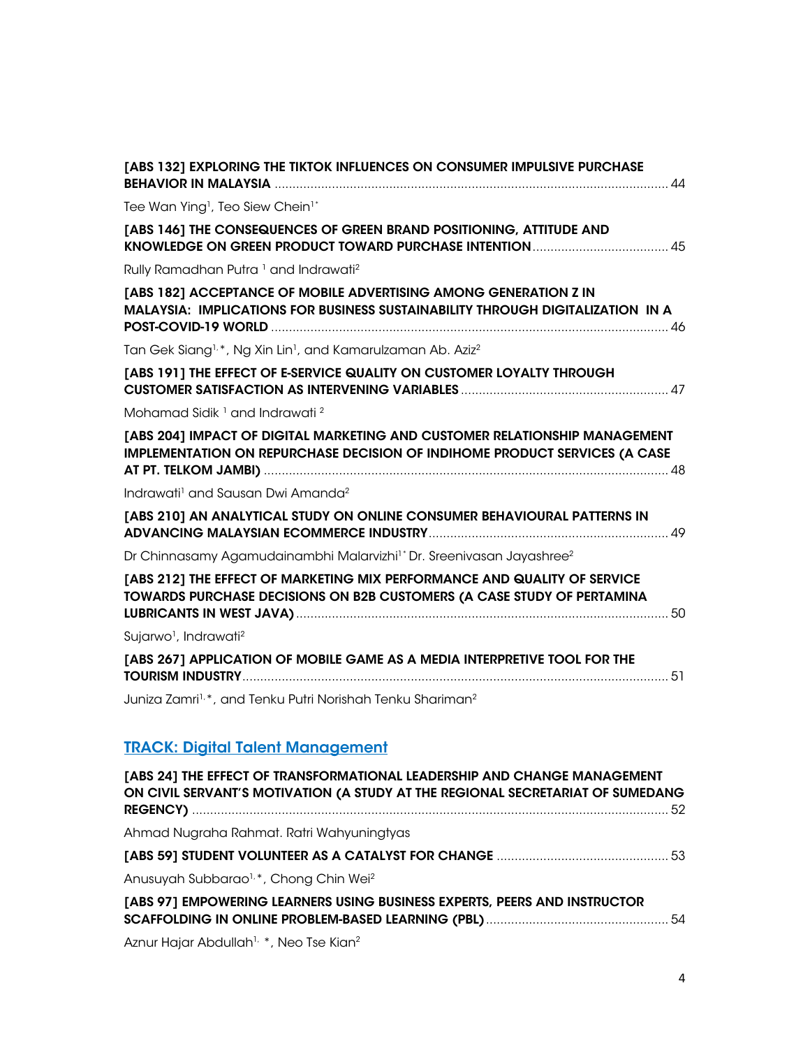**[ABS 132] EXPLORING THE TIKTOK INFLUENCES ON CONSUMER IMPULSIVE PURCHASE BEHAVIOR IN MALAYSIA** ............................................................................................................. 44

Tee Wan Ying[1], Teo Siew Chein[1*]

**[ABS 146] THE CONSEQUENCES OF GREEN BRAND POSITIONING, ATTITUDE AND KNOWLEDGE ON GREEN PRODUCT TOWARD PURCHASE INTENTION** ...................................... 45

Rully Ramadhan Putra [1] and Indrawati[2]

**[ABS 182] ACCEPTANCE OF MOBILE ADVERTISING AMONG GENERATION Z IN MALAYSIA: IMPLICATIONS FOR BUSINESS SUSTAINABILITY THROUGH DIGITALIZATION IN A POST-COVID-19 WORLD** ............................................................................................................. 46

Tan Gek Siang[1,*], Ng Xin Lin[1], and Kamarulzaman Ab. Aziz[2]

**[ABS 191] THE EFFECT OF E-SERVICE QUALITY ON CUSTOMER LOYALTY THROUGH CUSTOMER SATISFACTION AS INTERVENING VARIABLES** ......................................................... 47

Mohamad Sidik [1] and Indrawati [2]

**[ABS 204] IMPACT OF DIGITAL MARKETING AND CUSTOMER RELATIONSHIP MANAGEMENT IMPLEMENTATION ON REPURCHASE DECISION OF INDIHOME PRODUCT SERVICES (A CASE AT PT. TELKOM JAMBI)** ............................................................................................................. 48

Indrawati[1] and Sausan Dwi Amanda[2]

**[ABS 210] AN ANALYTICAL STUDY ON ONLINE CONSUMER BEHAVIOURAL PATTERNS IN ADVANCING MALAYSIAN ECOMMERCE INDUSTRY** .................................................................. 49

Dr Chinnasamy Agamudainambhi Malarvizhi[1*] Dr. Sreenivasan Jayashree[2]

**[ABS 212] THE EFFECT OF MARKETING MIX PERFORMANCE AND QUALITY OF SERVICE TOWARDS PURCHASE DECISIONS ON B2B CUSTOMERS (A CASE STUDY OF PERTAMINA LUBRICANTS IN WEST JAVA)** ....................................................................................................... 50

Sujarwo[1], Indrawati[2]

**[ABS 267] APPLICATION OF MOBILE GAME AS A MEDIA INTERPRETIVE TOOL FOR THE TOURISM INDUSTRY** ...................................................................................................................... 51

Juniza Zamri[1,*], and Tenku Putri Norishah Tenku Shariman[2]

## TRACK: Digital Talent Management

**[ABS 24] THE EFFECT OF TRANSFORMATIONAL LEADERSHIP AND CHANGE MANAGEMENT ON CIVIL SERVANT'S MOTIVATION (A STUDY AT THE REGIONAL SECRETARIAT OF SUMEDANG REGENCY)** ..................................................................................................................... 52

Ahmad Nugraha Rahmat. Ratri Wahyuningtyas

**[ABS 59] STUDENT VOLUNTEER AS A CATALYST FOR CHANGE** ................................................ 53

Anusuyah Subbarao[1,*], Chong Chin Wei[2]

**[ABS 97] EMPOWERING LEARNERS USING BUSINESS EXPERTS, PEERS AND INSTRUCTOR SCAFFOLDING IN ONLINE PROBLEM-BASED LEARNING (PBL)** .................................................. 54

Aznur Hajar Abdullah[1, *], Neo Tse Kian[2]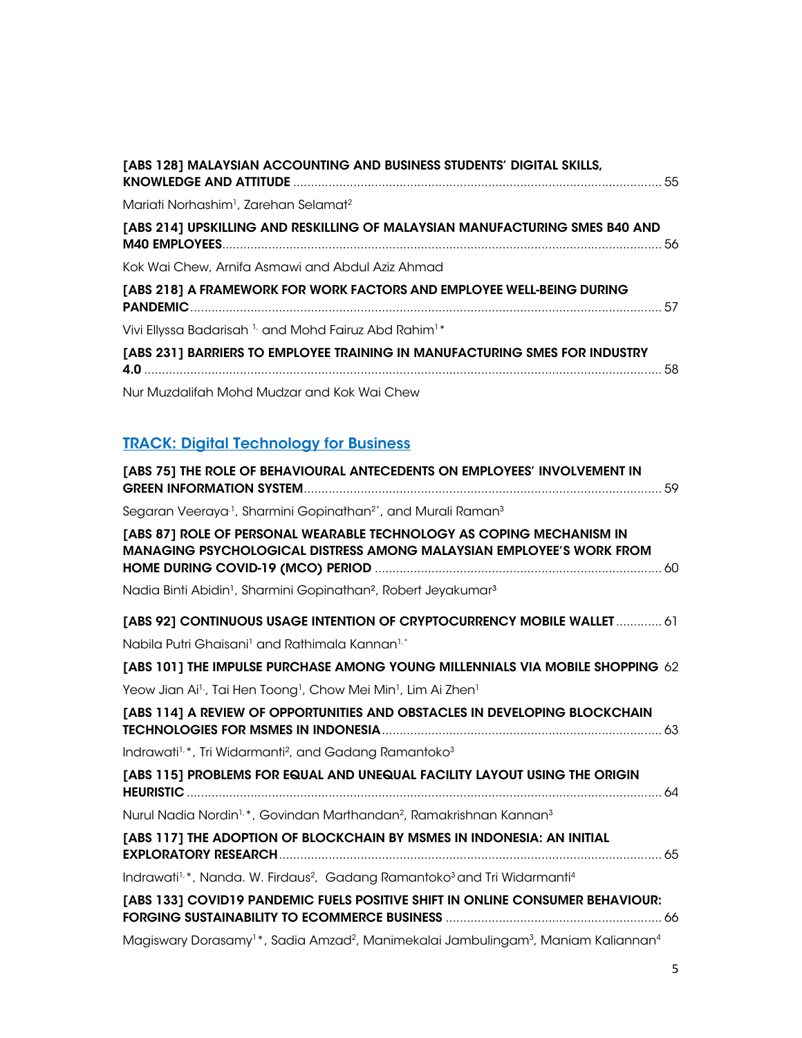**[ABS 128] MALAYSIAN ACCOUNTING AND BUSINESS STUDENTS' DIGITAL SKILLS, KNOWLEDGE AND ATTITUDE** ........................................................................................................ 55

Mariati Norhashim[1], Zarehan Selamat[2]

**[ABS 214] UPSKILLING AND RESKILLING OF MALAYSIAN MANUFACTURING SMES B40 AND M40 EMPLOYEES**........................................................................................................................... 56

Kok Wai Chew, Arnifa Asmawi and Abdul Aziz Ahmad

**[ABS 218] A FRAMEWORK FOR WORK FACTORS AND EMPLOYEE WELL-BEING DURING PANDEMIC**..................................................................................................................................... 57

Vivi Ellyssa Badarisah [1,] and Mohd Fairuz Abd Rahim[1]*

**[ABS 231] BARRIERS TO EMPLOYEE TRAINING IN MANUFACTURING SMES FOR INDUSTRY 4.0** .................................................................................................................................................. 58

Nur Muzdalifah Mohd Mudzar and Kok Wai Chew

## TRACK: Digital Technology for Business

**[ABS 75] THE ROLE OF BEHAVIOURAL ANTECEDENTS ON EMPLOYEES' INVOLVEMENT IN GREEN INFORMATION SYSTEM**..................................................................................................... 59

Segaran Veeraya[1], Sharmini Gopinathan[2*], and Murali Raman[3]

**[ABS 87] ROLE OF PERSONAL WEARABLE TECHNOLOGY AS COPING MECHANISM IN MANAGING PSYCHOLOGICAL DISTRESS AMONG MALAYSIAN EMPLOYEE'S WORK FROM HOME DURING COVID-19 (MCO) PERIOD** ................................................................................. 60

Nadia Binti Abidin[1], Sharmini Gopinathan[2], Robert Jeyakumar[3]

**[ABS 92] CONTINUOUS USAGE INTENTION OF CRYPTOCURRENCY MOBILE WALLET** ............. 61

Nabila Putri Ghaisani[1] and Rathimala Kannan[1,*]

**[ABS 101] THE IMPULSE PURCHASE AMONG YOUNG MILLENNIALS VIA MOBILE SHOPPING** 62

Yeow Jian Ai[1,], Tai Hen Toong[1], Chow Mei Min[1], Lim Ai Zhen[1]

**[ABS 114] A REVIEW OF OPPORTUNITIES AND OBSTACLES IN DEVELOPING BLOCKCHAIN TECHNOLOGIES FOR MSMES IN INDONESIA**............................................................................... 63

Indrawati[1,*], Tri Widarmanti[2], and Gadang Ramantoko[3]

**[ABS 115] PROBLEMS FOR EQUAL AND UNEQUAL FACILITY LAYOUT USING THE ORIGIN HEURISTIC** ....................................................................................................................................... 64

Nurul Nadia Nordin[1,*], Govindan Marthandan[2], Ramakrishnan Kannan[3]

**[ABS 117] THE ADOPTION OF BLOCKCHAIN BY MSMES IN INDONESIA: AN INITIAL EXPLORATORY RESEARCH**............................................................................................................ 65

Indrawati[1,*], Nanda. W. Firdaus[2], Gadang Ramantoko[3] and Tri Widarmanti[4]

**[ABS 133] COVID19 PANDEMIC FUELS POSITIVE SHIFT IN ONLINE CONSUMER BEHAVIOUR: FORGING SUSTAINABILITY TO ECOMMERCE BUSINESS** ............................................................. 66

Magiswary Dorasamy[1]*, Sadia Amzad[2], Manimekalai Jambulingam[3], Maniam Kaliannan[4]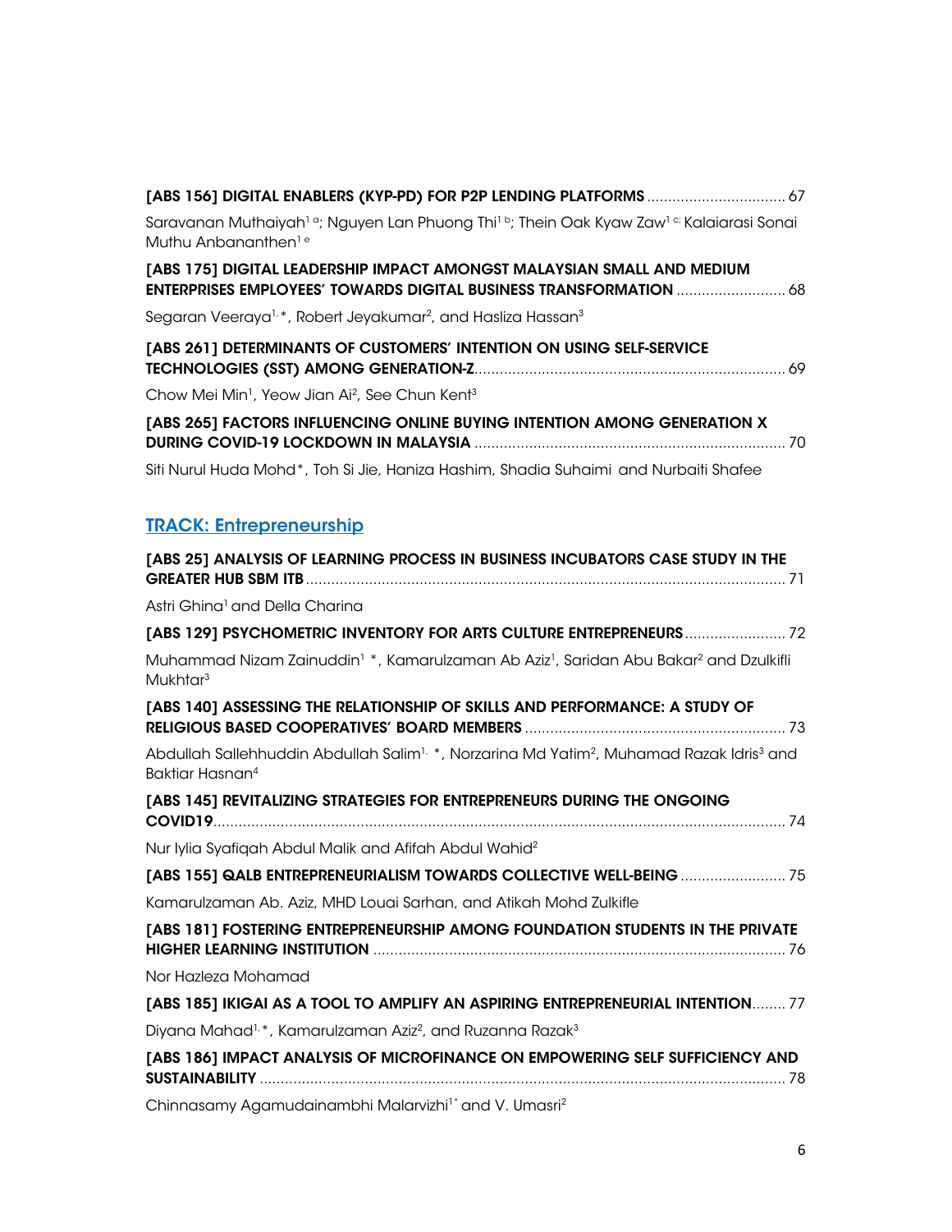**[ABS 156] DIGITAL ENABLERS (KYP-PD) FOR P2P LENDING PLATFORMS** ................................. 67

Saravanan Muthaiyah[1 a]; Nguyen Lan Phuong Thi[1 b]; Thein Oak Kyaw Zaw[1 c;] Kalaiarasi Sonai Muthu Anbananthen[1 e]

**[ABS 175] DIGITAL LEADERSHIP IMPACT AMONGST MALAYSIAN SMALL AND MEDIUM ENTERPRISES EMPLOYEES' TOWARDS DIGITAL BUSINESS TRANSFORMATION** .......................... 68

Segaran Veeraya[1,*], Robert Jeyakumar[2], and Hasliza Hassan[3]

**[ABS 261] DETERMINANTS OF CUSTOMERS' INTENTION ON USING SELF-SERVICE TECHNOLOGIES (SST) AMONG GENERATION-Z** ........................................................................... 69

Chow Mei Min[1], Yeow Jian Ai[2], See Chun Kent[3]

**[ABS 265] FACTORS INFLUENCING ONLINE BUYING INTENTION AMONG GENERATION X DURING COVID-19 LOCKDOWN IN MALAYSIA** .......................................................................... 70

Siti Nurul Huda Mohd*, Toh Si Jie, Haniza Hashim, Shadia Suhaimi and Nurbaiti Shafee

## TRACK: Entrepreneurship

**[ABS 25] ANALYSIS OF LEARNING PROCESS IN BUSINESS INCUBATORS CASE STUDY IN THE GREATER HUB SBM ITB** ................................................................................................................ 71

Astri Ghina[1] and Della Charina

**[ABS 129] PSYCHOMETRIC INVENTORY FOR ARTS CULTURE ENTREPRENEURS** ........................ 72

Muhammad Nizam Zainuddin[1] *, Kamarulzaman Ab Aziz[1], Saridan Abu Bakar[2] and Dzulkifli Mukhtar[3]

**[ABS 140] ASSESSING THE RELATIONSHIP OF SKILLS AND PERFORMANCE: A STUDY OF RELIGIOUS BASED COOPERATIVES' BOARD MEMBERS** .............................................................. 73

Abdullah Sallehhuddin Abdullah Salim[1, *], Norzarina Md Yatim[2], Muhamad Razak Idris[3] and Baktiar Hasnan[4]

**[ABS 145] REVITALIZING STRATEGIES FOR ENTREPRENEURS DURING THE ONGOING COVID19** ....................................................................................................................................... 74

Nur Iylia Syafiqah Abdul Malik and Afifah Abdul Wahid[2]

**[ABS 155] QALB ENTREPRENEURIALISM TOWARDS COLLECTIVE WELL-BEING** ......................... 75

Kamarulzaman Ab. Aziz, MHD Louai Sarhan, and Atikah Mohd Zulkifle

**[ABS 181] FOSTERING ENTREPRENEURSHIP AMONG FOUNDATION STUDENTS IN THE PRIVATE HIGHER LEARNING INSTITUTION** ................................................................................................. 76

Nor Hazleza Mohamad

**[ABS 185] IKIGAI AS A TOOL TO AMPLIFY AN ASPIRING ENTREPRENEURIAL INTENTION** ........ 77

Diyana Mahad[1,*], Kamarulzaman Aziz[2], and Ruzanna Razak[3]

**[ABS 186] IMPACT ANALYSIS OF MICROFINANCE ON EMPOWERING SELF SUFFICIENCY AND SUSTAINABILITY** ............................................................................................................................ 78

Chinnasamy Agamudainambhi Malarvizhi[1*] and V. Umasri[2]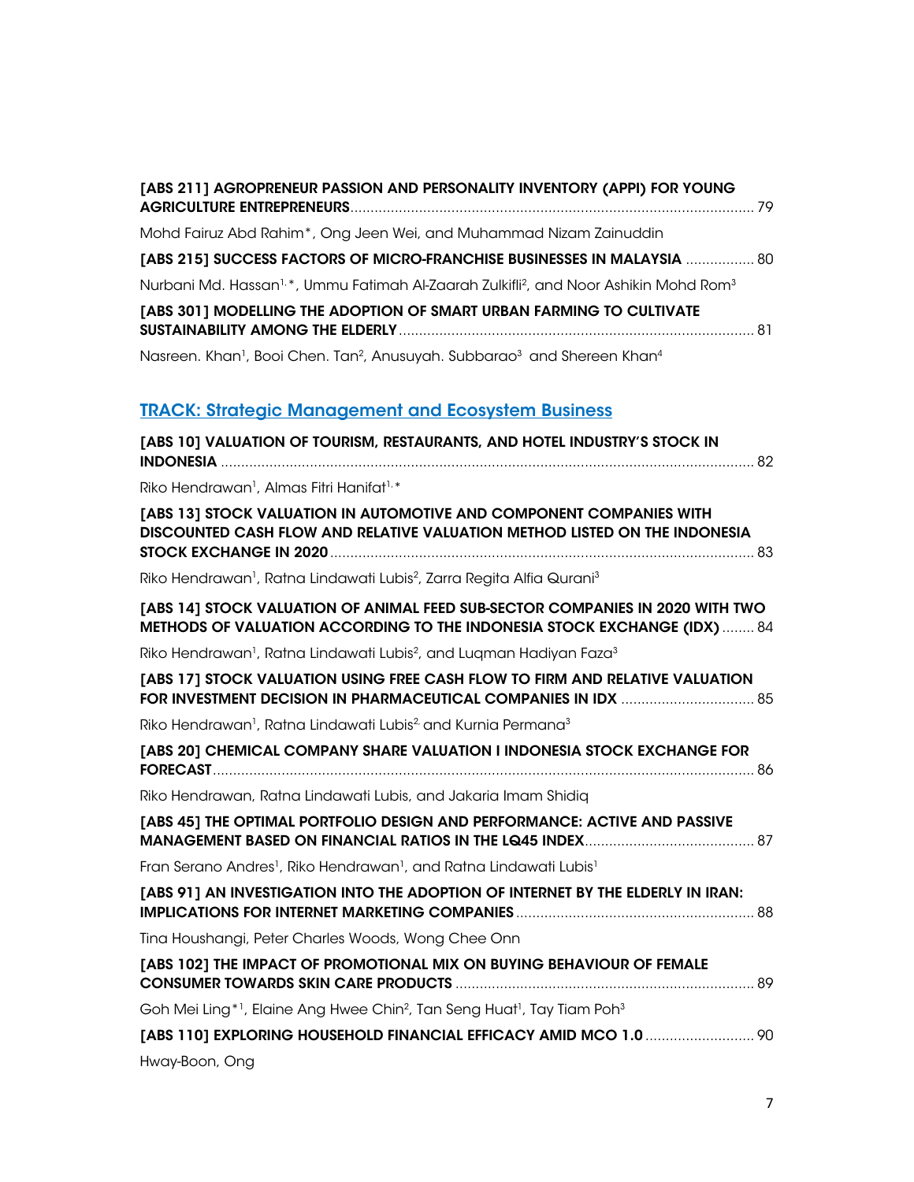**[ABS 211] AGROPRENEUR PASSION AND PERSONALITY INVENTORY (APPI) FOR YOUNG AGRICULTURE ENTREPRENEURS**.................................................................................................... 79

Mohd Fairuz Abd Rahim*, Ong Jeen Wei, and Muhammad Nizam Zainuddin

**[ABS 215] SUCCESS FACTORS OF MICRO-FRANCHISE BUSINESSES IN MALAYSIA** ................. 80

Nurbani Md. Hassan[1,*], Ummu Fatimah Al-Zaarah Zulkifli[2], and Noor Ashikin Mohd Rom[3]

**[ABS 301] MODELLING THE ADOPTION OF SMART URBAN FARMING TO CULTIVATE SUSTAINABILITY AMONG THE ELDERLY**....................................................................................... 81

Nasreen. Khan[1], Booi Chen. Tan[2], Anusuyah. Subbarao[3] and Shereen Khan[4]

## TRACK: Strategic Management and Ecosystem Business

**[ABS 10] VALUATION OF TOURISM, RESTAURANTS, AND HOTEL INDUSTRY'S STOCK IN INDONESIA** ................................................................................................................................... 82

Riko Hendrawan[1], Almas Fitri Hanifat[1,*]

**[ABS 13] STOCK VALUATION IN AUTOMOTIVE AND COMPONENT COMPANIES WITH DISCOUNTED CASH FLOW AND RELATIVE VALUATION METHOD LISTED ON THE INDONESIA STOCK EXCHANGE IN 2020**........................................................................................................ 83

Riko Hendrawan[1], Ratna Lindawati Lubis[2], Zarra Regita Alfia Qurani[3]

**[ABS 14] STOCK VALUATION OF ANIMAL FEED SUB-SECTOR COMPANIES IN 2020 WITH TWO METHODS OF VALUATION ACCORDING TO THE INDONESIA STOCK EXCHANGE (IDX)** ........ 84

Riko Hendrawan[1], Ratna Lindawati Lubis[2], and Luqman Hadiyan Faza[3]

**[ABS 17] STOCK VALUATION USING FREE CASH FLOW TO FIRM AND RELATIVE VALUATION FOR INVESTMENT DECISION IN PHARMACEUTICAL COMPANIES IN IDX** ................................. 85

Riko Hendrawan[1], Ratna Lindawati Lubis[2] and Kurnia Permana[3]

**[ABS 20] CHEMICAL COMPANY SHARE VALUATION I INDONESIA STOCK EXCHANGE FOR FORECAST**...................................................................................................................................... 86

Riko Hendrawan, Ratna Lindawati Lubis, and Jakaria Imam Shidiq

**[ABS 45] THE OPTIMAL PORTFOLIO DESIGN AND PERFORMANCE: ACTIVE AND PASSIVE MANAGEMENT BASED ON FINANCIAL RATIOS IN THE LQ45 INDEX**.......................................... 87

Fran Serano Andres[1], Riko Hendrawan[1], and Ratna Lindawati Lubis[1]

**[ABS 91] AN INVESTIGATION INTO THE ADOPTION OF INTERNET BY THE ELDERLY IN IRAN: IMPLICATIONS FOR INTERNET MARKETING COMPANIES**........................................................... 88

Tina Houshangi, Peter Charles Woods, Wong Chee Onn

**[ABS 102] THE IMPACT OF PROMOTIONAL MIX ON BUYING BEHAVIOUR OF FEMALE CONSUMER TOWARDS SKIN CARE PRODUCTS** .......................................................................... 89

Goh Mei Ling*[1], Elaine Ang Hwee Chin[2], Tan Seng Huat[1], Tay Tiam Poh[3]

**[ABS 110] EXPLORING HOUSEHOLD FINANCIAL EFFICACY AMID MCO 1.0** ........................... 90

Hway-Boon, Ong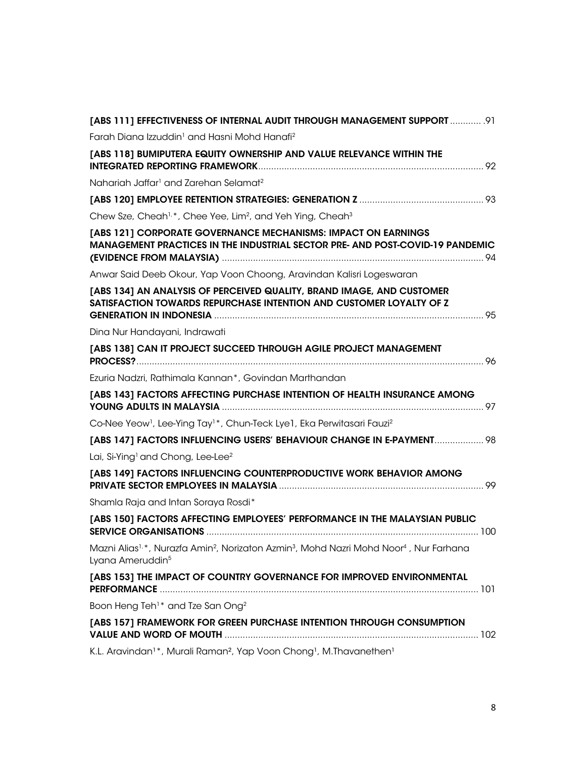**[ABS 111] EFFECTIVENESS OF INTERNAL AUDIT THROUGH MANAGEMENT SUPPORT** ............ .91

Farah Diana Izzuddin[1] and Hasni Mohd Hanafi[2]

**[ABS 118] BUMIPUTERA EQUITY OWNERSHIP AND VALUE RELEVANCE WITHIN THE INTEGRATED REPORTING FRAMEWORK**...................................................................................... 92

Nahariah Jaffar[1] and Zarehan Selamat[2]

**[ABS 120] EMPLOYEE RETENTION STRATEGIES: GENERATION Z** ................................................ 93

Chew Sze, Cheah[1,*], Chee Yee, Lim[2], and Yeh Ying, Cheah[3]

**[ABS 121] CORPORATE GOVERNANCE MECHANISMS: IMPACT ON EARNINGS MANAGEMENT PRACTICES IN THE INDUSTRIAL SECTOR PRE- AND POST-COVID-19 PANDEMIC (EVIDENCE FROM MALAYSIA)** .................................................................................................... 94

Anwar Said Deeb Okour, Yap Voon Choong, Aravindan Kalisri Logeswaran

**[ABS 134] AN ANALYSIS OF PERCEIVED QUALITY, BRAND IMAGE, AND CUSTOMER SATISFACTION TOWARDS REPURCHASE INTENTION AND CUSTOMER LOYALTY OF Z GENERATION IN INDONESIA** ....................................................................................................... 95

Dina Nur Handayani, Indrawati

**[ABS 138] CAN IT PROJECT SUCCEED THROUGH AGILE PROJECT MANAGEMENT PROCESS?**..................................................................................................................................... 96

Ezuria Nadzri, Rathimala Kannan*, Govindan Marthandan

**[ABS 143] FACTORS AFFECTING PURCHASE INTENTION OF HEALTH INSURANCE AMONG YOUNG ADULTS IN MALAYSIA** .................................................................................................... 97

Co-Nee Yeow[1], Lee-Ying Tay[1]*, Chun-Teck Lye1, Eka Perwitasari Fauzi[2]

**[ABS 147] FACTORS INFLUENCING USERS' BEHAVIOUR CHANGE IN E-PAYMENT**................... 98

Lai, Si-Ying[1] and Chong, Lee-Lee[2]

**[ABS 149] FACTORS INFLUENCING COUNTERPRODUCTIVE WORK BEHAVIOR AMONG PRIVATE SECTOR EMPLOYEES IN MALAYSIA** .............................................................................. 99

Shamla Raja and Intan Soraya Rosdi*

**[ABS 150] FACTORS AFFECTING EMPLOYEES' PERFORMANCE IN THE MALAYSIAN PUBLIC SERVICE ORGANISATIONS** ........................................................................................................ 100

Mazni Alias[1,*], Nurazfa Amin[2], Norizaton Azmin[3], Mohd Nazri Mohd Noor[4] , Nur Farhana Lyana Ameruddin[5]

**[ABS 153] THE IMPACT OF COUNTRY GOVERNANCE FOR IMPROVED ENVIRONMENTAL PERFORMANCE** .......................................................................................................................... 101

Boon Heng Teh[1]* and Tze San Ong[2]

**[ABS 157] FRAMEWORK FOR GREEN PURCHASE INTENTION THROUGH CONSUMPTION VALUE AND WORD OF MOUTH** ................................................................................................. 102

K.L. Aravindan[1]*, Murali Raman[2], Yap Voon Chong[1], M.Thavanethen[1]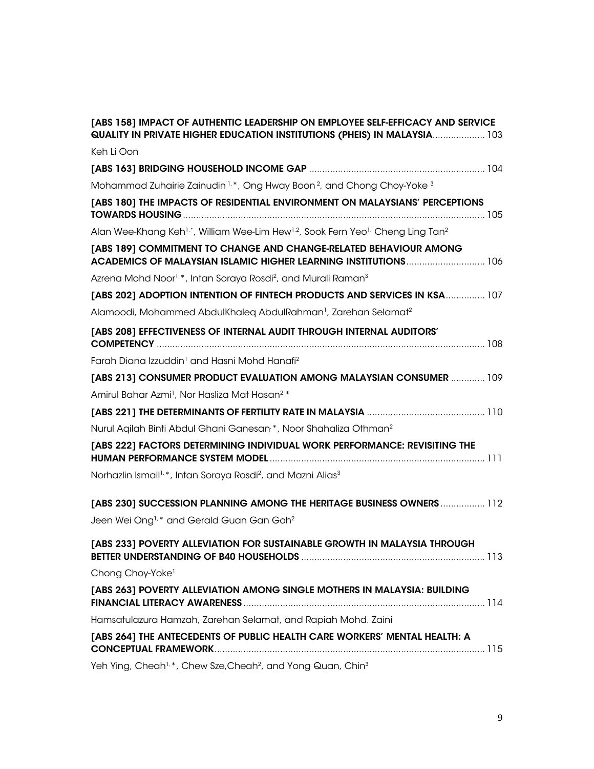**[ABS 158] IMPACT OF AUTHENTIC LEADERSHIP ON EMPLOYEE SELF-EFFICACY AND SERVICE QUALITY IN PRIVATE HIGHER EDUCATION INSTITUTIONS (PHEIS) IN MALAYSIA** .................... 103

Keh Li Oon

**[ABS 163] BRIDGING HOUSEHOLD INCOME GAP** .................................................................. 104

Mohammad Zuhairie Zainudin [1,*], Ong Hway Boon [2], and Chong Choy-Yoke [3]

**[ABS 180] THE IMPACTS OF RESIDENTIAL ENVIRONMENT ON MALAYSIANS' PERCEPTIONS TOWARDS HOUSING** .................................................................................................................. 105

Alan Wee-Khang Keh[1,*], William Wee-Lim Hew[1,2], Sook Fern Yeo[1,] Cheng Ling Tan[2]

**[ABS 189] COMMITMENT TO CHANGE AND CHANGE-RELATED BEHAVIOUR AMONG ACADEMICS OF MALAYSIAN ISLAMIC HIGHER LEARNING INSTITUTIONS** .............................. 106

Azrena Mohd Noor[1,*], Intan Soraya Rosdi[2], and Murali Raman[3]

**[ABS 202] ADOPTION INTENTION OF FINTECH PRODUCTS AND SERVICES IN KSA** ............... 107

Alamoodi, Mohammed AbdulKhaleq AbdulRahman[1], Zarehan Selamat[2]

**[ABS 208] EFFECTIVENESS OF INTERNAL AUDIT THROUGH INTERNAL AUDITORS' COMPETENCY** ............................................................................................................................ 108

Farah Diana Izzuddin[1] and Hasni Mohd Hanafi[2]

**[ABS 213] CONSUMER PRODUCT EVALUATION AMONG MALAYSIAN CONSUMER** ............. 109

Amirul Bahar Azmi[1], Nor Hasliza Mat Hasan[2,*]

**[ABS 221] THE DETERMINANTS OF FERTILITY RATE IN MALAYSIA** ............................................. 110

Nurul Aqilah Binti Abdul Ghani Ganesan[,*], Noor Shahaliza Othman[2]

**[ABS 222] FACTORS DETERMINING INDIVIDUAL WORK PERFORMANCE: REVISITING THE HUMAN PERFORMANCE SYSTEM MODEL** ................................................................................. 111

Norhazlin Ismail[1,*], Intan Soraya Rosdi[2], and Mazni Alias[3]

**[ABS 230] SUCCESSION PLANNING AMONG THE HERITAGE BUSINESS OWNERS** ................. 112

Jeen Wei Ong[1,*] and Gerald Guan Gan Goh[2]

**[ABS 233] POVERTY ALLEVIATION FOR SUSTAINABLE GROWTH IN MALAYSIA THROUGH BETTER UNDERSTANDING OF B40 HOUSEHOLDS** ..................................................................... 113

Chong Choy-Yoke[1]

**[ABS 263] POVERTY ALLEVIATION AMONG SINGLE MOTHERS IN MALAYSIA: BUILDING FINANCIAL LITERACY AWARENESS** ........................................................................................... 114

Hamsatulazura Hamzah, Zarehan Selamat, and Rapiah Mohd. Zaini

**[ABS 264] THE ANTECEDENTS OF PUBLIC HEALTH CARE WORKERS' MENTAL HEALTH: A CONCEPTUAL FRAMEWORK** ....................................................................................................... 115

Yeh Ying, Cheah[1,*], Chew Sze,Cheah[2], and Yong Quan, Chin[3]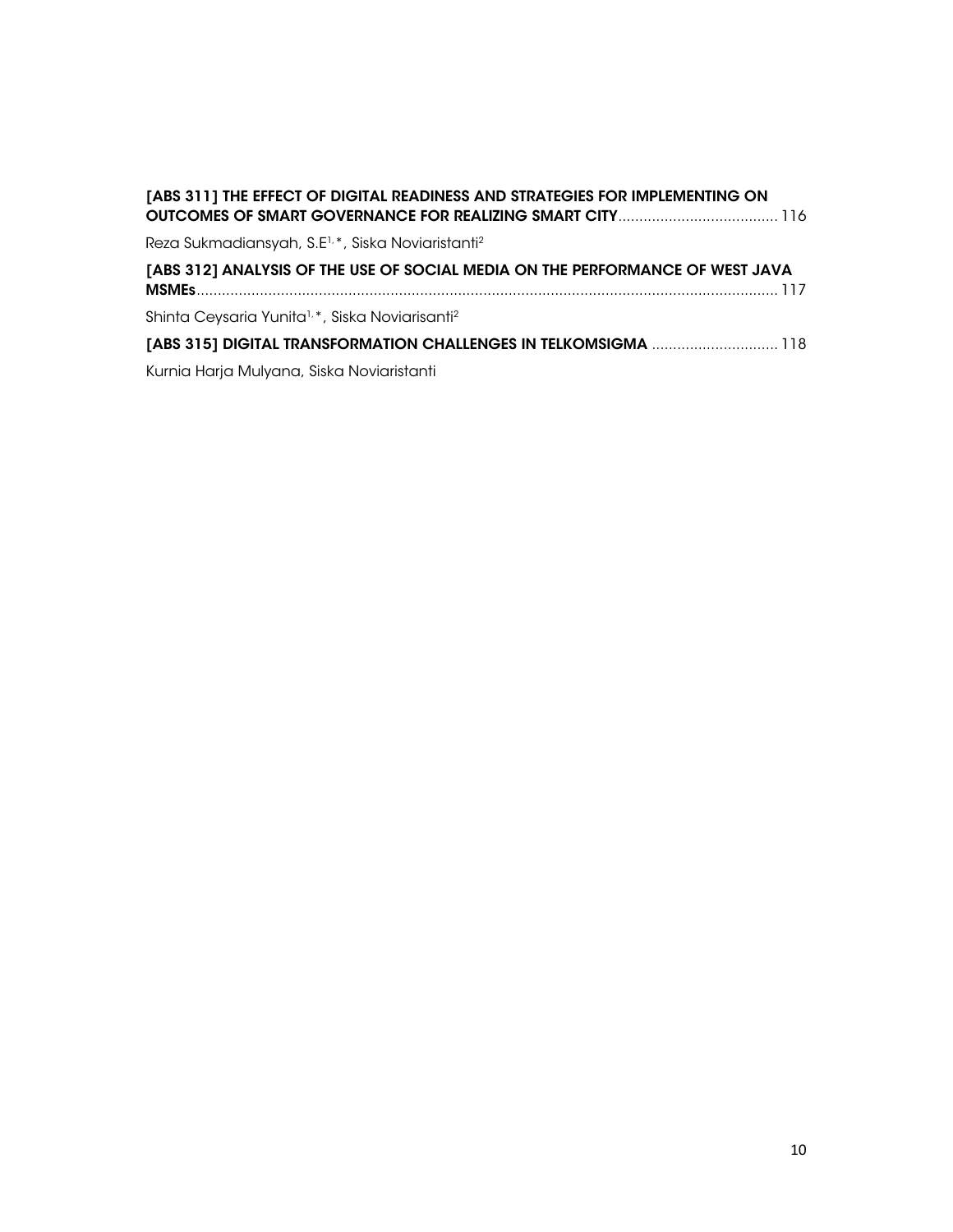**[ABS 311] THE EFFECT OF DIGITAL READINESS AND STRATEGIES FOR IMPLEMENTING ON OUTCOMES OF SMART GOVERNANCE FOR REALIZING SMART CITY**...................................... 116

Reza Sukmadiansyah, S.E[1,*], Siska Noviaristanti[2]

**[ABS 312] ANALYSIS OF THE USE OF SOCIAL MEDIA ON THE PERFORMANCE OF WEST JAVA MSMEs**......................................................................................................................................... 117

Shinta Ceysaria Yunita[1,*], Siska Noviarisanti[2]

**[ABS 315] DIGITAL TRANSFORMATION CHALLENGES IN TELKOMSIGMA** .............................. 118

Kurnia Harja Mulyana, Siska Noviaristanti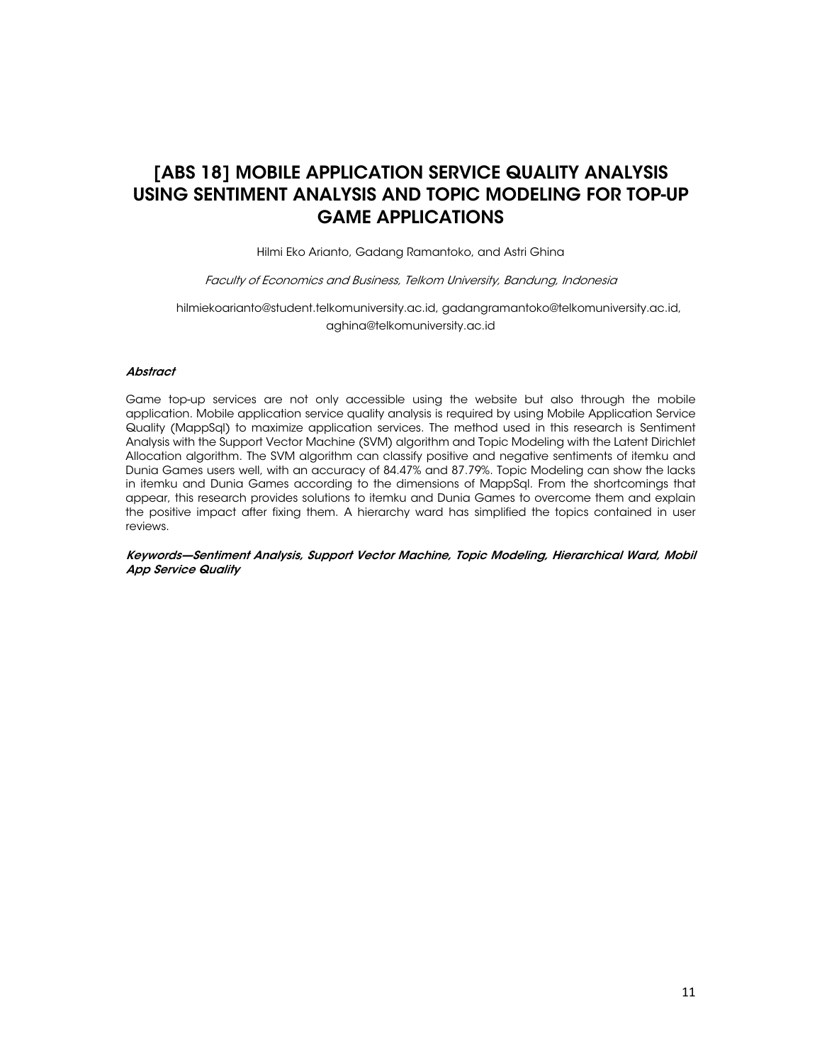# [ABS 18] MOBILE APPLICATION SERVICE QUALITY ANALYSIS USING SENTIMENT ANALYSIS AND TOPIC MODELING FOR TOP-UP GAME APPLICATIONS

Hilmi Eko Arianto, Gadang Ramantoko, and Astri Ghina

*Faculty of Economics and Business, Telkom University, Bandung, Indonesia*

hilmiekoarianto@student.telkomuniversity.ac.id, gadangramantoko@telkomuniversity.ac.id, aghina@telkomuniversity.ac.id

***Abstract***

Game top-up services are not only accessible using the website but also through the mobile application. Mobile application service quality analysis is required by using Mobile Application Service Quality (MappSql) to maximize application services. The method used in this research is Sentiment Analysis with the Support Vector Machine (SVM) algorithm and Topic Modeling with the Latent Dirichlet Allocation algorithm. The SVM algorithm can classify positive and negative sentiments of itemku and Dunia Games users well, with an accuracy of 84.47% and 87.79%. Topic Modeling can show the lacks in itemku and Dunia Games according to the dimensions of MappSql. From the shortcomings that appear, this research provides solutions to itemku and Dunia Games to overcome them and explain the positive impact after fixing them. A hierarchy ward has simplified the topics contained in user reviews.

***Keywords—Sentiment Analysis, Support Vector Machine, Topic Modeling, Hierarchical Ward, Mobil App Service Quality***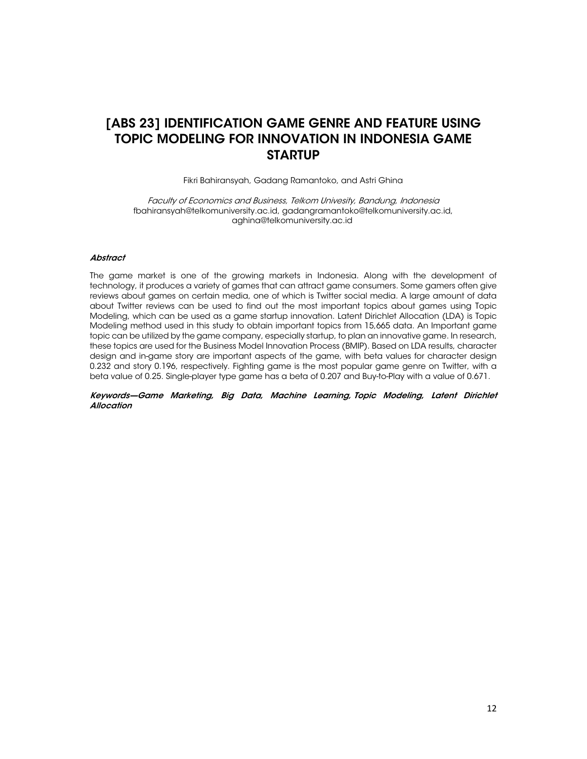# [ABS 23] IDENTIFICATION GAME GENRE AND FEATURE USING TOPIC MODELING FOR INNOVATION IN INDONESIA GAME STARTUP

Fikri Bahiransyah, Gadang Ramantoko, and Astri Ghina

*Faculty of Economics and Business, Telkom Univesity, Bandung, Indonesia*
fbahiransyah@telkomuniversity.ac.id, gadangramantoko@telkomuniversity.ac.id, aghina@telkomuniversity.ac.id

***Abstract***

The game market is one of the growing markets in Indonesia. Along with the development of technology, it produces a variety of games that can attract game consumers. Some gamers often give reviews about games on certain media, one of which is Twitter social media. A large amount of data about Twitter reviews can be used to find out the most important topics about games using Topic Modeling, which can be used as a game startup innovation. Latent Dirichlet Allocation (LDA) is Topic Modeling method used in this study to obtain important topics from 15,665 data. An Important game topic can be utilized by the game company, especially startup, to plan an innovative game. In research, these topics are used for the Business Model Innovation Process (BMIP). Based on LDA results, character design and in-game story are important aspects of the game, with beta values for character design 0.232 and story 0.196, respectively. Fighting game is the most popular game genre on Twitter, with a beta value of 0.25. Single-player type game has a beta of 0.207 and Buy-to-Play with a value of 0.671.

***Keywords—Game Marketing, Big Data, Machine Learning, Topic Modeling, Latent Dirichlet Allocation***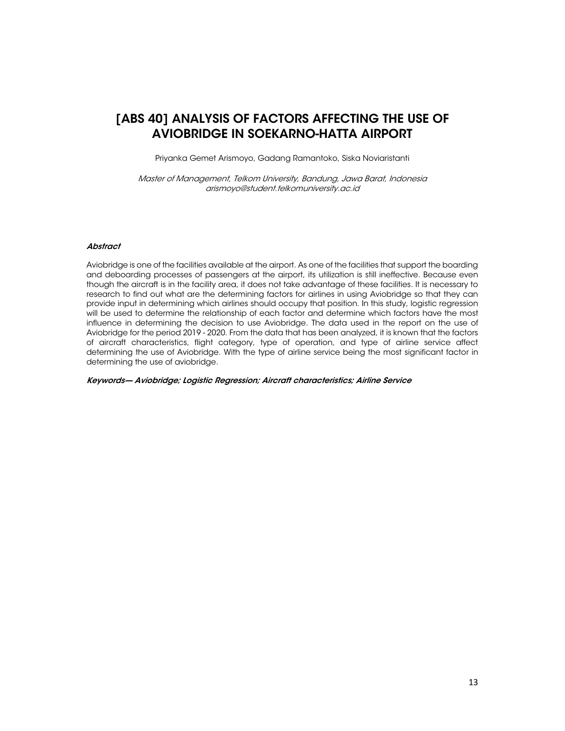# [ABS 40] ANALYSIS OF FACTORS AFFECTING THE USE OF AVIOBRIDGE IN SOEKARNO-HATTA AIRPORT

Priyanka Gemet Arismoyo, Gadang Ramantoko, Siska Noviaristanti

*Master of Management, Telkom University, Bandung, Jawa Barat, Indonesia*
*arismoyo@student.telkomuniversity.ac.id*

***Abstract***

Aviobridge is one of the facilities available at the airport. As one of the facilities that support the boarding and deboarding processes of passengers at the airport, its utilization is still ineffective. Because even though the aircraft is in the facility area, it does not take advantage of these facilities. It is necessary to research to find out what are the determining factors for airlines in using Aviobridge so that they can provide input in determining which airlines should occupy that position. In this study, logistic regression will be used to determine the relationship of each factor and determine which factors have the most influence in determining the decision to use Aviobridge. The data used in the report on the use of Aviobridge for the period 2019 - 2020. From the data that has been analyzed, it is known that the factors of aircraft characteristics, flight category, type of operation, and type of airline service affect determining the use of Aviobridge. With the type of airline service being the most significant factor in determining the use of aviobridge.

***Keywords— Aviobridge; Logistic Regression; Aircraft characteristics; Airline Service***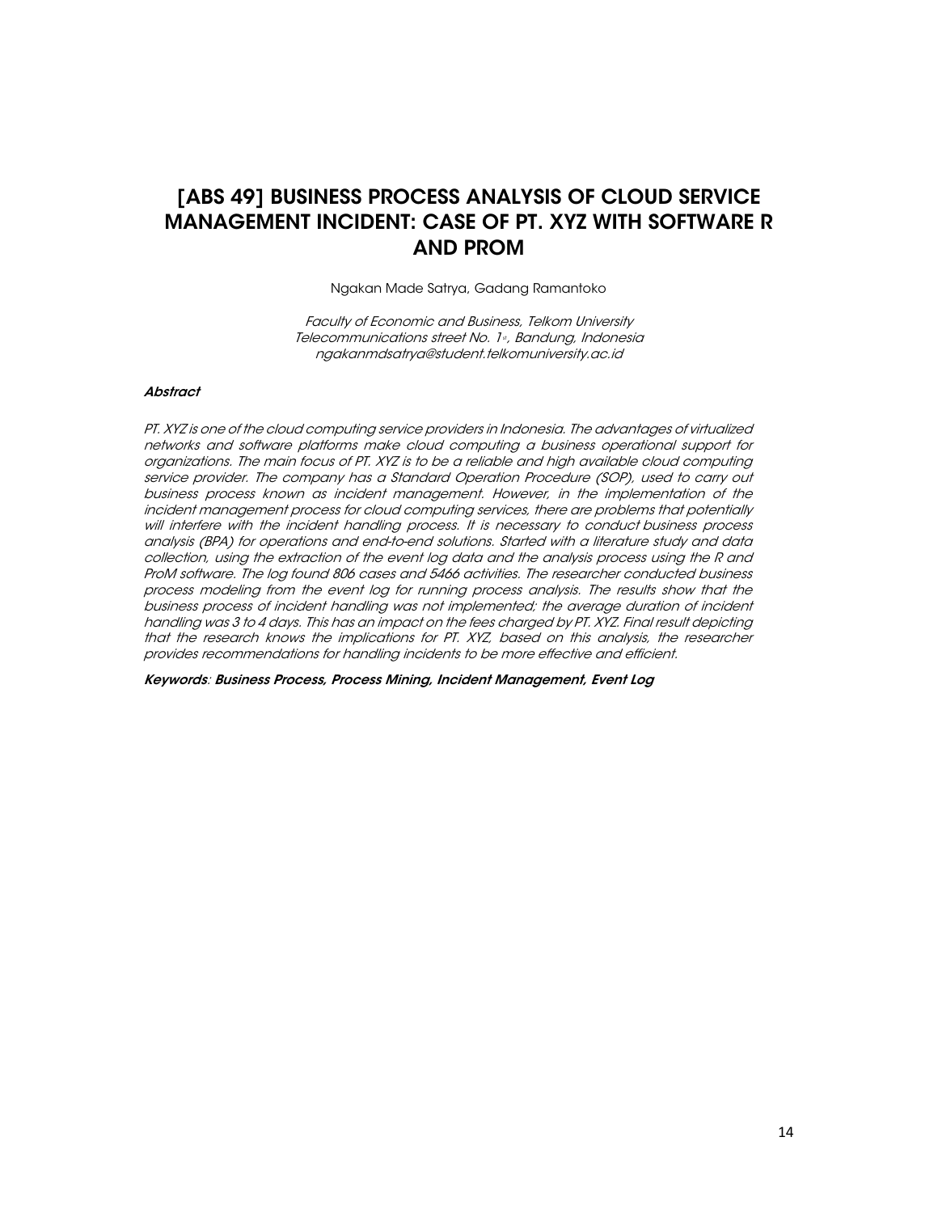# [ABS 49] BUSINESS PROCESS ANALYSIS OF CLOUD SERVICE MANAGEMENT INCIDENT: CASE OF PT. XYZ WITH SOFTWARE R AND PROM

Ngakan Made Satrya, Gadang Ramantoko

*Faculty of Economic and Business, Telkom University*
*Telecommunications street No. 1st, Bandung, Indonesia*
*ngakanmdsatrya@student.telkomuniversity.ac.id*

### *Abstract*

*PT. XYZ is one of the cloud computing service providers in Indonesia. The advantages of virtualized networks and software platforms make cloud computing a business operational support for organizations. The main focus of PT. XYZ is to be a reliable and high available cloud computing service provider. The company has a Standard Operation Procedure (SOP), used to carry out business process known as incident management. However, in the implementation of the incident management process for cloud computing services, there are problems that potentially will interfere with the incident handling process. It is necessary to conduct business process analysis (BPA) for operations and end-to-end solutions. Started with a literature study and data collection, using the extraction of the event log data and the analysis process using the R and ProM software. The log found 806 cases and 5466 activities. The researcher conducted business process modeling from the event log for running process analysis. The results show that the business process of incident handling was not implemented; the average duration of incident handling was 3 to 4 days. This has an impact on the fees charged by PT. XYZ. Final result depicting that the research knows the implications for PT. XYZ, based on this analysis, the researcher provides recommendations for handling incidents to be more effective and efficient.*

***Keywords**: **Business Process, Process Mining, Incident Management, Event Log***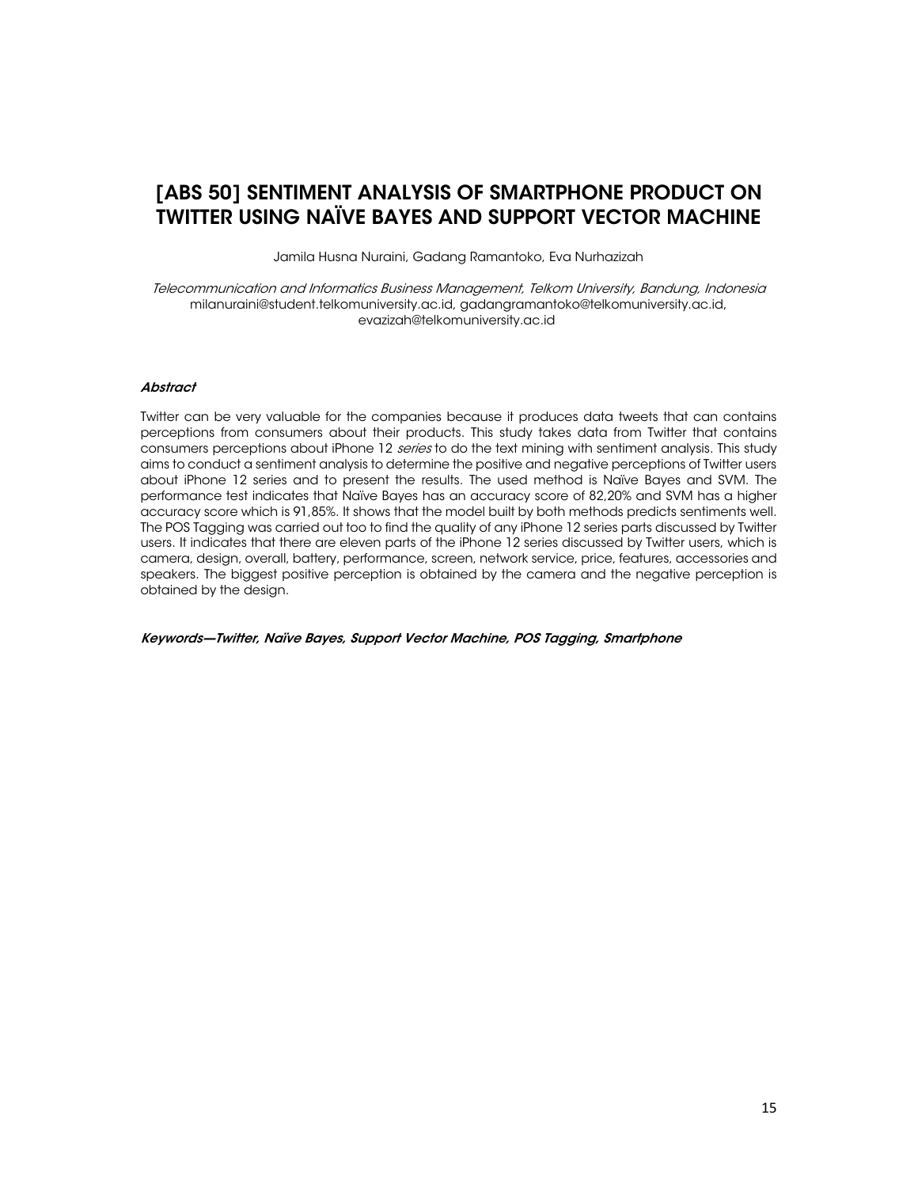# [ABS 50] SENTIMENT ANALYSIS OF SMARTPHONE PRODUCT ON TWITTER USING NAÏVE BAYES AND SUPPORT VECTOR MACHINE

Jamila Husna Nuraini, Gadang Ramantoko, Eva Nurhazizah

*Telecommunication and Informatics Business Management, Telkom University, Bandung, Indonesia*
milanuraini@student.telkomuniversity.ac.id, gadangramantoko@telkomuniversity.ac.id, evazizah@telkomuniversity.ac.id

***Abstract***

Twitter can be very valuable for the companies because it produces data tweets that can contains perceptions from consumers about their products. This study takes data from Twitter that contains consumers perceptions about iPhone 12 *series* to do the text mining with sentiment analysis. This study aims to conduct a sentiment analysis to determine the positive and negative perceptions of Twitter users about iPhone 12 series and to present the results. The used method is Naïve Bayes and SVM. The performance test indicates that Naïve Bayes has an accuracy score of 82,20% and SVM has a higher accuracy score which is 91,85%. It shows that the model built by both methods predicts sentiments well. The POS Tagging was carried out too to find the quality of any iPhone 12 series parts discussed by Twitter users. It indicates that there are eleven parts of the iPhone 12 series discussed by Twitter users, which is camera, design, overall, battery, performance, screen, network service, price, features, accessories and speakers. The biggest positive perception is obtained by the camera and the negative perception is obtained by the design.

***Keywords—Twitter, Naïve Bayes, Support Vector Machine, POS Tagging, Smartphone***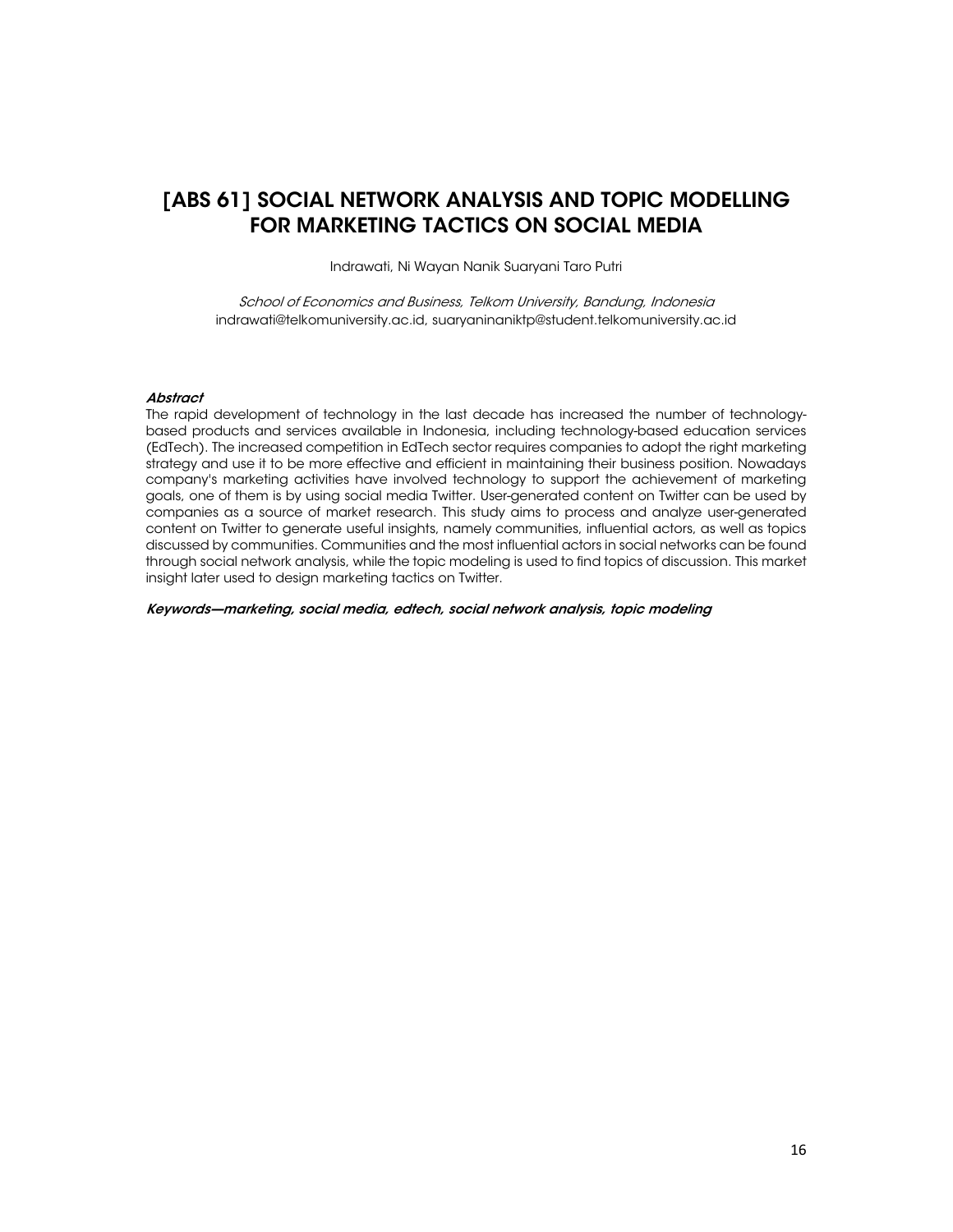# [ABS 61] SOCIAL NETWORK ANALYSIS AND TOPIC MODELLING FOR MARKETING TACTICS ON SOCIAL MEDIA

Indrawati, Ni Wayan Nanik Suaryani Taro Putri

*School of Economics and Business, Telkom University, Bandung, Indonesia*
indrawati@telkomuniversity.ac.id, suaryaninaniktp@student.telkomuniversity.ac.id

***Abstract***

The rapid development of technology in the last decade has increased the number of technology-based products and services available in Indonesia, including technology-based education services (EdTech). The increased competition in EdTech sector requires companies to adopt the right marketing strategy and use it to be more effective and efficient in maintaining their business position. Nowadays company's marketing activities have involved technology to support the achievement of marketing goals, one of them is by using social media Twitter. User-generated content on Twitter can be used by companies as a source of market research. This study aims to process and analyze user-generated content on Twitter to generate useful insights, namely communities, influential actors, as well as topics discussed by communities. Communities and the most influential actors in social networks can be found through social network analysis, while the topic modeling is used to find topics of discussion. This market insight later used to design marketing tactics on Twitter.

***Keywords—marketing, social media, edtech, social network analysis, topic modeling***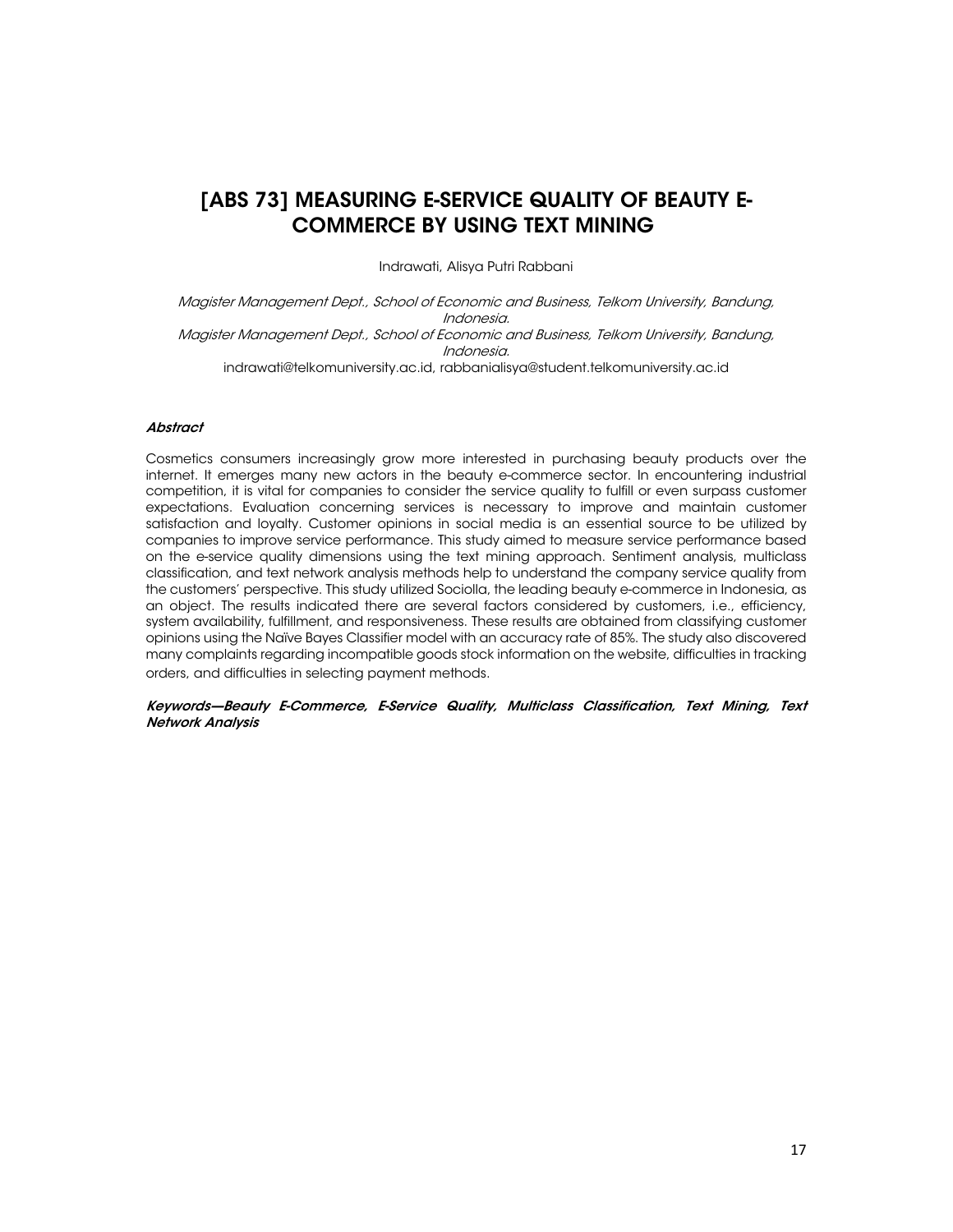# [ABS 73] MEASURING E-SERVICE QUALITY OF BEAUTY E-COMMERCE BY USING TEXT MINING

Indrawati, Alisya Putri Rabbani

*Magister Management Dept., School of Economic and Business, Telkom University, Bandung, Indonesia.*
*Magister Management Dept., School of Economic and Business, Telkom University, Bandung, Indonesia.*
indrawati@telkomuniversity.ac.id, rabbanialisya@student.telkomuniversity.ac.id

***Abstract***

Cosmetics consumers increasingly grow more interested in purchasing beauty products over the internet. It emerges many new actors in the beauty e-commerce sector. In encountering industrial competition, it is vital for companies to consider the service quality to fulfill or even surpass customer expectations. Evaluation concerning services is necessary to improve and maintain customer satisfaction and loyalty. Customer opinions in social media is an essential source to be utilized by companies to improve service performance. This study aimed to measure service performance based on the e-service quality dimensions using the text mining approach. Sentiment analysis, multiclass classification, and text network analysis methods help to understand the company service quality from the customers' perspective. This study utilized Sociolla, the leading beauty e-commerce in Indonesia, as an object. The results indicated there are several factors considered by customers, i.e., efficiency, system availability, fulfillment, and responsiveness. These results are obtained from classifying customer opinions using the Naïve Bayes Classifier model with an accuracy rate of 85%. The study also discovered many complaints regarding incompatible goods stock information on the website, difficulties in tracking orders, and difficulties in selecting payment methods.

***Keywords—Beauty E-Commerce, E-Service Quality, Multiclass Classification, Text Mining, Text Network Analysis***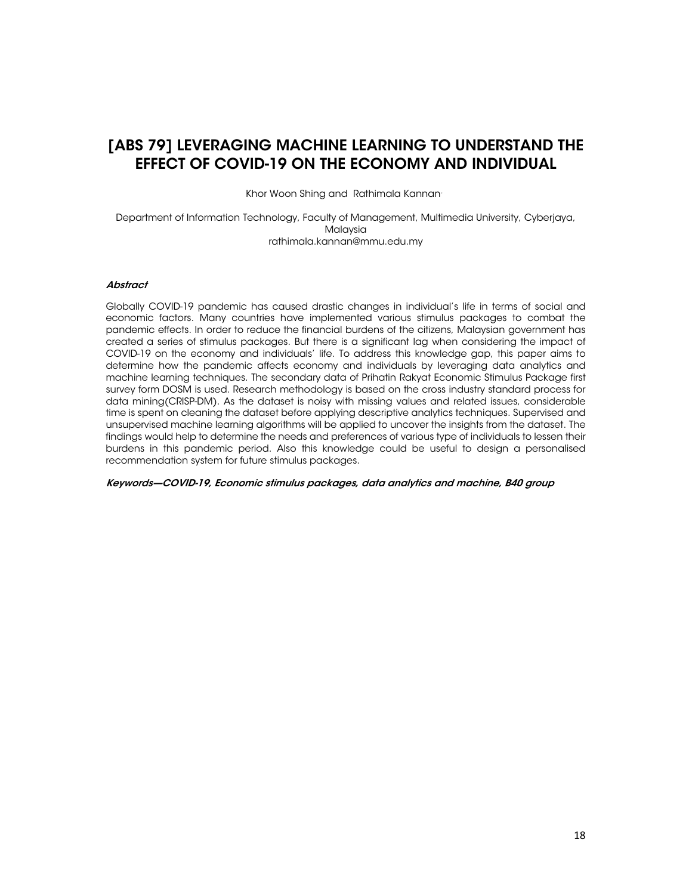# [ABS 79] LEVERAGING MACHINE LEARNING TO UNDERSTAND THE EFFECT OF COVID-19 ON THE ECONOMY AND INDIVIDUAL

Khor Woon Shing and Rathimala Kannan

Department of Information Technology, Faculty of Management, Multimedia University, Cyberjaya, Malaysia
rathimala.kannan@mmu.edu.my

### *Abstract*

Globally COVID-19 pandemic has caused drastic changes in individual's life in terms of social and economic factors. Many countries have implemented various stimulus packages to combat the pandemic effects. In order to reduce the financial burdens of the citizens, Malaysian government has created a series of stimulus packages. But there is a significant lag when considering the impact of COVID-19 on the economy and individuals' life. To address this knowledge gap, this paper aims to determine how the pandemic affects economy and individuals by leveraging data analytics and machine learning techniques. The secondary data of Prihatin Rakyat Economic Stimulus Package first survey form DOSM is used. Research methodology is based on the cross industry standard process for data mining(CRISP-DM). As the dataset is noisy with missing values and related issues, considerable time is spent on cleaning the dataset before applying descriptive analytics techniques. Supervised and unsupervised machine learning algorithms will be applied to uncover the insights from the dataset. The findings would help to determine the needs and preferences of various type of individuals to lessen their burdens in this pandemic period. Also this knowledge could be useful to design a personalised recommendation system for future stimulus packages.

***Keywords—COVID-19, Economic stimulus packages, data analytics and machine, B40 group***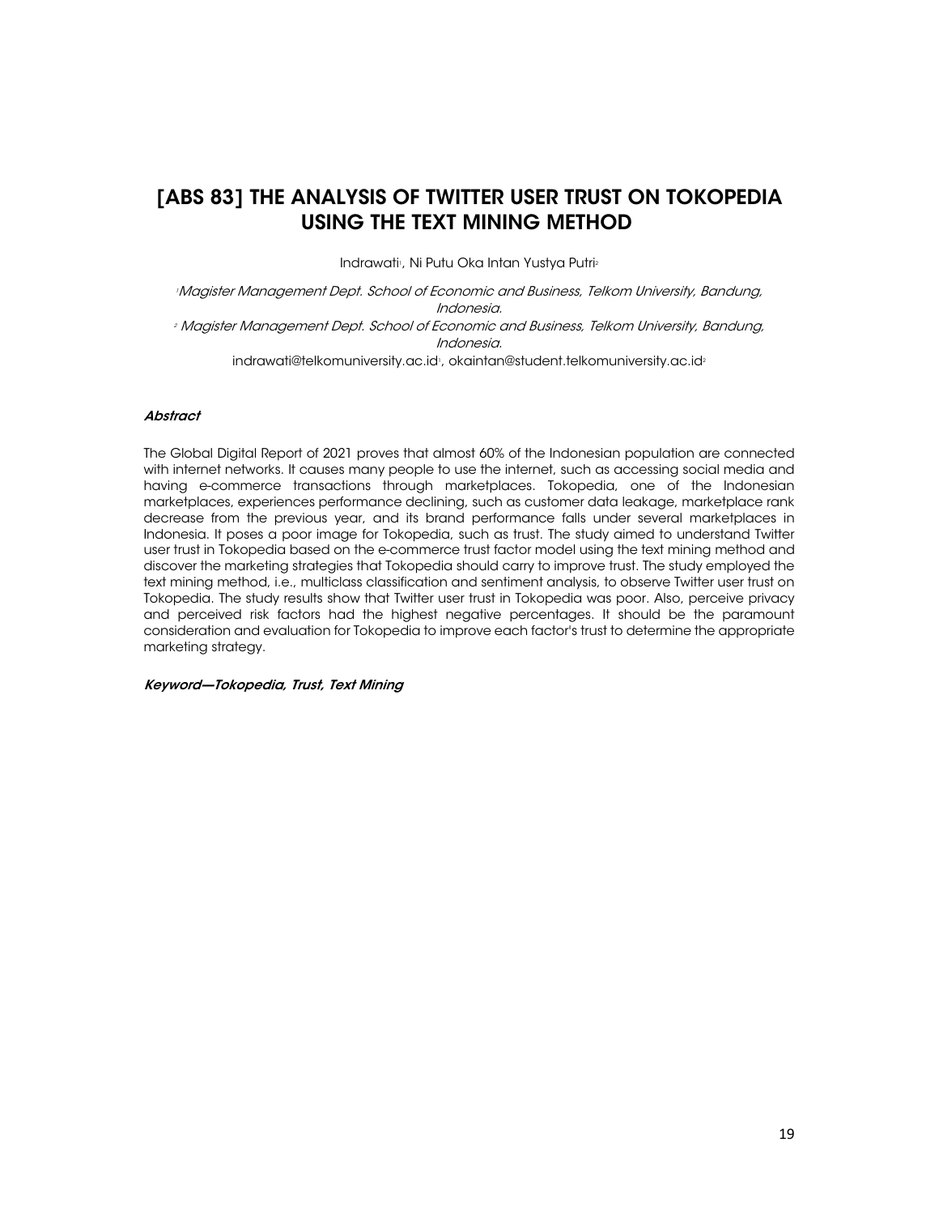# [ABS 83] THE ANALYSIS OF TWITTER USER TRUST ON TOKOPEDIA USING THE TEXT MINING METHOD

Indrawati[1], Ni Putu Oka Intan Yustya Putri[2]

[1]*Magister Management Dept. School of Economic and Business, Telkom University, Bandung, Indonesia.*

[2] *Magister Management Dept. School of Economic and Business, Telkom University, Bandung, Indonesia.*

indrawati@telkomuniversity.ac.id[1], okaintan@student.telkomuniversity.ac.id[2]

***Abstract***

The Global Digital Report of 2021 proves that almost 60% of the Indonesian population are connected with internet networks. It causes many people to use the internet, such as accessing social media and having e-commerce transactions through marketplaces. Tokopedia, one of the Indonesian marketplaces, experiences performance declining, such as customer data leakage, marketplace rank decrease from the previous year, and its brand performance falls under several marketplaces in Indonesia. It poses a poor image for Tokopedia, such as trust. The study aimed to understand Twitter user trust in Tokopedia based on the e-commerce trust factor model using the text mining method and discover the marketing strategies that Tokopedia should carry to improve trust. The study employed the text mining method, i.e., multiclass classification and sentiment analysis, to observe Twitter user trust on Tokopedia. The study results show that Twitter user trust in Tokopedia was poor. Also, perceive privacy and perceived risk factors had the highest negative percentages. It should be the paramount consideration and evaluation for Tokopedia to improve each factor's trust to determine the appropriate marketing strategy.

***Keyword—Tokopedia, Trust, Text Mining***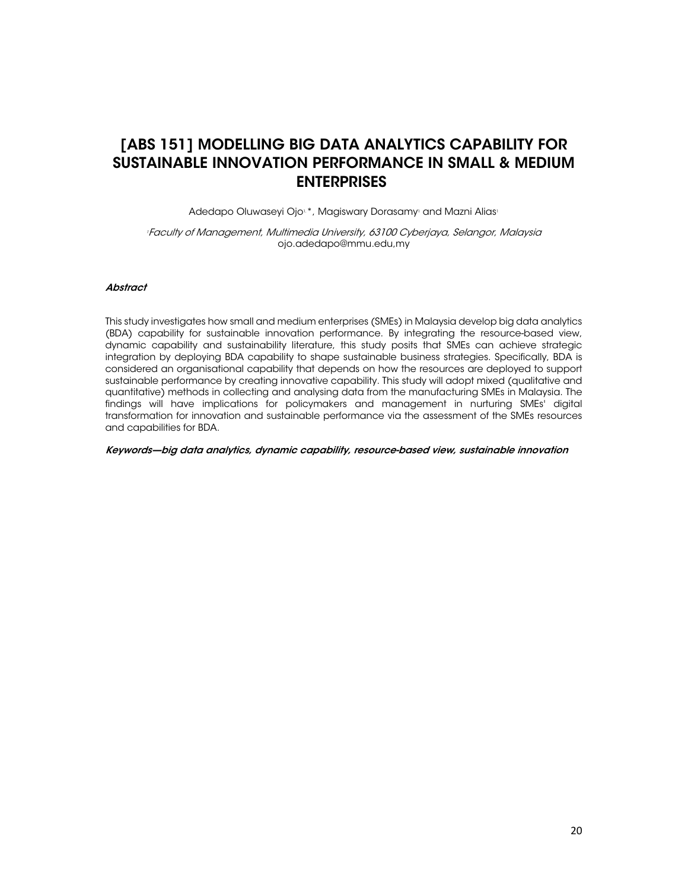# [ABS 151] MODELLING BIG DATA ANALYTICS CAPABILITY FOR SUSTAINABLE INNOVATION PERFORMANCE IN SMALL & MEDIUM ENTERPRISES

Adedapo Oluwaseyi Ojo[1,*], Magiswary Dorasamy[1] and Mazni Alias[1]

[1]*Faculty of Management, Multimedia University, 63100 Cyberjaya, Selangor, Malaysia*
ojo.adedapo@mmu.edu,my

***Abstract***

This study investigates how small and medium enterprises (SMEs) in Malaysia develop big data analytics (BDA) capability for sustainable innovation performance. By integrating the resource-based view, dynamic capability and sustainability literature, this study posits that SMEs can achieve strategic integration by deploying BDA capability to shape sustainable business strategies. Specifically, BDA is considered an organisational capability that depends on how the resources are deployed to support sustainable performance by creating innovative capability. This study will adopt mixed (qualitative and quantitative) methods in collecting and analysing data from the manufacturing SMEs in Malaysia. The findings will have implications for policymakers and management in nurturing SMEs' digital transformation for innovation and sustainable performance via the assessment of the SMEs resources and capabilities for BDA.

***Keywords—big data analytics, dynamic capability, resource-based view, sustainable innovation***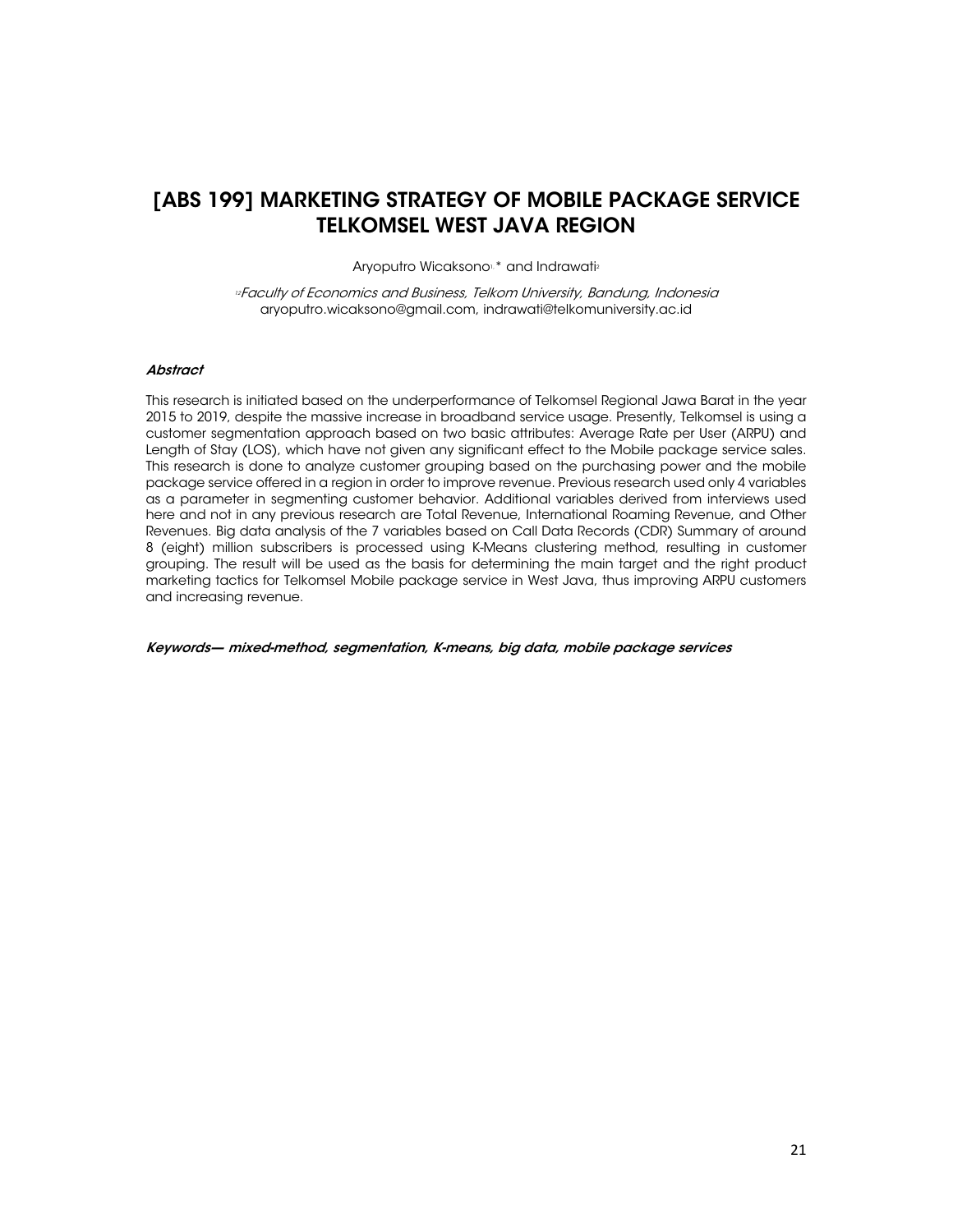# [ABS 199] MARKETING STRATEGY OF MOBILE PACKAGE SERVICE TELKOMSEL WEST JAVA REGION

Aryoputro Wicaksono[1,*] and Indrawati[2]

[1,2]*Faculty of Economics and Business, Telkom University, Bandung, Indonesia*
aryoputro.wicaksono@gmail.com, indrawati@telkomuniversity.ac.id

### *Abstract*

This research is initiated based on the underperformance of Telkomsel Regional Jawa Barat in the year 2015 to 2019, despite the massive increase in broadband service usage. Presently, Telkomsel is using a customer segmentation approach based on two basic attributes: Average Rate per User (ARPU) and Length of Stay (LOS), which have not given any significant effect to the Mobile package service sales. This research is done to analyze customer grouping based on the purchasing power and the mobile package service offered in a region in order to improve revenue. Previous research used only 4 variables as a parameter in segmenting customer behavior. Additional variables derived from interviews used here and not in any previous research are Total Revenue, International Roaming Revenue, and Other Revenues. Big data analysis of the 7 variables based on Call Data Records (CDR) Summary of around 8 (eight) million subscribers is processed using K-Means clustering method, resulting in customer grouping. The result will be used as the basis for determining the main target and the right product marketing tactics for Telkomsel Mobile package service in West Java, thus improving ARPU customers and increasing revenue.

***Keywords— mixed-method, segmentation, K-means, big data, mobile package services***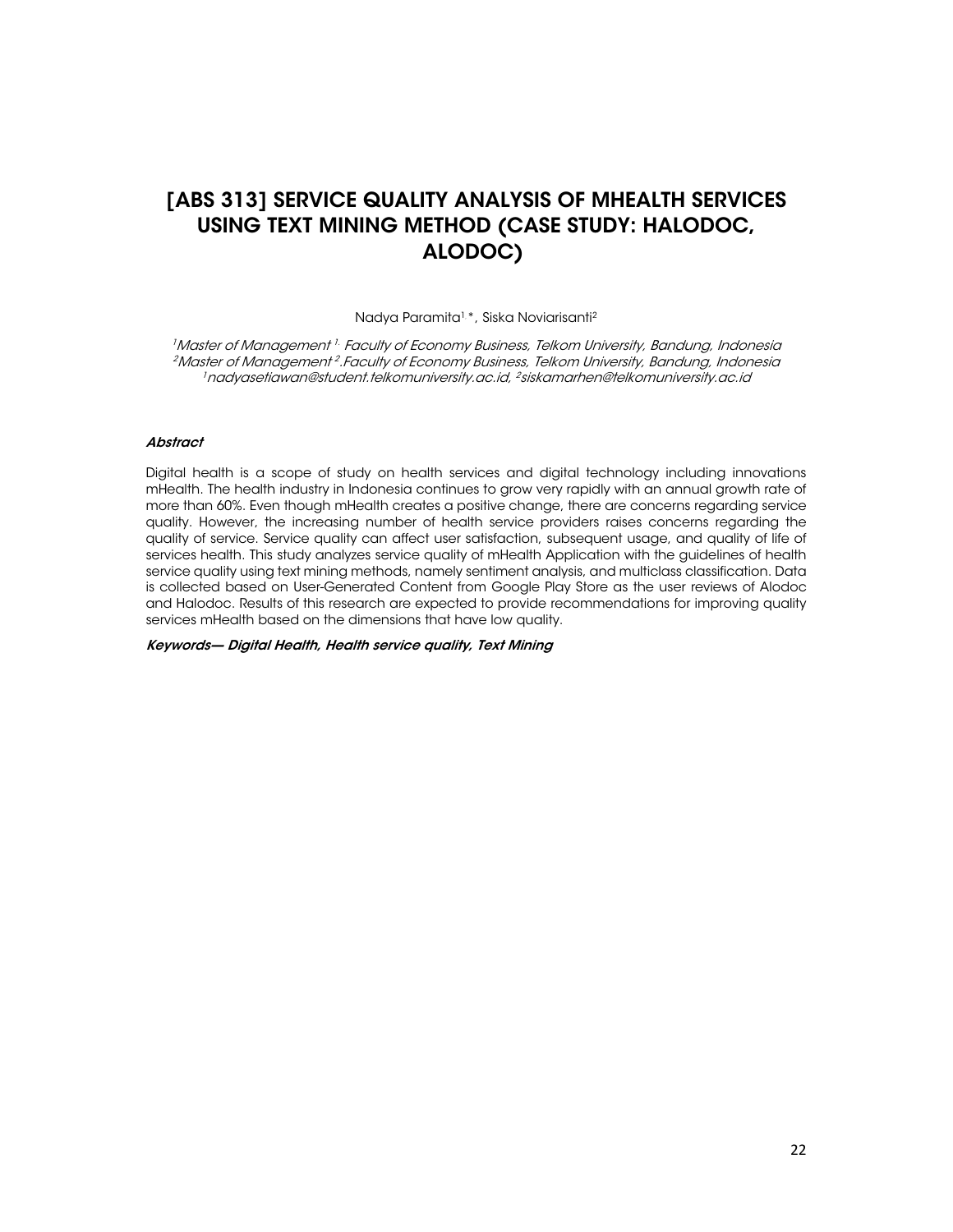# [ABS 313] SERVICE QUALITY ANALYSIS OF MHEALTH SERVICES USING TEXT MINING METHOD (CASE STUDY: HALODOC, ALODOC)

Nadya Paramita[1,*], Siska Noviarisanti[2]

*[1]Master of Management [1]. Faculty of Economy Business, Telkom University, Bandung, Indonesia*
*[2]Master of Management [2].Faculty of Economy Business, Telkom University, Bandung, Indonesia*
*[1]nadyasetiawan@student.telkomuniversity.ac.id, [2]siskamarhen@telkomuniversity.ac.id*

***Abstract***

Digital health is a scope of study on health services and digital technology including innovations mHealth. The health industry in Indonesia continues to grow very rapidly with an annual growth rate of more than 60%. Even though mHealth creates a positive change, there are concerns regarding service quality. However, the increasing number of health service providers raises concerns regarding the quality of service. Service quality can affect user satisfaction, subsequent usage, and quality of life of services health. This study analyzes service quality of mHealth Application with the guidelines of health service quality using text mining methods, namely sentiment analysis, and multiclass classification. Data is collected based on User-Generated Content from Google Play Store as the user reviews of Alodoc and Halodoc. Results of this research are expected to provide recommendations for improving quality services mHealth based on the dimensions that have low quality.

***Keywords— Digital Health, Health service quality, Text Mining***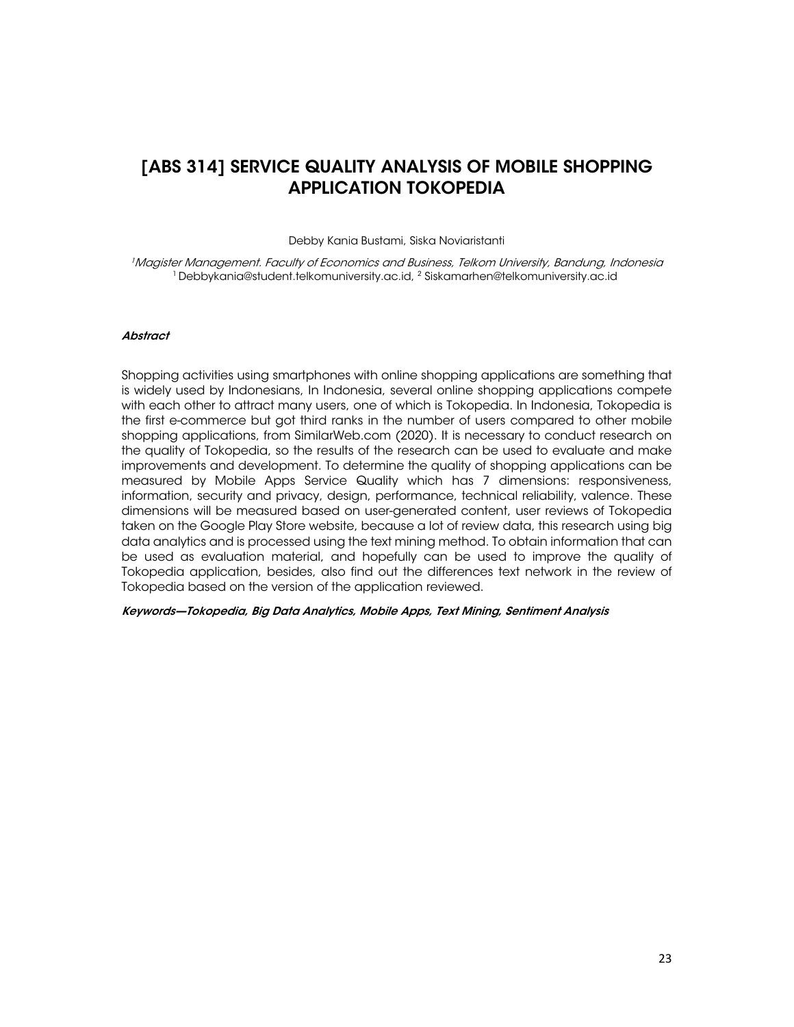# [ABS 314] SERVICE QUALITY ANALYSIS OF MOBILE SHOPPING APPLICATION TOKOPEDIA

Debby Kania Bustami, Siska Noviaristanti

[1]*Magister Management. Faculty of Economics and Business, Telkom University, Bandung, Indonesia*
[1] Debbykania@student.telkomuniversity.ac.id, [2] Siskamarhen@telkomuniversity.ac.id

***Abstract***

Shopping activities using smartphones with online shopping applications are something that is widely used by Indonesians, In Indonesia, several online shopping applications compete with each other to attract many users, one of which is Tokopedia. In Indonesia, Tokopedia is the first e-commerce but got third ranks in the number of users compared to other mobile shopping applications, from SimilarWeb.com (2020). It is necessary to conduct research on the quality of Tokopedia, so the results of the research can be used to evaluate and make improvements and development. To determine the quality of shopping applications can be measured by Mobile Apps Service Quality which has 7 dimensions: responsiveness, information, security and privacy, design, performance, technical reliability, valence. These dimensions will be measured based on user-generated content, user reviews of Tokopedia taken on the Google Play Store website, because a lot of review data, this research using big data analytics and is processed using the text mining method. To obtain information that can be used as evaluation material, and hopefully can be used to improve the quality of Tokopedia application, besides, also find out the differences text network in the review of Tokopedia based on the version of the application reviewed.

***Keywords—Tokopedia, Big Data Analytics, Mobile Apps, Text Mining, Sentiment Analysis***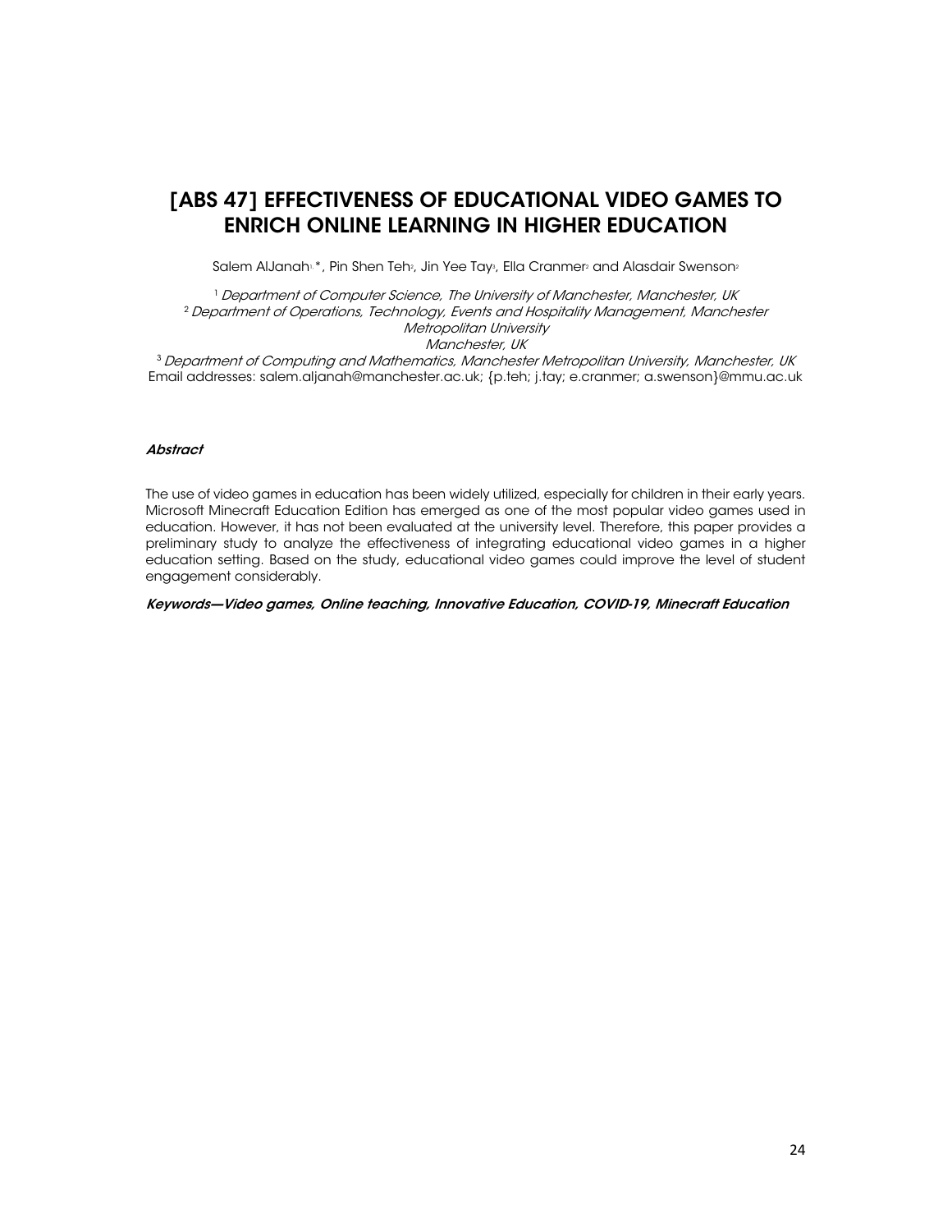# [ABS 47] EFFECTIVENESS OF EDUCATIONAL VIDEO GAMES TO ENRICH ONLINE LEARNING IN HIGHER EDUCATION

Salem AlJanah[1,*], Pin Shen Teh[2], Jin Yee Tay[3], Ella Cranmer[2] and Alasdair Swenson[2]

[1] *Department of Computer Science, The University of Manchester, Manchester, UK*
[2] *Department of Operations, Technology, Events and Hospitality Management, Manchester Metropolitan University Manchester, UK*
[3] *Department of Computing and Mathematics, Manchester Metropolitan University, Manchester, UK*
Email addresses: salem.aljanah@manchester.ac.uk; {p.teh; j.tay; e.cranmer; a.swenson}@mmu.ac.uk

***Abstract***

The use of video games in education has been widely utilized, especially for children in their early years. Microsoft Minecraft Education Edition has emerged as one of the most popular video games used in education. However, it has not been evaluated at the university level. Therefore, this paper provides a preliminary study to analyze the effectiveness of integrating educational video games in a higher education setting. Based on the study, educational video games could improve the level of student engagement considerably.

***Keywords—Video games, Online teaching, Innovative Education, COVID-19, Minecraft Education***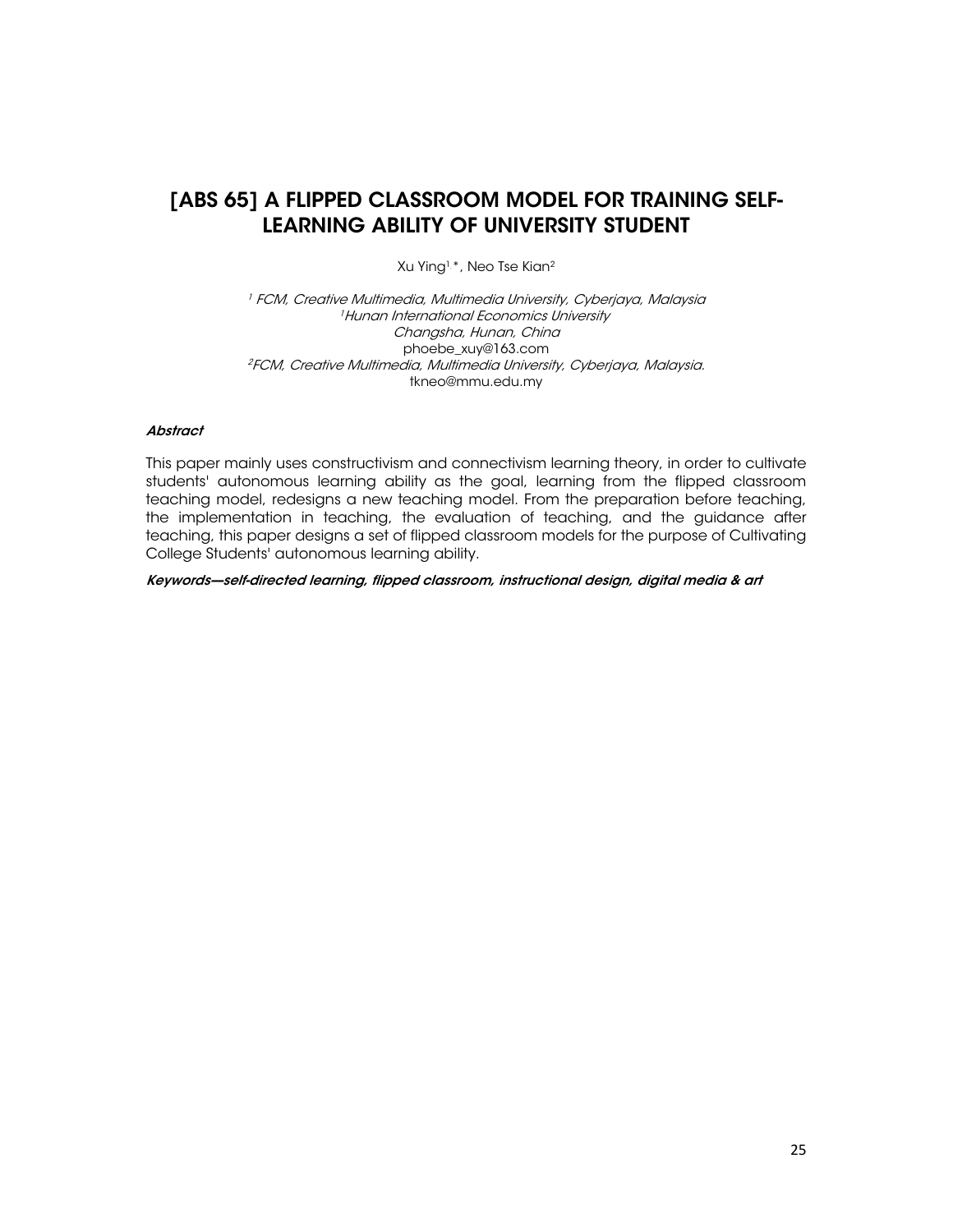# [ABS 65] A FLIPPED CLASSROOM MODEL FOR TRAINING SELF-LEARNING ABILITY OF UNIVERSITY STUDENT

Xu Ying[1,*], Neo Tse Kian[2]

[1] *FCM, Creative Multimedia, Multimedia University, Cyberjaya, Malaysia*
[1]*Hunan International Economics University*
*Changsha, Hunan, China*
phoebe_xuy@163.com
[2]*FCM, Creative Multimedia, Multimedia University, Cyberjaya, Malaysia.*
tkneo@mmu.edu.my

***Abstract***

This paper mainly uses constructivism and connectivism learning theory, in order to cultivate students' autonomous learning ability as the goal, learning from the flipped classroom teaching model, redesigns a new teaching model. From the preparation before teaching, the implementation in teaching, the evaluation of teaching, and the guidance after teaching, this paper designs a set of flipped classroom models for the purpose of Cultivating College Students' autonomous learning ability.

***Keywords—self-directed learning, flipped classroom, instructional design, digital media & art***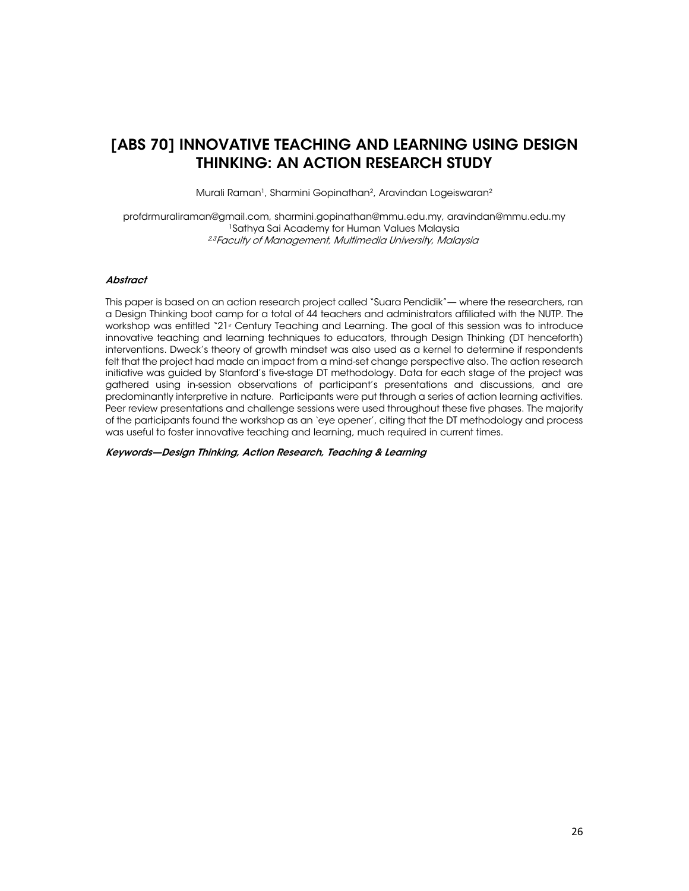# [ABS 70] INNOVATIVE TEACHING AND LEARNING USING DESIGN THINKING: AN ACTION RESEARCH STUDY

Murali Raman[1], Sharmini Gopinathan[2], Aravindan Logeiswaran[2]

profdrmuraliraman@gmail.com, sharmini.gopinathan@mmu.edu.my, aravindan@mmu.edu.my
[1]Sathya Sai Academy for Human Values Malaysia
[2,3]*Faculty of Management, Multimedia University, Malaysia*

***Abstract***

This paper is based on an action research project called "Suara Pendidik"— where the researchers, ran a Design Thinking boot camp for a total of 44 teachers and administrators affiliated with the NUTP. The workshop was entitled "21st Century Teaching and Learning. The goal of this session was to introduce innovative teaching and learning techniques to educators, through Design Thinking (DT henceforth) interventions. Dweck's theory of growth mindset was also used as a kernel to determine if respondents felt that the project had made an impact from a mind-set change perspective also. The action research initiative was guided by Stanford's five-stage DT methodology. Data for each stage of the project was gathered using in-session observations of participant's presentations and discussions, and are predominantly interpretive in nature. Participants were put through a series of action learning activities. Peer review presentations and challenge sessions were used throughout these five phases. The majority of the participants found the workshop as an `eye opener', citing that the DT methodology and process was useful to foster innovative teaching and learning, much required in current times.

***Keywords—Design Thinking, Action Research, Teaching & Learning***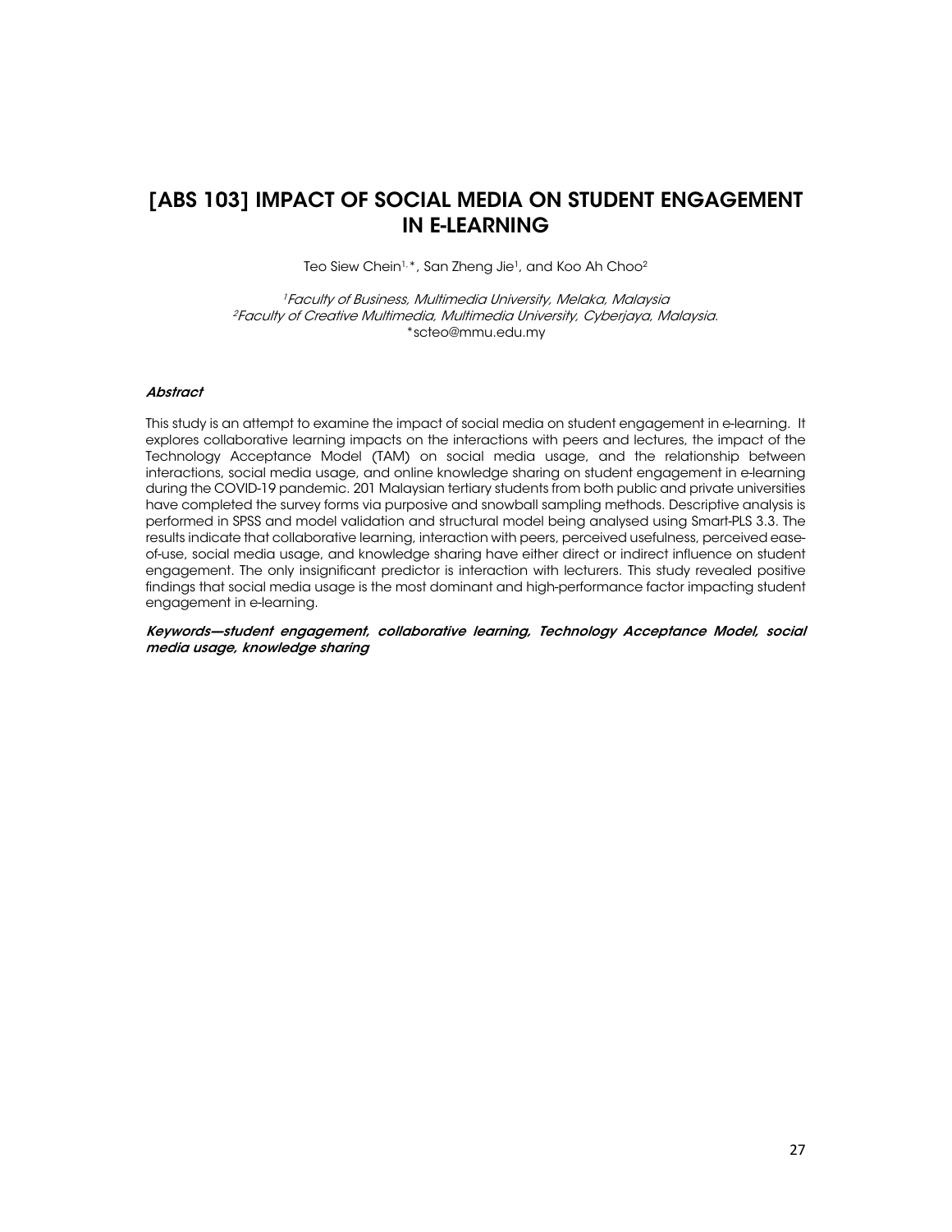# [ABS 103] IMPACT OF SOCIAL MEDIA ON STUDENT ENGAGEMENT IN E-LEARNING

Teo Siew Chein[1,*], San Zheng Jie[1], and Koo Ah Choo[2]

*[1]Faculty of Business, Multimedia University, Melaka, Malaysia*
*[2]Faculty of Creative Multimedia, Multimedia University, Cyberjaya, Malaysia.*
*scteo@mmu.edu.my

***Abstract***

This study is an attempt to examine the impact of social media on student engagement in e-learning. It explores collaborative learning impacts on the interactions with peers and lectures, the impact of the Technology Acceptance Model (TAM) on social media usage, and the relationship between interactions, social media usage, and online knowledge sharing on student engagement in e-learning during the COVID-19 pandemic. 201 Malaysian tertiary students from both public and private universities have completed the survey forms via purposive and snowball sampling methods. Descriptive analysis is performed in SPSS and model validation and structural model being analysed using Smart-PLS 3.3. The results indicate that collaborative learning, interaction with peers, perceived usefulness, perceived ease-of-use, social media usage, and knowledge sharing have either direct or indirect influence on student engagement. The only insignificant predictor is interaction with lecturers. This study revealed positive findings that social media usage is the most dominant and high-performance factor impacting student engagement in e-learning.

***Keywords—student engagement, collaborative learning, Technology Acceptance Model, social media usage, knowledge sharing***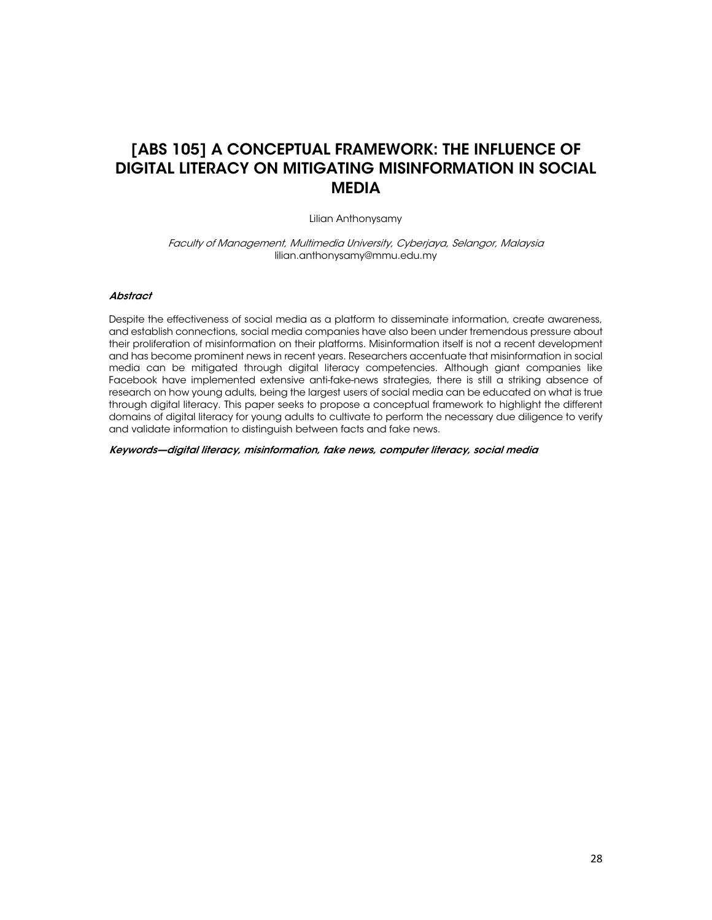# [ABS 105] A CONCEPTUAL FRAMEWORK: THE INFLUENCE OF DIGITAL LITERACY ON MITIGATING MISINFORMATION IN SOCIAL MEDIA

Lilian Anthonysamy

*Faculty of Management, Multimedia University, Cyberjaya, Selangor, Malaysia*
lilian.anthonysamy@mmu.edu.my

***Abstract***

Despite the effectiveness of social media as a platform to disseminate information, create awareness, and establish connections, social media companies have also been under tremendous pressure about their proliferation of misinformation on their platforms. Misinformation itself is not a recent development and has become prominent news in recent years. Researchers accentuate that misinformation in social media can be mitigated through digital literacy competencies. Although giant companies like Facebook have implemented extensive anti-fake-news strategies, there is still a striking absence of research on how young adults, being the largest users of social media can be educated on what is true through digital literacy. This paper seeks to propose a conceptual framework to highlight the different domains of digital literacy for young adults to cultivate to perform the necessary due diligence to verify and validate information to distinguish between facts and fake news.

***Keywords—digital literacy, misinformation, fake news, computer literacy, social media***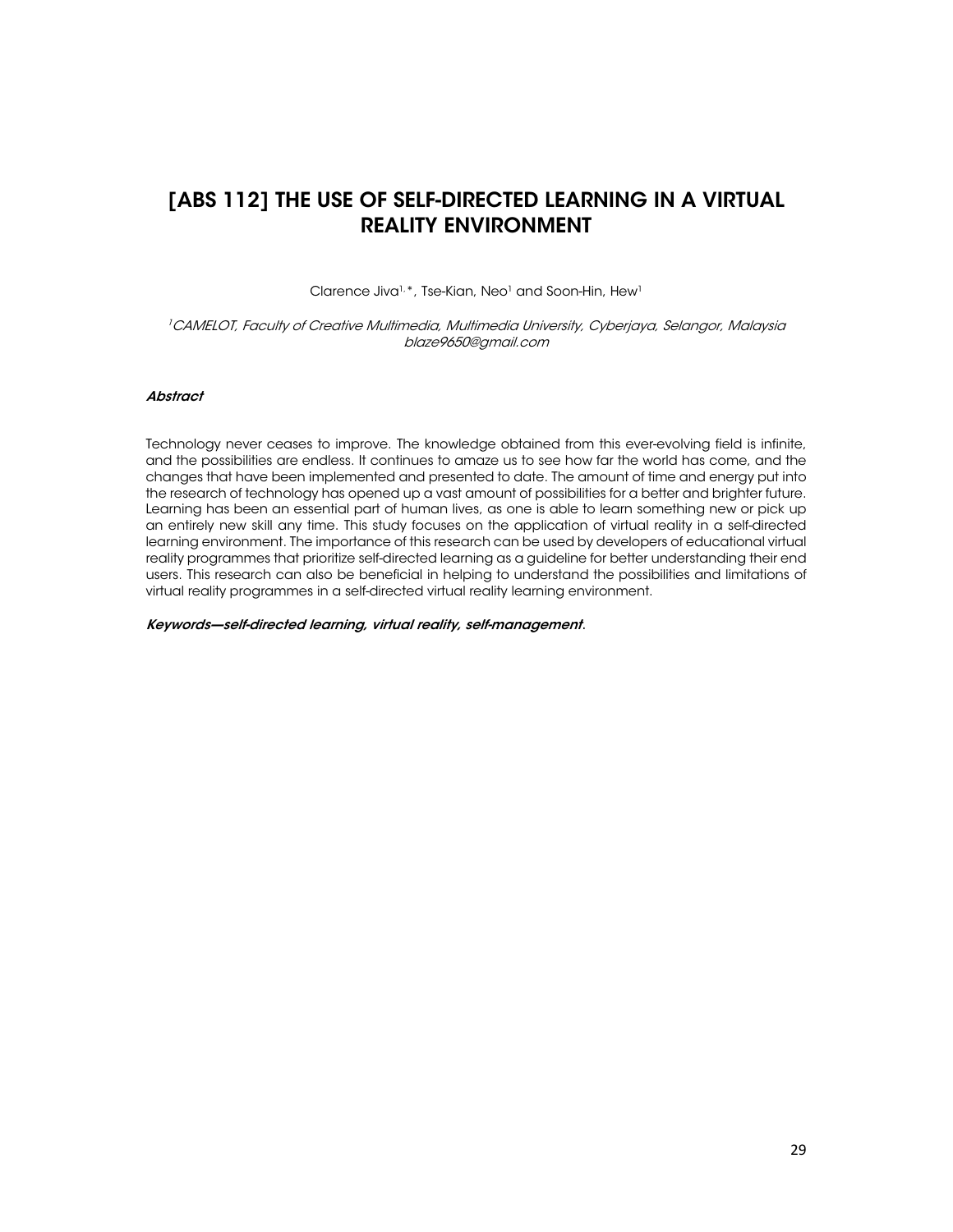# [ABS 112] THE USE OF SELF-DIRECTED LEARNING IN A VIRTUAL REALITY ENVIRONMENT

Clarence Jiva[1,*], Tse-Kian, Neo[1] and Soon-Hin, Hew[1]

*[1]CAMELOT, Faculty of Creative Multimedia, Multimedia University, Cyberjaya, Selangor, Malaysia*
*blaze9650@gmail.com*

***Abstract***

Technology never ceases to improve. The knowledge obtained from this ever-evolving field is infinite, and the possibilities are endless. It continues to amaze us to see how far the world has come, and the changes that have been implemented and presented to date. The amount of time and energy put into the research of technology has opened up a vast amount of possibilities for a better and brighter future. Learning has been an essential part of human lives, as one is able to learn something new or pick up an entirely new skill any time. This study focuses on the application of virtual reality in a self-directed learning environment. The importance of this research can be used by developers of educational virtual reality programmes that prioritize self-directed learning as a guideline for better understanding their end users. This research can also be beneficial in helping to understand the possibilities and limitations of virtual reality programmes in a self-directed virtual reality learning environment.

***Keywords—self-directed learning, virtual reality, self-management*.**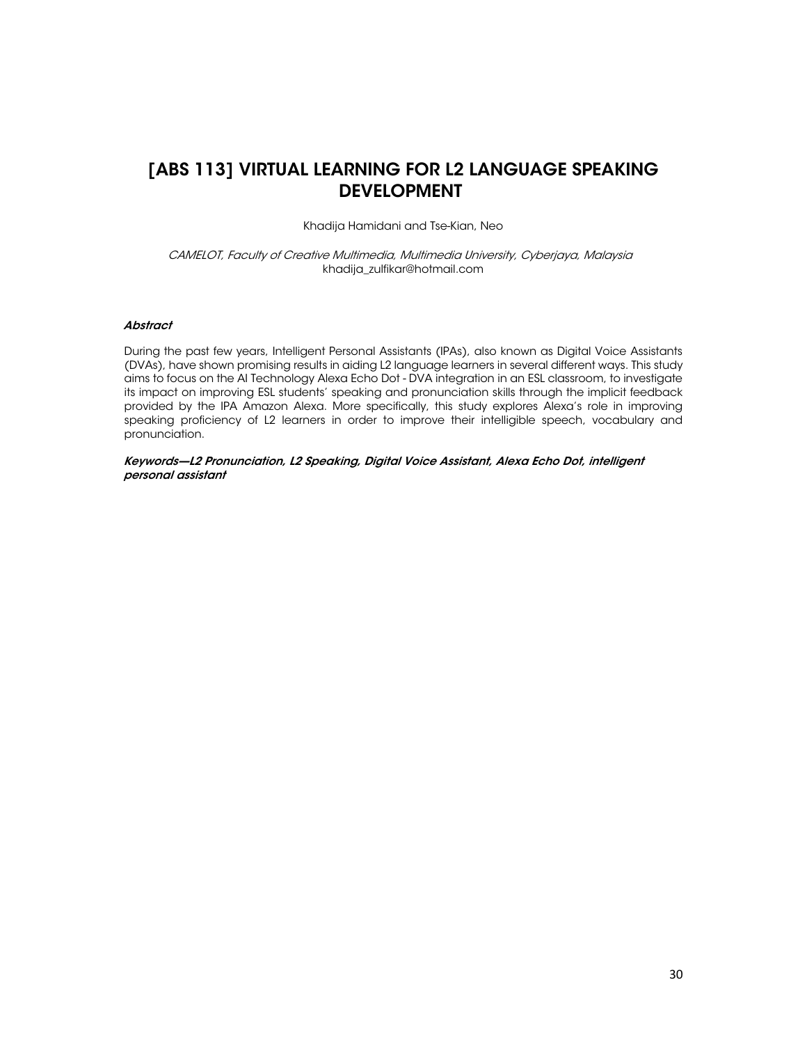# [ABS 113] VIRTUAL LEARNING FOR L2 LANGUAGE SPEAKING DEVELOPMENT

Khadija Hamidani and Tse-Kian, Neo

*CAMELOT, Faculty of Creative Multimedia, Multimedia University, Cyberjaya, Malaysia*
khadija_zulfikar@hotmail.com

***Abstract***

During the past few years, Intelligent Personal Assistants (IPAs), also known as Digital Voice Assistants (DVAs), have shown promising results in aiding L2 language learners in several different ways. This study aims to focus on the AI Technology Alexa Echo Dot - DVA integration in an ESL classroom, to investigate its impact on improving ESL students' speaking and pronunciation skills through the implicit feedback provided by the IPA Amazon Alexa. More specifically, this study explores Alexa's role in improving speaking proficiency of L2 learners in order to improve their intelligible speech, vocabulary and pronunciation.

***Keywords—L2 Pronunciation, L2 Speaking, Digital Voice Assistant, Alexa Echo Dot, intelligent personal assistant***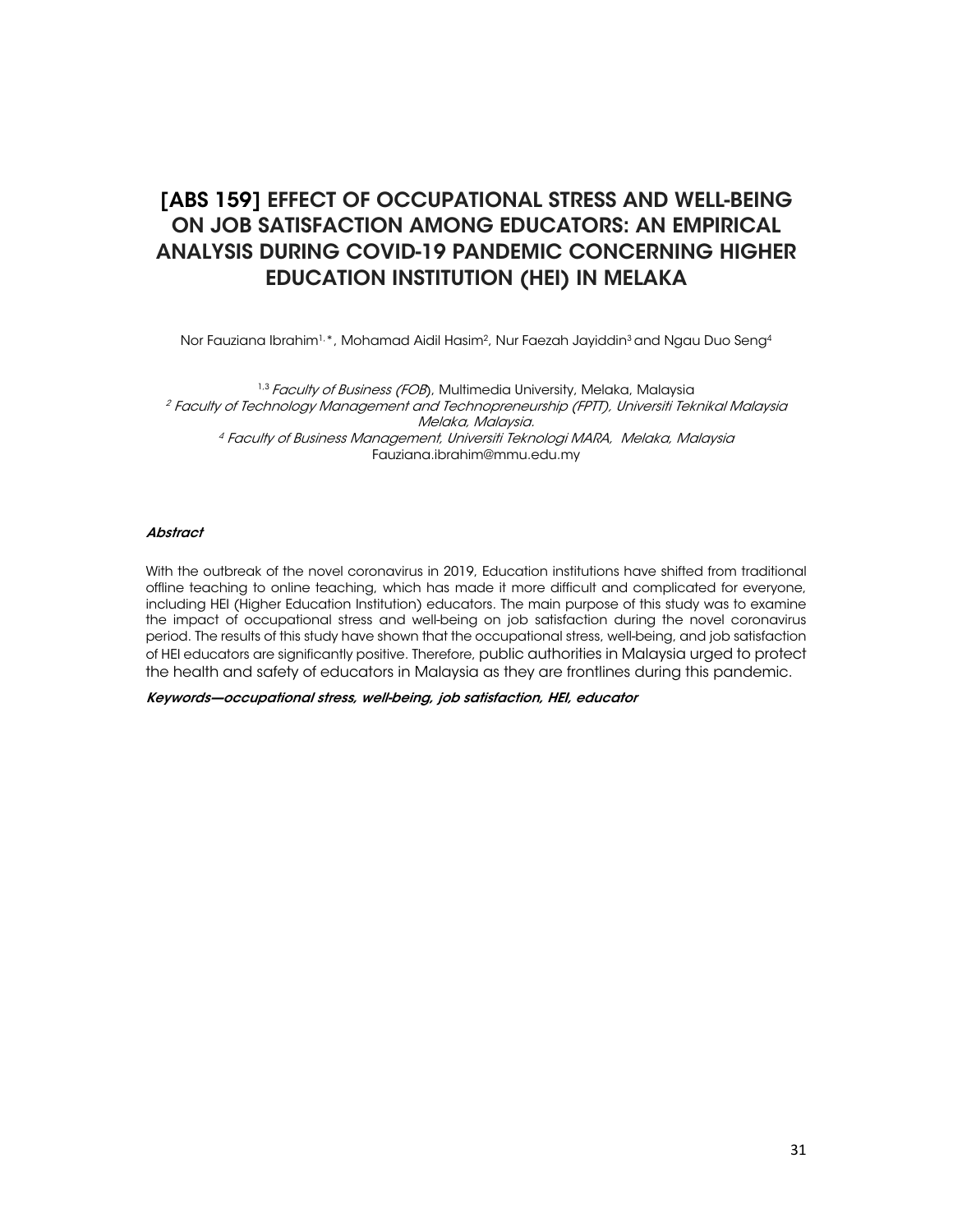# [ABS 159] EFFECT OF OCCUPATIONAL STRESS AND WELL-BEING ON JOB SATISFACTION AMONG EDUCATORS: AN EMPIRICAL ANALYSIS DURING COVID-19 PANDEMIC CONCERNING HIGHER EDUCATION INSTITUTION (HEI) IN MELAKA

Nor Fauziana Ibrahim[1,*], Mohamad Aidil Hasim[2], Nur Faezah Jayiddin[3] and Ngau Duo Seng[4]

[1,3] *Faculty of Business (FOB*), Multimedia University, Melaka, Malaysia
[2] *Faculty of Technology Management and Technopreneurship (FPTT), Universiti Teknikal Malaysia Melaka, Malaysia.*
[4] *Faculty of Business Management, Universiti Teknologi MARA, Melaka, Malaysia*
Fauziana.ibrahim@mmu.edu.my

***Abstract***

With the outbreak of the novel coronavirus in 2019, Education institutions have shifted from traditional offline teaching to online teaching, which has made it more difficult and complicated for everyone, including HEI (Higher Education Institution) educators. The main purpose of this study was to examine the impact of occupational stress and well-being on job satisfaction during the novel coronavirus period. The results of this study have shown that the occupational stress, well-being, and job satisfaction of HEI educators are significantly positive. Therefore, public authorities in Malaysia urged to protect the health and safety of educators in Malaysia as they are frontlines during this pandemic.

***Keywords—occupational stress, well-being, job satisfaction, HEI, educator***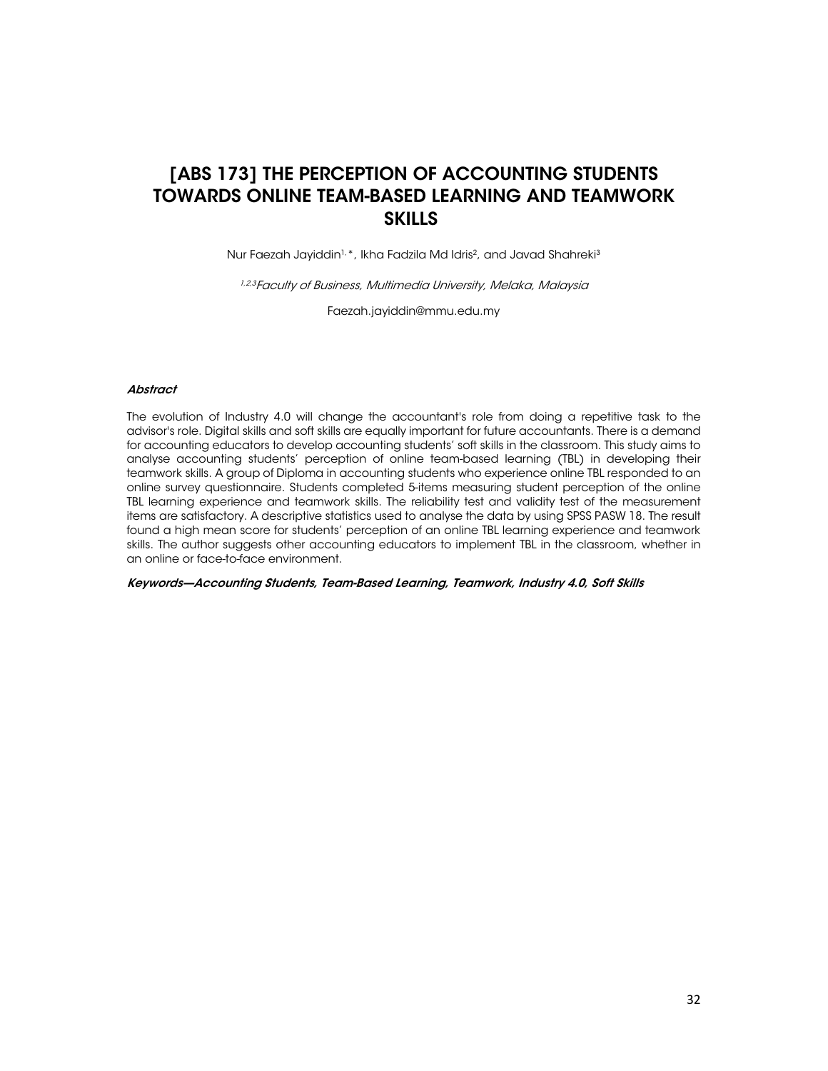# [ABS 173] THE PERCEPTION OF ACCOUNTING STUDENTS TOWARDS ONLINE TEAM-BASED LEARNING AND TEAMWORK SKILLS

Nur Faezah Jayiddin[1,*], Ikha Fadzila Md Idris[2], and Javad Shahreki[3]

*[1,2,3]Faculty of Business, Multimedia University, Melaka, Malaysia*

Faezah.jayiddin@mmu.edu.my

***Abstract***

The evolution of Industry 4.0 will change the accountant's role from doing a repetitive task to the advisor's role. Digital skills and soft skills are equally important for future accountants. There is a demand for accounting educators to develop accounting students' soft skills in the classroom. This study aims to analyse accounting students' perception of online team-based learning (TBL) in developing their teamwork skills. A group of Diploma in accounting students who experience online TBL responded to an online survey questionnaire. Students completed 5-items measuring student perception of the online TBL learning experience and teamwork skills. The reliability test and validity test of the measurement items are satisfactory. A descriptive statistics used to analyse the data by using SPSS PASW 18. The result found a high mean score for students' perception of an online TBL learning experience and teamwork skills. The author suggests other accounting educators to implement TBL in the classroom, whether in an online or face-to-face environment.

***Keywords—Accounting Students, Team-Based Learning, Teamwork, Industry 4.0, Soft Skills***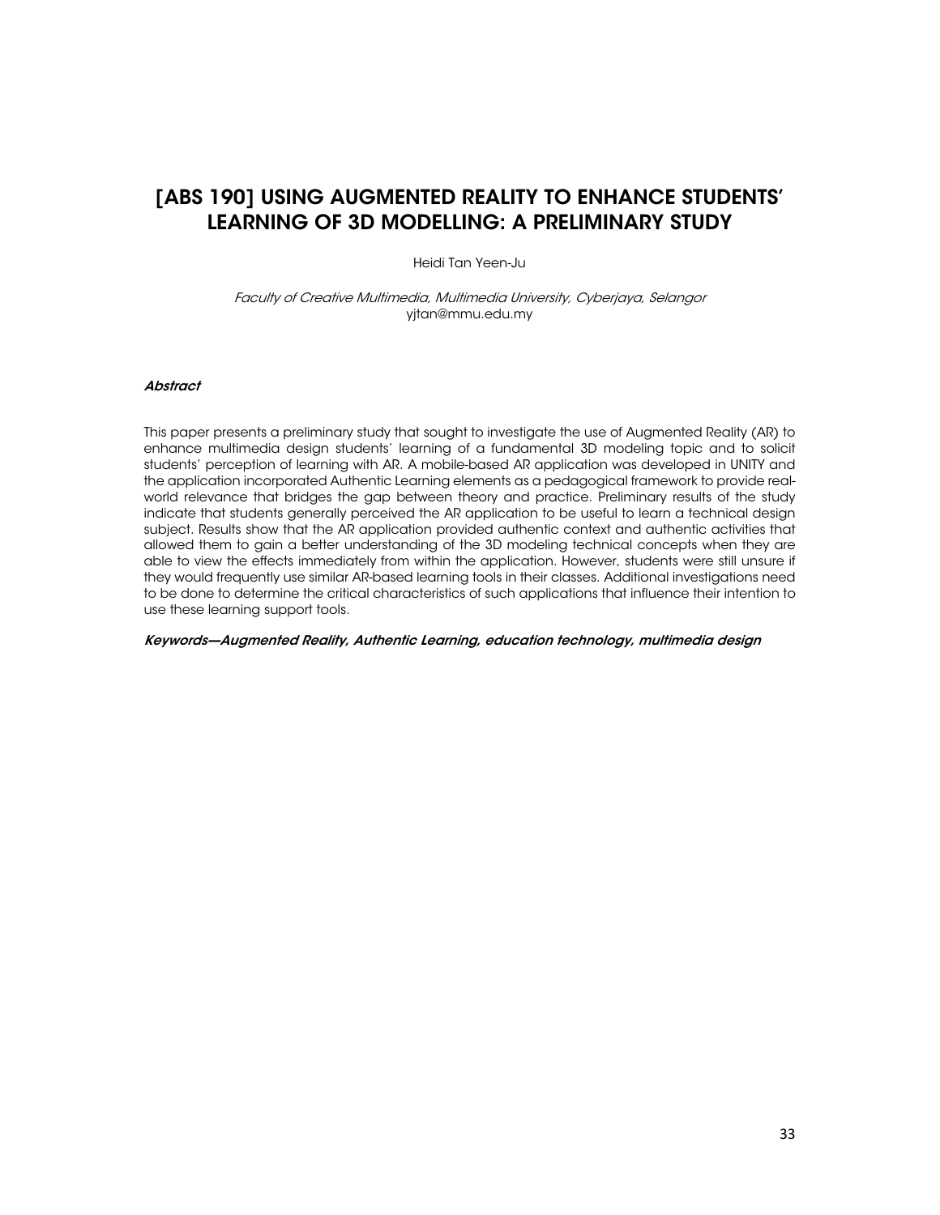# [ABS 190] USING AUGMENTED REALITY TO ENHANCE STUDENTS' LEARNING OF 3D MODELLING: A PRELIMINARY STUDY

Heidi Tan Yeen-Ju

*Faculty of Creative Multimedia, Multimedia University, Cyberjaya, Selangor*
yjtan@mmu.edu.my

***Abstract***

This paper presents a preliminary study that sought to investigate the use of Augmented Reality (AR) to enhance multimedia design students' learning of a fundamental 3D modeling topic and to solicit students' perception of learning with AR. A mobile-based AR application was developed in UNITY and the application incorporated Authentic Learning elements as a pedagogical framework to provide real-world relevance that bridges the gap between theory and practice. Preliminary results of the study indicate that students generally perceived the AR application to be useful to learn a technical design subject. Results show that the AR application provided authentic context and authentic activities that allowed them to gain a better understanding of the 3D modeling technical concepts when they are able to view the effects immediately from within the application. However, students were still unsure if they would frequently use similar AR-based learning tools in their classes. Additional investigations need to be done to determine the critical characteristics of such applications that influence their intention to use these learning support tools.

***Keywords—Augmented Reality, Authentic Learning, education technology, multimedia design***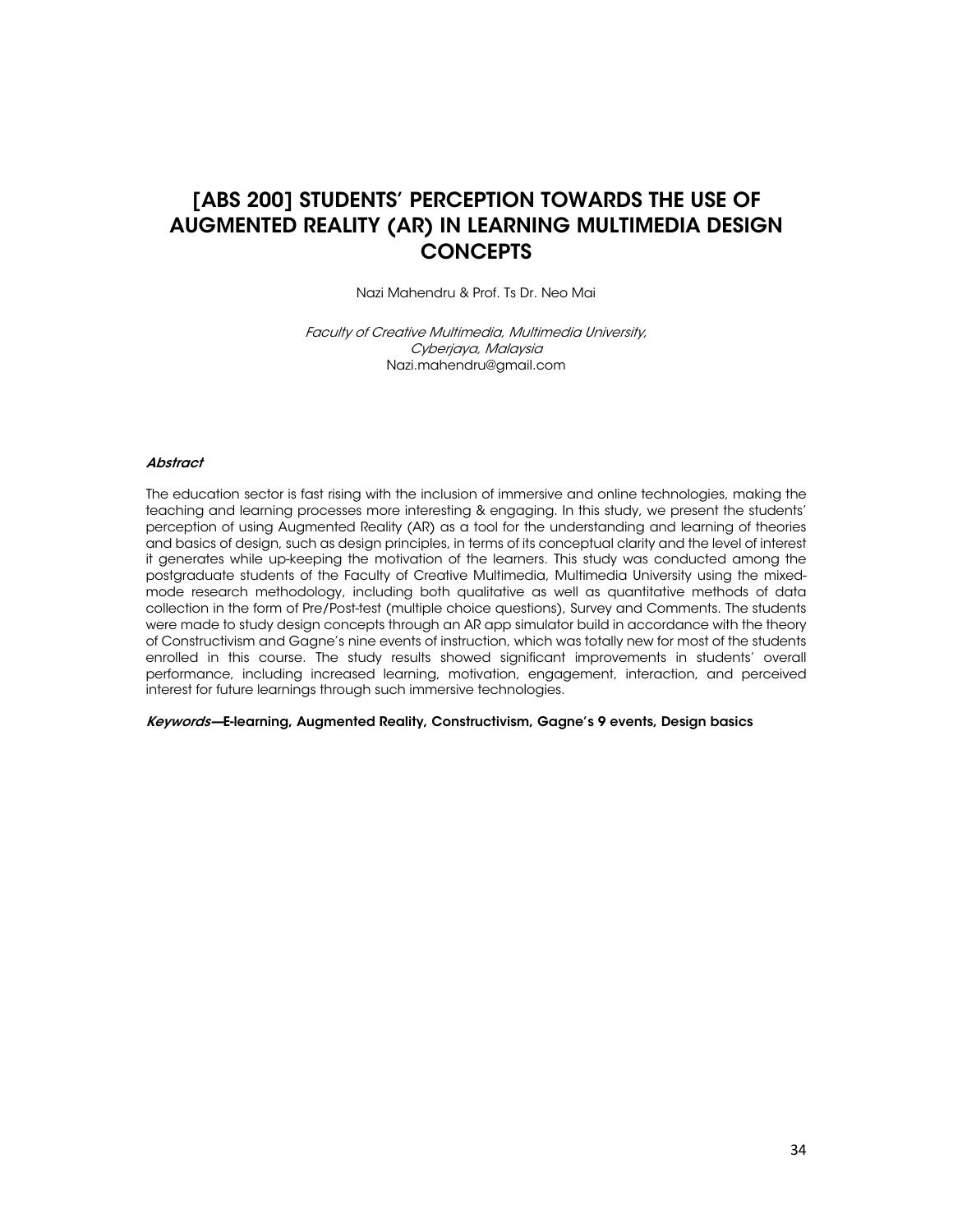# [ABS 200] STUDENTS' PERCEPTION TOWARDS THE USE OF AUGMENTED REALITY (AR) IN LEARNING MULTIMEDIA DESIGN CONCEPTS

Nazi Mahendru & Prof. Ts Dr. Neo Mai

*Faculty of Creative Multimedia, Multimedia University, Cyberjaya, Malaysia*
Nazi.mahendru@gmail.com

***Abstract***

The education sector is fast rising with the inclusion of immersive and online technologies, making the teaching and learning processes more interesting & engaging. In this study, we present the students' perception of using Augmented Reality (AR) as a tool for the understanding and learning of theories and basics of design, such as design principles, in terms of its conceptual clarity and the level of interest it generates while up-keeping the motivation of the learners. This study was conducted among the postgraduate students of the Faculty of Creative Multimedia, Multimedia University using the mixed-mode research methodology, including both qualitative as well as quantitative methods of data collection in the form of Pre/Post-test (multiple choice questions), Survey and Comments. The students were made to study design concepts through an AR app simulator build in accordance with the theory of Constructivism and Gagne's nine events of instruction, which was totally new for most of the students enrolled in this course. The study results showed significant improvements in students' overall performance, including increased learning, motivation, engagement, interaction, and perceived interest for future learnings through such immersive technologies.

***Keywords*—E-learning, Augmented Reality, Constructivism, Gagne's 9 events, Design basics**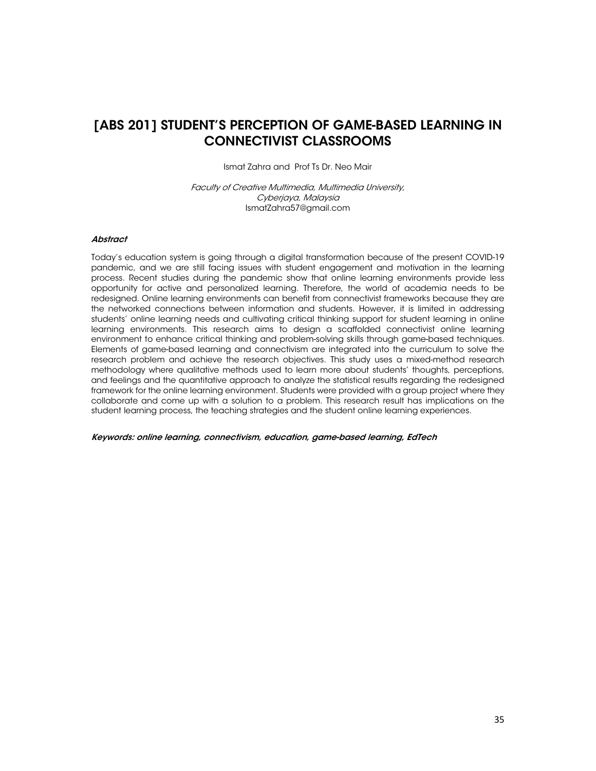# [ABS 201] STUDENT'S PERCEPTION OF GAME-BASED LEARNING IN CONNECTIVIST CLASSROOMS

Ismat Zahra and Prof Ts Dr. Neo Mair

*Faculty of Creative Multimedia, Multimedia University, Cyberjaya, Malaysia*
IsmatZahra57@gmail.com

***Abstract***

Today's education system is going through a digital transformation because of the present COVID-19 pandemic, and we are still facing issues with student engagement and motivation in the learning process. Recent studies during the pandemic show that online learning environments provide less opportunity for active and personalized learning. Therefore, the world of academia needs to be redesigned. Online learning environments can benefit from connectivist frameworks because they are the networked connections between information and students. However, it is limited in addressing students' online learning needs and cultivating critical thinking support for student learning in online learning environments. This research aims to design a scaffolded connectivist online learning environment to enhance critical thinking and problem-solving skills through game-based techniques. Elements of game-based learning and connectivism are integrated into the curriculum to solve the research problem and achieve the research objectives. This study uses a mixed-method research methodology where qualitative methods used to learn more about students' thoughts, perceptions, and feelings and the quantitative approach to analyze the statistical results regarding the redesigned framework for the online learning environment. Students were provided with a group project where they collaborate and come up with a solution to a problem. This research result has implications on the student learning process, the teaching strategies and the student online learning experiences.

***Keywords: online learning, connectivism, education, game-based learning, EdTech***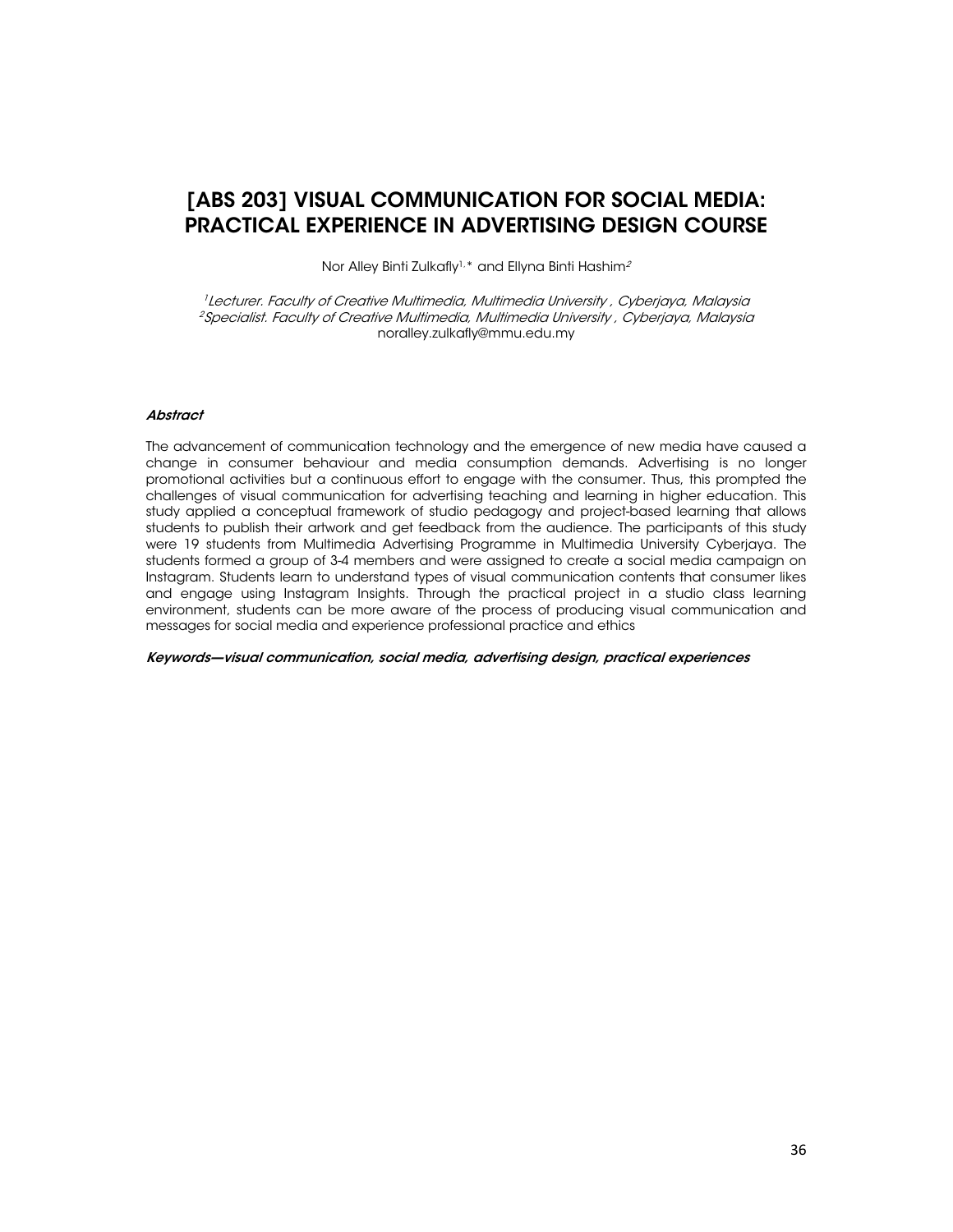# [ABS 203] VISUAL COMMUNICATION FOR SOCIAL MEDIA: PRACTICAL EXPERIENCE IN ADVERTISING DESIGN COURSE

Nor Alley Binti Zulkafly[1,*] and Ellyna Binti Hashim[2]

[1]*Lecturer. Faculty of Creative Multimedia, Multimedia University , Cyberjaya, Malaysia*
[2]*Specialist. Faculty of Creative Multimedia, Multimedia University , Cyberjaya, Malaysia*
noralley.zulkafly@mmu.edu.my

## *Abstract*

The advancement of communication technology and the emergence of new media have caused a change in consumer behaviour and media consumption demands. Advertising is no longer promotional activities but a continuous effort to engage with the consumer. Thus, this prompted the challenges of visual communication for advertising teaching and learning in higher education. This study applied a conceptual framework of studio pedagogy and project-based learning that allows students to publish their artwork and get feedback from the audience. The participants of this study were 19 students from Multimedia Advertising Programme in Multimedia University Cyberjaya. The students formed a group of 3-4 members and were assigned to create a social media campaign on Instagram. Students learn to understand types of visual communication contents that consumer likes and engage using Instagram Insights. Through the practical project in a studio class learning environment, students can be more aware of the process of producing visual communication and messages for social media and experience professional practice and ethics

***Keywords—visual communication, social media, advertising design, practical experiences***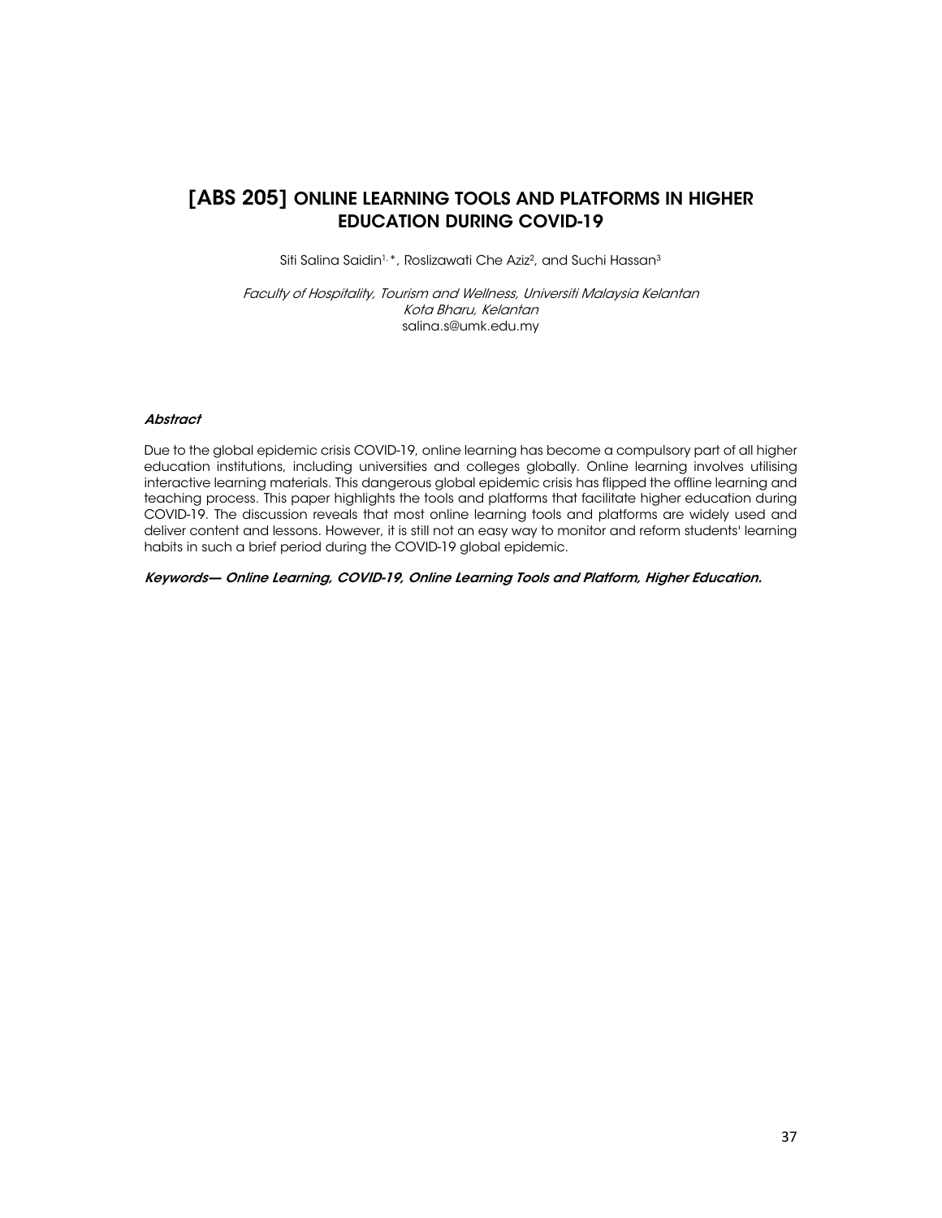# [ABS 205] ONLINE LEARNING TOOLS AND PLATFORMS IN HIGHER EDUCATION DURING COVID-19

Siti Salina Saidin[1,*], Roslizawati Che Aziz[2], and Suchi Hassan[3]

*Faculty of Hospitality, Tourism and Wellness, Universiti Malaysia Kelantan*
*Kota Bharu, Kelantan*
salina.s@umk.edu.my

***Abstract***

Due to the global epidemic crisis COVID-19, online learning has become a compulsory part of all higher education institutions, including universities and colleges globally. Online learning involves utilising interactive learning materials. This dangerous global epidemic crisis has flipped the offline learning and teaching process. This paper highlights the tools and platforms that facilitate higher education during COVID-19. The discussion reveals that most online learning tools and platforms are widely used and deliver content and lessons. However, it is still not an easy way to monitor and reform students' learning habits in such a brief period during the COVID-19 global epidemic.

***Keywords— Online Learning, COVID-19, Online Learning Tools and Platform, Higher Education.***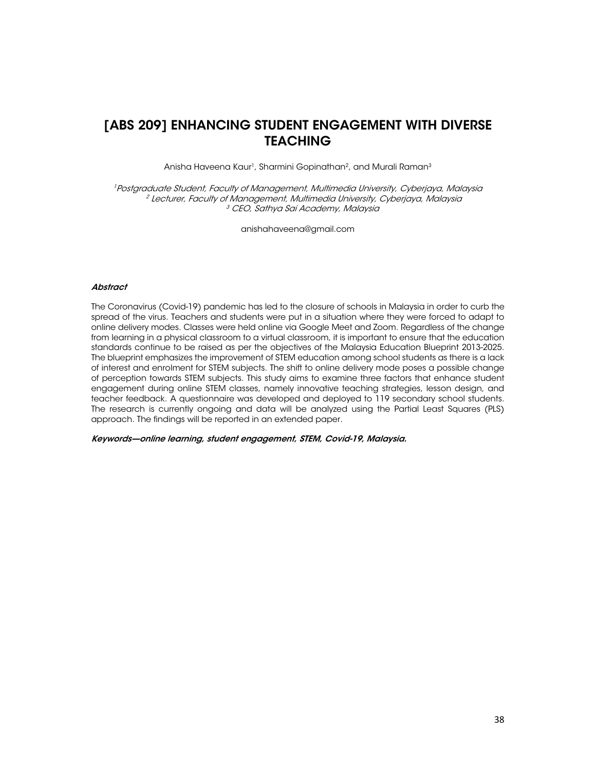# [ABS 209] ENHANCING STUDENT ENGAGEMENT WITH DIVERSE TEACHING

Anisha Haveena Kaur[1], Sharmini Gopinathan[2], and Murali Raman[3]

[1]*Postgraduate Student, Faculty of Management, Multimedia University, Cyberjaya, Malaysia*
[2] *Lecturer, Faculty of Management, Multimedia University, Cyberjaya, Malaysia*
[3] *CEO, Sathya Sai Academy, Malaysia*

anishahaveena@gmail.com

***Abstract***

The Coronavirus (Covid-19) pandemic has led to the closure of schools in Malaysia in order to curb the spread of the virus. Teachers and students were put in a situation where they were forced to adapt to online delivery modes. Classes were held online via Google Meet and Zoom. Regardless of the change from learning in a physical classroom to a virtual classroom, it is important to ensure that the education standards continue to be raised as per the objectives of the Malaysia Education Blueprint 2013-2025. The blueprint emphasizes the improvement of STEM education among school students as there is a lack of interest and enrolment for STEM subjects. The shift to online delivery mode poses a possible change of perception towards STEM subjects. This study aims to examine three factors that enhance student engagement during online STEM classes, namely innovative teaching strategies, lesson design, and teacher feedback. A questionnaire was developed and deployed to 119 secondary school students. The research is currently ongoing and data will be analyzed using the Partial Least Squares (PLS) approach. The findings will be reported in an extended paper.

***Keywords—online learning, student engagement, STEM, Covid-19, Malaysia.***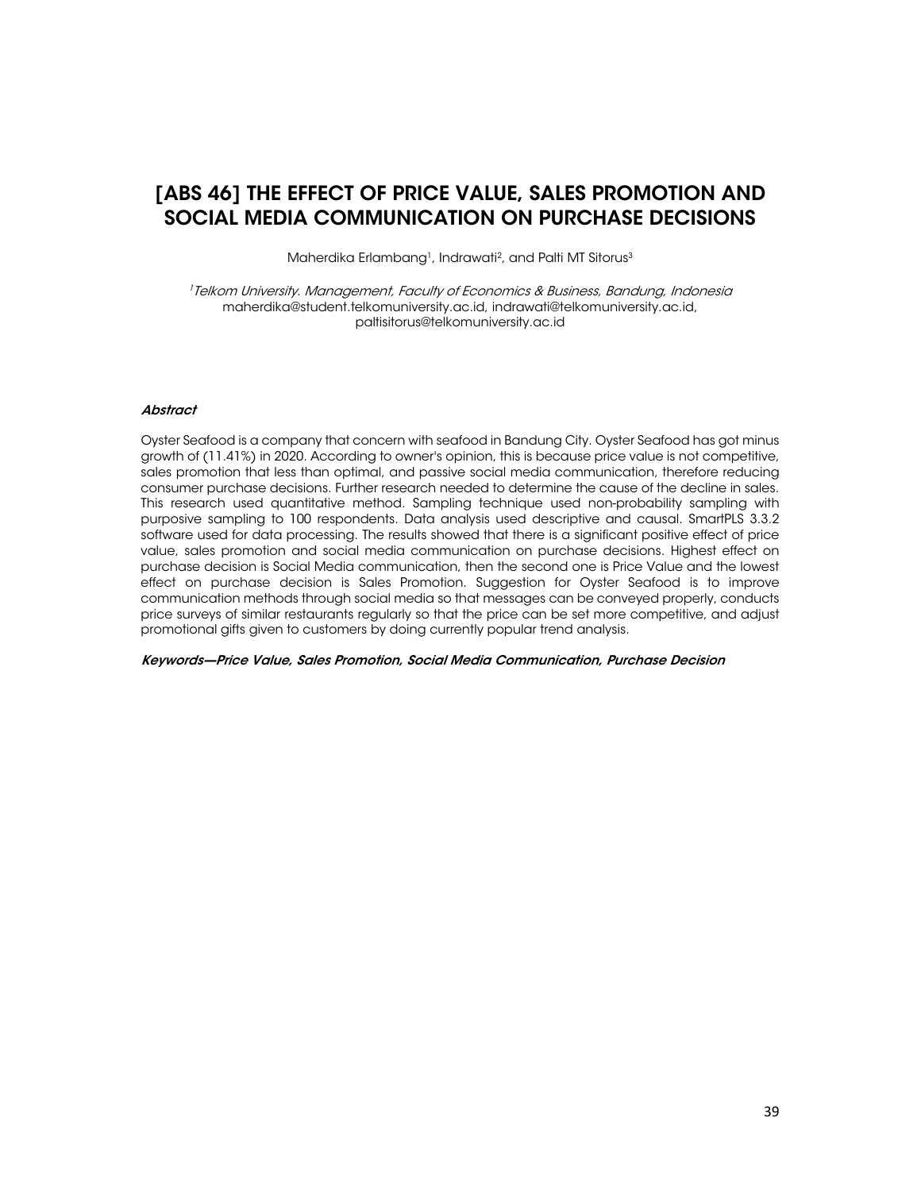# [ABS 46] THE EFFECT OF PRICE VALUE, SALES PROMOTION AND SOCIAL MEDIA COMMUNICATION ON PURCHASE DECISIONS

Maherdika Erlambang[1], Indrawati[2], and Palti MT Sitorus[3]

[1]*Telkom University. Management, Faculty of Economics & Business, Bandung, Indonesia*
maherdika@student.telkomuniversity.ac.id, indrawati@telkomuniversity.ac.id, paltisitorus@telkomuniversity.ac.id

### *Abstract*

Oyster Seafood is a company that concern with seafood in Bandung City. Oyster Seafood has got minus growth of (11.41%) in 2020. According to owner's opinion, this is because price value is not competitive, sales promotion that less than optimal, and passive social media communication, therefore reducing consumer purchase decisions. Further research needed to determine the cause of the decline in sales. This research used quantitative method. Sampling technique used non-probability sampling with purposive sampling to 100 respondents. Data analysis used descriptive and causal. SmartPLS 3.3.2 software used for data processing. The results showed that there is a significant positive effect of price value, sales promotion and social media communication on purchase decisions. Highest effect on purchase decision is Social Media communication, then the second one is Price Value and the lowest effect on purchase decision is Sales Promotion. Suggestion for Oyster Seafood is to improve communication methods through social media so that messages can be conveyed properly, conducts price surveys of similar restaurants regularly so that the price can be set more competitive, and adjust promotional gifts given to customers by doing currently popular trend analysis.

***Keywords—Price Value, Sales Promotion, Social Media Communication, Purchase Decision***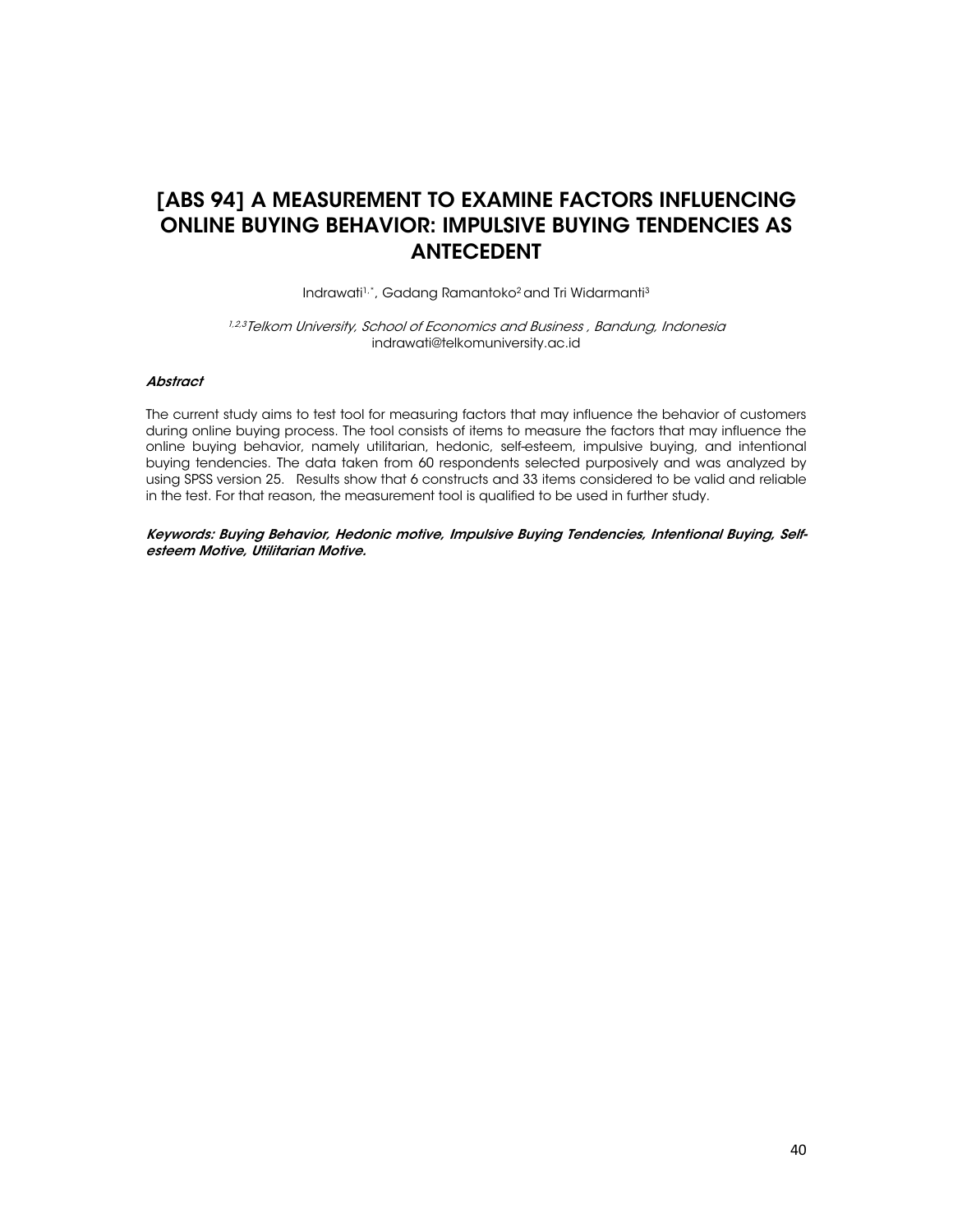# [ABS 94] A MEASUREMENT TO EXAMINE FACTORS INFLUENCING ONLINE BUYING BEHAVIOR: IMPULSIVE BUYING TENDENCIES AS ANTECEDENT

Indrawati[1,*], Gadang Ramantoko[2] and Tri Widarmanti[3]

[1,2,3]*Telkom University, School of Economics and Business , Bandung, Indonesia*
indrawati@telkomuniversity.ac.id

***Abstract***

The current study aims to test tool for measuring factors that may influence the behavior of customers during online buying process. The tool consists of items to measure the factors that may influence the online buying behavior, namely utilitarian, hedonic, self-esteem, impulsive buying, and intentional buying tendencies. The data taken from 60 respondents selected purposively and was analyzed by using SPSS version 25. Results show that 6 constructs and 33 items considered to be valid and reliable in the test. For that reason, the measurement tool is qualified to be used in further study.

***Keywords: Buying Behavior, Hedonic motive, Impulsive Buying Tendencies, Intentional Buying, Self-esteem Motive, Utilitarian Motive.***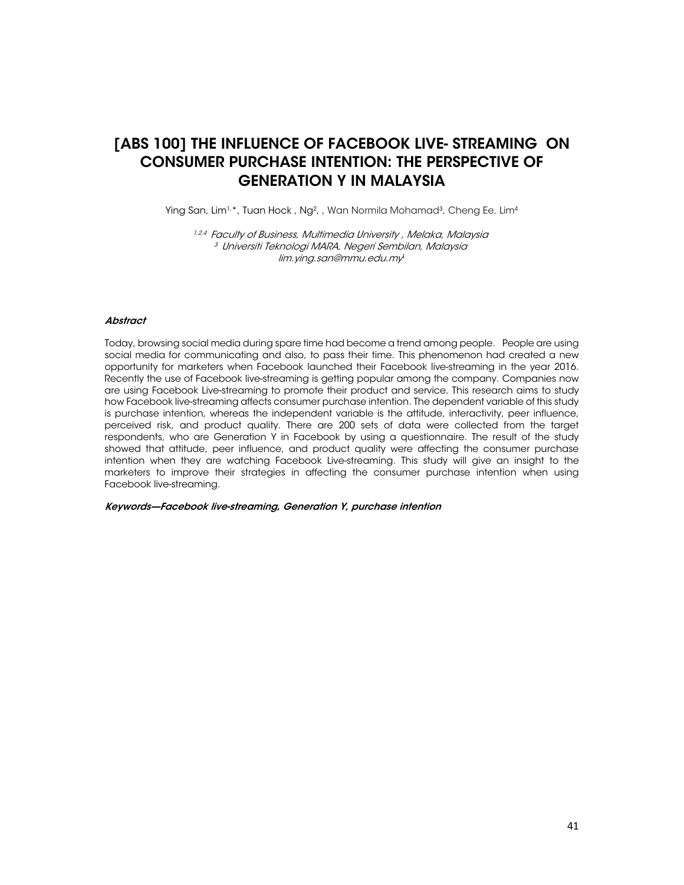# [ABS 100] THE INFLUENCE OF FACEBOOK LIVE- STREAMING ON CONSUMER PURCHASE INTENTION: THE PERSPECTIVE OF GENERATION Y IN MALAYSIA

Ying San, Lim[1,*], Tuan Hock , Ng[2], , Wan Normila Mohamad[3], Cheng Ee, Lim[4]

*[1,2,4] Faculty of Business, Multimedia University , Melaka, Malaysia*
*[3] Universiti Teknologi MARA, Negeri Sembilan, Malaysia*
*lim.ying.san@mmu.edu.my[1]*

***Abstract***

Today, browsing social media during spare time had become a trend among people. People are using social media for communicating and also, to pass their time. This phenomenon had created a new opportunity for marketers when Facebook launched their Facebook live-streaming in the year 2016. Recently the use of Facebook live-streaming is getting popular among the company. Companies now are using Facebook Live-streaming to promote their product and service. This research aims to study how Facebook live-streaming affects consumer purchase intention. The dependent variable of this study is purchase intention, whereas the independent variable is the attitude, interactivity, peer influence, perceived risk, and product quality. There are 200 sets of data were collected from the target respondents, who are Generation Y in Facebook by using a questionnaire. The result of the study showed that attitude, peer influence, and product quality were affecting the consumer purchase intention when they are watching Facebook Live-streaming. This study will give an insight to the marketers to improve their strategies in affecting the consumer purchase intention when using Facebook live-streaming.

***Keywords—Facebook live-streaming, Generation Y, purchase intention***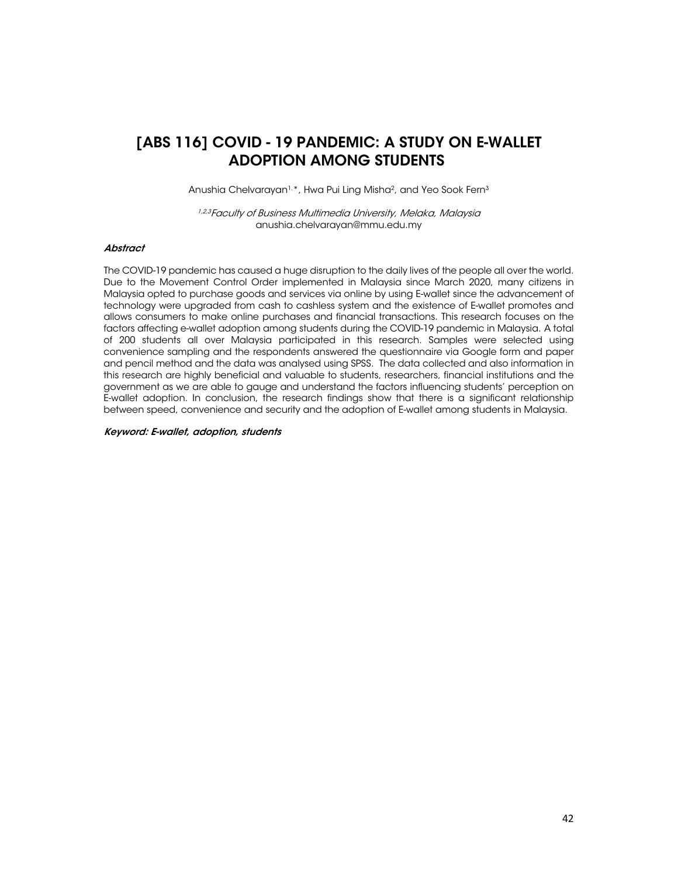# [ABS 116] COVID - 19 PANDEMIC: A STUDY ON E-WALLET ADOPTION AMONG STUDENTS

Anushia Chelvarayan[1,*], Hwa Pui Ling Misha[2], and Yeo Sook Fern[3]

[1,2,3]*Faculty of Business Multimedia University, Melaka, Malaysia*
anushia.chelvarayan@mmu.edu.my

***Abstract***

The COVID-19 pandemic has caused a huge disruption to the daily lives of the people all over the world. Due to the Movement Control Order implemented in Malaysia since March 2020, many citizens in Malaysia opted to purchase goods and services via online by using E-wallet since the advancement of technology were upgraded from cash to cashless system and the existence of E-wallet promotes and allows consumers to make online purchases and financial transactions. This research focuses on the factors affecting e-wallet adoption among students during the COVID-19 pandemic in Malaysia. A total of 200 students all over Malaysia participated in this research. Samples were selected using convenience sampling and the respondents answered the questionnaire via Google form and paper and pencil method and the data was analysed using SPSS. The data collected and also information in this research are highly beneficial and valuable to students, researchers, financial institutions and the government as we are able to gauge and understand the factors influencing students' perception on E-wallet adoption. In conclusion, the research findings show that there is a significant relationship between speed, convenience and security and the adoption of E-wallet among students in Malaysia.

***Keyword: E-wallet, adoption, students***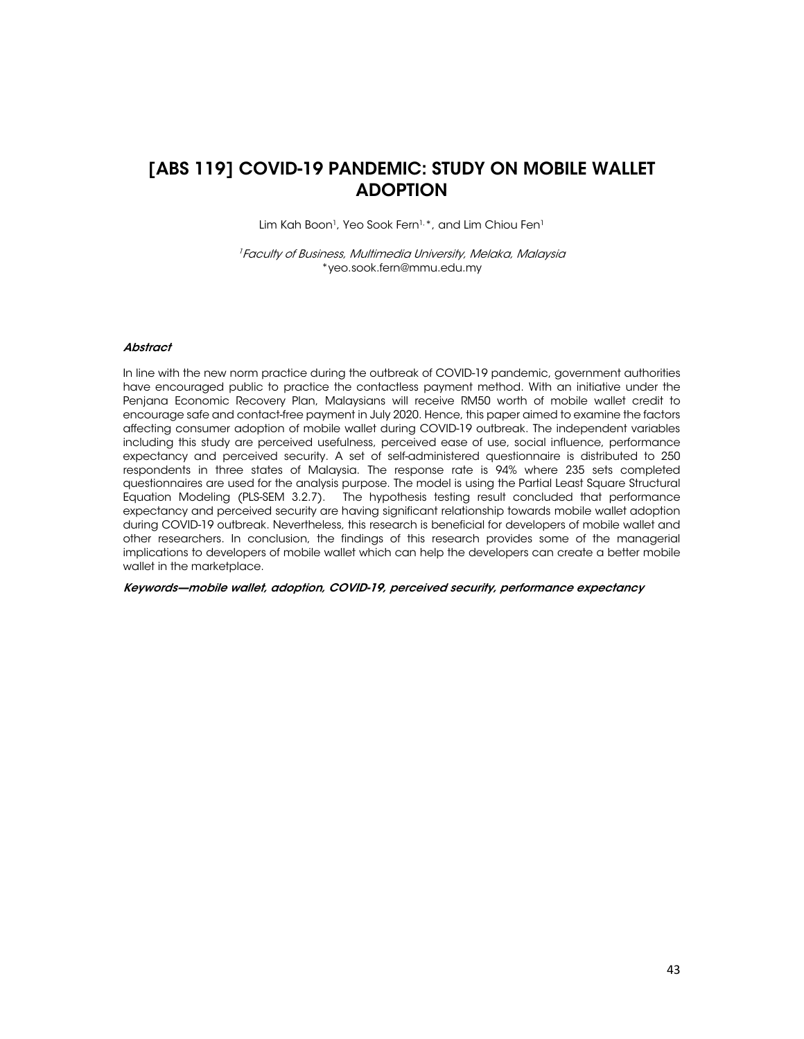# [ABS 119] COVID-19 PANDEMIC: STUDY ON MOBILE WALLET ADOPTION

Lim Kah Boon[1], Yeo Sook Fern[1,*], and Lim Chiou Fen[1]

[1]*Faculty of Business, Multimedia University, Melaka, Malaysia*
*yeo.sook.fern@mmu.edu.my

***Abstract***

In line with the new norm practice during the outbreak of COVID-19 pandemic, government authorities have encouraged public to practice the contactless payment method. With an initiative under the Penjana Economic Recovery Plan, Malaysians will receive RM50 worth of mobile wallet credit to encourage safe and contact-free payment in July 2020. Hence, this paper aimed to examine the factors affecting consumer adoption of mobile wallet during COVID-19 outbreak. The independent variables including this study are perceived usefulness, perceived ease of use, social influence, performance expectancy and perceived security. A set of self-administered questionnaire is distributed to 250 respondents in three states of Malaysia. The response rate is 94% where 235 sets completed questionnaires are used for the analysis purpose. The model is using the Partial Least Square Structural Equation Modeling (PLS-SEM 3.2.7). The hypothesis testing result concluded that performance expectancy and perceived security are having significant relationship towards mobile wallet adoption during COVID-19 outbreak. Nevertheless, this research is beneficial for developers of mobile wallet and other researchers. In conclusion, the findings of this research provides some of the managerial implications to developers of mobile wallet which can help the developers can create a better mobile wallet in the marketplace.

***Keywords—mobile wallet, adoption, COVID-19, perceived security, performance expectancy***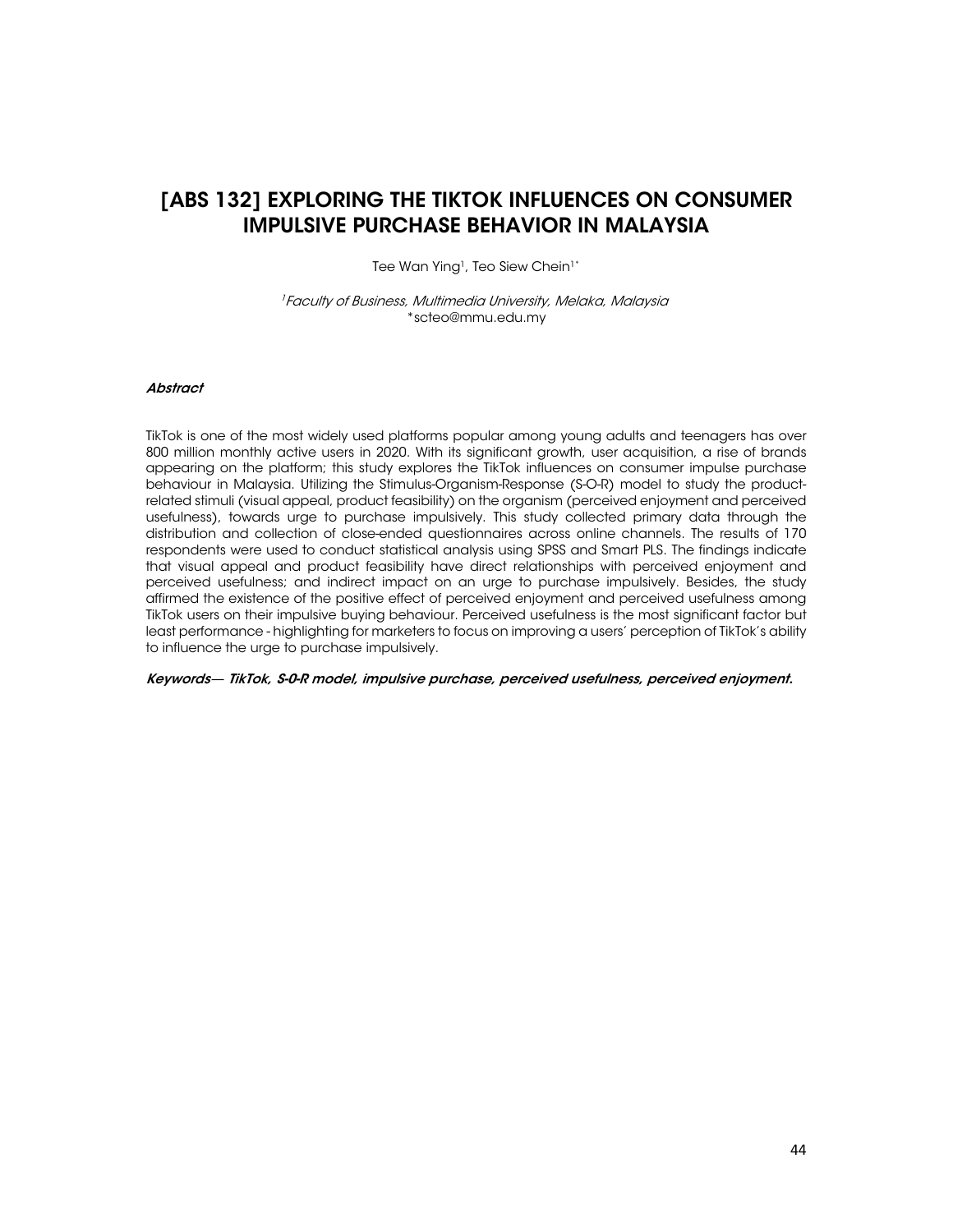# [ABS 132] EXPLORING THE TIKTOK INFLUENCES ON CONSUMER IMPULSIVE PURCHASE BEHAVIOR IN MALAYSIA

Tee Wan Ying[1], Teo Siew Chein[1*]

[1]*Faculty of Business, Multimedia University, Melaka, Malaysia*
*scteo@mmu.edu.my

***Abstract***

TikTok is one of the most widely used platforms popular among young adults and teenagers has over 800 million monthly active users in 2020. With its significant growth, user acquisition, a rise of brands appearing on the platform; this study explores the TikTok influences on consumer impulse purchase behaviour in Malaysia. Utilizing the Stimulus-Organism-Response (S-O-R) model to study the product-related stimuli (visual appeal, product feasibility) on the organism (perceived enjoyment and perceived usefulness), towards urge to purchase impulsively. This study collected primary data through the distribution and collection of close-ended questionnaires across online channels. The results of 170 respondents were used to conduct statistical analysis using SPSS and Smart PLS. The findings indicate that visual appeal and product feasibility have direct relationships with perceived enjoyment and perceived usefulness; and indirect impact on an urge to purchase impulsively. Besides, the study affirmed the existence of the positive effect of perceived enjoyment and perceived usefulness among TikTok users on their impulsive buying behaviour. Perceived usefulness is the most significant factor but least performance - highlighting for marketers to focus on improving a users' perception of TikTok's ability to influence the urge to purchase impulsively.

***Keywords— TikTok, S-0-R model, impulsive purchase, perceived usefulness, perceived enjoyment.***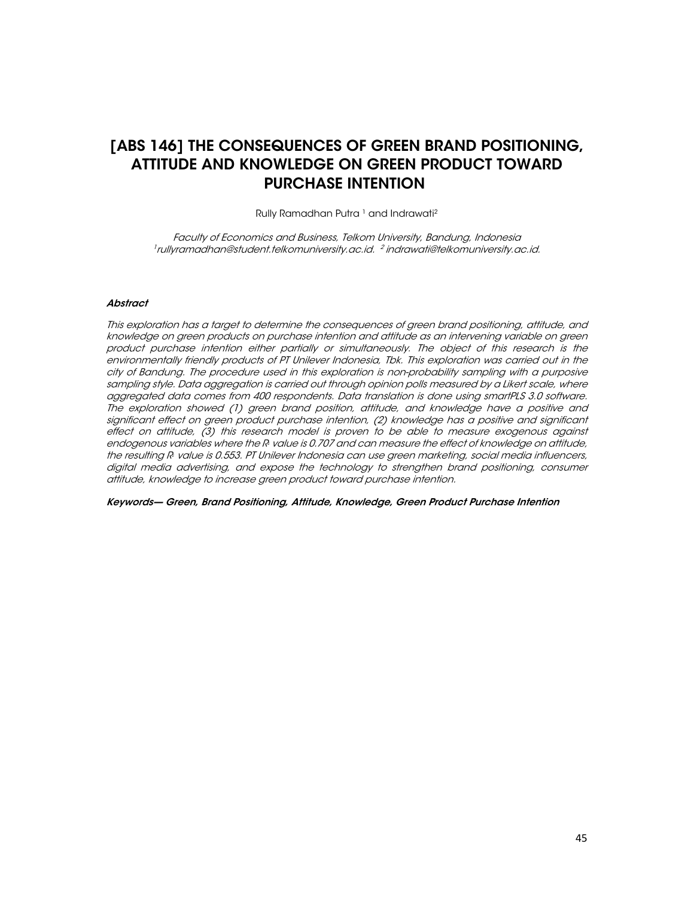# [ABS 146] THE CONSEQUENCES OF GREEN BRAND POSITIONING, ATTITUDE AND KNOWLEDGE ON GREEN PRODUCT TOWARD PURCHASE INTENTION

Rully Ramadhan Putra [1] and Indrawati[2]

*Faculty of Economics and Business, Telkom University, Bandung, Indonesia*
*[1]rullyramadhan@student.telkomuniversity.ac.id. [2] indrawati@telkomuniversity.ac.id.*

***Abstract***

*This exploration has a target to determine the consequences of green brand positioning, attitude, and knowledge on green products on purchase intention and attitude as an intervening variable on green product purchase intention either partially or simultaneously. The object of this research is the environmentally friendly products of PT Unilever Indonesia, Tbk. This exploration was carried out in the city of Bandung. The procedure used in this exploration is non-probability sampling with a purposive sampling style. Data aggregation is carried out through opinion polls measured by a Likert scale, where aggregated data comes from 400 respondents. Data translation is done using smartPLS 3.0 software. The exploration showed (1) green brand position, attitude, and knowledge have a positive and significant effect on green product purchase intention, (2) knowledge has a positive and significant effect on attitude, (3) this research model is proven to be able to measure exogenous against endogenous variables where the $R^2$ value is 0.707 and can measure the effect of knowledge on attitude, the resulting $R^2$ value is 0.553. PT Unilever Indonesia can use green marketing, social media influencers, digital media advertising, and expose the technology to strengthen brand positioning, consumer attitude, knowledge to increase green product toward purchase intention.*

***Keywords— Green, Brand Positioning, Attitude, Knowledge, Green Product Purchase Intention***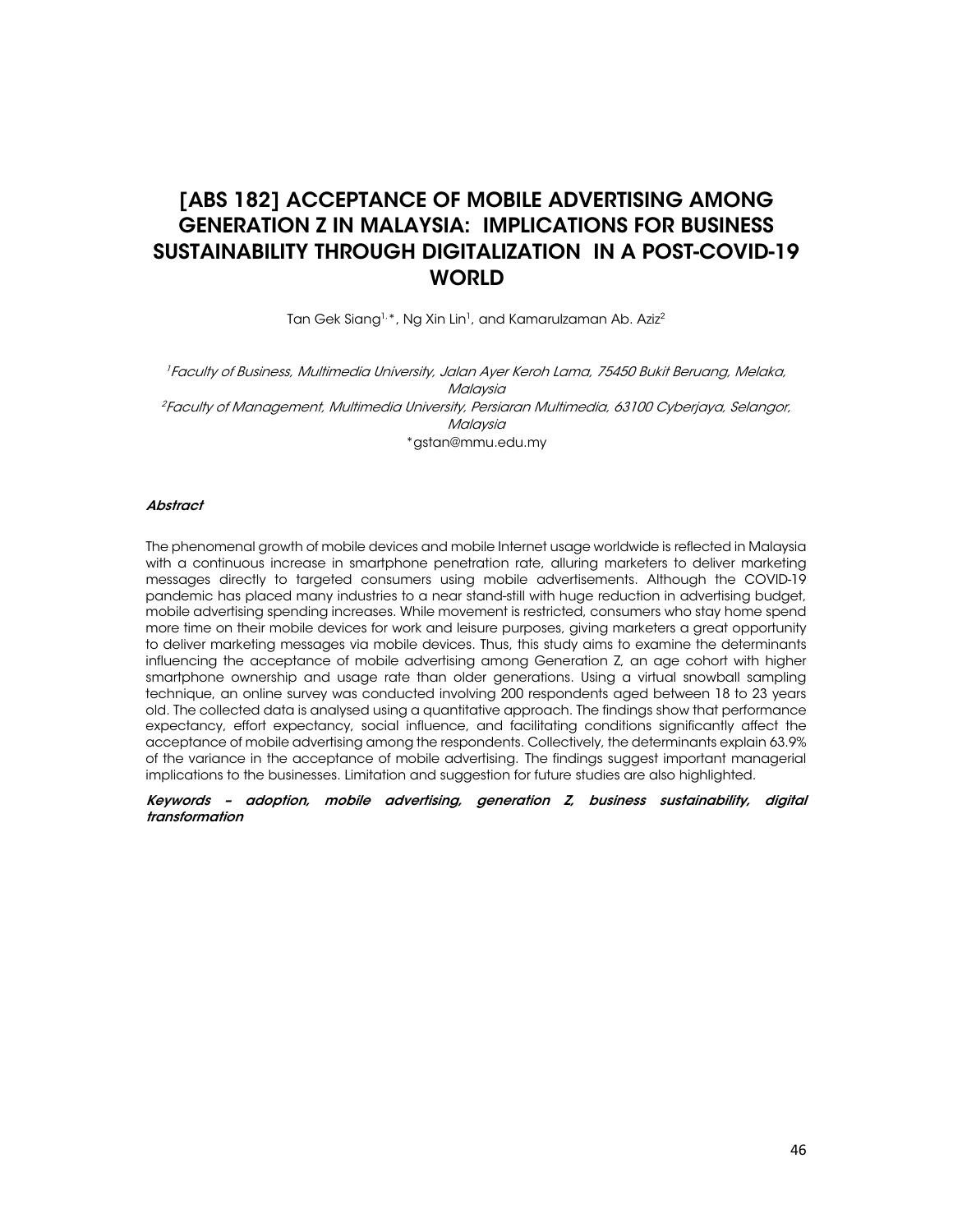# [ABS 182] ACCEPTANCE OF MOBILE ADVERTISING AMONG GENERATION Z IN MALAYSIA: IMPLICATIONS FOR BUSINESS SUSTAINABILITY THROUGH DIGITALIZATION IN A POST-COVID-19 WORLD

Tan Gek Siang[1,*], Ng Xin Lin[1], and Kamarulzaman Ab. Aziz[2]

[1]*Faculty of Business, Multimedia University, Jalan Ayer Keroh Lama, 75450 Bukit Beruang, Melaka, Malaysia*

[2]*Faculty of Management, Multimedia University, Persiaran Multimedia, 63100 Cyberjaya, Selangor, Malaysia*

*gstan@mmu.edu.my

***Abstract***

The phenomenal growth of mobile devices and mobile Internet usage worldwide is reflected in Malaysia with a continuous increase in smartphone penetration rate, alluring marketers to deliver marketing messages directly to targeted consumers using mobile advertisements. Although the COVID-19 pandemic has placed many industries to a near stand-still with huge reduction in advertising budget, mobile advertising spending increases. While movement is restricted, consumers who stay home spend more time on their mobile devices for work and leisure purposes, giving marketers a great opportunity to deliver marketing messages via mobile devices. Thus, this study aims to examine the determinants influencing the acceptance of mobile advertising among Generation Z, an age cohort with higher smartphone ownership and usage rate than older generations. Using a virtual snowball sampling technique, an online survey was conducted involving 200 respondents aged between 18 to 23 years old. The collected data is analysed using a quantitative approach. The findings show that performance expectancy, effort expectancy, social influence, and facilitating conditions significantly affect the acceptance of mobile advertising among the respondents. Collectively, the determinants explain 63.9% of the variance in the acceptance of mobile advertising. The findings suggest important managerial implications to the businesses. Limitation and suggestion for future studies are also highlighted.

***Keywords – adoption, mobile advertising, generation Z, business sustainability, digital transformation***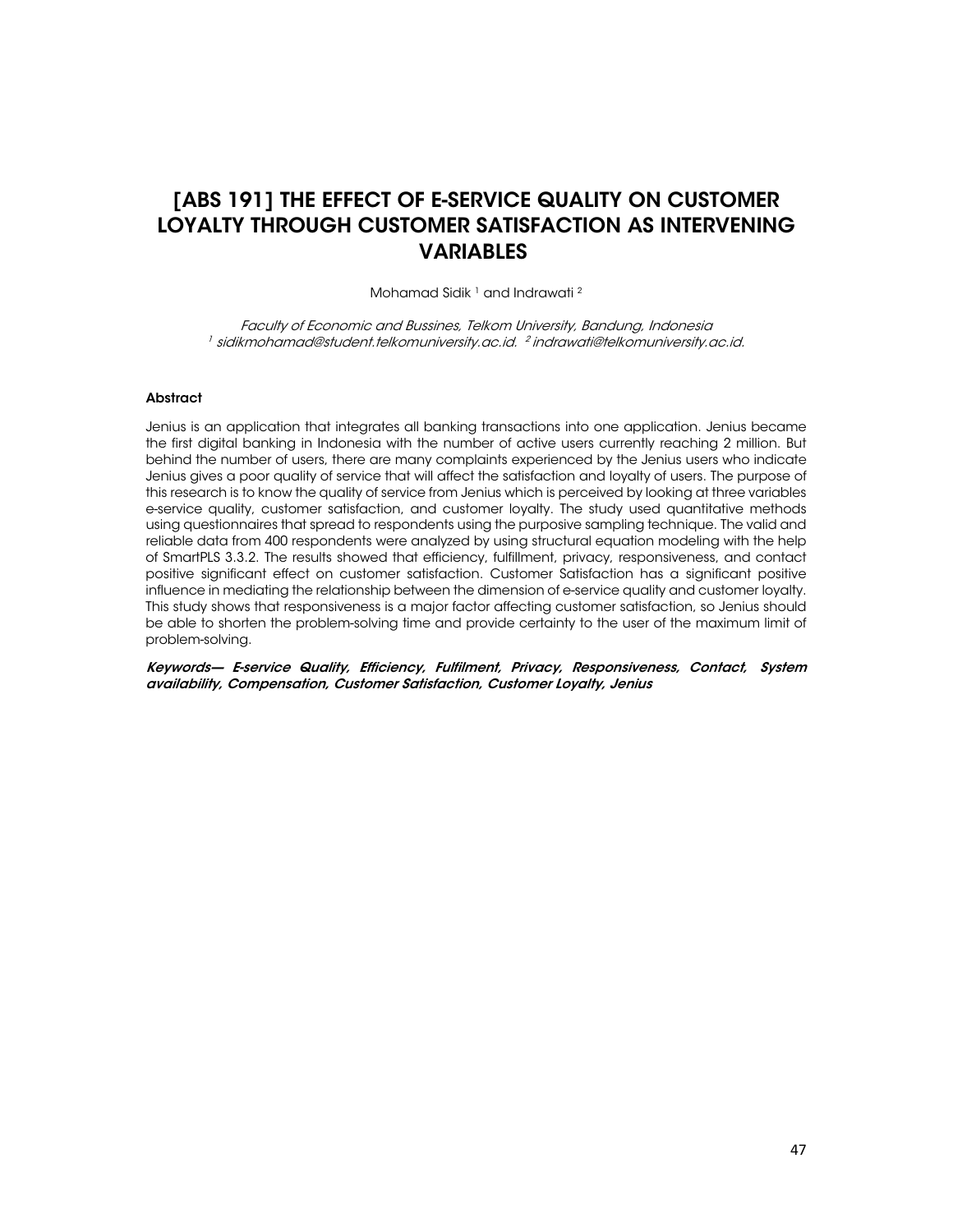# [ABS 191] THE EFFECT OF E-SERVICE QUALITY ON CUSTOMER LOYALTY THROUGH CUSTOMER SATISFACTION AS INTERVENING VARIABLES

Mohamad Sidik [1] and Indrawati [2]

*Faculty of Economic and Bussines, Telkom University, Bandung, Indonesia*
*[1] sidikmohamad@student.telkomuniversity.ac.id. [2] indrawati@telkomuniversity.ac.id.*

### Abstract

Jenius is an application that integrates all banking transactions into one application. Jenius became the first digital banking in Indonesia with the number of active users currently reaching 2 million. But behind the number of users, there are many complaints experienced by the Jenius users who indicate Jenius gives a poor quality of service that will affect the satisfaction and loyalty of users. The purpose of this research is to know the quality of service from Jenius which is perceived by looking at three variables e-service quality, customer satisfaction, and customer loyalty. The study used quantitative methods using questionnaires that spread to respondents using the purposive sampling technique. The valid and reliable data from 400 respondents were analyzed by using structural equation modeling with the help of SmartPLS 3.3.2. The results showed that efficiency, fulfillment, privacy, responsiveness, and contact positive significant effect on customer satisfaction. Customer Satisfaction has a significant positive influence in mediating the relationship between the dimension of e-service quality and customer loyalty. This study shows that responsiveness is a major factor affecting customer satisfaction, so Jenius should be able to shorten the problem-solving time and provide certainty to the user of the maximum limit of problem-solving.

***Keywords— E-service Quality, Efficiency, Fulfilment, Privacy, Responsiveness, Contact, System availability, Compensation, Customer Satisfaction, Customer Loyalty, Jenius***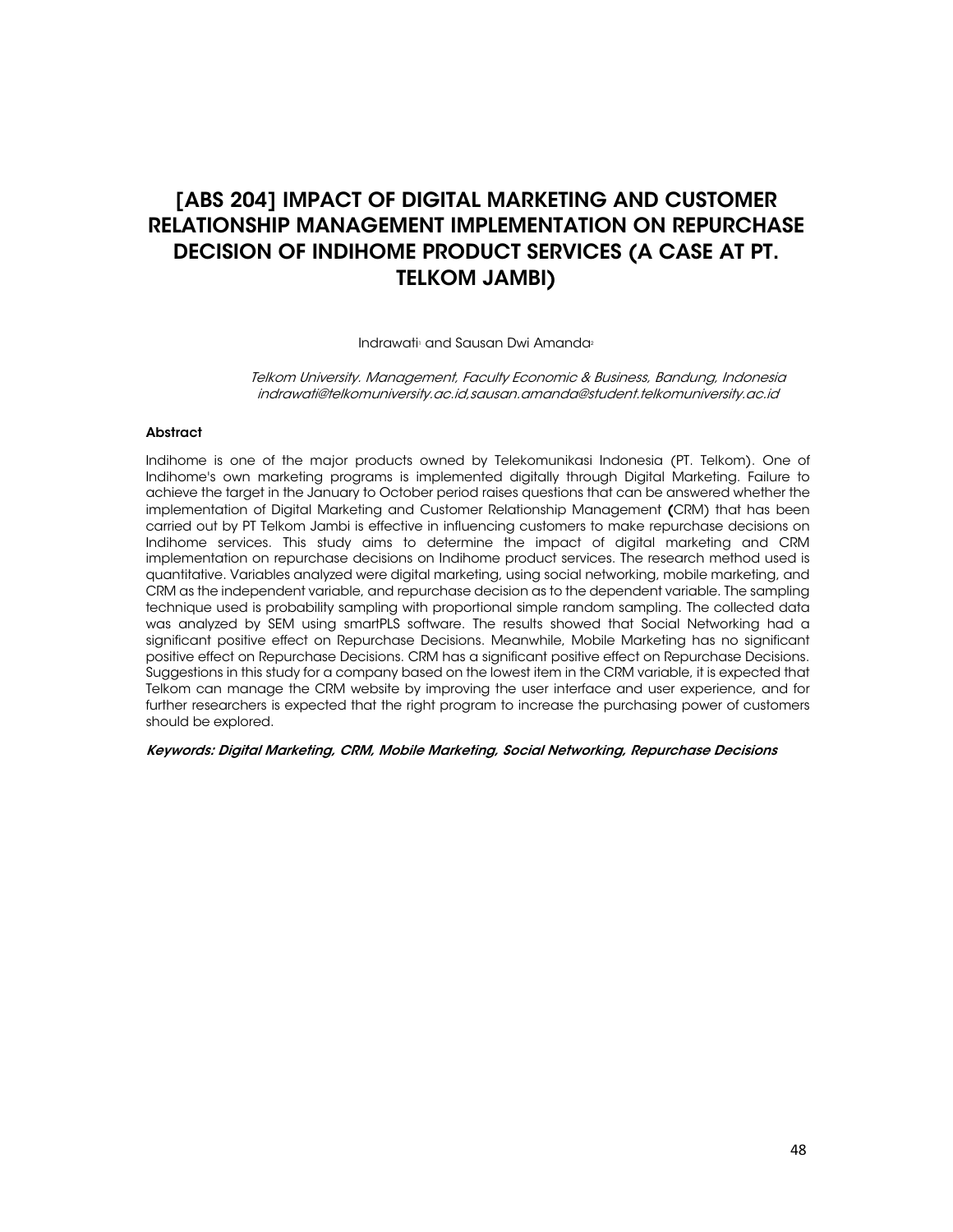# [ABS 204] IMPACT OF DIGITAL MARKETING AND CUSTOMER RELATIONSHIP MANAGEMENT IMPLEMENTATION ON REPURCHASE DECISION OF INDIHOME PRODUCT SERVICES (A CASE AT PT. TELKOM JAMBI)

Indrawati[1] and Sausan Dwi Amanda[2]

*Telkom University. Management, Faculty Economic & Business, Bandung, Indonesia*
*indrawati@telkomuniversity.ac.id,sausan.amanda@student.telkomuniversity.ac.id*

### Abstract

Indihome is one of the major products owned by Telekomunikasi Indonesia (PT. Telkom). One of Indihome's own marketing programs is implemented digitally through Digital Marketing. Failure to achieve the target in the January to October period raises questions that can be answered whether the implementation of Digital Marketing and Customer Relationship Management **(**CRM) that has been carried out by PT Telkom Jambi is effective in influencing customers to make repurchase decisions on Indihome services. This study aims to determine the impact of digital marketing and CRM implementation on repurchase decisions on Indihome product services. The research method used is quantitative. Variables analyzed were digital marketing, using social networking, mobile marketing, and CRM as the independent variable, and repurchase decision as to the dependent variable. The sampling technique used is probability sampling with proportional simple random sampling. The collected data was analyzed by SEM using smartPLS software. The results showed that Social Networking had a significant positive effect on Repurchase Decisions. Meanwhile, Mobile Marketing has no significant positive effect on Repurchase Decisions. CRM has a significant positive effect on Repurchase Decisions. Suggestions in this study for a company based on the lowest item in the CRM variable, it is expected that Telkom can manage the CRM website by improving the user interface and user experience, and for further researchers is expected that the right program to increase the purchasing power of customers should be explored.

***Keywords: Digital Marketing, CRM, Mobile Marketing, Social Networking, Repurchase Decisions***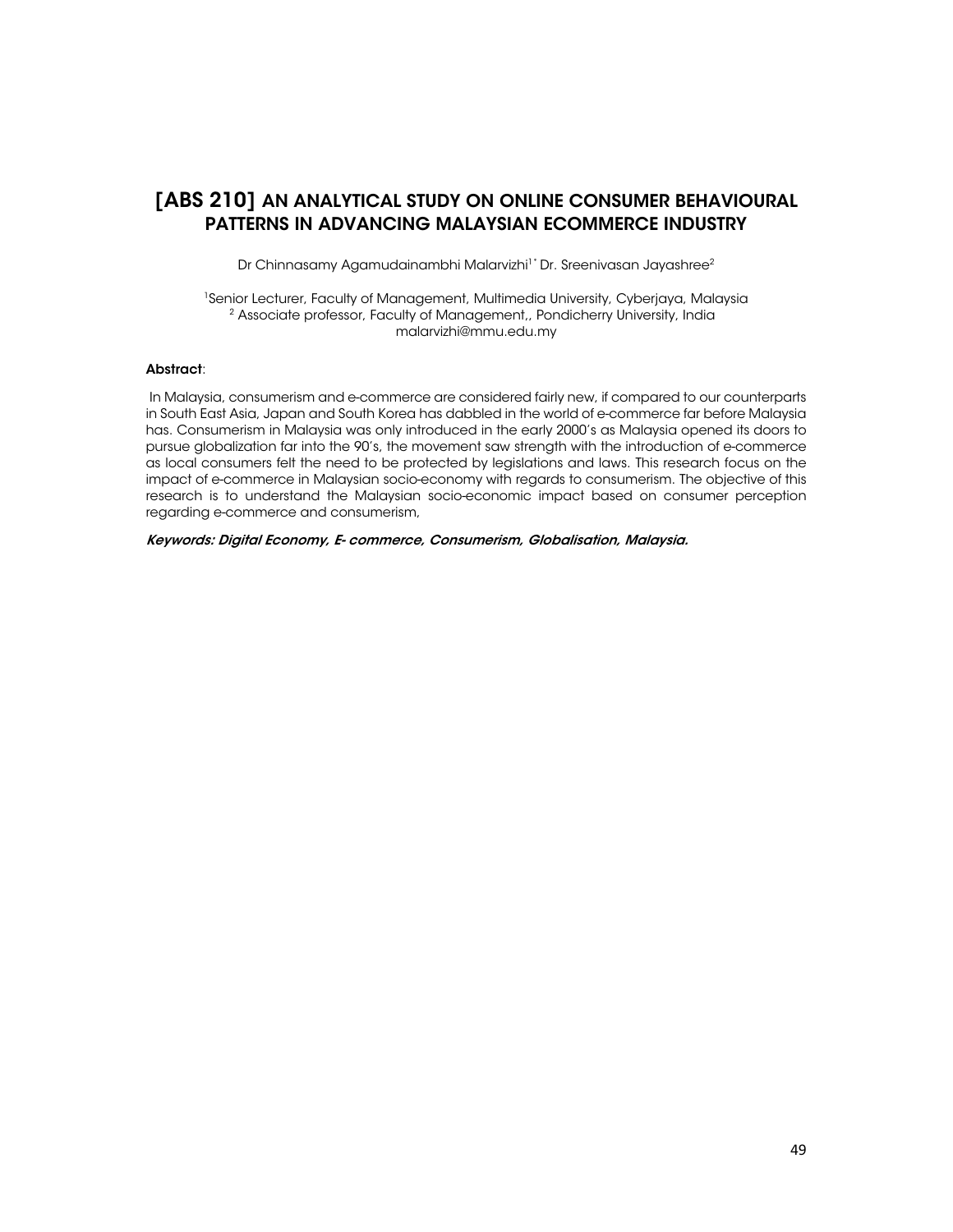## [ABS 210] AN ANALYTICAL STUDY ON ONLINE CONSUMER BEHAVIOURAL PATTERNS IN ADVANCING MALAYSIAN ECOMMERCE INDUSTRY

Dr Chinnasamy Agamudainambhi Malarvizhi[1*] Dr. Sreenivasan Jayashree[2]

[1]Senior Lecturer, Faculty of Management, Multimedia University, Cyberjaya, Malaysia
[2] Associate professor, Faculty of Management,, Pondicherry University, India
malarvizhi@mmu.edu.my

**Abstract**:

In Malaysia, consumerism and e-commerce are considered fairly new, if compared to our counterparts in South East Asia, Japan and South Korea has dabbled in the world of e-commerce far before Malaysia has. Consumerism in Malaysia was only introduced in the early 2000's as Malaysia opened its doors to pursue globalization far into the 90's, the movement saw strength with the introduction of e-commerce as local consumers felt the need to be protected by legislations and laws. This research focus on the impact of e-commerce in Malaysian socio-economy with regards to consumerism. The objective of this research is to understand the Malaysian socio-economic impact based on consumer perception regarding e-commerce and consumerism,

***Keywords: Digital Economy, E- commerce, Consumerism, Globalisation, Malaysia.***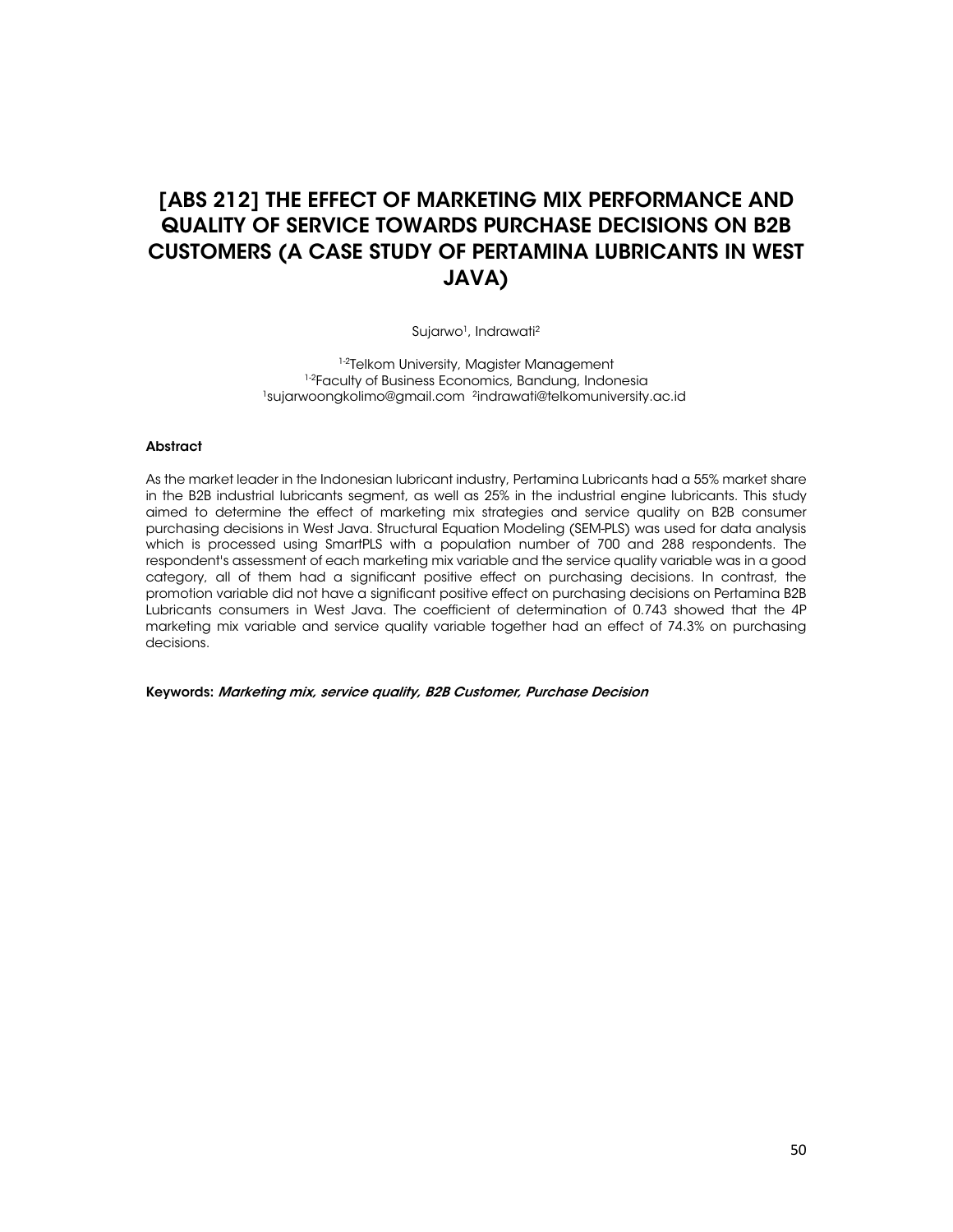# [ABS 212] THE EFFECT OF MARKETING MIX PERFORMANCE AND QUALITY OF SERVICE TOWARDS PURCHASE DECISIONS ON B2B CUSTOMERS (A CASE STUDY OF PERTAMINA LUBRICANTS IN WEST JAVA)

Sujarwo[1], Indrawati[2]

[1-2]Telkom University, Magister Management
[1-2]Faculty of Business Economics, Bandung, Indonesia
[1]sujarwoongkolimo@gmail.com [2]indrawati@telkomuniversity.ac.id

#### Abstract

As the market leader in the Indonesian lubricant industry, Pertamina Lubricants had a 55% market share in the B2B industrial lubricants segment, as well as 25% in the industrial engine lubricants. This study aimed to determine the effect of marketing mix strategies and service quality on B2B consumer purchasing decisions in West Java. Structural Equation Modeling (SEM-PLS) was used for data analysis which is processed using SmartPLS with a population number of 700 and 288 respondents. The respondent's assessment of each marketing mix variable and the service quality variable was in a good category, all of them had a significant positive effect on purchasing decisions. In contrast, the promotion variable did not have a significant positive effect on purchasing decisions on Pertamina B2B Lubricants consumers in West Java. The coefficient of determination of 0.743 showed that the 4P marketing mix variable and service quality variable together had an effect of 74.3% on purchasing decisions.

**Keywords:** ***Marketing mix, service quality, B2B Customer, Purchase Decision***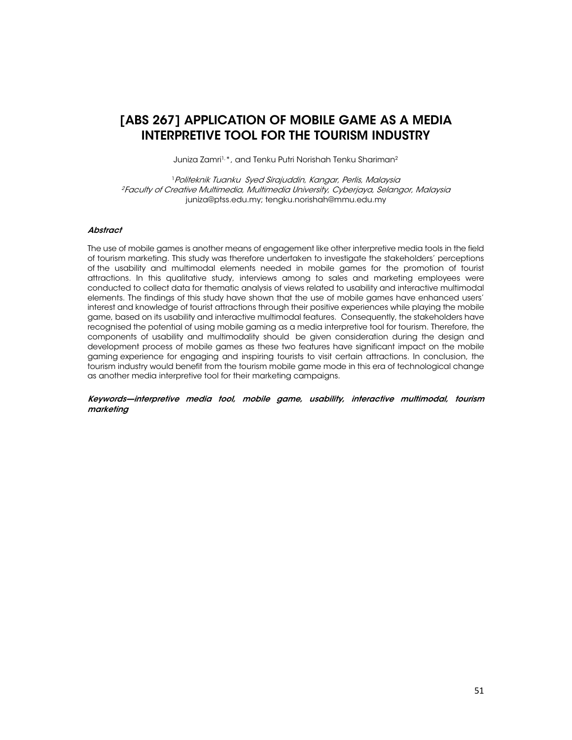# [ABS 267] APPLICATION OF MOBILE GAME AS A MEDIA INTERPRETIVE TOOL FOR THE TOURISM INDUSTRY

Juniza Zamri[1,*], and Tenku Putri Norishah Tenku Shariman[2]

[1]*Politeknik Tuanku Syed Sirajuddin, Kangar, Perlis, Malaysia*
[2]*Faculty of Creative Multimedia, Multimedia University, Cyberjaya, Selangor, Malaysia*
juniza@ptss.edu.my; tengku.norishah@mmu.edu.my

***Abstract***

The use of mobile games is another means of engagement like other interpretive media tools in the field of tourism marketing. This study was therefore undertaken to investigate the stakeholders' perceptions of the usability and multimodal elements needed in mobile games for the promotion of tourist attractions. In this qualitative study, interviews among to sales and marketing employees were conducted to collect data for thematic analysis of views related to usability and interactive multimodal elements. The findings of this study have shown that the use of mobile games have enhanced users' interest and knowledge of tourist attractions through their positive experiences while playing the mobile game, based on its usability and interactive multimodal features. Consequently, the stakeholders have recognised the potential of using mobile gaming as a media interpretive tool for tourism. Therefore, the components of usability and multimodality should be given consideration during the design and development process of mobile games as these two features have significant impact on the mobile gaming experience for engaging and inspiring tourists to visit certain attractions. In conclusion, the tourism industry would benefit from the tourism mobile game mode in this era of technological change as another media interpretive tool for their marketing campaigns.

***Keywords—interpretive media tool, mobile game, usability, interactive multimodal, tourism marketing***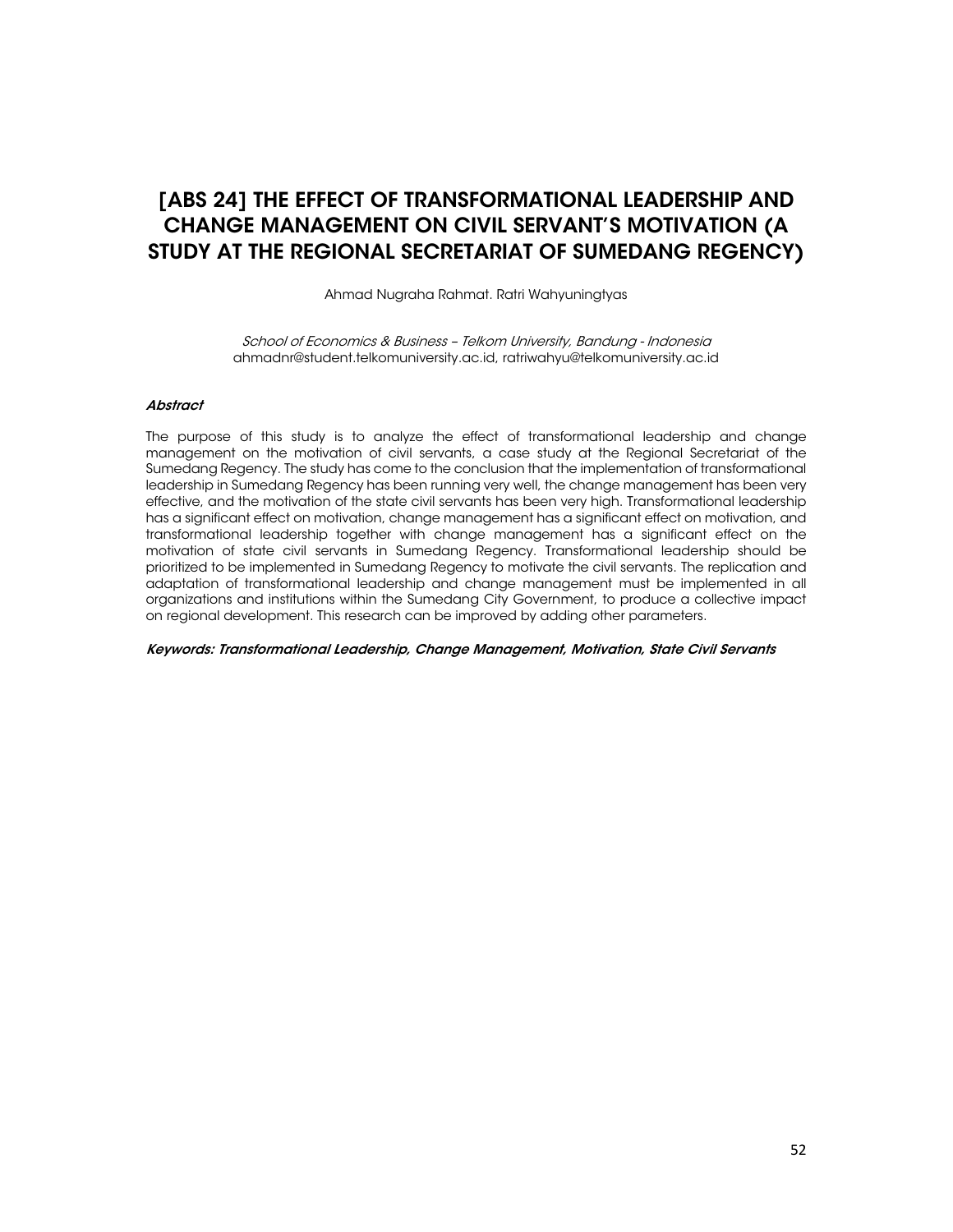# [ABS 24] THE EFFECT OF TRANSFORMATIONAL LEADERSHIP AND CHANGE MANAGEMENT ON CIVIL SERVANT'S MOTIVATION (A STUDY AT THE REGIONAL SECRETARIAT OF SUMEDANG REGENCY)

Ahmad Nugraha Rahmat. Ratri Wahyuningtyas

*School of Economics & Business – Telkom University, Bandung - Indonesia*
ahmadnr@student.telkomuniversity.ac.id, ratriwahyu@telkomuniversity.ac.id

### *Abstract*

The purpose of this study is to analyze the effect of transformational leadership and change management on the motivation of civil servants, a case study at the Regional Secretariat of the Sumedang Regency. The study has come to the conclusion that the implementation of transformational leadership in Sumedang Regency has been running very well, the change management has been very effective, and the motivation of the state civil servants has been very high. Transformational leadership has a significant effect on motivation, change management has a significant effect on motivation, and transformational leadership together with change management has a significant effect on the motivation of state civil servants in Sumedang Regency. Transformational leadership should be prioritized to be implemented in Sumedang Regency to motivate the civil servants. The replication and adaptation of transformational leadership and change management must be implemented in all organizations and institutions within the Sumedang City Government, to produce a collective impact on regional development. This research can be improved by adding other parameters.

***Keywords: Transformational Leadership, Change Management, Motivation, State Civil Servants***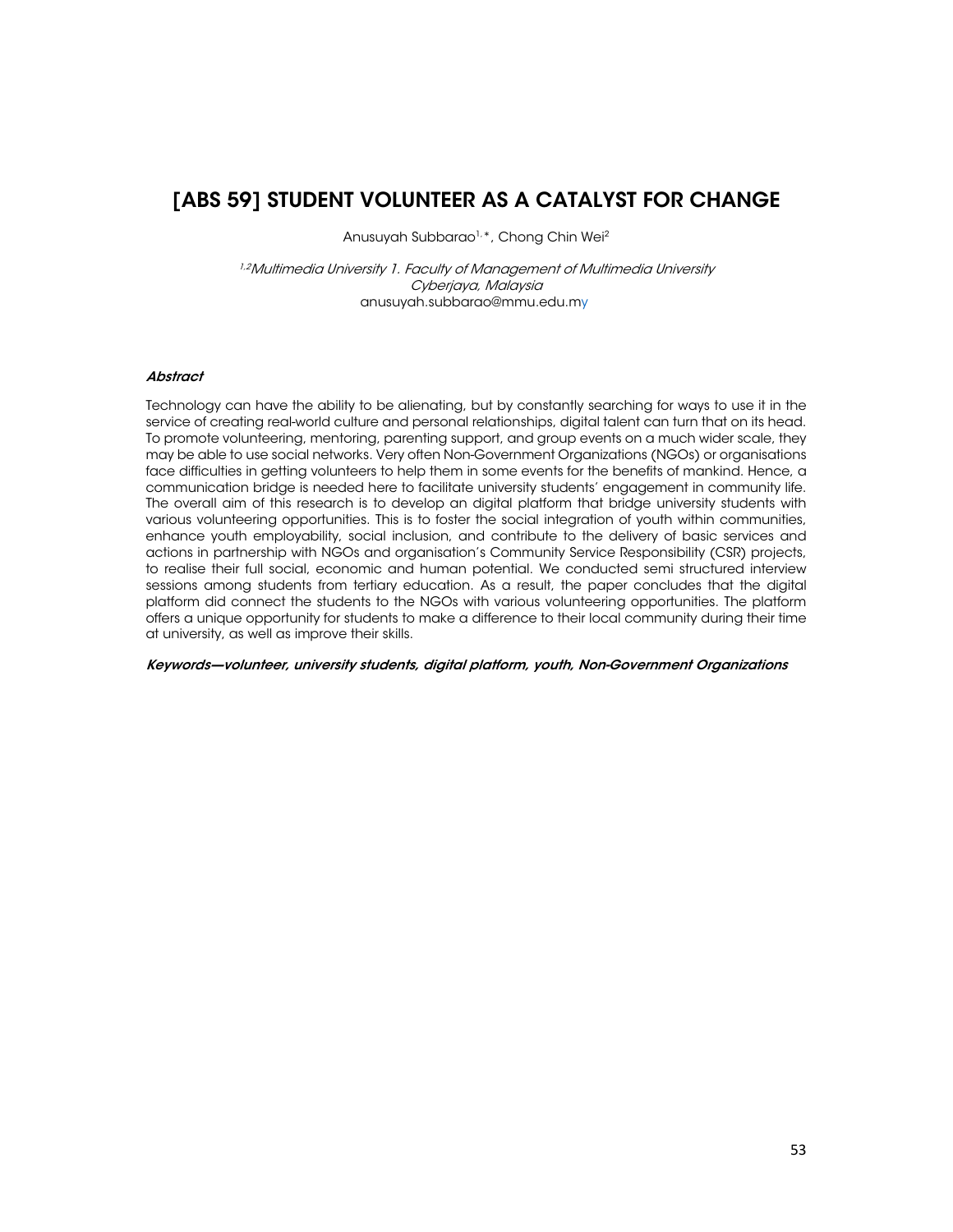# [ABS 59] STUDENT VOLUNTEER AS A CATALYST FOR CHANGE

Anusuyah Subbarao[1,*], Chong Chin Wei[2]

*[1,2]Multimedia University 1. Faculty of Management of Multimedia University Cyberjaya, Malaysia*
anusuyah.subbarao@mmu.edu.my

***Abstract***

Technology can have the ability to be alienating, but by constantly searching for ways to use it in the service of creating real-world culture and personal relationships, digital talent can turn that on its head. To promote volunteering, mentoring, parenting support, and group events on a much wider scale, they may be able to use social networks. Very often Non-Government Organizations (NGOs) or organisations face difficulties in getting volunteers to help them in some events for the benefits of mankind. Hence, a communication bridge is needed here to facilitate university students' engagement in community life. The overall aim of this research is to develop an digital platform that bridge university students with various volunteering opportunities. This is to foster the social integration of youth within communities, enhance youth employability, social inclusion, and contribute to the delivery of basic services and actions in partnership with NGOs and organisation's Community Service Responsibility (CSR) projects, to realise their full social, economic and human potential. We conducted semi structured interview sessions among students from tertiary education. As a result, the paper concludes that the digital platform did connect the students to the NGOs with various volunteering opportunities. The platform offers a unique opportunity for students to make a difference to their local community during their time at university, as well as improve their skills.

***Keywords—volunteer, university students, digital platform, youth, Non-Government Organizations***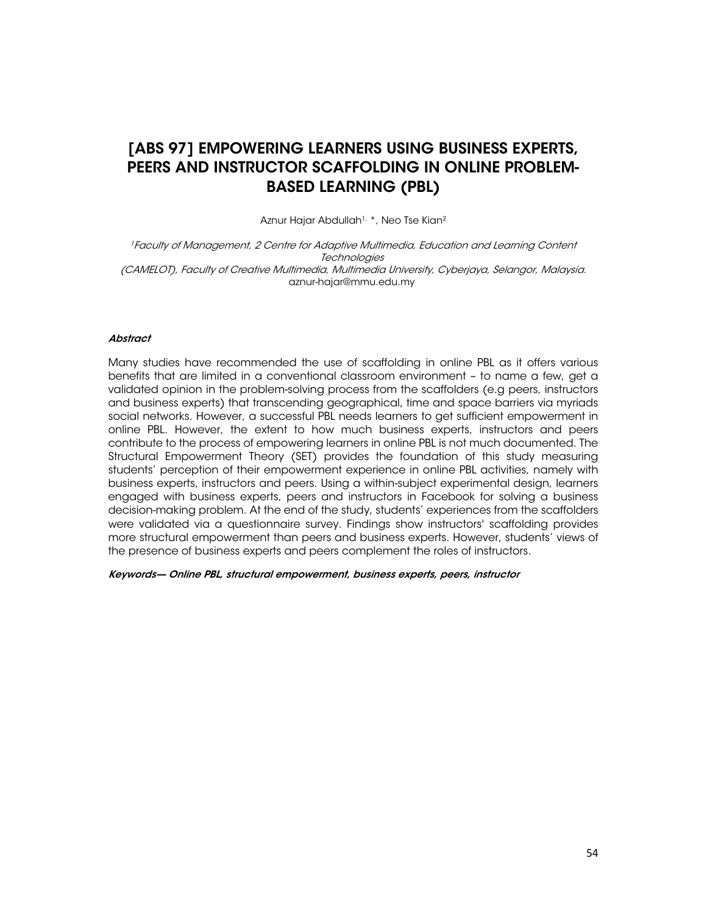# [ABS 97] EMPOWERING LEARNERS USING BUSINESS EXPERTS, PEERS AND INSTRUCTOR SCAFFOLDING IN ONLINE PROBLEM-BASED LEARNING (PBL)

Aznur Hajar Abdullah[1, *], Neo Tse Kian[2]

*[1]Faculty of Management, 2 Centre for Adaptive Multimedia, Education and Learning Content Technologies (CAMELOT), Faculty of Creative Multimedia, Multimedia University, Cyberjaya, Selangor, Malaysia.*
aznur-hajar@mmu.edu.my

***Abstract***

Many studies have recommended the use of scaffolding in online PBL as it offers various benefits that are limited in a conventional classroom environment – to name a few, get a validated opinion in the problem-solving process from the scaffolders (e.g peers, instructors and business experts) that transcending geographical, time and space barriers via myriads social networks. However, a successful PBL needs learners to get sufficient empowerment in online PBL. However, the extent to how much business experts, instructors and peers contribute to the process of empowering learners in online PBL is not much documented. The Structural Empowerment Theory (SET) provides the foundation of this study measuring students' perception of their empowerment experience in online PBL activities, namely with business experts, instructors and peers. Using a within-subject experimental design, learners engaged with business experts, peers and instructors in Facebook for solving a business decision-making problem. At the end of the study, students' experiences from the scaffolders were validated via a questionnaire survey. Findings show instructors' scaffolding provides more structural empowerment than peers and business experts. However, students' views of the presence of business experts and peers complement the roles of instructors.

***Keywords— Online PBL, structural empowerment, business experts, peers, instructor***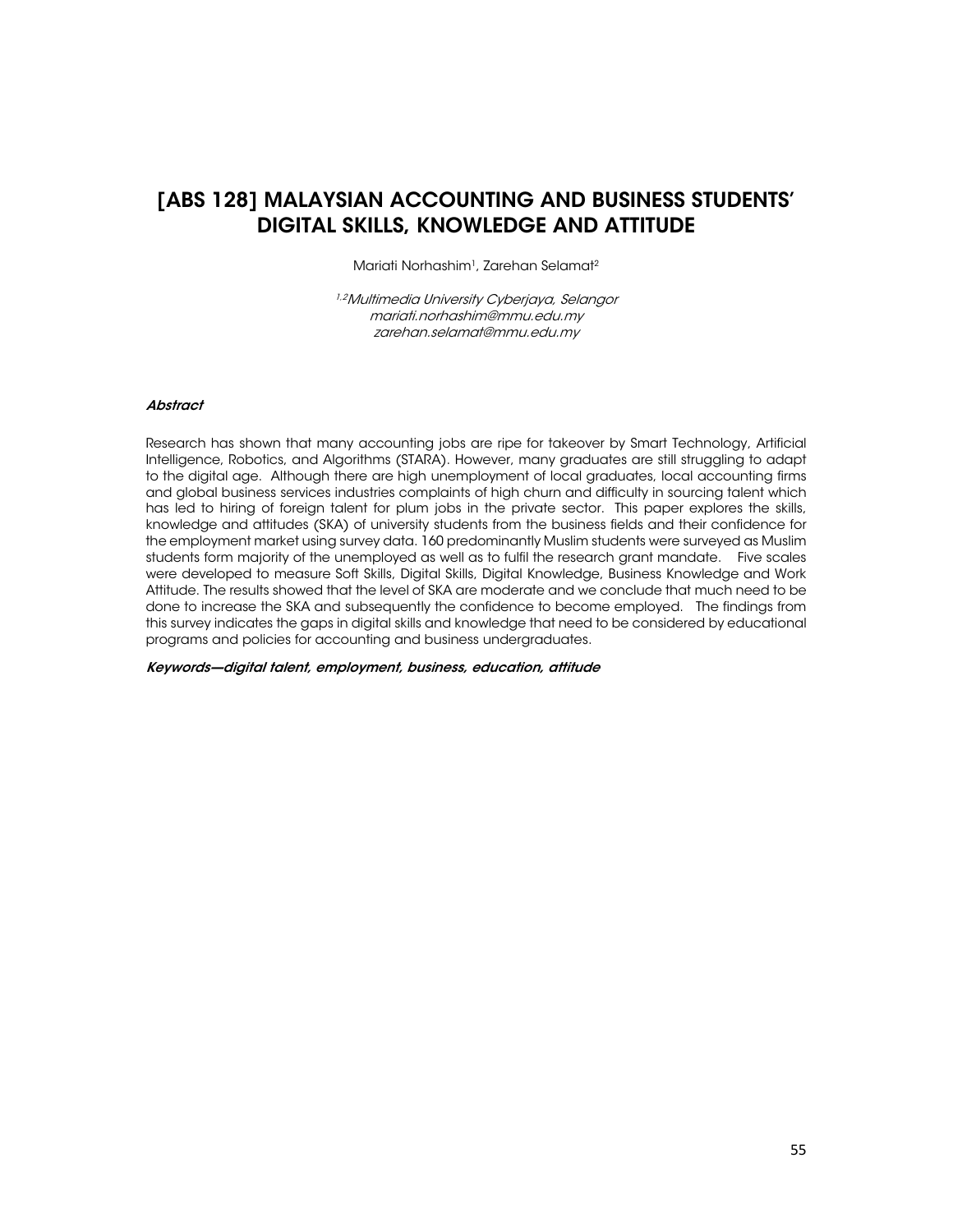# [ABS 128] MALAYSIAN ACCOUNTING AND BUSINESS STUDENTS' DIGITAL SKILLS, KNOWLEDGE AND ATTITUDE

Mariati Norhashim[1], Zarehan Selamat[2]

*[1,2]Multimedia University Cyberjaya, Selangor*
*mariati.norhashim@mmu.edu.my*
*zarehan.selamat@mmu.edu.my*

***Abstract***

Research has shown that many accounting jobs are ripe for takeover by Smart Technology, Artificial Intelligence, Robotics, and Algorithms (STARA). However, many graduates are still struggling to adapt to the digital age. Although there are high unemployment of local graduates, local accounting firms and global business services industries complaints of high churn and difficulty in sourcing talent which has led to hiring of foreign talent for plum jobs in the private sector. This paper explores the skills, knowledge and attitudes (SKA) of university students from the business fields and their confidence for the employment market using survey data. 160 predominantly Muslim students were surveyed as Muslim students form majority of the unemployed as well as to fulfil the research grant mandate. Five scales were developed to measure Soft Skills, Digital Skills, Digital Knowledge, Business Knowledge and Work Attitude. The results showed that the level of SKA are moderate and we conclude that much need to be done to increase the SKA and subsequently the confidence to become employed. The findings from this survey indicates the gaps in digital skills and knowledge that need to be considered by educational programs and policies for accounting and business undergraduates.

***Keywords—digital talent, employment, business, education, attitude***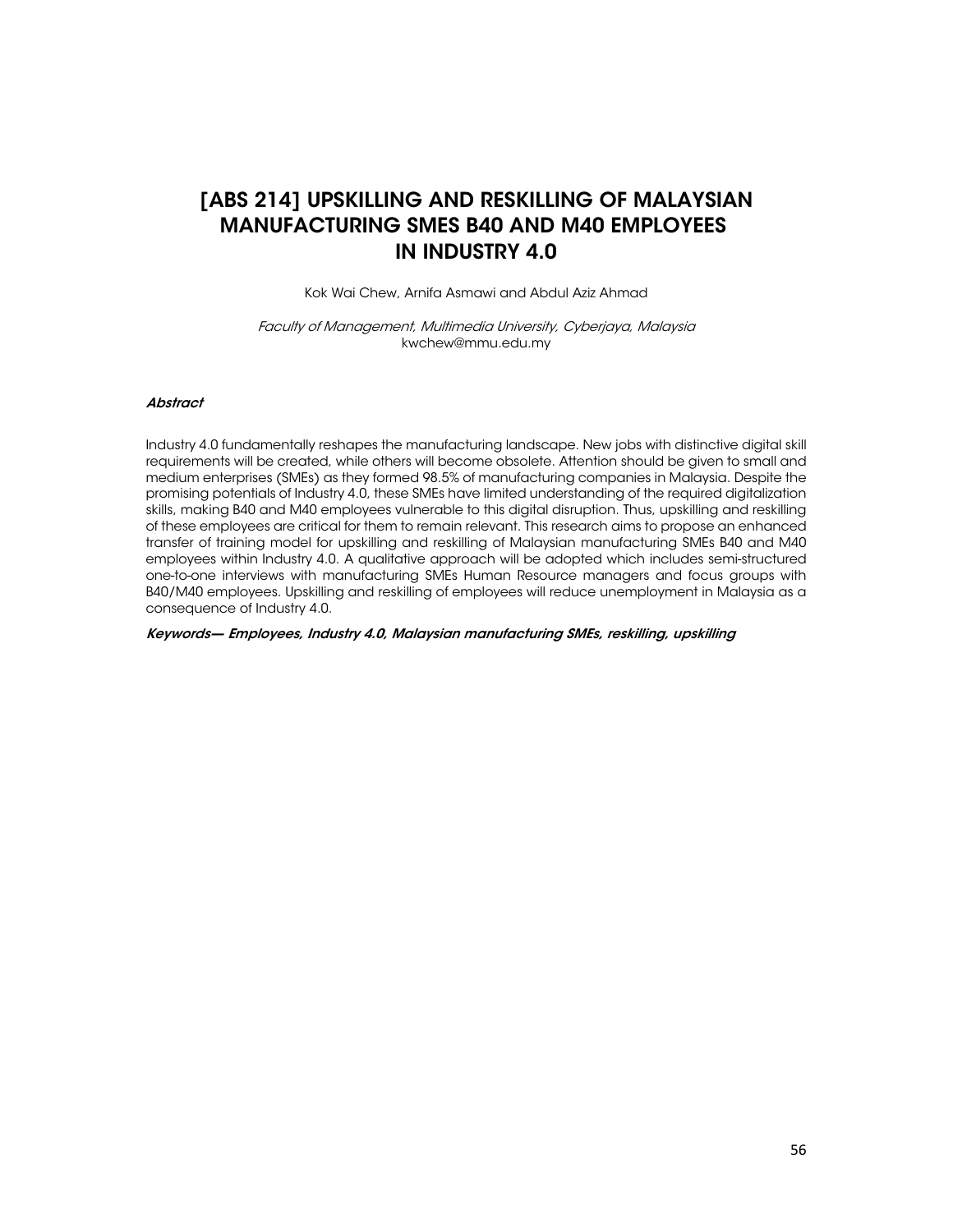# [ABS 214] UPSKILLING AND RESKILLING OF MALAYSIAN MANUFACTURING SMES B40 AND M40 EMPLOYEES IN INDUSTRY 4.0

Kok Wai Chew, Arnifa Asmawi and Abdul Aziz Ahmad

*Faculty of Management, Multimedia University, Cyberjaya, Malaysia*
kwchew@mmu.edu.my

***Abstract***

Industry 4.0 fundamentally reshapes the manufacturing landscape. New jobs with distinctive digital skill requirements will be created, while others will become obsolete. Attention should be given to small and medium enterprises (SMEs) as they formed 98.5% of manufacturing companies in Malaysia. Despite the promising potentials of Industry 4.0, these SMEs have limited understanding of the required digitalization skills, making B40 and M40 employees vulnerable to this digital disruption. Thus, upskilling and reskilling of these employees are critical for them to remain relevant. This research aims to propose an enhanced transfer of training model for upskilling and reskilling of Malaysian manufacturing SMEs B40 and M40 employees within Industry 4.0. A qualitative approach will be adopted which includes semi-structured one-to-one interviews with manufacturing SMEs Human Resource managers and focus groups with B40/M40 employees. Upskilling and reskilling of employees will reduce unemployment in Malaysia as a consequence of Industry 4.0.

***Keywords— Employees, Industry 4.0, Malaysian manufacturing SMEs, reskilling, upskilling***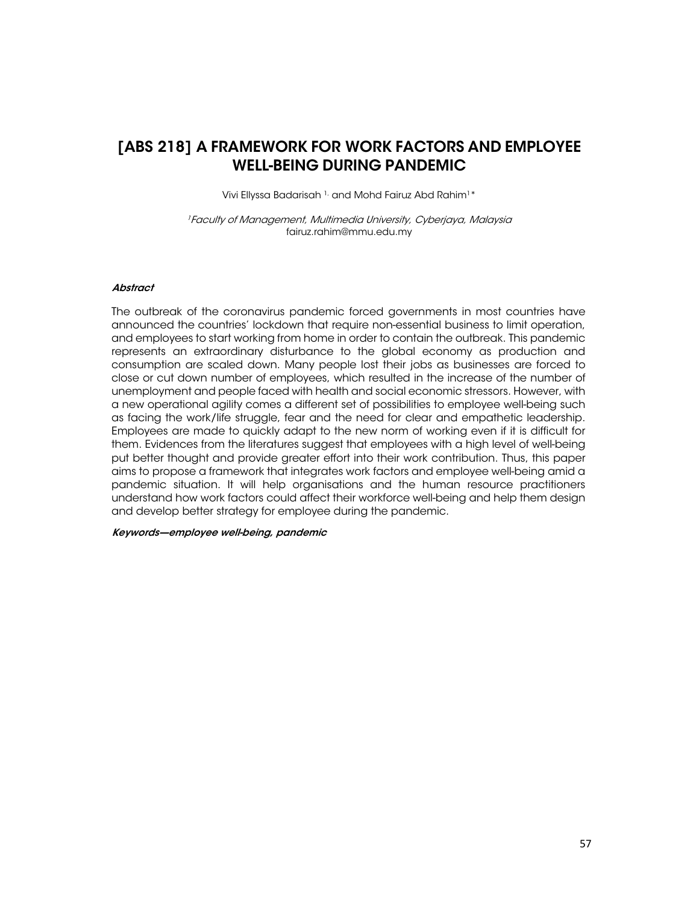# [ABS 218] A FRAMEWORK FOR WORK FACTORS AND EMPLOYEE WELL-BEING DURING PANDEMIC

Vivi Ellyssa Badarisah [1,] and Mohd Fairuz Abd Rahim[1]*

[1]*Faculty of Management, Multimedia University, Cyberjaya, Malaysia*
fairuz.rahim@mmu.edu.my

***Abstract***

The outbreak of the coronavirus pandemic forced governments in most countries have announced the countries' lockdown that require non-essential business to limit operation, and employees to start working from home in order to contain the outbreak. This pandemic represents an extraordinary disturbance to the global economy as production and consumption are scaled down. Many people lost their jobs as businesses are forced to close or cut down number of employees, which resulted in the increase of the number of unemployment and people faced with health and social economic stressors. However, with a new operational agility comes a different set of possibilities to employee well-being such as facing the work/life struggle, fear and the need for clear and empathetic leadership. Employees are made to quickly adapt to the new norm of working even if it is difficult for them. Evidences from the literatures suggest that employees with a high level of well-being put better thought and provide greater effort into their work contribution. Thus, this paper aims to propose a framework that integrates work factors and employee well-being amid a pandemic situation. It will help organisations and the human resource practitioners understand how work factors could affect their workforce well-being and help them design and develop better strategy for employee during the pandemic.

***Keywords—employee well-being, pandemic***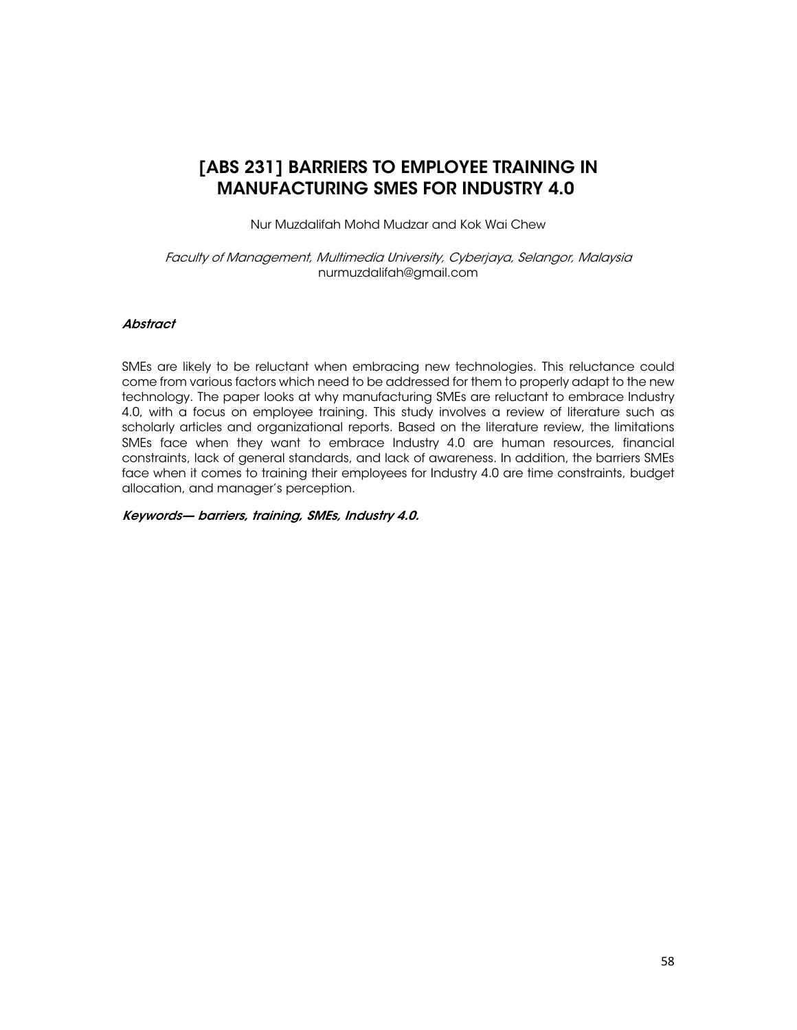# [ABS 231] BARRIERS TO EMPLOYEE TRAINING IN MANUFACTURING SMES FOR INDUSTRY 4.0

Nur Muzdalifah Mohd Mudzar and Kok Wai Chew

*Faculty of Management, Multimedia University, Cyberjaya, Selangor, Malaysia*
nurmuzdalifah@gmail.com

***Abstract***

SMEs are likely to be reluctant when embracing new technologies. This reluctance could come from various factors which need to be addressed for them to properly adapt to the new technology. The paper looks at why manufacturing SMEs are reluctant to embrace Industry 4.0, with a focus on employee training. This study involves a review of literature such as scholarly articles and organizational reports. Based on the literature review, the limitations SMEs face when they want to embrace Industry 4.0 are human resources, financial constraints, lack of general standards, and lack of awareness. In addition, the barriers SMEs face when it comes to training their employees for Industry 4.0 are time constraints, budget allocation, and manager's perception.

***Keywords— barriers, training, SMEs, Industry 4.0.***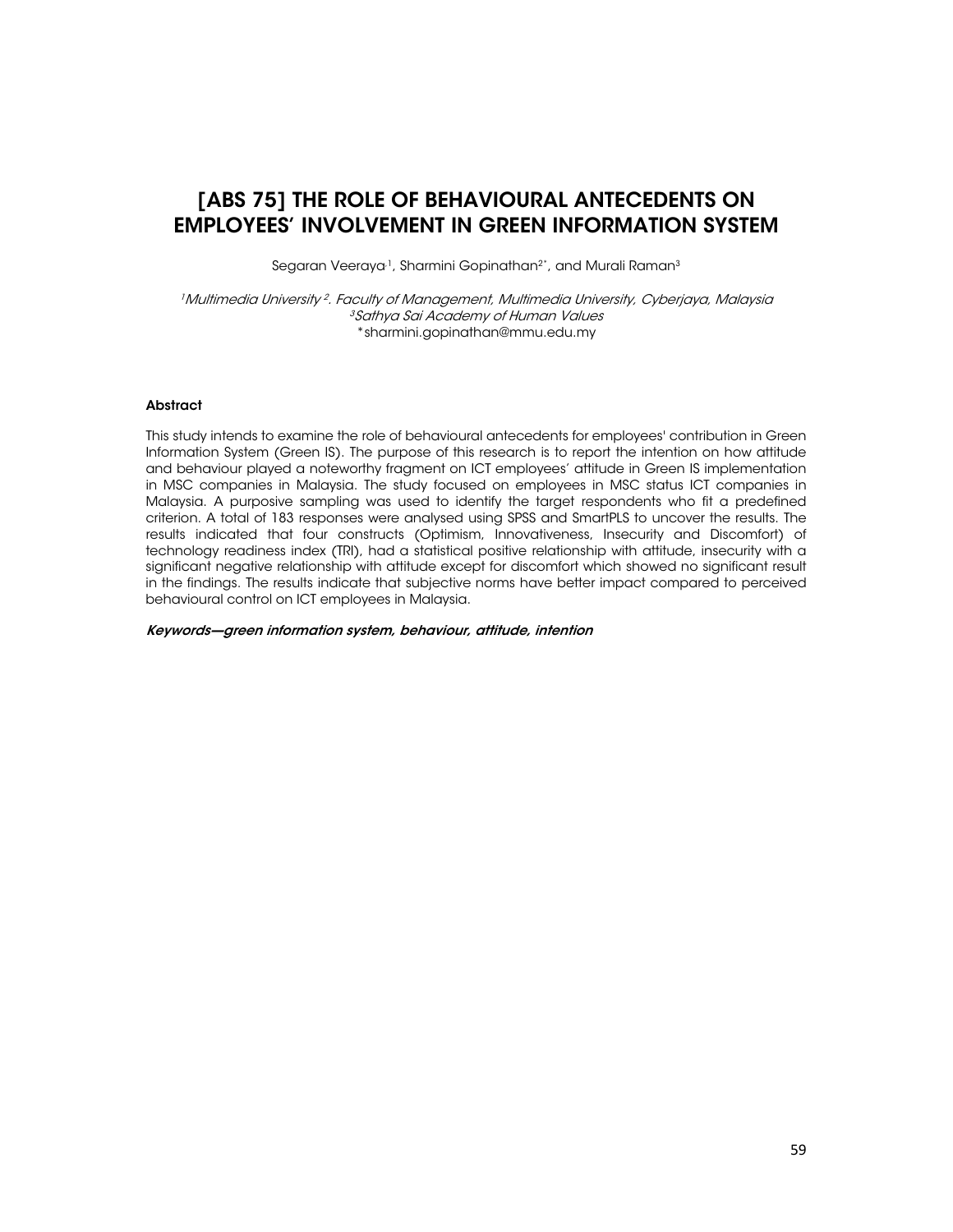# [ABS 75] THE ROLE OF BEHAVIOURAL ANTECEDENTS ON EMPLOYEES' INVOLVEMENT IN GREEN INFORMATION SYSTEM

Segaran Veeraya[1], Sharmini Gopinathan[2*], and Murali Raman[3]

[1]*Multimedia University* [2]*. Faculty of Management, Multimedia University, Cyberjaya, Malaysia*
[3]*Sathya Sai Academy of Human Values*
*sharmini.gopinathan@mmu.edu.my

#### Abstract

This study intends to examine the role of behavioural antecedents for employees' contribution in Green Information System (Green IS). The purpose of this research is to report the intention on how attitude and behaviour played a noteworthy fragment on ICT employees' attitude in Green IS implementation in MSC companies in Malaysia. The study focused on employees in MSC status ICT companies in Malaysia. A purposive sampling was used to identify the target respondents who fit a predefined criterion. A total of 183 responses were analysed using SPSS and SmartPLS to uncover the results. The results indicated that four constructs (Optimism, Innovativeness, Insecurity and Discomfort) of technology readiness index (TRI), had a statistical positive relationship with attitude, insecurity with a significant negative relationship with attitude except for discomfort which showed no significant result in the findings. The results indicate that subjective norms have better impact compared to perceived behavioural control on ICT employees in Malaysia.

***Keywords—green information system, behaviour, attitude, intention***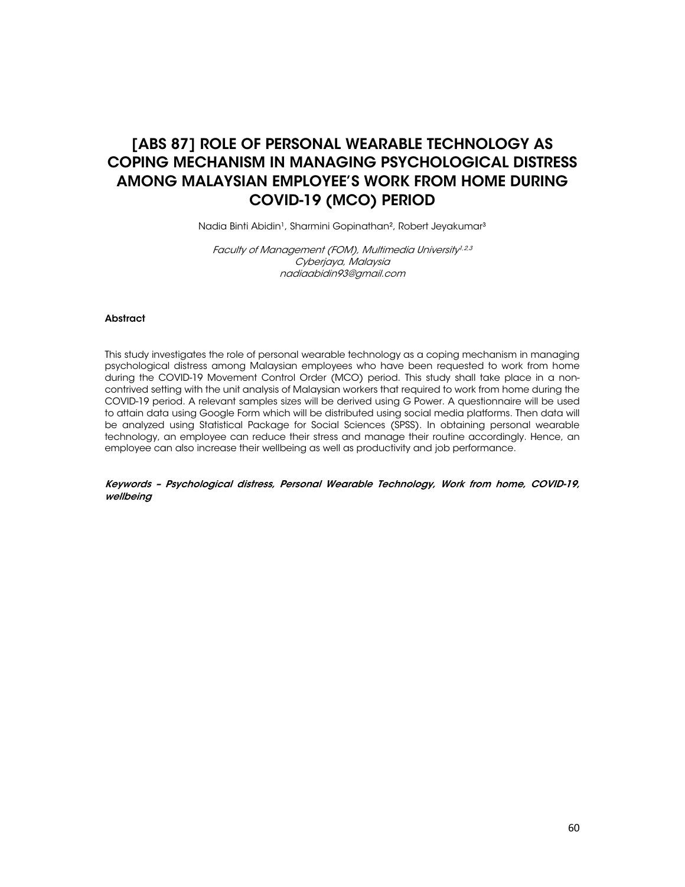# [ABS 87] ROLE OF PERSONAL WEARABLE TECHNOLOGY AS COPING MECHANISM IN MANAGING PSYCHOLOGICAL DISTRESS AMONG MALAYSIAN EMPLOYEE'S WORK FROM HOME DURING COVID-19 (MCO) PERIOD

Nadia Binti Abidin[1], Sharmini Gopinathan[2], Robert Jeyakumar[3]

*Faculty of Management (FOM), Multimedia University[1,2,3]*
*Cyberjaya, Malaysia*
*nadiaabidin93@gmail.com*

**Abstract**

This study investigates the role of personal wearable technology as a coping mechanism in managing psychological distress among Malaysian employees who have been requested to work from home during the COVID-19 Movement Control Order (MCO) period. This study shall take place in a non-contrived setting with the unit analysis of Malaysian workers that required to work from home during the COVID-19 period. A relevant samples sizes will be derived using G Power. A questionnaire will be used to attain data using Google Form which will be distributed using social media platforms. Then data will be analyzed using Statistical Package for Social Sciences (SPSS). In obtaining personal wearable technology, an employee can reduce their stress and manage their routine accordingly. Hence, an employee can also increase their wellbeing as well as productivity and job performance.

***Keywords – Psychological distress, Personal Wearable Technology, Work from home, COVID-19, wellbeing***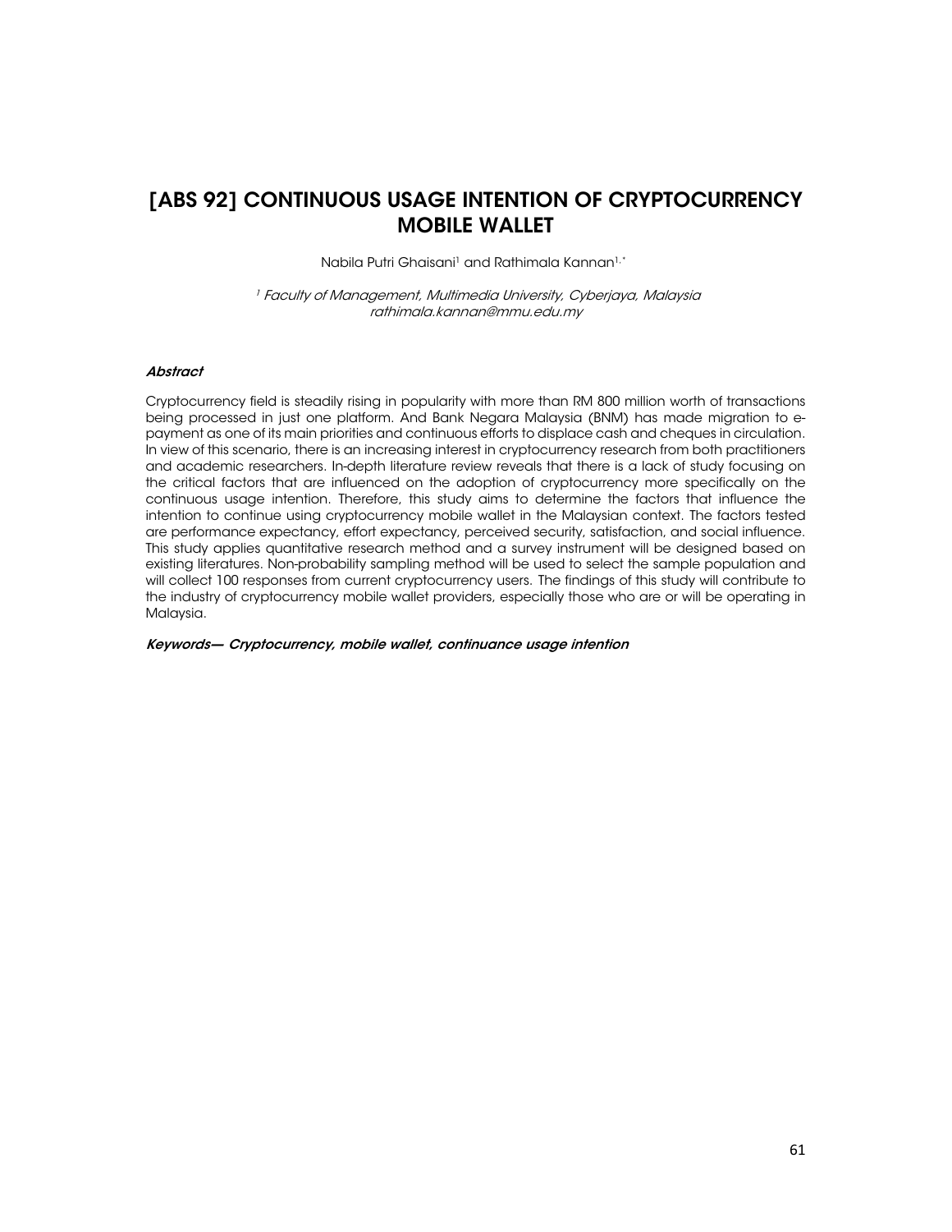# [ABS 92] CONTINUOUS USAGE INTENTION OF CRYPTOCURRENCY MOBILE WALLET

Nabila Putri Ghaisani[1] and Rathimala Kannan[1,*]

*[1] Faculty of Management, Multimedia University, Cyberjaya, Malaysia*
*rathimala.kannan@mmu.edu.my*

***Abstract***

Cryptocurrency field is steadily rising in popularity with more than RM 800 million worth of transactions being processed in just one platform. And Bank Negara Malaysia (BNM) has made migration to e-payment as one of its main priorities and continuous efforts to displace cash and cheques in circulation. In view of this scenario, there is an increasing interest in cryptocurrency research from both practitioners and academic researchers. In-depth literature review reveals that there is a lack of study focusing on the critical factors that are influenced on the adoption of cryptocurrency more specifically on the continuous usage intention. Therefore, this study aims to determine the factors that influence the intention to continue using cryptocurrency mobile wallet in the Malaysian context. The factors tested are performance expectancy, effort expectancy, perceived security, satisfaction, and social influence. This study applies quantitative research method and a survey instrument will be designed based on existing literatures. Non-probability sampling method will be used to select the sample population and will collect 100 responses from current cryptocurrency users. The findings of this study will contribute to the industry of cryptocurrency mobile wallet providers, especially those who are or will be operating in Malaysia.

***Keywords— Cryptocurrency, mobile wallet, continuance usage intention***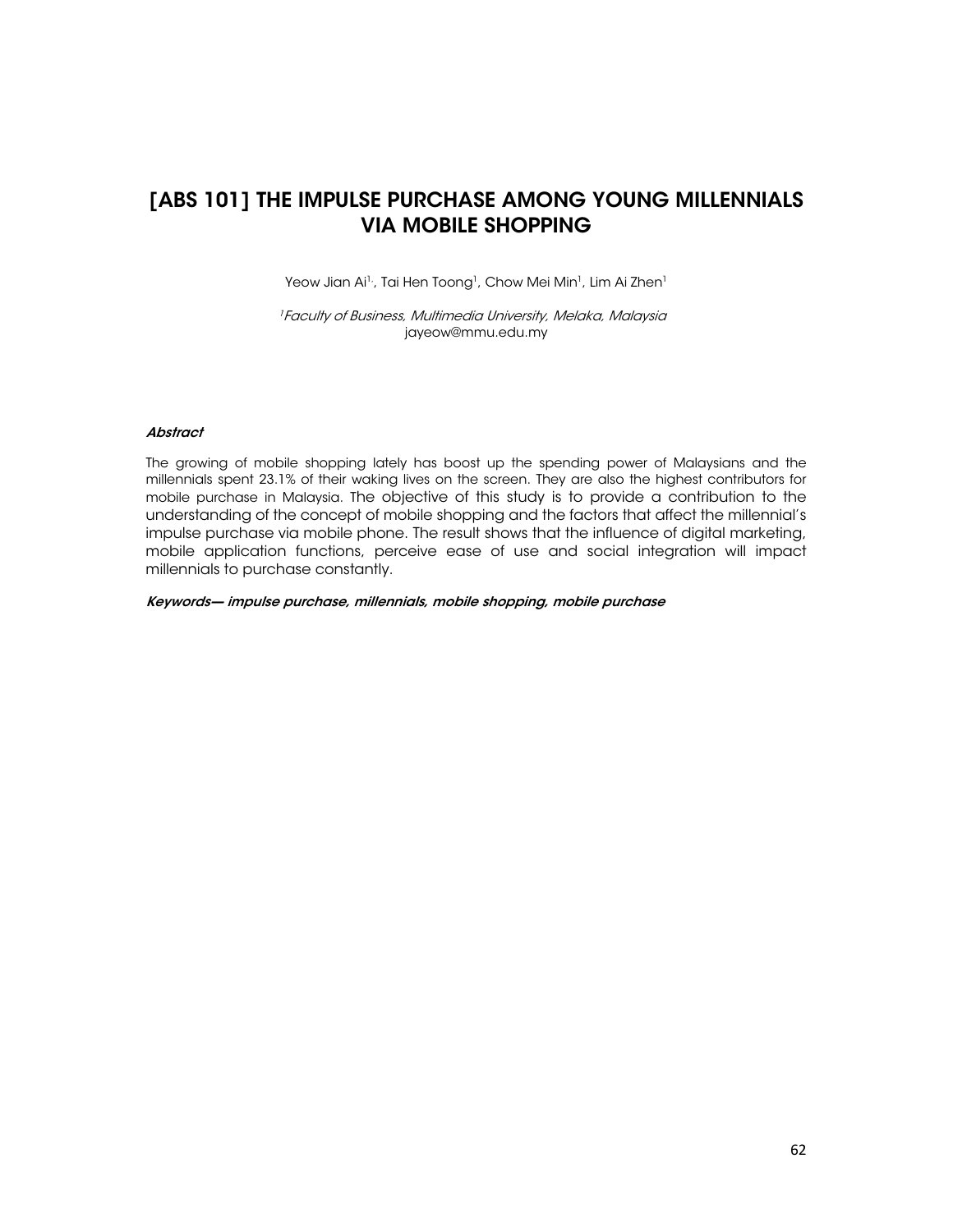# [ABS 101] THE IMPULSE PURCHASE AMONG YOUNG MILLENNIALS VIA MOBILE SHOPPING

Yeow Jian Ai[1,], Tai Hen Toong[1], Chow Mei Min[1], Lim Ai Zhen[1]

[1]*Faculty of Business, Multimedia University, Melaka, Malaysia*
jayeow@mmu.edu.my

***Abstract***

The growing of mobile shopping lately has boost up the spending power of Malaysians and the millennials spent 23.1% of their waking lives on the screen. They are also the highest contributors for mobile purchase in Malaysia. The objective of this study is to provide a contribution to the understanding of the concept of mobile shopping and the factors that affect the millennial's impulse purchase via mobile phone. The result shows that the influence of digital marketing, mobile application functions, perceive ease of use and social integration will impact millennials to purchase constantly.

***Keywords— impulse purchase, millennials, mobile shopping, mobile purchase***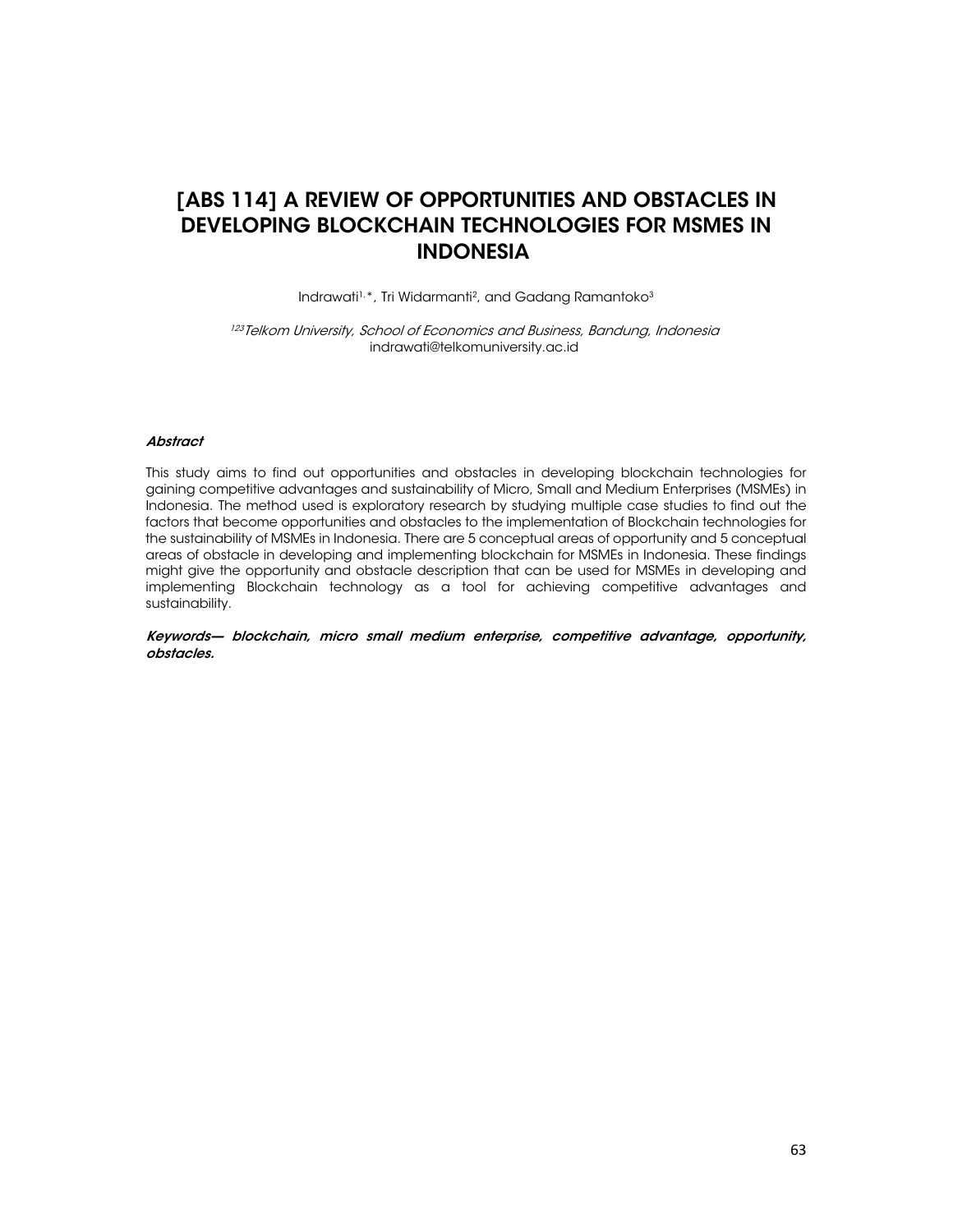# [ABS 114] A REVIEW OF OPPORTUNITIES AND OBSTACLES IN DEVELOPING BLOCKCHAIN TECHNOLOGIES FOR MSMES IN INDONESIA

Indrawati[1,*], Tri Widarmanti[2], and Gadang Ramantoko[3]

*[123]Telkom University, School of Economics and Business, Bandung, Indonesia*
indrawati@telkomuniversity.ac.id

***Abstract***

This study aims to find out opportunities and obstacles in developing blockchain technologies for gaining competitive advantages and sustainability of Micro, Small and Medium Enterprises (MSMEs) in Indonesia. The method used is exploratory research by studying multiple case studies to find out the factors that become opportunities and obstacles to the implementation of Blockchain technologies for the sustainability of MSMEs in Indonesia. There are 5 conceptual areas of opportunity and 5 conceptual areas of obstacle in developing and implementing blockchain for MSMEs in Indonesia. These findings might give the opportunity and obstacle description that can be used for MSMEs in developing and implementing Blockchain technology as a tool for achieving competitive advantages and sustainability.

***Keywords— blockchain, micro small medium enterprise, competitive advantage, opportunity, obstacles.***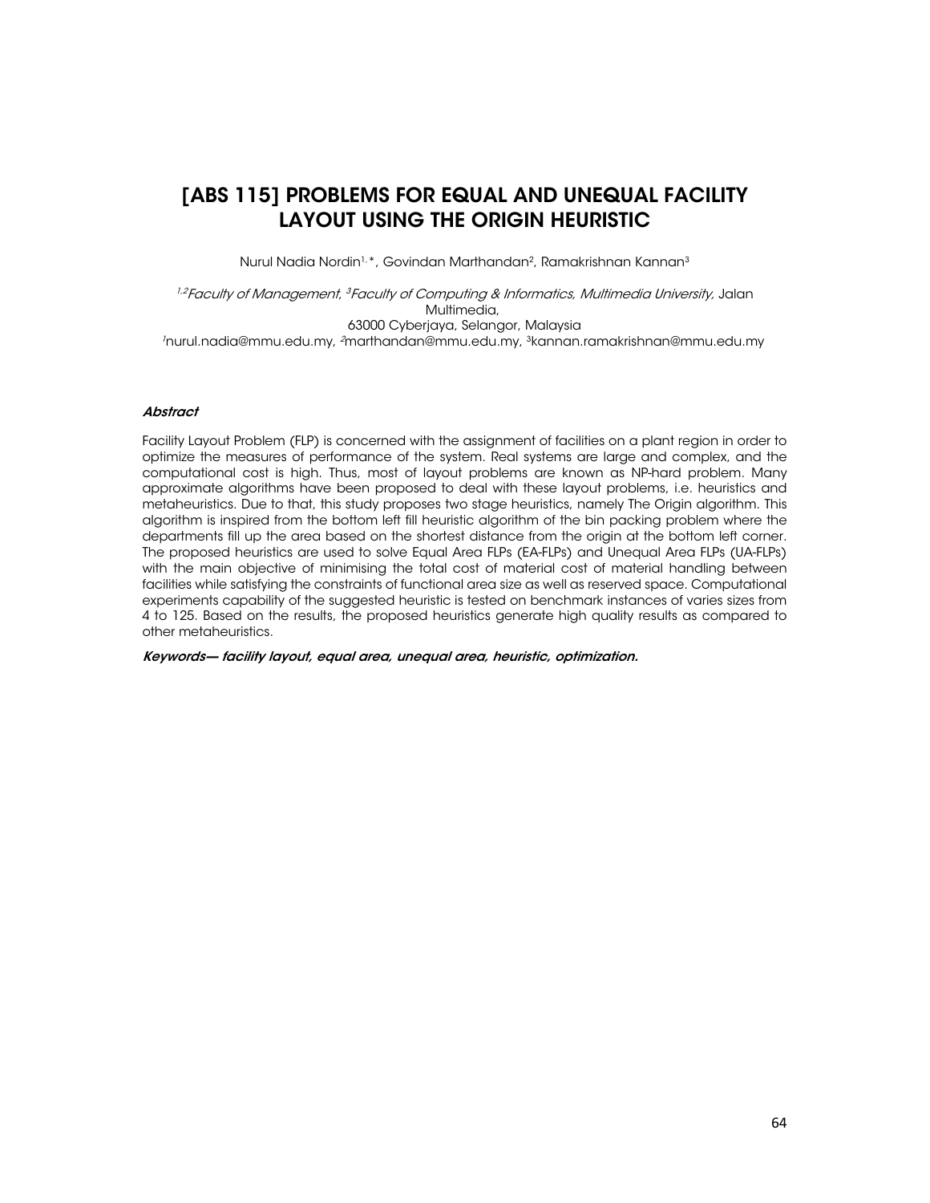# [ABS 115] PROBLEMS FOR EQUAL AND UNEQUAL FACILITY LAYOUT USING THE ORIGIN HEURISTIC

Nurul Nadia Nordin[1,*], Govindan Marthandan[2], Ramakrishnan Kannan[3]

[1,2]*Faculty of Management*, [3]*Faculty of Computing & Informatics, Multimedia University,* Jalan Multimedia,
63000 Cyberjaya, Selangor, Malaysia
[1]nurul.nadia@mmu.edu.my, [2]marthandan@mmu.edu.my, [3]kannan.ramakrishnan@mmu.edu.my

***Abstract***

Facility Layout Problem (FLP) is concerned with the assignment of facilities on a plant region in order to optimize the measures of performance of the system. Real systems are large and complex, and the computational cost is high. Thus, most of layout problems are known as NP-hard problem. Many approximate algorithms have been proposed to deal with these layout problems, i.e. heuristics and metaheuristics. Due to that, this study proposes two stage heuristics, namely The Origin algorithm. This algorithm is inspired from the bottom left fill heuristic algorithm of the bin packing problem where the departments fill up the area based on the shortest distance from the origin at the bottom left corner. The proposed heuristics are used to solve Equal Area FLPs (EA-FLPs) and Unequal Area FLPs (UA-FLPs) with the main objective of minimising the total cost of material cost of material handling between facilities while satisfying the constraints of functional area size as well as reserved space. Computational experiments capability of the suggested heuristic is tested on benchmark instances of varies sizes from 4 to 125. Based on the results, the proposed heuristics generate high quality results as compared to other metaheuristics.

***Keywords— facility layout, equal area, unequal area, heuristic, optimization.***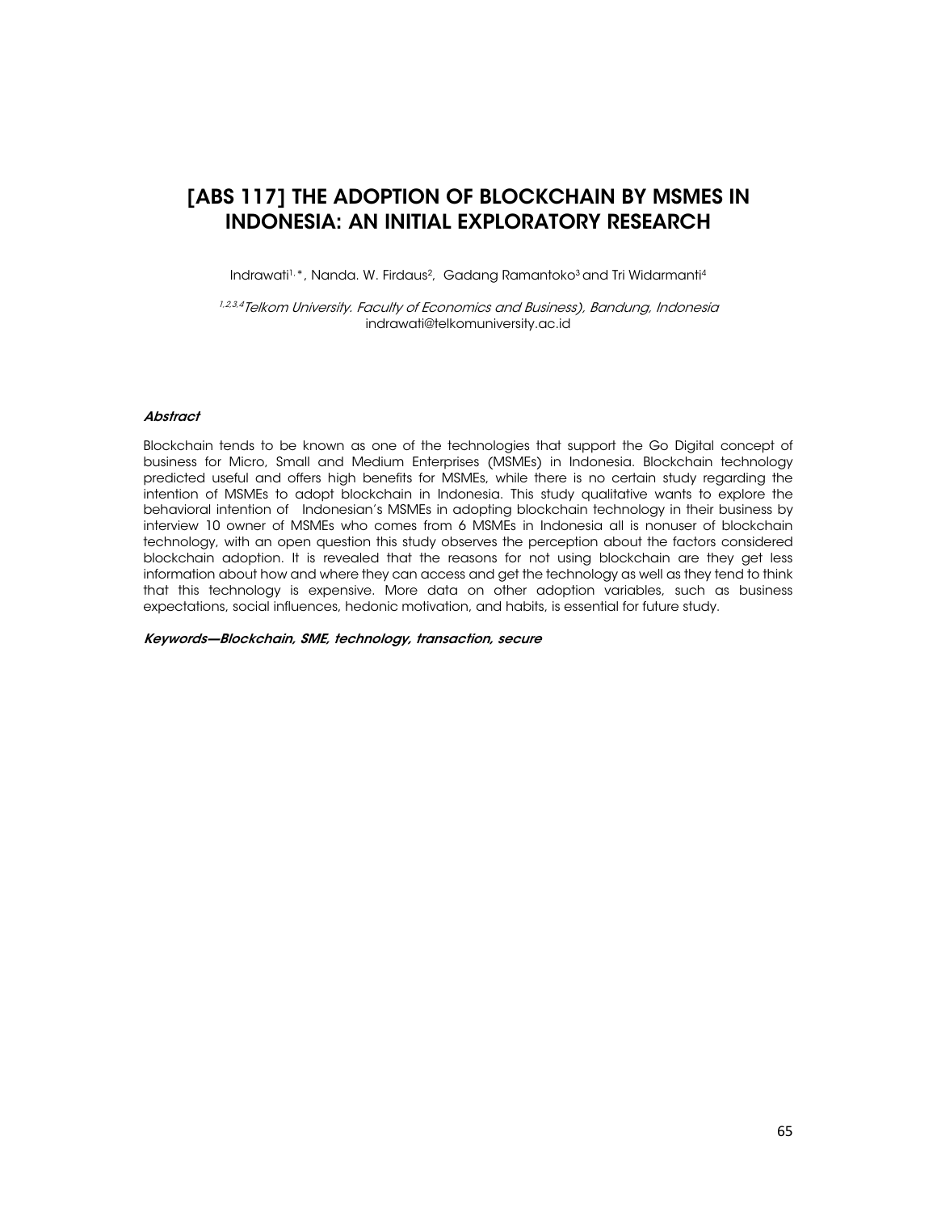# [ABS 117] THE ADOPTION OF BLOCKCHAIN BY MSMES IN INDONESIA: AN INITIAL EXPLORATORY RESEARCH

Indrawati[1,*], Nanda. W. Firdaus[2], Gadang Ramantoko[3] and Tri Widarmanti[4]

[1,2,3,4]*Telkom University. Faculty of Economics and Business), Bandung, Indonesia*
indrawati@telkomuniversity.ac.id

### *Abstract*

Blockchain tends to be known as one of the technologies that support the Go Digital concept of business for Micro, Small and Medium Enterprises (MSMEs) in Indonesia. Blockchain technology predicted useful and offers high benefits for MSMEs, while there is no certain study regarding the intention of MSMEs to adopt blockchain in Indonesia. This study qualitative wants to explore the behavioral intention of Indonesian's MSMEs in adopting blockchain technology in their business by interview 10 owner of MSMEs who comes from 6 MSMEs in Indonesia all is nonuser of blockchain technology, with an open question this study observes the perception about the factors considered blockchain adoption. It is revealed that the reasons for not using blockchain are they get less information about how and where they can access and get the technology as well as they tend to think that this technology is expensive. More data on other adoption variables, such as business expectations, social influences, hedonic motivation, and habits, is essential for future study.

***Keywords—Blockchain, SME, technology, transaction, secure***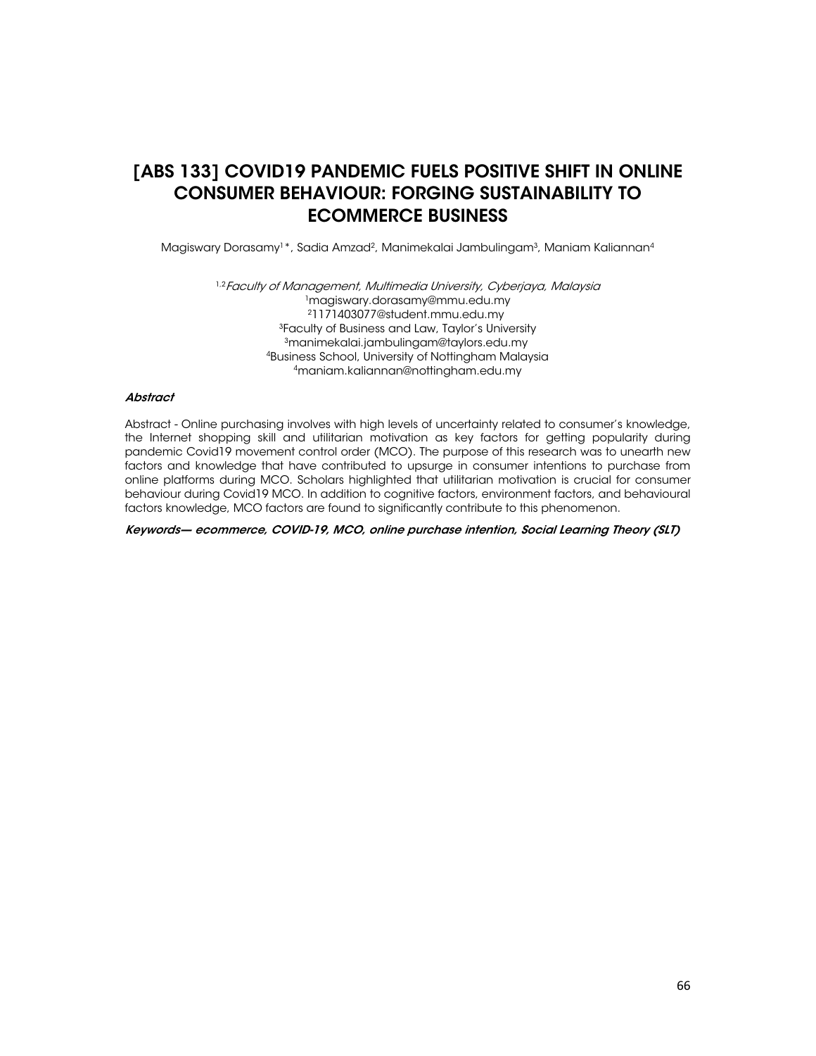# [ABS 133] COVID19 PANDEMIC FUELS POSITIVE SHIFT IN ONLINE CONSUMER BEHAVIOUR: FORGING SUSTAINABILITY TO ECOMMERCE BUSINESS

Magiswary Dorasamy[1]*, Sadia Amzad[2], Manimekalai Jambulingam[3], Maniam Kaliannan[4]

[1,2]*Faculty of Management, Multimedia University, Cyberjaya, Malaysia*
[1]magiswary.dorasamy@mmu.edu.my
[2]1171403077@student.mmu.edu.my
[3]Faculty of Business and Law, Taylor's University
[3]manimekalai.jambulingam@taylors.edu.my
[4]Business School, University of Nottingham Malaysia
[4]maniam.kaliannan@nottingham.edu.my

***Abstract***

Abstract - Online purchasing involves with high levels of uncertainty related to consumer's knowledge, the Internet shopping skill and utilitarian motivation as key factors for getting popularity during pandemic Covid19 movement control order (MCO). The purpose of this research was to unearth new factors and knowledge that have contributed to upsurge in consumer intentions to purchase from online platforms during MCO. Scholars highlighted that utilitarian motivation is crucial for consumer behaviour during Covid19 MCO. In addition to cognitive factors, environment factors, and behavioural factors knowledge, MCO factors are found to significantly contribute to this phenomenon.

***Keywords— ecommerce, COVID-19, MCO, online purchase intention, Social Learning Theory (SLT)***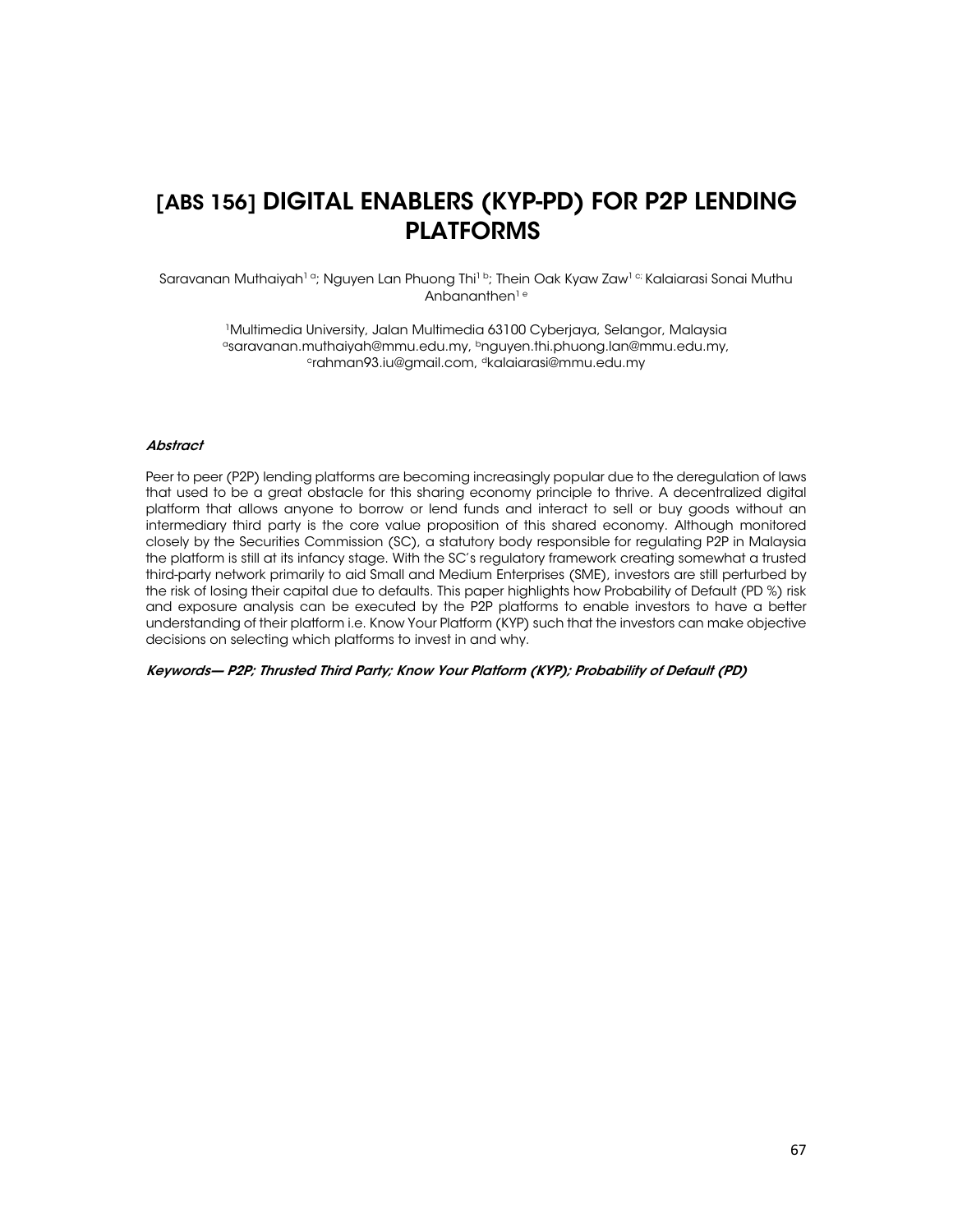# [ABS 156] DIGITAL ENABLERS (KYP-PD) FOR P2P LENDING PLATFORMS

Saravanan Muthaiyah[1 a]; Nguyen Lan Phuong Thi[1 b]; Thein Oak Kyaw Zaw[1 c;] Kalaiarasi Sonai Muthu Anbananthen[1 e]

[1]Multimedia University, Jalan Multimedia 63100 Cyberjaya, Selangor, Malaysia
[a]saravanan.muthaiyah@mmu.edu.my, [b]nguyen.thi.phuong.lan@mmu.edu.my, [c]rahman93.iu@gmail.com, [d]kalaiarasi@mmu.edu.my

### *Abstract*

Peer to peer (P2P) lending platforms are becoming increasingly popular due to the deregulation of laws that used to be a great obstacle for this sharing economy principle to thrive. A decentralized digital platform that allows anyone to borrow or lend funds and interact to sell or buy goods without an intermediary third party is the core value proposition of this shared economy. Although monitored closely by the Securities Commission (SC), a statutory body responsible for regulating P2P in Malaysia the platform is still at its infancy stage. With the SC's regulatory framework creating somewhat a trusted third-party network primarily to aid Small and Medium Enterprises (SME), investors are still perturbed by the risk of losing their capital due to defaults. This paper highlights how Probability of Default (PD %) risk and exposure analysis can be executed by the P2P platforms to enable investors to have a better understanding of their platform i.e. Know Your Platform (KYP) such that the investors can make objective decisions on selecting which platforms to invest in and why.

***Keywords— P2P; Thrusted Third Party; Know Your Platform (KYP); Probability of Default (PD)***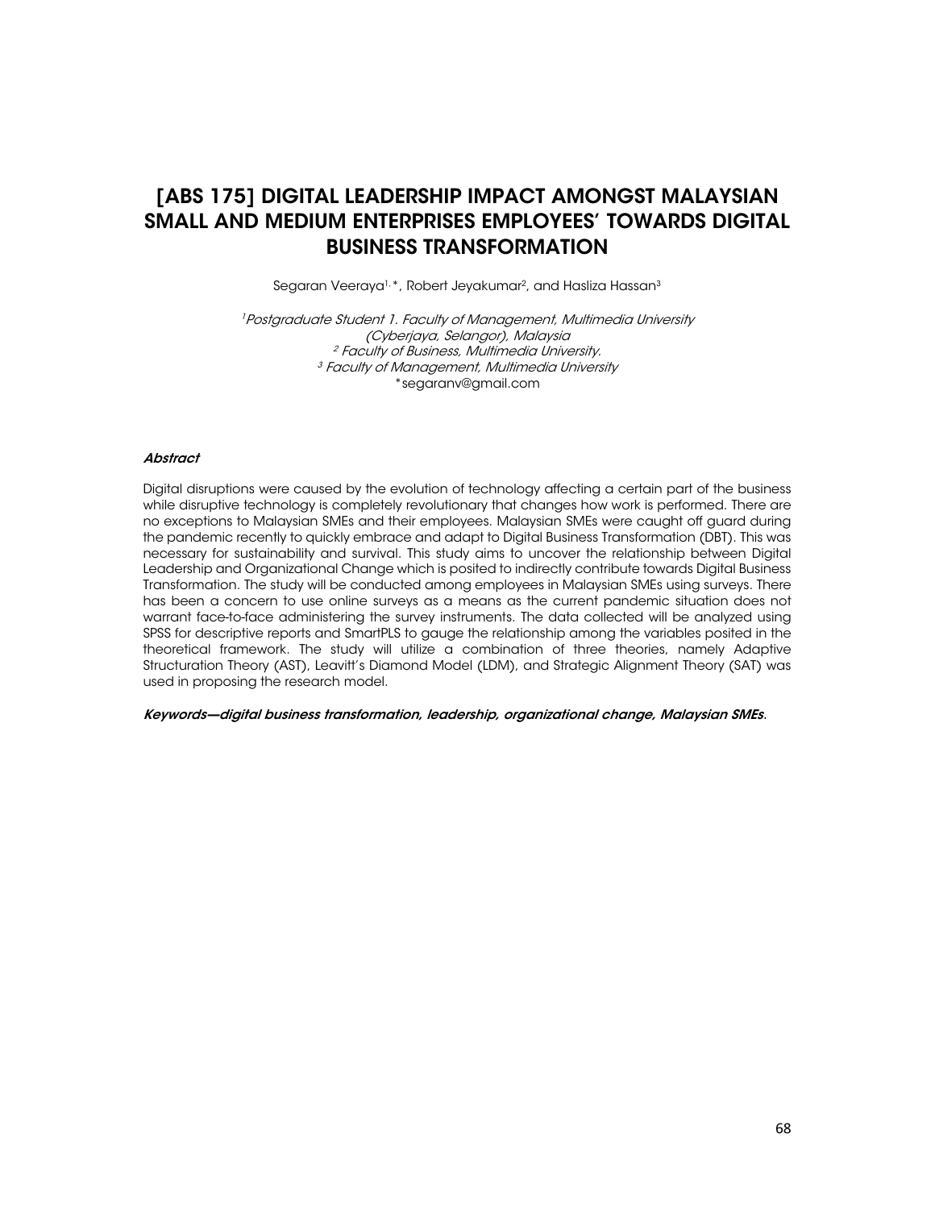# [ABS 175] DIGITAL LEADERSHIP IMPACT AMONGST MALAYSIAN SMALL AND MEDIUM ENTERPRISES EMPLOYEES' TOWARDS DIGITAL BUSINESS TRANSFORMATION

Segaran Veeraya[1,*], Robert Jeyakumar[2], and Hasliza Hassan[3]

[1]*Postgraduate Student 1. Faculty of Management, Multimedia University (Cyberjaya, Selangor), Malaysia*
[2] *Faculty of Business, Multimedia University.*
[3] *Faculty of Management, Multimedia University*
*segaranv@gmail.com

***Abstract***

Digital disruptions were caused by the evolution of technology affecting a certain part of the business while disruptive technology is completely revolutionary that changes how work is performed. There are no exceptions to Malaysian SMEs and their employees. Malaysian SMEs were caught off guard during the pandemic recently to quickly embrace and adapt to Digital Business Transformation (DBT). This was necessary for sustainability and survival. This study aims to uncover the relationship between Digital Leadership and Organizational Change which is posited to indirectly contribute towards Digital Business Transformation. The study will be conducted among employees in Malaysian SMEs using surveys. There has been a concern to use online surveys as a means as the current pandemic situation does not warrant face-to-face administering the survey instruments. The data collected will be analyzed using SPSS for descriptive reports and SmartPLS to gauge the relationship among the variables posited in the theoretical framework. The study will utilize a combination of three theories, namely Adaptive Structuration Theory (AST), Leavitt's Diamond Model (LDM), and Strategic Alignment Theory (SAT) was used in proposing the research model.

***Keywords—digital business transformation, leadership, organizational change, Malaysian SMEs.***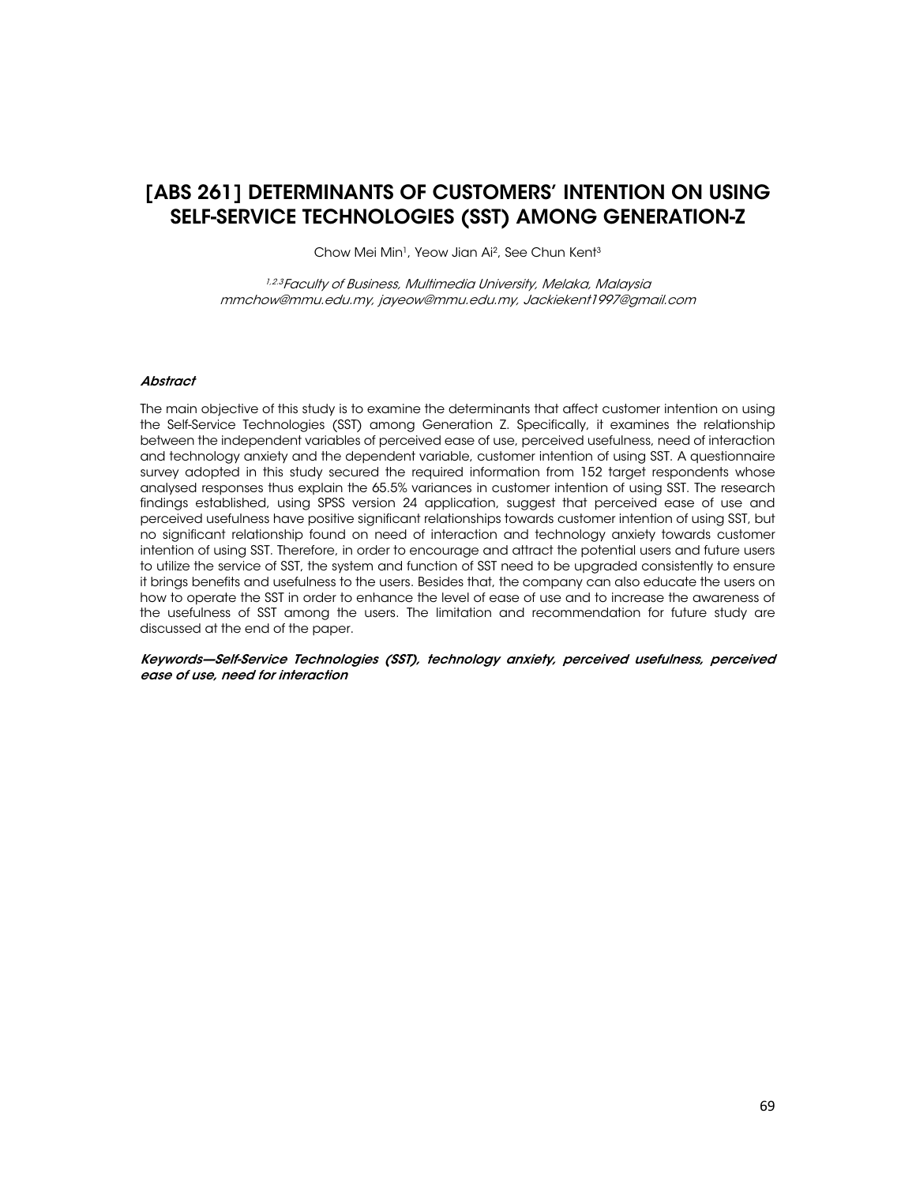# [ABS 261] DETERMINANTS OF CUSTOMERS' INTENTION ON USING SELF-SERVICE TECHNOLOGIES (SST) AMONG GENERATION-Z

Chow Mei Min[1], Yeow Jian Ai[2], See Chun Kent[3]

*[1,2,3]Faculty of Business, Multimedia University, Melaka, Malaysia*
*mmchow@mmu.edu.my, jayeow@mmu.edu.my, Jackiekent1997@gmail.com*

***Abstract***

The main objective of this study is to examine the determinants that affect customer intention on using the Self-Service Technologies (SST) among Generation Z. Specifically, it examines the relationship between the independent variables of perceived ease of use, perceived usefulness, need of interaction and technology anxiety and the dependent variable, customer intention of using SST. A questionnaire survey adopted in this study secured the required information from 152 target respondents whose analysed responses thus explain the 65.5% variances in customer intention of using SST. The research findings established, using SPSS version 24 application, suggest that perceived ease of use and perceived usefulness have positive significant relationships towards customer intention of using SST, but no significant relationship found on need of interaction and technology anxiety towards customer intention of using SST. Therefore, in order to encourage and attract the potential users and future users to utilize the service of SST, the system and function of SST need to be upgraded consistently to ensure it brings benefits and usefulness to the users. Besides that, the company can also educate the users on how to operate the SST in order to enhance the level of ease of use and to increase the awareness of the usefulness of SST among the users. The limitation and recommendation for future study are discussed at the end of the paper.

***Keywords—Self-Service Technologies (SST), technology anxiety, perceived usefulness, perceived ease of use, need for interaction***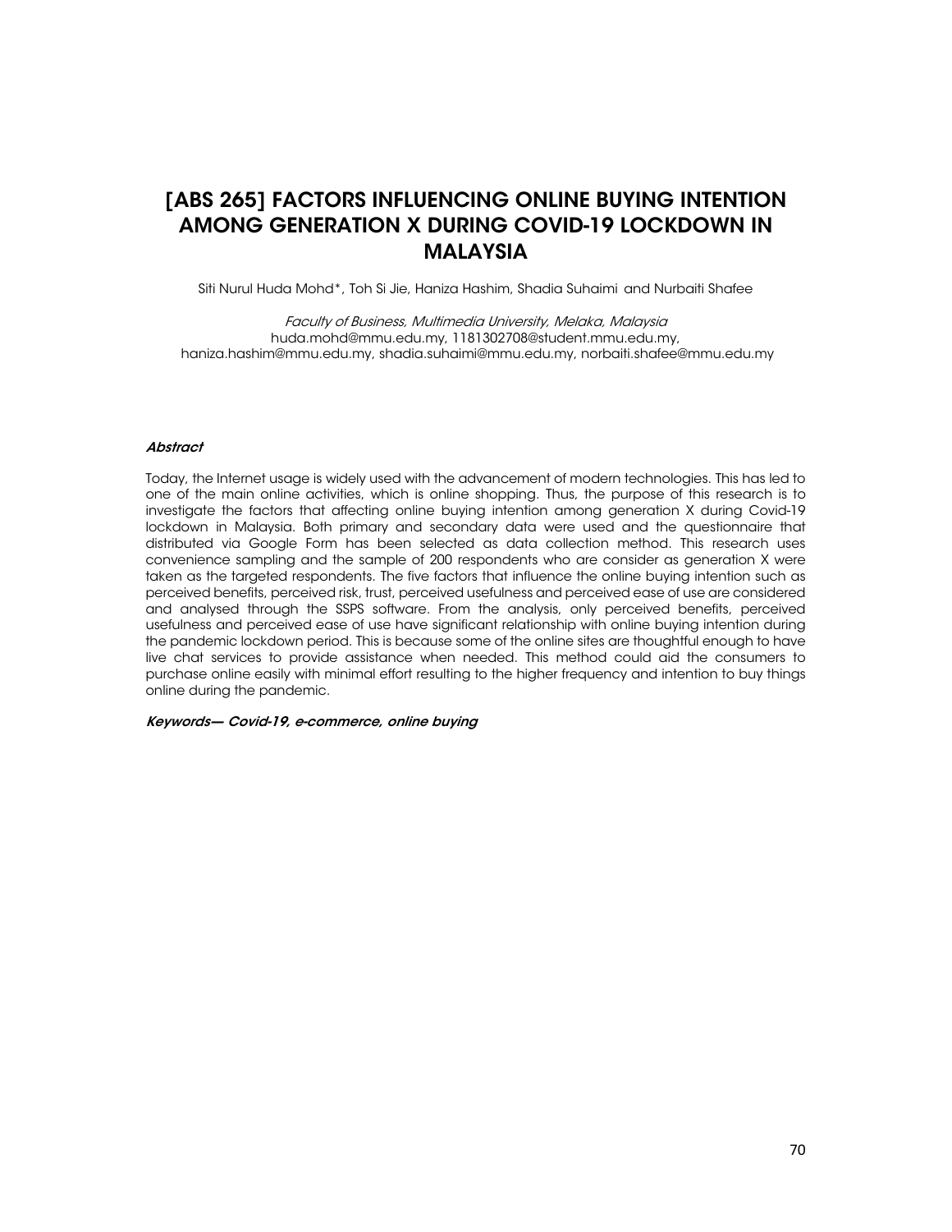# [ABS 265] FACTORS INFLUENCING ONLINE BUYING INTENTION AMONG GENERATION X DURING COVID-19 LOCKDOWN IN MALAYSIA

Siti Nurul Huda Mohd*, Toh Si Jie, Haniza Hashim, Shadia Suhaimi and Nurbaiti Shafee

*Faculty of Business, Multimedia University, Melaka, Malaysia*
huda.mohd@mmu.edu.my, 1181302708@student.mmu.edu.my, haniza.hashim@mmu.edu.my, shadia.suhaimi@mmu.edu.my, norbaiti.shafee@mmu.edu.my

***Abstract***

Today, the Internet usage is widely used with the advancement of modern technologies. This has led to one of the main online activities, which is online shopping. Thus, the purpose of this research is to investigate the factors that affecting online buying intention among generation X during Covid-19 lockdown in Malaysia. Both primary and secondary data were used and the questionnaire that distributed via Google Form has been selected as data collection method. This research uses convenience sampling and the sample of 200 respondents who are consider as generation X were taken as the targeted respondents. The five factors that influence the online buying intention such as perceived benefits, perceived risk, trust, perceived usefulness and perceived ease of use are considered and analysed through the SSPS software. From the analysis, only perceived benefits, perceived usefulness and perceived ease of use have significant relationship with online buying intention during the pandemic lockdown period. This is because some of the online sites are thoughtful enough to have live chat services to provide assistance when needed. This method could aid the consumers to purchase online easily with minimal effort resulting to the higher frequency and intention to buy things online during the pandemic.

***Keywords— Covid-19, e-commerce, online buying***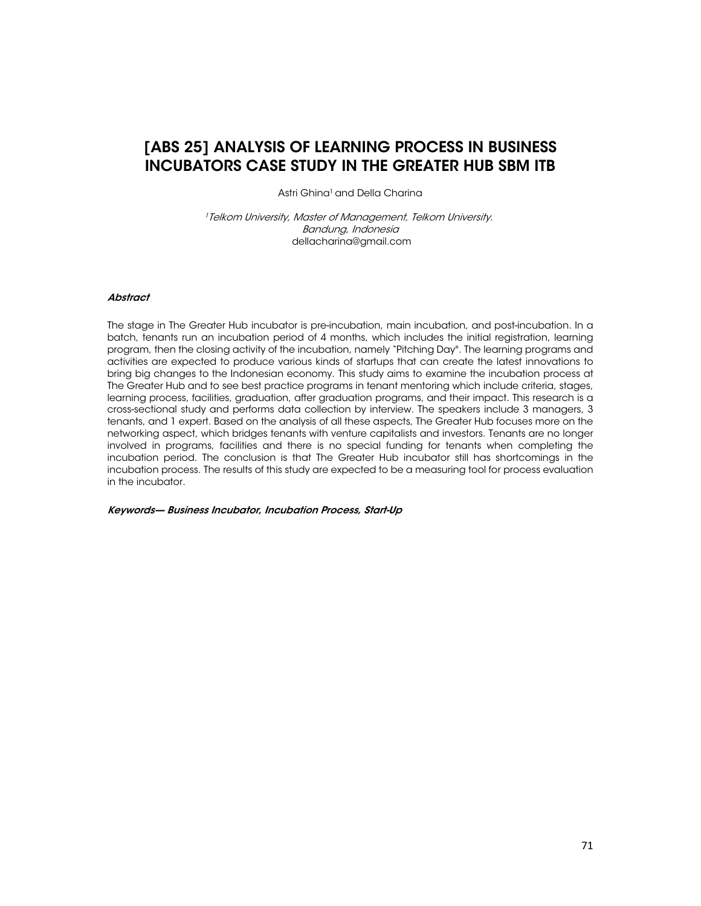# [ABS 25] ANALYSIS OF LEARNING PROCESS IN BUSINESS INCUBATORS CASE STUDY IN THE GREATER HUB SBM ITB

Astri Ghina[1] and Della Charina

[1]*Telkom University, Master of Management, Telkom University.*
*Bandung, Indonesia*
dellacharina@gmail.com

***Abstract***

The stage in The Greater Hub incubator is pre-incubation, main incubation, and post-incubation. In a batch, tenants run an incubation period of 4 months, which includes the initial registration, learning program, then the closing activity of the incubation, namely "Pitching Day". The learning programs and activities are expected to produce various kinds of startups that can create the latest innovations to bring big changes to the Indonesian economy. This study aims to examine the incubation process at The Greater Hub and to see best practice programs in tenant mentoring which include criteria, stages, learning process, facilities, graduation, after graduation programs, and their impact. This research is a cross-sectional study and performs data collection by interview. The speakers include 3 managers, 3 tenants, and 1 expert. Based on the analysis of all these aspects, The Greater Hub focuses more on the networking aspect, which bridges tenants with venture capitalists and investors. Tenants are no longer involved in programs, facilities and there is no special funding for tenants when completing the incubation period. The conclusion is that The Greater Hub incubator still has shortcomings in the incubation process. The results of this study are expected to be a measuring tool for process evaluation in the incubator.

***Keywords— Business Incubator, Incubation Process, Start-Up***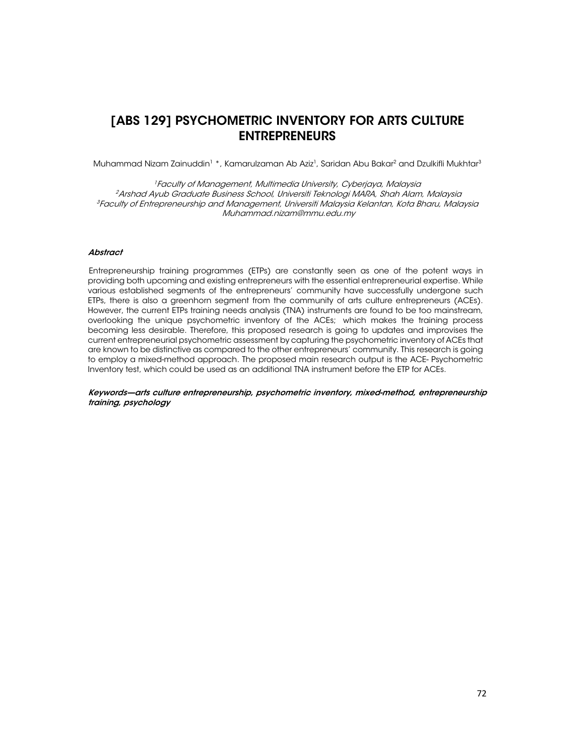# [ABS 129] PSYCHOMETRIC INVENTORY FOR ARTS CULTURE ENTREPRENEURS

Muhammad Nizam Zainuddin[1] *, Kamarulzaman Ab Aziz[1], Saridan Abu Bakar[2] and Dzulkifli Mukhtar[3]

*[1]Faculty of Management, Multimedia University, Cyberjaya, Malaysia*
*[2]Arshad Ayub Graduate Business School, Universiti Teknologi MARA, Shah Alam, Malaysia*
*[3]Faculty of Entrepreneurship and Management, Universiti Malaysia Kelantan, Kota Bharu, Malaysia*
*Muhammad.nizam@mmu.edu.my*

***Abstract***

Entrepreneurship training programmes (ETPs) are constantly seen as one of the potent ways in providing both upcoming and existing entrepreneurs with the essential entrepreneurial expertise. While various established segments of the entrepreneurs' community have successfully undergone such ETPs, there is also a greenhorn segment from the community of arts culture entrepreneurs (ACEs). However, the current ETPs training needs analysis (TNA) instruments are found to be too mainstream, overlooking the unique psychometric inventory of the ACEs; which makes the training process becoming less desirable. Therefore, this proposed research is going to updates and improvises the current entrepreneurial psychometric assessment by capturing the psychometric inventory of ACEs that are known to be distinctive as compared to the other entrepreneurs' community. This research is going to employ a mixed-method approach. The proposed main research output is the ACE- Psychometric Inventory test, which could be used as an additional TNA instrument before the ETP for ACEs.

***Keywords—arts culture entrepreneurship, psychometric inventory, mixed-method, entrepreneurship training, psychology***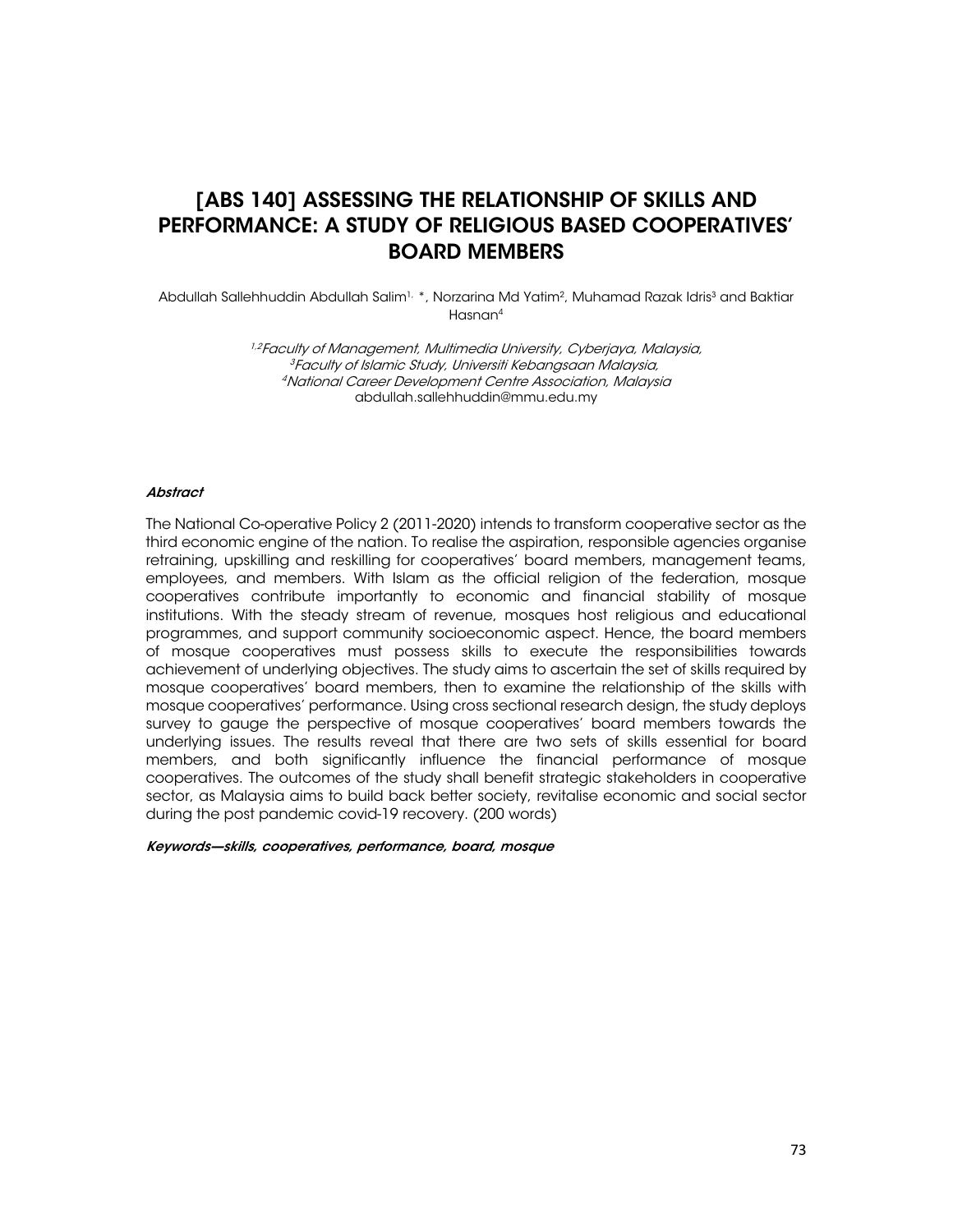# [ABS 140] ASSESSING THE RELATIONSHIP OF SKILLS AND PERFORMANCE: A STUDY OF RELIGIOUS BASED COOPERATIVES' BOARD MEMBERS

Abdullah Sallehhuddin Abdullah Salim[1, *], Norzarina Md Yatim[2], Muhamad Razak Idris[3] and Baktiar Hasnan[4]

*[1,2]Faculty of Management, Multimedia University, Cyberjaya, Malaysia,*
*[3]Faculty of Islamic Study, Universiti Kebangsaan Malaysia,*
*[4]National Career Development Centre Association, Malaysia*
abdullah.sallehhuddin@mmu.edu.my

***Abstract***

The National Co-operative Policy 2 (2011-2020) intends to transform cooperative sector as the third economic engine of the nation. To realise the aspiration, responsible agencies organise retraining, upskilling and reskilling for cooperatives' board members, management teams, employees, and members. With Islam as the official religion of the federation, mosque cooperatives contribute importantly to economic and financial stability of mosque institutions. With the steady stream of revenue, mosques host religious and educational programmes, and support community socioeconomic aspect. Hence, the board members of mosque cooperatives must possess skills to execute the responsibilities towards achievement of underlying objectives. The study aims to ascertain the set of skills required by mosque cooperatives' board members, then to examine the relationship of the skills with mosque cooperatives' performance. Using cross sectional research design, the study deploys survey to gauge the perspective of mosque cooperatives' board members towards the underlying issues. The results reveal that there are two sets of skills essential for board members, and both significantly influence the financial performance of mosque cooperatives. The outcomes of the study shall benefit strategic stakeholders in cooperative sector, as Malaysia aims to build back better society, revitalise economic and social sector during the post pandemic covid-19 recovery. (200 words)

***Keywords—skills, cooperatives, performance, board, mosque***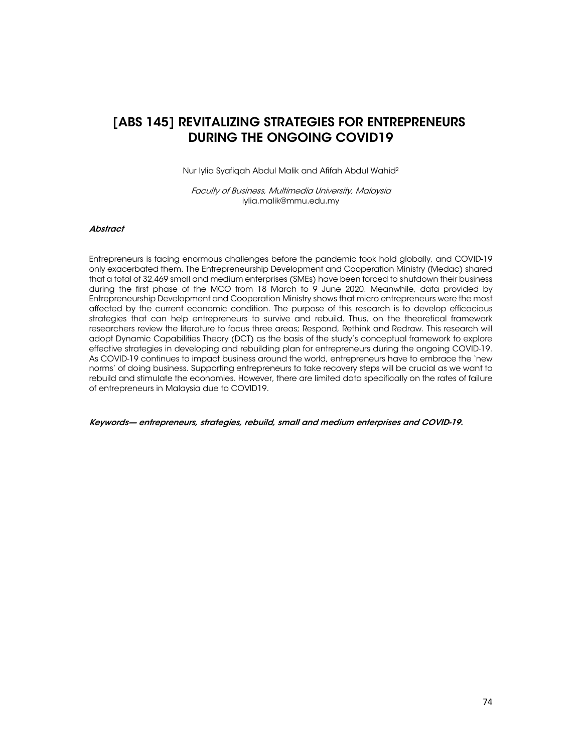# [ABS 145] REVITALIZING STRATEGIES FOR ENTREPRENEURS DURING THE ONGOING COVID19

Nur Iylia Syafiqah Abdul Malik and Afifah Abdul Wahid[2]

*Faculty of Business, Multimedia University, Malaysia*
iylia.malik@mmu.edu.my

***Abstract***

Entrepreneurs is facing enormous challenges before the pandemic took hold globally, and COVID-19 only exacerbated them. The Entrepreneurship Development and Cooperation Ministry (Medac) shared that a total of 32,469 small and medium enterprises (SMEs) have been forced to shutdown their business during the first phase of the MCO from 18 March to 9 June 2020. Meanwhile, data provided by Entrepreneurship Development and Cooperation Ministry shows that micro entrepreneurs were the most affected by the current economic condition. The purpose of this research is to develop efficacious strategies that can help entrepreneurs to survive and rebuild. Thus, on the theoretical framework researchers review the literature to focus three areas; Respond, Rethink and Redraw. This research will adopt Dynamic Capabilities Theory (DCT) as the basis of the study's conceptual framework to explore effective strategies in developing and rebuilding plan for entrepreneurs during the ongoing COVID-19. As COVID-19 continues to impact business around the world, entrepreneurs have to embrace the 'new norms' of doing business. Supporting entrepreneurs to take recovery steps will be crucial as we want to rebuild and stimulate the economies. However, there are limited data specifically on the rates of failure of entrepreneurs in Malaysia due to COVID19.

***Keywords— entrepreneurs, strategies, rebuild, small and medium enterprises and COVID-19.***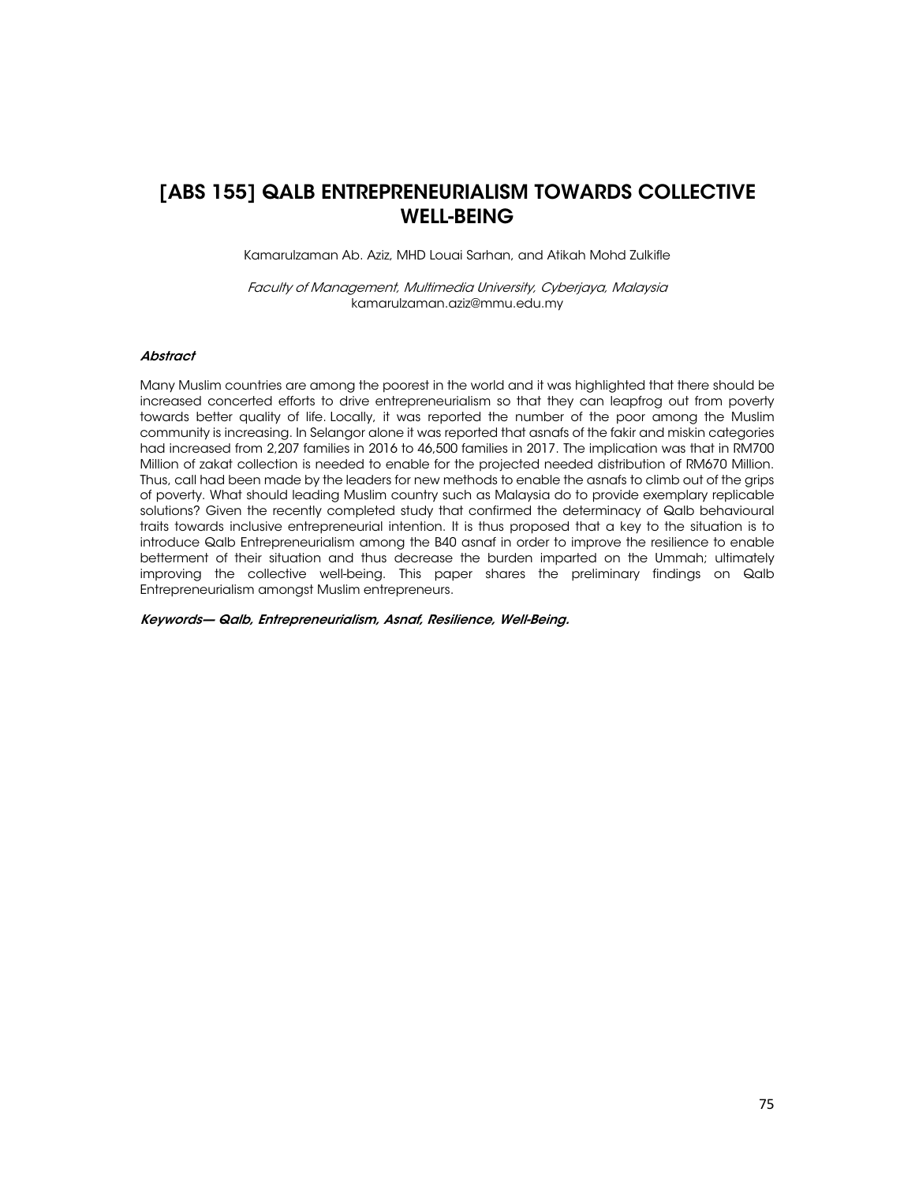# [ABS 155] QALB ENTREPRENEURIALISM TOWARDS COLLECTIVE WELL-BEING

Kamarulzaman Ab. Aziz, MHD Louai Sarhan, and Atikah Mohd Zulkifle

*Faculty of Management, Multimedia University, Cyberjaya, Malaysia*
kamarulzaman.aziz@mmu.edu.my

***Abstract***

Many Muslim countries are among the poorest in the world and it was highlighted that there should be increased concerted efforts to drive entrepreneurialism so that they can leapfrog out from poverty towards better quality of life. Locally, it was reported the number of the poor among the Muslim community is increasing. In Selangor alone it was reported that asnafs of the fakir and miskin categories had increased from 2,207 families in 2016 to 46,500 families in 2017. The implication was that in RM700 Million of zakat collection is needed to enable for the projected needed distribution of RM670 Million. Thus, call had been made by the leaders for new methods to enable the asnafs to climb out of the grips of poverty. What should leading Muslim country such as Malaysia do to provide exemplary replicable solutions? Given the recently completed study that confirmed the determinacy of Qalb behavioural traits towards inclusive entrepreneurial intention. It is thus proposed that a key to the situation is to introduce Qalb Entrepreneurialism among the B40 asnaf in order to improve the resilience to enable betterment of their situation and thus decrease the burden imparted on the Ummah; ultimately improving the collective well-being. This paper shares the preliminary findings on Qalb Entrepreneurialism amongst Muslim entrepreneurs.

***Keywords— Qalb, Entrepreneurialism, Asnaf, Resilience, Well-Being.***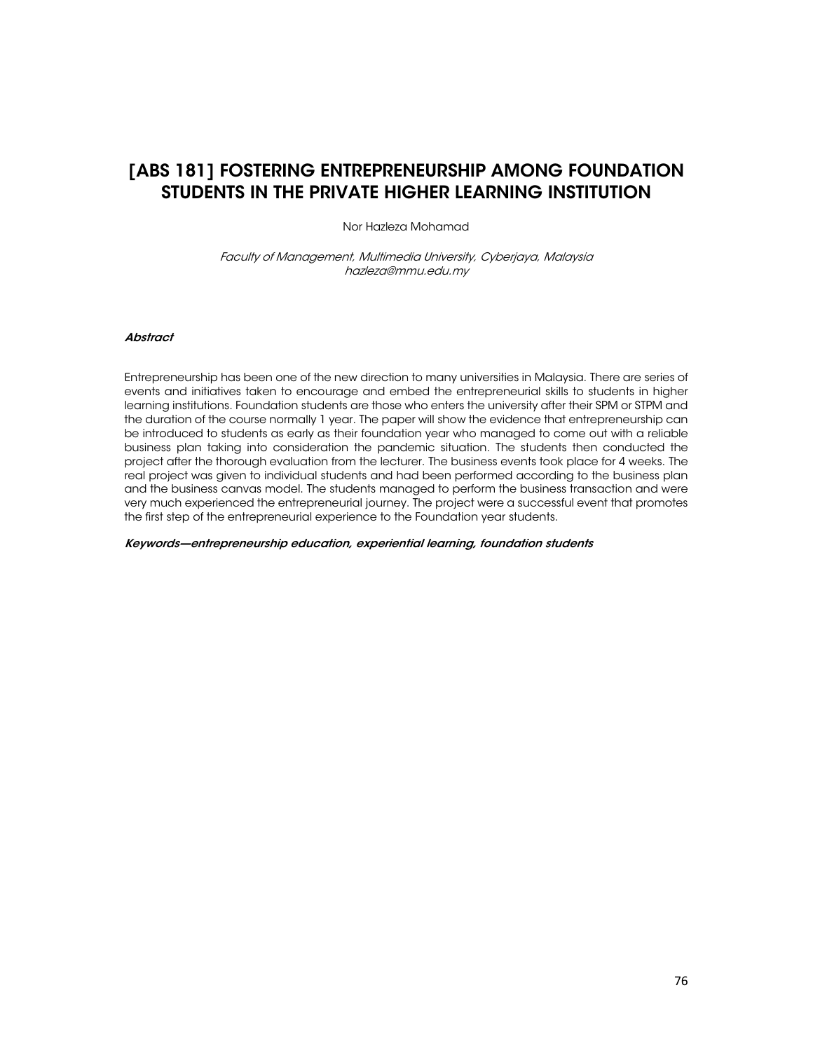# [ABS 181] FOSTERING ENTREPRENEURSHIP AMONG FOUNDATION STUDENTS IN THE PRIVATE HIGHER LEARNING INSTITUTION

Nor Hazleza Mohamad

*Faculty of Management, Multimedia University, Cyberjaya, Malaysia*
*hazleza@mmu.edu.my*

***Abstract***

Entrepreneurship has been one of the new direction to many universities in Malaysia. There are series of events and initiatives taken to encourage and embed the entrepreneurial skills to students in higher learning institutions. Foundation students are those who enters the university after their SPM or STPM and the duration of the course normally 1 year. The paper will show the evidence that entrepreneurship can be introduced to students as early as their foundation year who managed to come out with a reliable business plan taking into consideration the pandemic situation. The students then conducted the project after the thorough evaluation from the lecturer. The business events took place for 4 weeks. The real project was given to individual students and had been performed according to the business plan and the business canvas model. The students managed to perform the business transaction and were very much experienced the entrepreneurial journey. The project were a successful event that promotes the first step of the entrepreneurial experience to the Foundation year students.

***Keywords—entrepreneurship education, experiential learning, foundation students***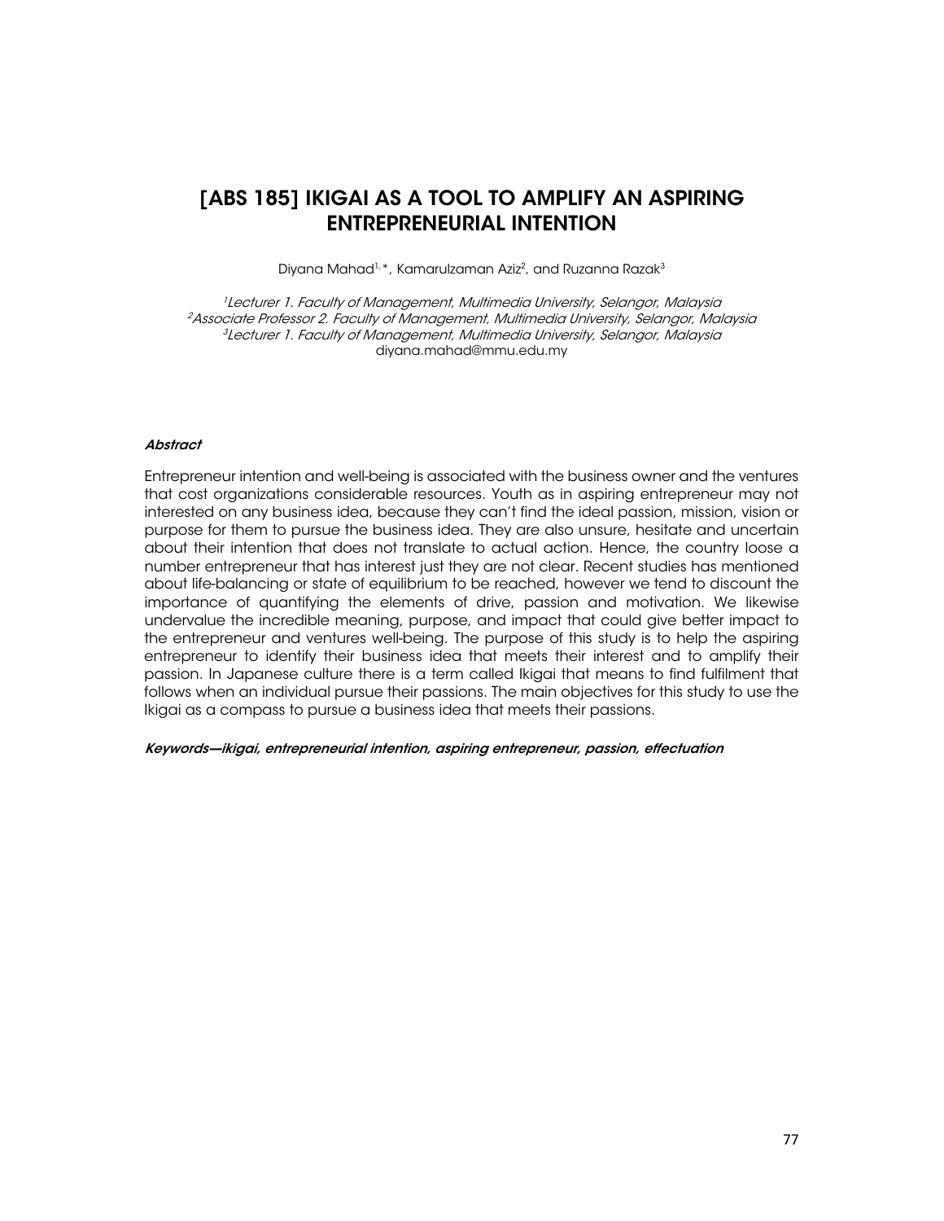# [ABS 185] IKIGAI AS A TOOL TO AMPLIFY AN ASPIRING ENTREPRENEURIAL INTENTION

Diyana Mahad[1,*], Kamarulzaman Aziz[2], and Ruzanna Razak[3]

*[1]Lecturer 1. Faculty of Management, Multimedia University, Selangor, Malaysia*
*[2]Associate Professor 2. Faculty of Management, Multimedia University, Selangor, Malaysia*
*[3]Lecturer 1. Faculty of Management, Multimedia University, Selangor, Malaysia*
diyana.mahad@mmu.edu.my

***Abstract***

Entrepreneur intention and well-being is associated with the business owner and the ventures that cost organizations considerable resources. Youth as in aspiring entrepreneur may not interested on any business idea, because they can't find the ideal passion, mission, vision or purpose for them to pursue the business idea. They are also unsure, hesitate and uncertain about their intention that does not translate to actual action. Hence, the country loose a number entrepreneur that has interest just they are not clear. Recent studies has mentioned about life-balancing or state of equilibrium to be reached, however we tend to discount the importance of quantifying the elements of drive, passion and motivation. We likewise undervalue the incredible meaning, purpose, and impact that could give better impact to the entrepreneur and ventures well-being. The purpose of this study is to help the aspiring entrepreneur to identify their business idea that meets their interest and to amplify their passion. In Japanese culture there is a term called Ikigai that means to find fulfilment that follows when an individual pursue their passions. The main objectives for this study to use the Ikigai as a compass to pursue a business idea that meets their passions.

***Keywords—ikigai, entrepreneurial intention, aspiring entrepreneur, passion, effectuation***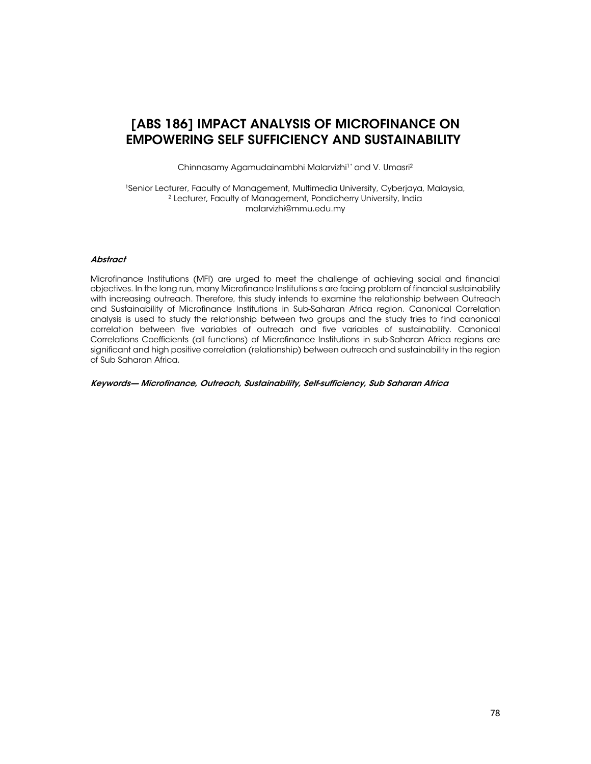# [ABS 186] IMPACT ANALYSIS OF MICROFINANCE ON EMPOWERING SELF SUFFICIENCY AND SUSTAINABILITY

Chinnasamy Agamudainambhi Malarvizhi[1*] and V. Umasri[2]

[1]Senior Lecturer, Faculty of Management, Multimedia University, Cyberjaya, Malaysia,
[2] Lecturer, Faculty of Management, Pondicherry University, India
malarvizhi@mmu.edu.my

***Abstract***

Microfinance Institutions (MFI) are urged to meet the challenge of achieving social and financial objectives. In the long run, many Microfinance Institutions s are facing problem of financial sustainability with increasing outreach. Therefore, this study intends to examine the relationship between Outreach and Sustainability of Microfinance Institutions in Sub-Saharan Africa region. Canonical Correlation analysis is used to study the relationship between two groups and the study tries to find canonical correlation between five variables of outreach and five variables of sustainability. Canonical Correlations Coefficients (all functions) of Microfinance Institutions in sub-Saharan Africa regions are significant and high positive correlation (relationship) between outreach and sustainability in the region of Sub Saharan Africa.

***Keywords— Microfinance, Outreach, Sustainability, Self-sufficiency, Sub Saharan Africa***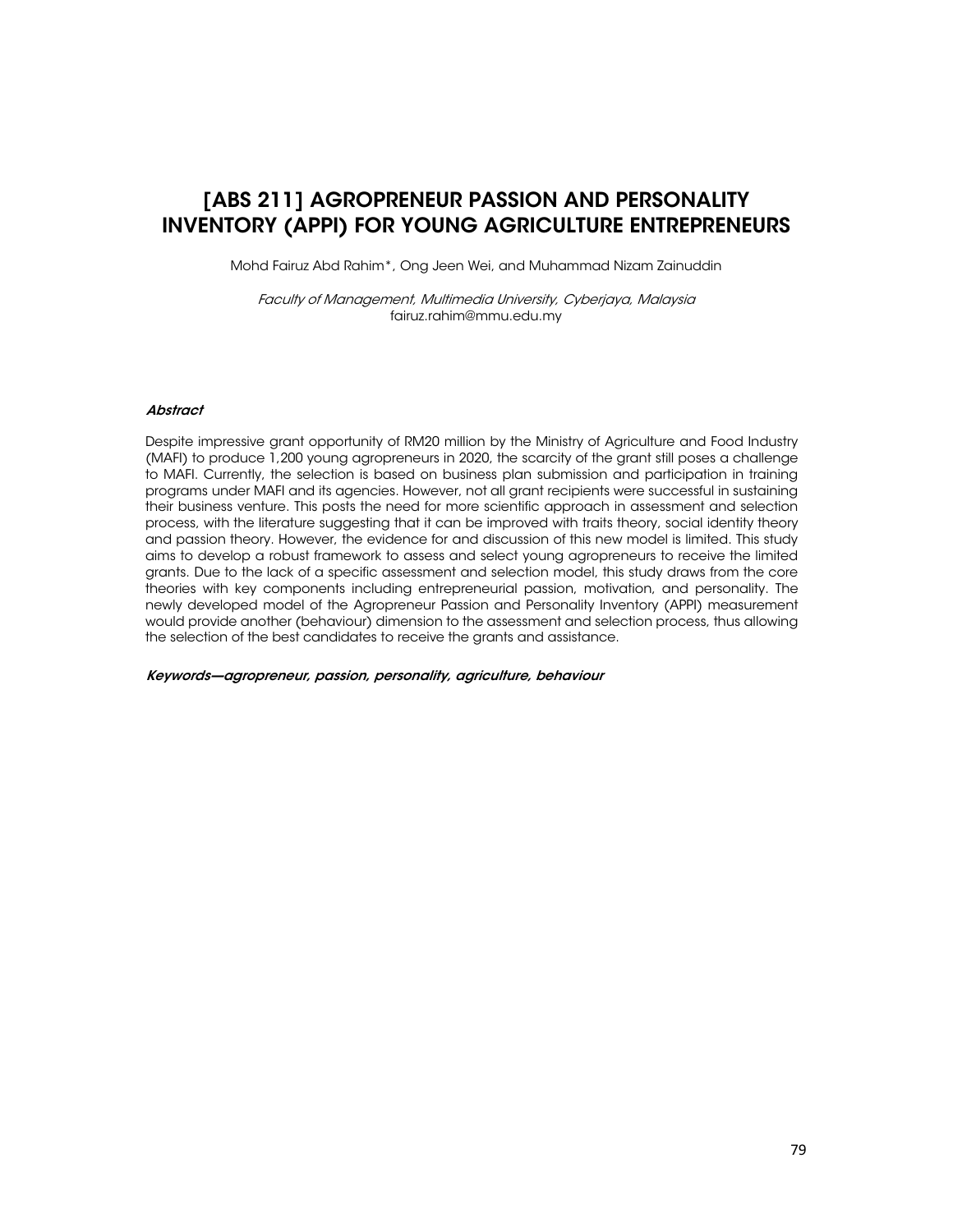# [ABS 211] AGROPRENEUR PASSION AND PERSONALITY INVENTORY (APPI) FOR YOUNG AGRICULTURE ENTREPRENEURS

Mohd Fairuz Abd Rahim*, Ong Jeen Wei, and Muhammad Nizam Zainuddin

*Faculty of Management, Multimedia University, Cyberjaya, Malaysia*
fairuz.rahim@mmu.edu.my

***Abstract***

Despite impressive grant opportunity of RM20 million by the Ministry of Agriculture and Food Industry (MAFI) to produce 1,200 young agropreneurs in 2020, the scarcity of the grant still poses a challenge to MAFI. Currently, the selection is based on business plan submission and participation in training programs under MAFI and its agencies. However, not all grant recipients were successful in sustaining their business venture. This posts the need for more scientific approach in assessment and selection process, with the literature suggesting that it can be improved with traits theory, social identity theory and passion theory. However, the evidence for and discussion of this new model is limited. This study aims to develop a robust framework to assess and select young agropreneurs to receive the limited grants. Due to the lack of a specific assessment and selection model, this study draws from the core theories with key components including entrepreneurial passion, motivation, and personality. The newly developed model of the Agropreneur Passion and Personality Inventory (APPI) measurement would provide another (behaviour) dimension to the assessment and selection process, thus allowing the selection of the best candidates to receive the grants and assistance.

***Keywords—agropreneur, passion, personality, agriculture, behaviour***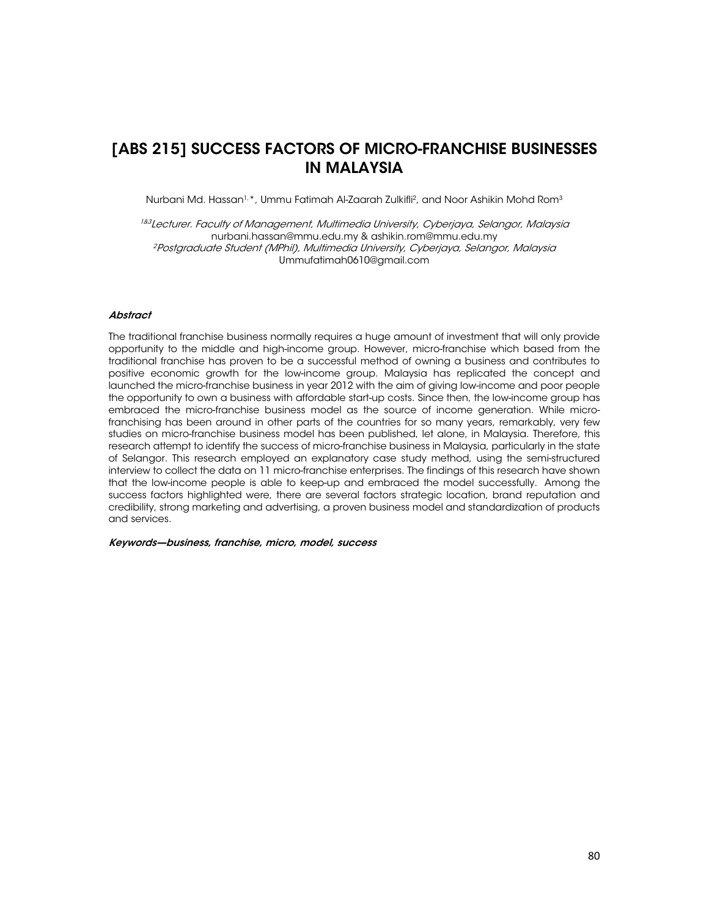# [ABS 215] SUCCESS FACTORS OF MICRO-FRANCHISE BUSINESSES IN MALAYSIA

Nurbani Md. Hassan[1,*], Ummu Fatimah Al-Zaarah Zulkifli[2], and Noor Ashikin Mohd Rom[3]

*[1&3]Lecturer. Faculty of Management, Multimedia University, Cyberjaya, Selangor, Malaysia*
nurbani.hassan@mmu.edu.my & ashikin.rom@mmu.edu.my
*[2]Postgraduate Student (MPhil), Multimedia University, Cyberjaya, Selangor, Malaysia*
Ummufatimah0610@gmail.com

***Abstract***

The traditional franchise business normally requires a huge amount of investment that will only provide opportunity to the middle and high-income group. However, micro-franchise which based from the traditional franchise has proven to be a successful method of owning a business and contributes to positive economic growth for the low-income group. Malaysia has replicated the concept and launched the micro-franchise business in year 2012 with the aim of giving low-income and poor people the opportunity to own a business with affordable start-up costs. Since then, the low-income group has embraced the micro-franchise business model as the source of income generation. While micro-franchising has been around in other parts of the countries for so many years, remarkably, very few studies on micro-franchise business model has been published, let alone, in Malaysia. Therefore, this research attempt to identify the success of micro-franchise business in Malaysia, particularly in the state of Selangor. This research employed an explanatory case study method, using the semi-structured interview to collect the data on 11 micro-franchise enterprises. The findings of this research have shown that the low-income people is able to keep-up and embraced the model successfully. Among the success factors highlighted were, there are several factors strategic location, brand reputation and credibility, strong marketing and advertising, a proven business model and standardization of products and services.

***Keywords—business, franchise, micro, model, success***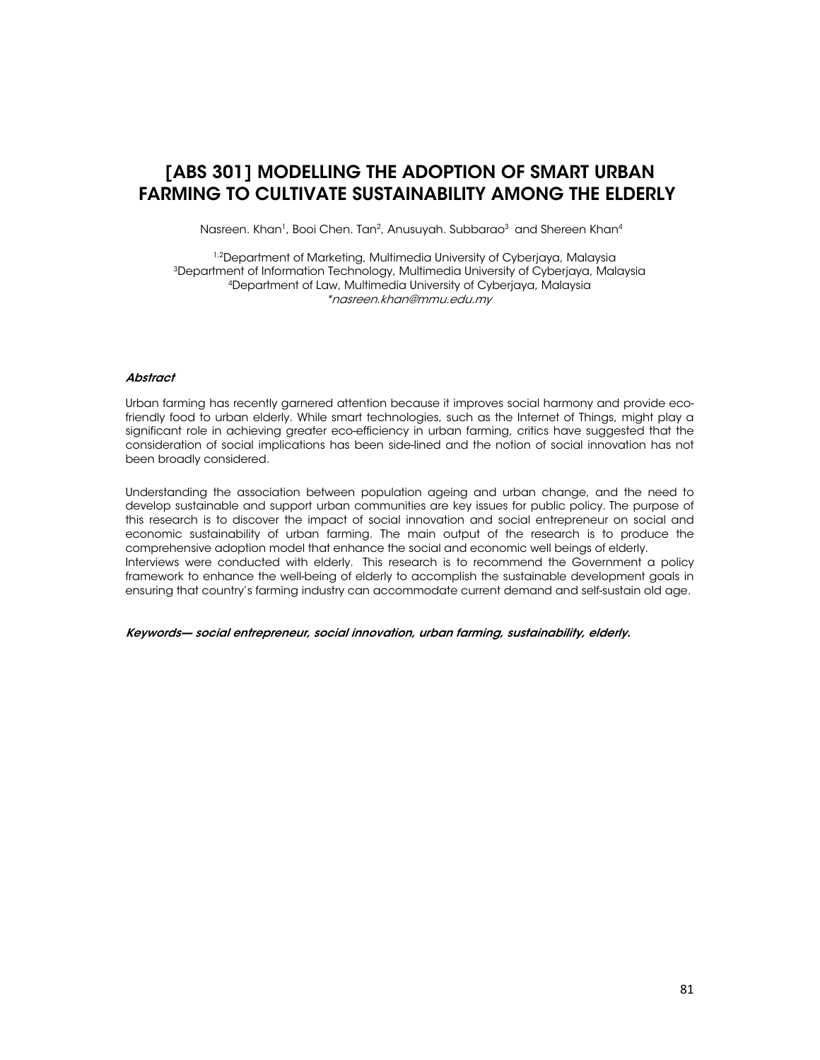# [ABS 301] MODELLING THE ADOPTION OF SMART URBAN FARMING TO CULTIVATE SUSTAINABILITY AMONG THE ELDERLY

Nasreen. Khan[1], Booi Chen. Tan[2], Anusuyah. Subbarao[3] and Shereen Khan[4]

[1,2]Department of Marketing, Multimedia University of Cyberjaya, Malaysia
[3]Department of Information Technology, Multimedia University of Cyberjaya, Malaysia
[4]Department of Law, Multimedia University of Cyberjaya, Malaysia
*\*nasreen.khan@mmu.edu.my*

***Abstract***

Urban farming has recently garnered attention because it improves social harmony and provide eco-friendly food to urban elderly. While smart technologies, such as the Internet of Things, might play a significant role in achieving greater eco-efficiency in urban farming, critics have suggested that the consideration of social implications has been side-lined and the notion of social innovation has not been broadly considered.

Understanding the association between population ageing and urban change, and the need to develop sustainable and support urban communities are key issues for public policy. The purpose of this research is to discover the impact of social innovation and social entrepreneur on social and economic sustainability of urban farming. The main output of the research is to produce the comprehensive adoption model that enhance the social and economic well beings of elderly.
Interviews were conducted with elderly. This research is to recommend the Government a policy framework to enhance the well-being of elderly to accomplish the sustainable development goals in ensuring that country's farming industry can accommodate current demand and self-sustain old age.

***Keywords— social entrepreneur, social innovation, urban farming, sustainability, elderly.***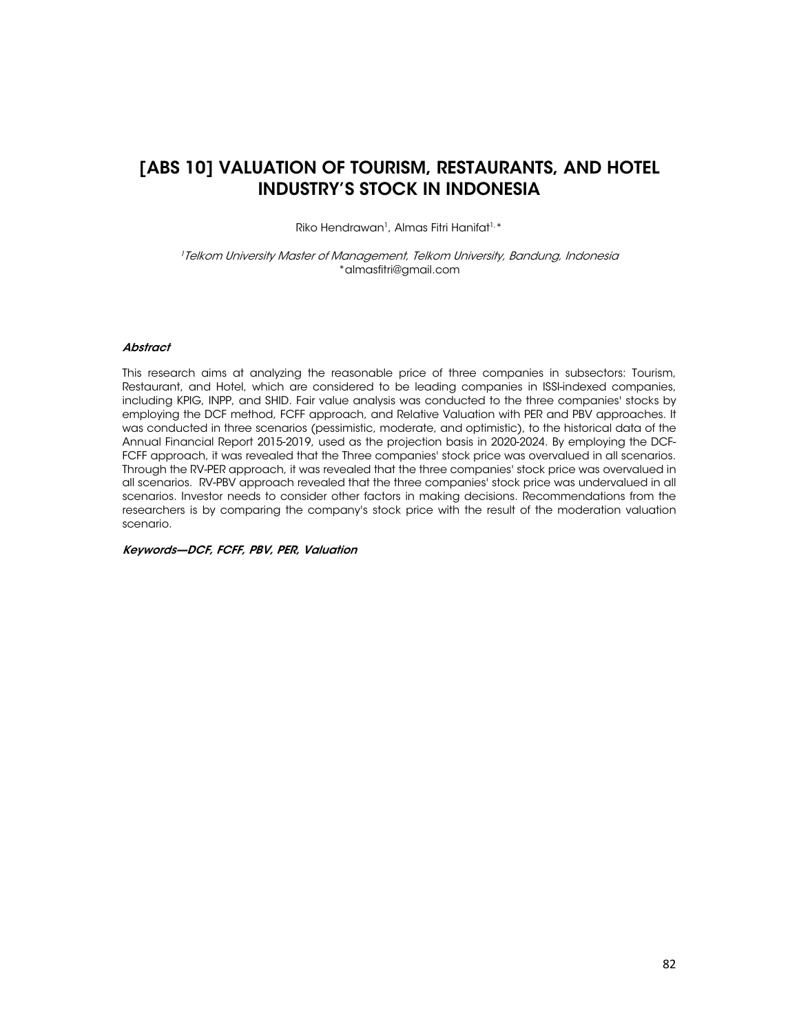# [ABS 10] VALUATION OF TOURISM, RESTAURANTS, AND HOTEL INDUSTRY'S STOCK IN INDONESIA

Riko Hendrawan[1], Almas Fitri Hanifat[1,*]

*[1]Telkom University Master of Management, Telkom University, Bandung, Indonesia*
*almasfitri@gmail.com

***Abstract***

This research aims at analyzing the reasonable price of three companies in subsectors: Tourism, Restaurant, and Hotel, which are considered to be leading companies in ISSI-indexed companies, including KPIG, INPP, and SHID. Fair value analysis was conducted to the three companies' stocks by employing the DCF method, FCFF approach, and Relative Valuation with PER and PBV approaches. It was conducted in three scenarios (pessimistic, moderate, and optimistic), to the historical data of the Annual Financial Report 2015-2019, used as the projection basis in 2020-2024. By employing the DCF-FCFF approach, it was revealed that the Three companies' stock price was overvalued in all scenarios. Through the RV-PER approach, it was revealed that the three companies' stock price was overvalued in all scenarios. RV-PBV approach revealed that the three companies' stock price was undervalued in all scenarios. Investor needs to consider other factors in making decisions. Recommendations from the researchers is by comparing the company's stock price with the result of the moderation valuation scenario.

***Keywords—DCF, FCFF, PBV, PER, Valuation***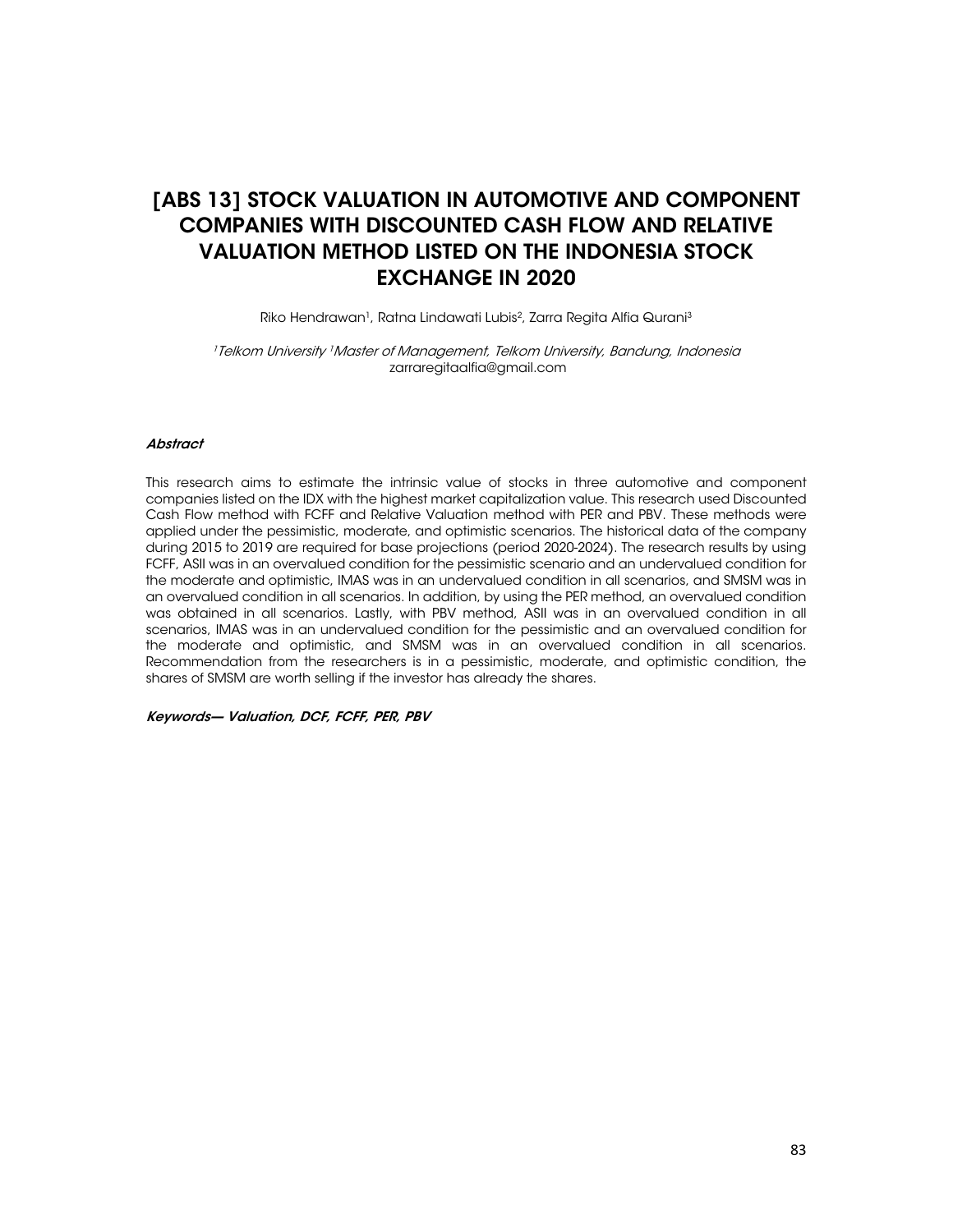# [ABS 13] STOCK VALUATION IN AUTOMOTIVE AND COMPONENT COMPANIES WITH DISCOUNTED CASH FLOW AND RELATIVE VALUATION METHOD LISTED ON THE INDONESIA STOCK EXCHANGE IN 2020

Riko Hendrawan[1], Ratna Lindawati Lubis[2], Zarra Regita Alfia Qurani[3]

*[1]Telkom University [1]Master of Management, Telkom University, Bandung, Indonesia*
zarraregitaalfia@gmail.com

***Abstract***

This research aims to estimate the intrinsic value of stocks in three automotive and component companies listed on the IDX with the highest market capitalization value. This research used Discounted Cash Flow method with FCFF and Relative Valuation method with PER and PBV. These methods were applied under the pessimistic, moderate, and optimistic scenarios. The historical data of the company during 2015 to 2019 are required for base projections (period 2020-2024). The research results by using FCFF, ASII was in an overvalued condition for the pessimistic scenario and an undervalued condition for the moderate and optimistic, IMAS was in an undervalued condition in all scenarios, and SMSM was in an overvalued condition in all scenarios. In addition, by using the PER method, an overvalued condition was obtained in all scenarios. Lastly, with PBV method, ASII was in an overvalued condition in all scenarios, IMAS was in an undervalued condition for the pessimistic and an overvalued condition for the moderate and optimistic, and SMSM was in an overvalued condition in all scenarios. Recommendation from the researchers is in a pessimistic, moderate, and optimistic condition, the shares of SMSM are worth selling if the investor has already the shares.

***Keywords— Valuation, DCF, FCFF, PER, PBV***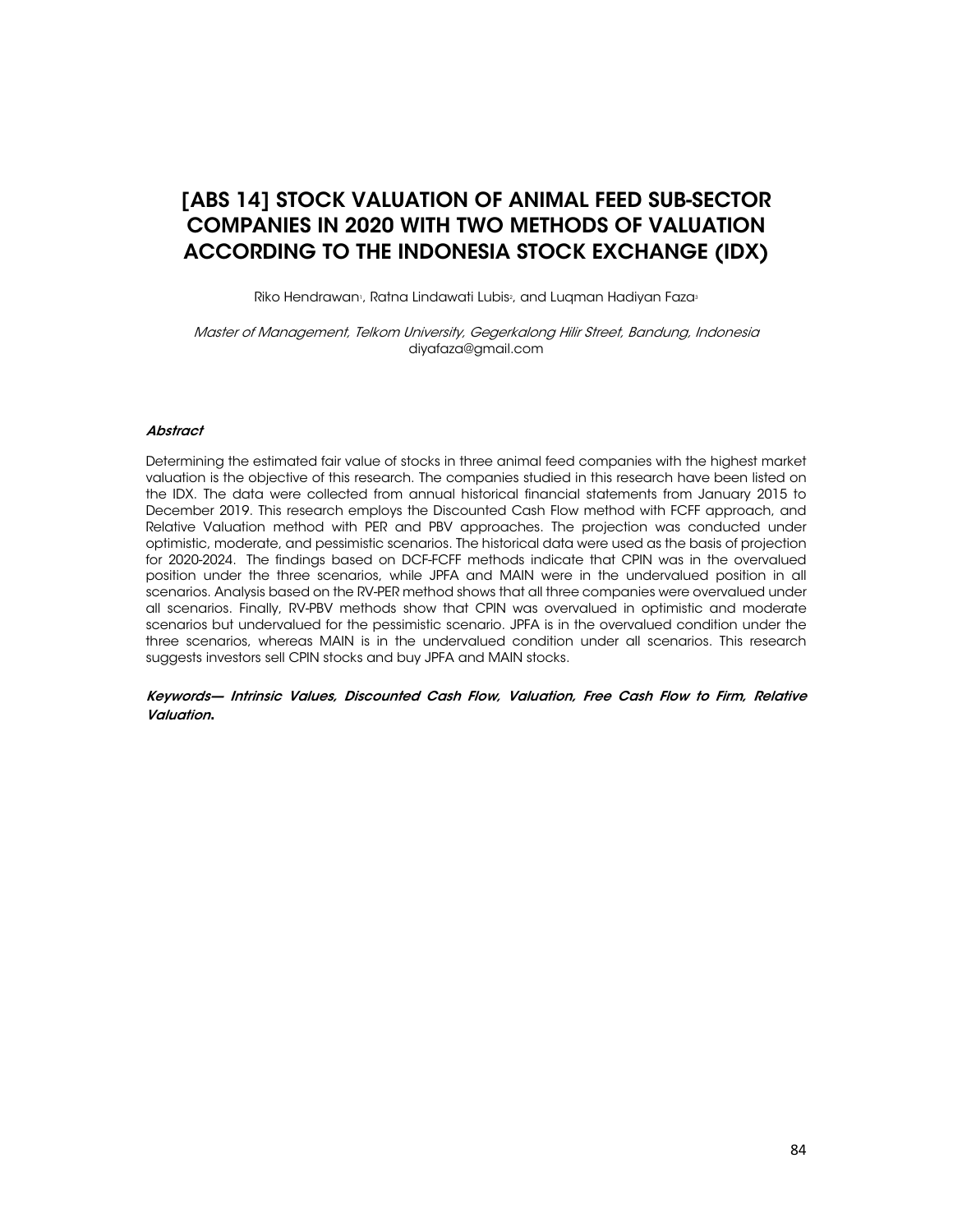# [ABS 14] STOCK VALUATION OF ANIMAL FEED SUB-SECTOR COMPANIES IN 2020 WITH TWO METHODS OF VALUATION ACCORDING TO THE INDONESIA STOCK EXCHANGE (IDX)

Riko Hendrawan[1], Ratna Lindawati Lubis[2], and Luqman Hadiyan Faza[3]

*Master of Management, Telkom University, Gegerkalong Hilir Street, Bandung, Indonesia*
diyafaza@gmail.com

***Abstract***

Determining the estimated fair value of stocks in three animal feed companies with the highest market valuation is the objective of this research. The companies studied in this research have been listed on the IDX. The data were collected from annual historical financial statements from January 2015 to December 2019. This research employs the Discounted Cash Flow method with FCFF approach, and Relative Valuation method with PER and PBV approaches. The projection was conducted under optimistic, moderate, and pessimistic scenarios. The historical data were used as the basis of projection for 2020-2024. The findings based on DCF-FCFF methods indicate that CPIN was in the overvalued position under the three scenarios, while JPFA and MAIN were in the undervalued position in all scenarios. Analysis based on the RV-PER method shows that all three companies were overvalued under all scenarios. Finally, RV-PBV methods show that CPIN was overvalued in optimistic and moderate scenarios but undervalued for the pessimistic scenario. JPFA is in the overvalued condition under the three scenarios, whereas MAIN is in the undervalued condition under all scenarios. This research suggests investors sell CPIN stocks and buy JPFA and MAIN stocks.

***Keywords— Intrinsic Values, Discounted Cash Flow, Valuation, Free Cash Flow to Firm, Relative Valuation*.**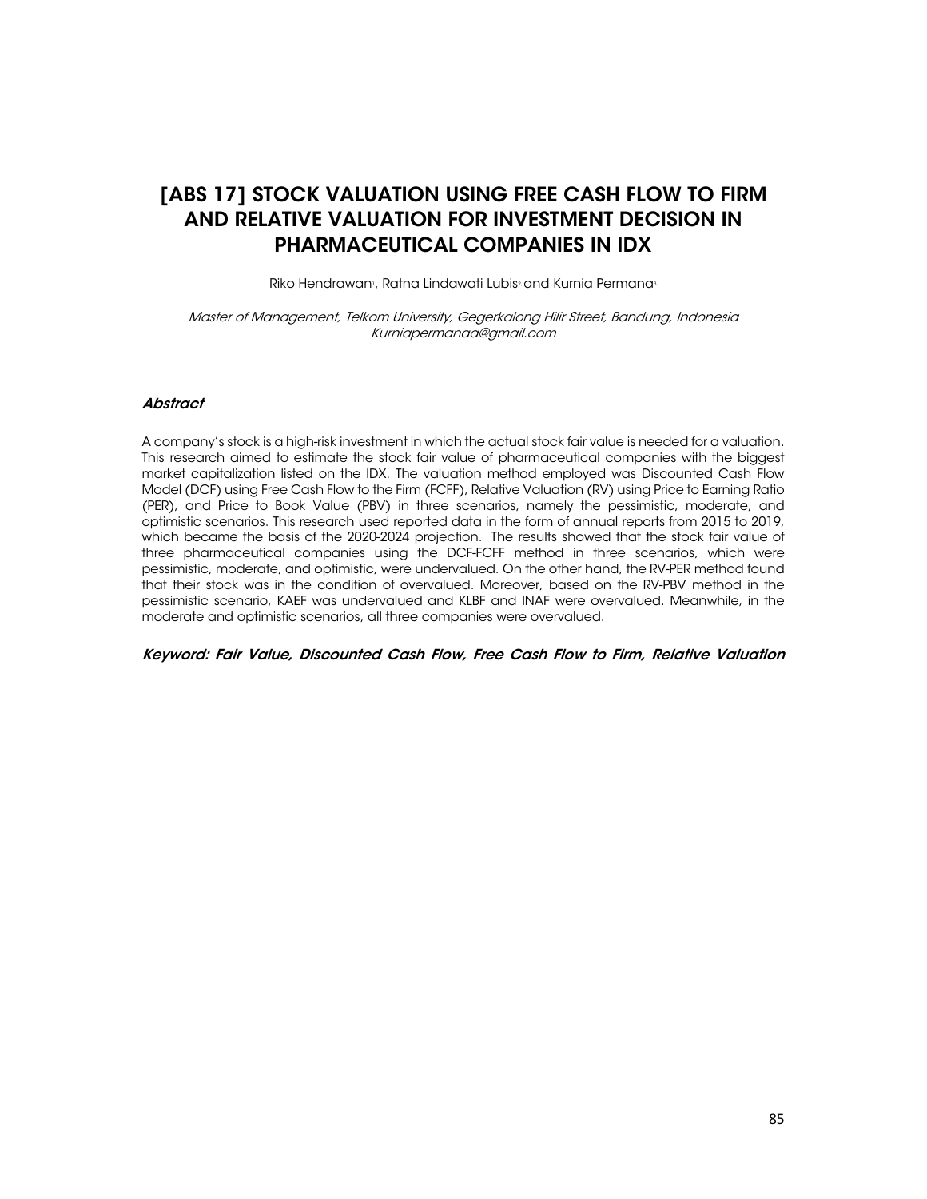# [ABS 17] STOCK VALUATION USING FREE CASH FLOW TO FIRM AND RELATIVE VALUATION FOR INVESTMENT DECISION IN PHARMACEUTICAL COMPANIES IN IDX

Riko Hendrawan[1], Ratna Lindawati Lubis[2] and Kurnia Permana[3]

*Master of Management, Telkom University, Gegerkalong Hilir Street, Bandung, Indonesia*
*Kurniapermanaa@gmail.com*

### *Abstract*

A company's stock is a high-risk investment in which the actual stock fair value is needed for a valuation. This research aimed to estimate the stock fair value of pharmaceutical companies with the biggest market capitalization listed on the IDX. The valuation method employed was Discounted Cash Flow Model (DCF) using Free Cash Flow to the Firm (FCFF), Relative Valuation (RV) using Price to Earning Ratio (PER), and Price to Book Value (PBV) in three scenarios, namely the pessimistic, moderate, and optimistic scenarios. This research used reported data in the form of annual reports from 2015 to 2019, which became the basis of the 2020-2024 projection. The results showed that the stock fair value of three pharmaceutical companies using the DCF-FCFF method in three scenarios, which were pessimistic, moderate, and optimistic, were undervalued. On the other hand, the RV-PER method found that their stock was in the condition of overvalued. Moreover, based on the RV-PBV method in the pessimistic scenario, KAEF was undervalued and KLBF and INAF were overvalued. Meanwhile, in the moderate and optimistic scenarios, all three companies were overvalued.

***Keyword: Fair Value, Discounted Cash Flow, Free Cash Flow to Firm, Relative Valuation***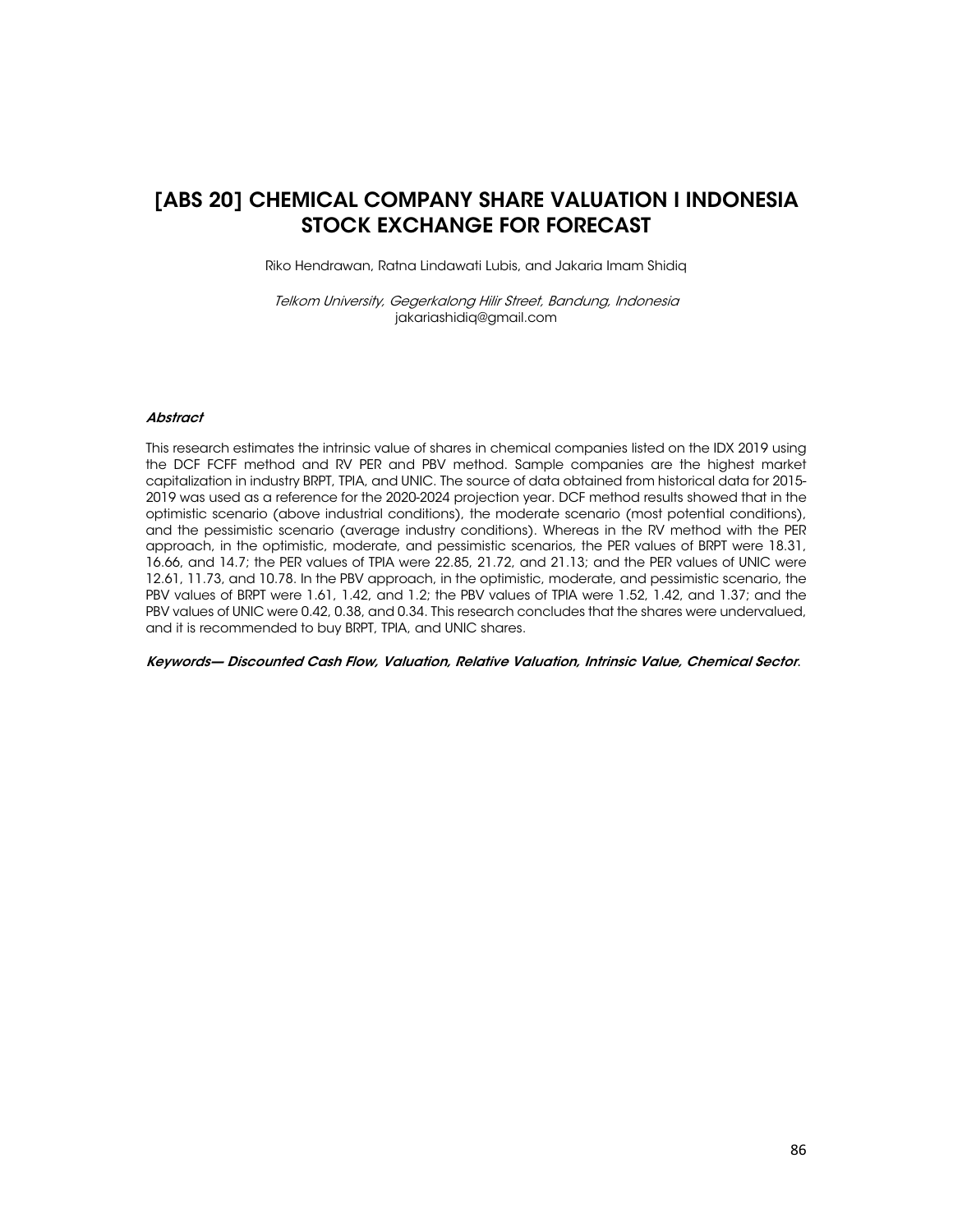# [ABS 20] CHEMICAL COMPANY SHARE VALUATION I INDONESIA STOCK EXCHANGE FOR FORECAST

Riko Hendrawan, Ratna Lindawati Lubis, and Jakaria Imam Shidiq

*Telkom University, Gegerkalong Hilir Street, Bandung, Indonesia*
jakariashidiq@gmail.com

***Abstract***

This research estimates the intrinsic value of shares in chemical companies listed on the IDX 2019 using the DCF FCFF method and RV PER and PBV method. Sample companies are the highest market capitalization in industry BRPT, TPIA, and UNIC. The source of data obtained from historical data for 2015-2019 was used as a reference for the 2020-2024 projection year. DCF method results showed that in the optimistic scenario (above industrial conditions), the moderate scenario (most potential conditions), and the pessimistic scenario (average industry conditions). Whereas in the RV method with the PER approach, in the optimistic, moderate, and pessimistic scenarios, the PER values of BRPT were 18.31, 16.66, and 14.7; the PER values of TPIA were 22.85, 21.72, and 21.13; and the PER values of UNIC were 12.61, 11.73, and 10.78. In the PBV approach, in the optimistic, moderate, and pessimistic scenario, the PBV values of BRPT were 1.61, 1.42, and 1.2; the PBV values of TPIA were 1.52, 1.42, and 1.37; and the PBV values of UNIC were 0.42, 0.38, and 0.34. This research concludes that the shares were undervalued, and it is recommended to buy BRPT, TPIA, and UNIC shares.

***Keywords— Discounted Cash Flow, Valuation, Relative Valuation, Intrinsic Value, Chemical Sector.***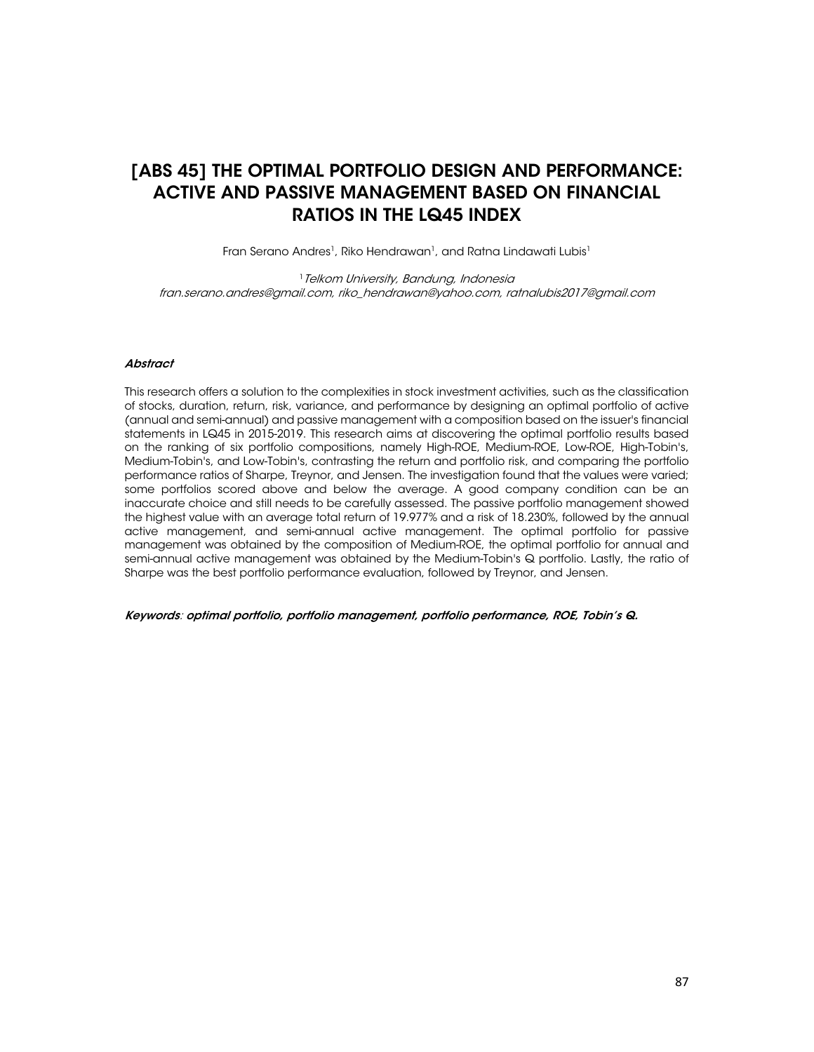# [ABS 45] THE OPTIMAL PORTFOLIO DESIGN AND PERFORMANCE: ACTIVE AND PASSIVE MANAGEMENT BASED ON FINANCIAL RATIOS IN THE LQ45 INDEX

Fran Serano Andres[1], Riko Hendrawan[1], and Ratna Lindawati Lubis[1]

[1]*Telkom University, Bandung, Indonesia*
*fran.serano.andres@gmail.com, riko_hendrawan@yahoo.com, ratnalubis2017@gmail.com*

***Abstract***

This research offers a solution to the complexities in stock investment activities, such as the classification of stocks, duration, return, risk, variance, and performance by designing an optimal portfolio of active (annual and semi-annual) and passive management with a composition based on the issuer's financial statements in LQ45 in 2015-2019. This research aims at discovering the optimal portfolio results based on the ranking of six portfolio compositions, namely High-ROE, Medium-ROE, Low-ROE, High-Tobin's, Medium-Tobin's, and Low-Tobin's, contrasting the return and portfolio risk, and comparing the portfolio performance ratios of Sharpe, Treynor, and Jensen. The investigation found that the values were varied; some portfolios scored above and below the average. A good company condition can be an inaccurate choice and still needs to be carefully assessed. The passive portfolio management showed the highest value with an average total return of 19.977% and a risk of 18.230%, followed by the annual active management, and semi-annual active management. The optimal portfolio for passive management was obtained by the composition of Medium-ROE, the optimal portfolio for annual and semi-annual active management was obtained by the Medium-Tobin's Q portfolio. Lastly, the ratio of Sharpe was the best portfolio performance evaluation, followed by Treynor, and Jensen.

***Keywords**: optimal portfolio, portfolio management, portfolio performance, ROE, Tobin's Q.*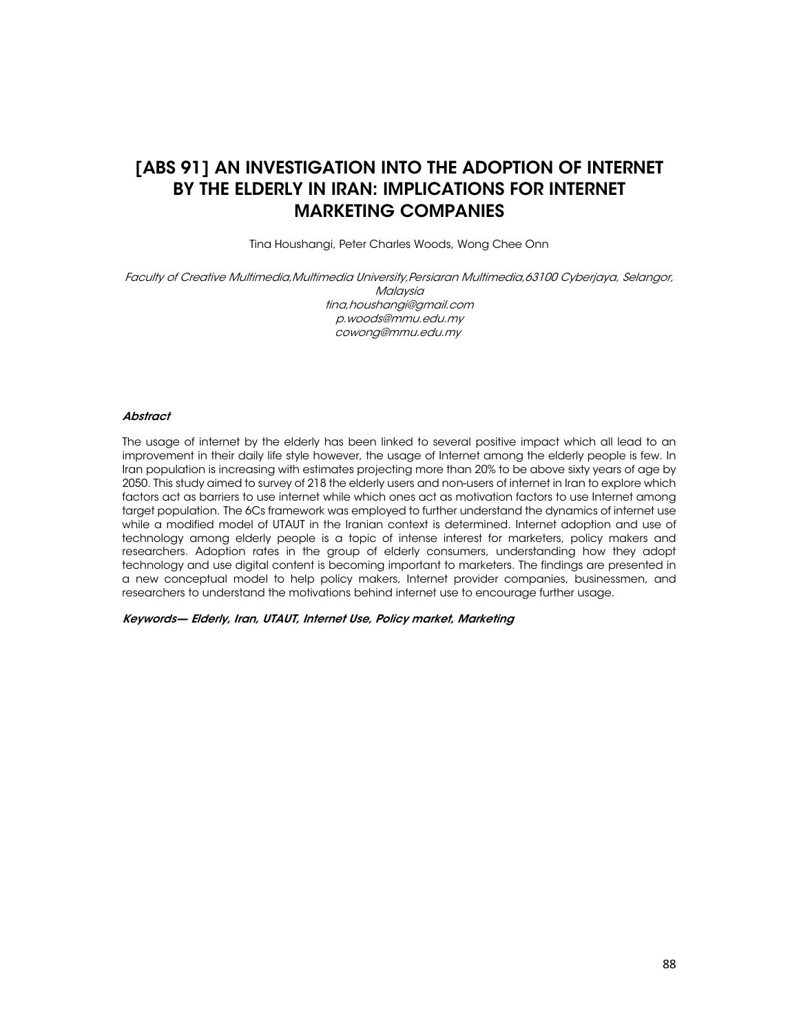# [ABS 91] AN INVESTIGATION INTO THE ADOPTION OF INTERNET BY THE ELDERLY IN IRAN: IMPLICATIONS FOR INTERNET MARKETING COMPANIES

Tina Houshangi, Peter Charles Woods, Wong Chee Onn

*Faculty of Creative Multimedia,Multimedia University,Persiaran Multimedia,63100 Cyberjaya, Selangor, Malaysia*
*tina,houshangi@gmail.com*
*p.woods@mmu.edu.my*
*cowong@mmu.edu.my*

***Abstract***

The usage of internet by the elderly has been linked to several positive impact which all lead to an improvement in their daily life style however, the usage of Internet among the elderly people is few. In Iran population is increasing with estimates projecting more than 20% to be above sixty years of age by 2050. This study aimed to survey of 218 the elderly users and non-users of internet in Iran to explore which factors act as barriers to use internet while which ones act as motivation factors to use Internet among target population. The 6Cs framework was employed to further understand the dynamics of internet use while a modified model of UTAUT in the Iranian context is determined. Internet adoption and use of technology among elderly people is a topic of intense interest for marketers, policy makers and researchers. Adoption rates in the group of elderly consumers, understanding how they adopt technology and use digital content is becoming important to marketers. The findings are presented in a new conceptual model to help policy makers, Internet provider companies, businessmen, and researchers to understand the motivations behind internet use to encourage further usage.

***Keywords— Elderly, Iran, UTAUT, Internet Use, Policy market, Marketing***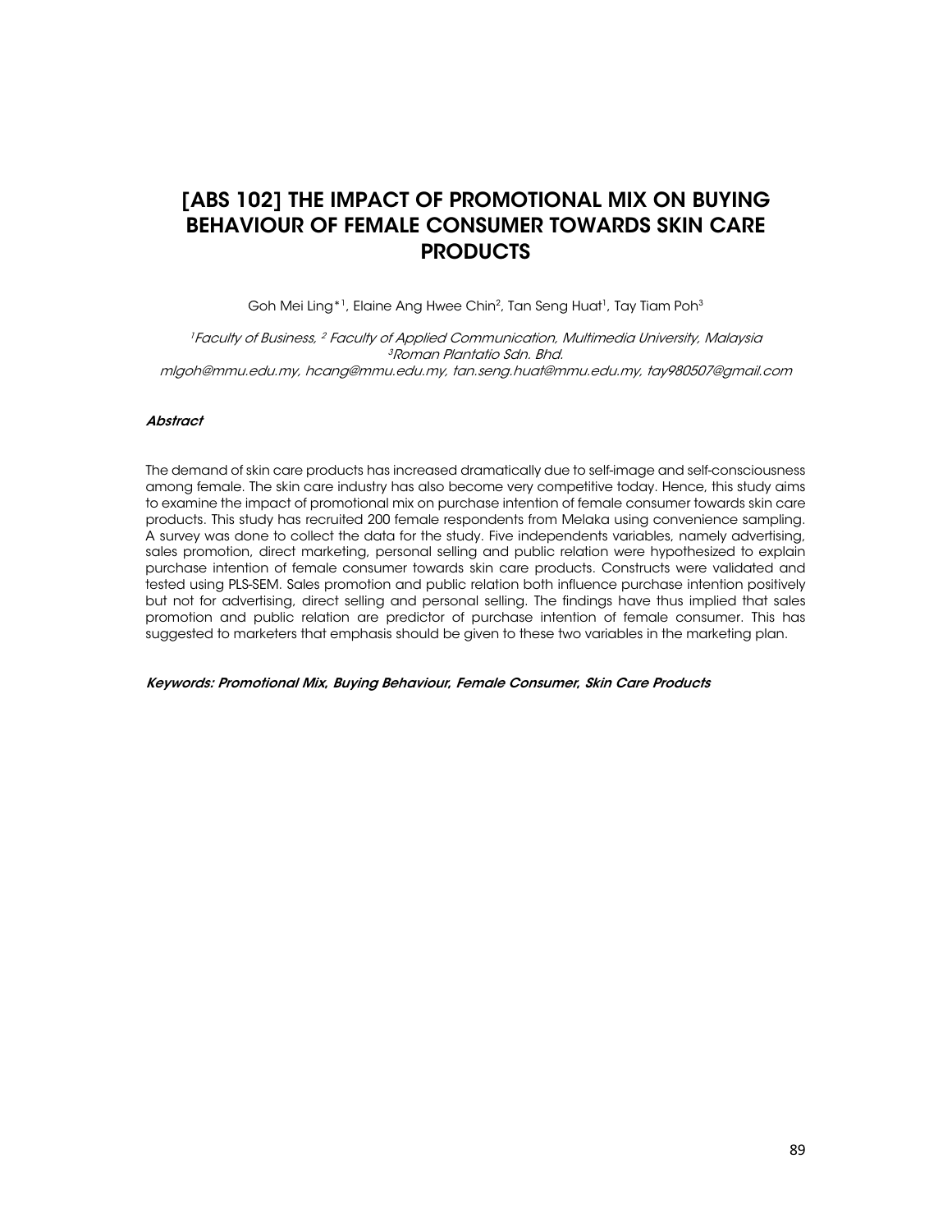# [ABS 102] THE IMPACT OF PROMOTIONAL MIX ON BUYING BEHAVIOUR OF FEMALE CONSUMER TOWARDS SKIN CARE PRODUCTS

Goh Mei Ling*[1], Elaine Ang Hwee Chin[2], Tan Seng Huat[1], Tay Tiam Poh[3]

*[1]Faculty of Business, [2] Faculty of Applied Communication, Multimedia University, Malaysia*
*[3]Roman Plantatio Sdn. Bhd.*
*mlgoh@mmu.edu.my, hcang@mmu.edu.my, tan.seng.huat@mmu.edu.my, tay980507@gmail.com*

***Abstract***

The demand of skin care products has increased dramatically due to self-image and self-consciousness among female. The skin care industry has also become very competitive today. Hence, this study aims to examine the impact of promotional mix on purchase intention of female consumer towards skin care products. This study has recruited 200 female respondents from Melaka using convenience sampling. A survey was done to collect the data for the study. Five independents variables, namely advertising, sales promotion, direct marketing, personal selling and public relation were hypothesized to explain purchase intention of female consumer towards skin care products. Constructs were validated and tested using PLS-SEM. Sales promotion and public relation both influence purchase intention positively but not for advertising, direct selling and personal selling. The findings have thus implied that sales promotion and public relation are predictor of purchase intention of female consumer. This has suggested to marketers that emphasis should be given to these two variables in the marketing plan.

***Keywords: Promotional Mix, Buying Behaviour, Female Consumer, Skin Care Products***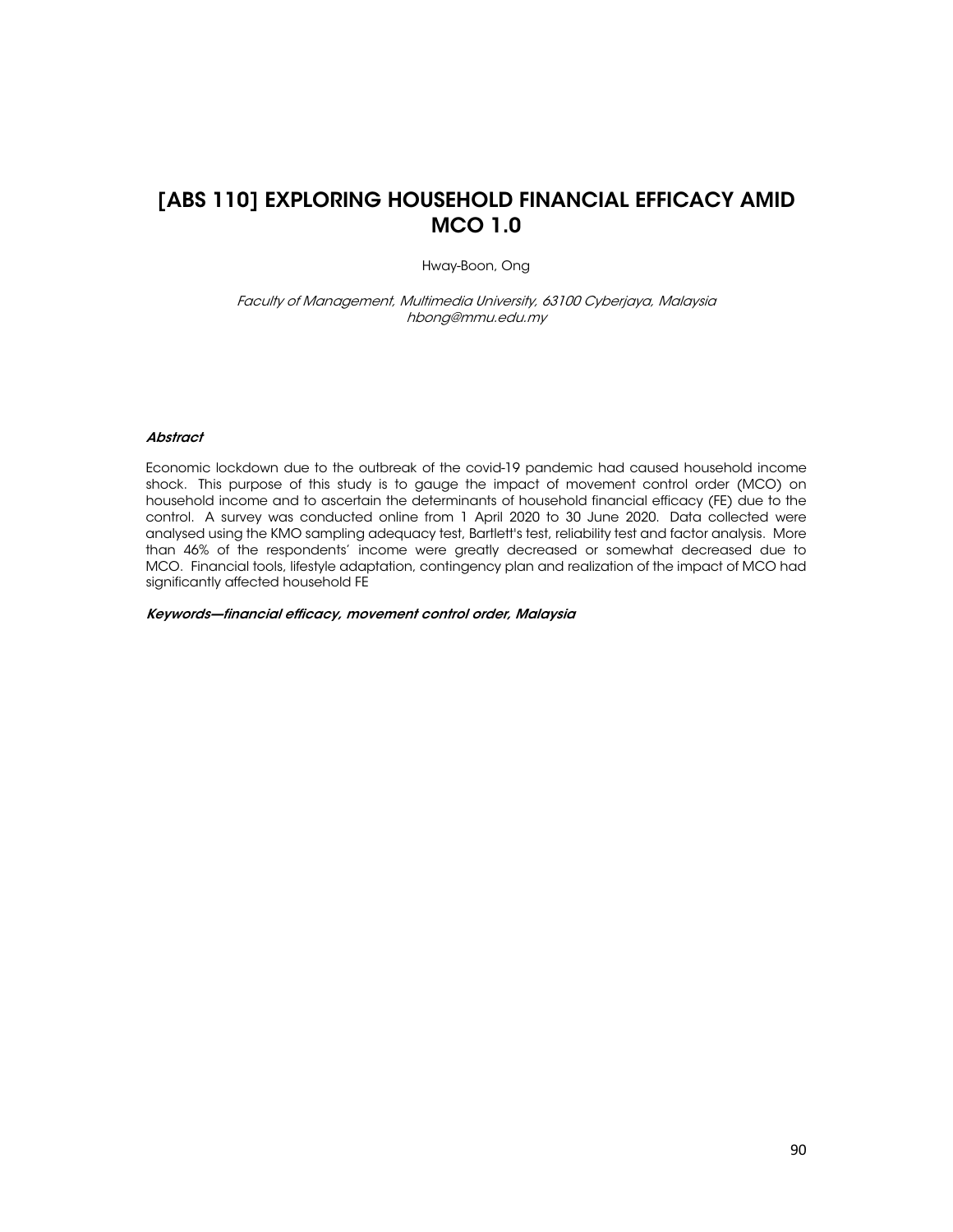# [ABS 110] EXPLORING HOUSEHOLD FINANCIAL EFFICACY AMID MCO 1.0

Hway-Boon, Ong

*Faculty of Management, Multimedia University, 63100 Cyberjaya, Malaysia*
*hbong@mmu.edu.my*

***Abstract***

Economic lockdown due to the outbreak of the covid-19 pandemic had caused household income shock. This purpose of this study is to gauge the impact of movement control order (MCO) on household income and to ascertain the determinants of household financial efficacy (FE) due to the control. A survey was conducted online from 1 April 2020 to 30 June 2020. Data collected were analysed using the KMO sampling adequacy test, Bartlett's test, reliability test and factor analysis. More than 46% of the respondents' income were greatly decreased or somewhat decreased due to MCO. Financial tools, lifestyle adaptation, contingency plan and realization of the impact of MCO had significantly affected household FE

***Keywords—financial efficacy, movement control order, Malaysia***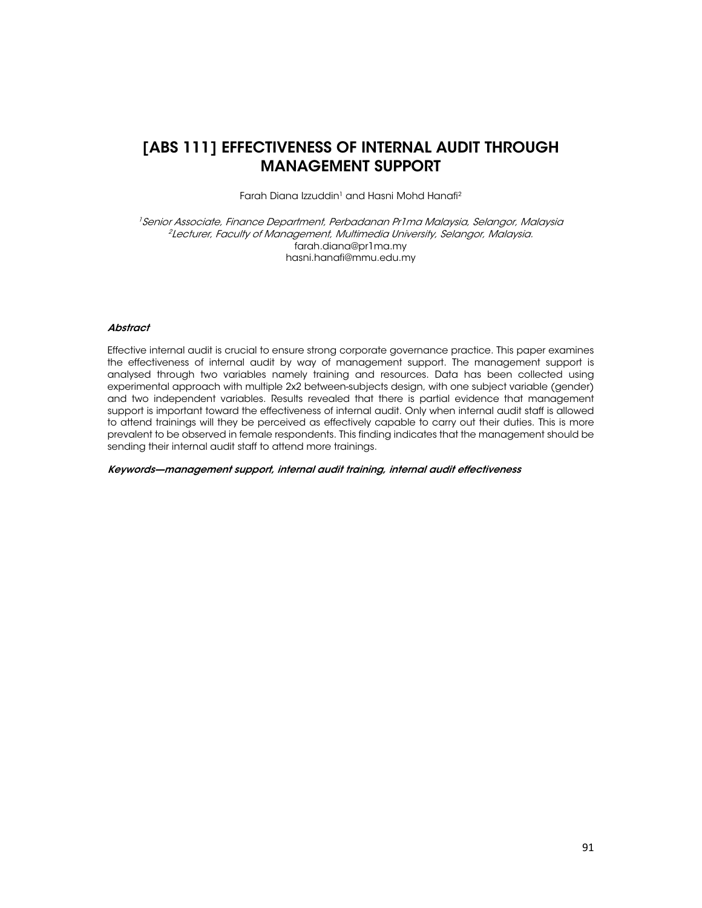# [ABS 111] EFFECTIVENESS OF INTERNAL AUDIT THROUGH MANAGEMENT SUPPORT

Farah Diana Izzuddin[1] and Hasni Mohd Hanafi[2]

[1]*Senior Associate, Finance Department, Perbadanan Pr1ma Malaysia, Selangor, Malaysia*
[2]*Lecturer, Faculty of Management, Multimedia University, Selangor, Malaysia.*
farah.diana@pr1ma.my
hasni.hanafi@mmu.edu.my

***Abstract***

Effective internal audit is crucial to ensure strong corporate governance practice. This paper examines the effectiveness of internal audit by way of management support. The management support is analysed through two variables namely training and resources. Data has been collected using experimental approach with multiple 2x2 between-subjects design, with one subject variable (gender) and two independent variables. Results revealed that there is partial evidence that management support is important toward the effectiveness of internal audit. Only when internal audit staff is allowed to attend trainings will they be perceived as effectively capable to carry out their duties. This is more prevalent to be observed in female respondents. This finding indicates that the management should be sending their internal audit staff to attend more trainings.

***Keywords—management support, internal audit training, internal audit effectiveness***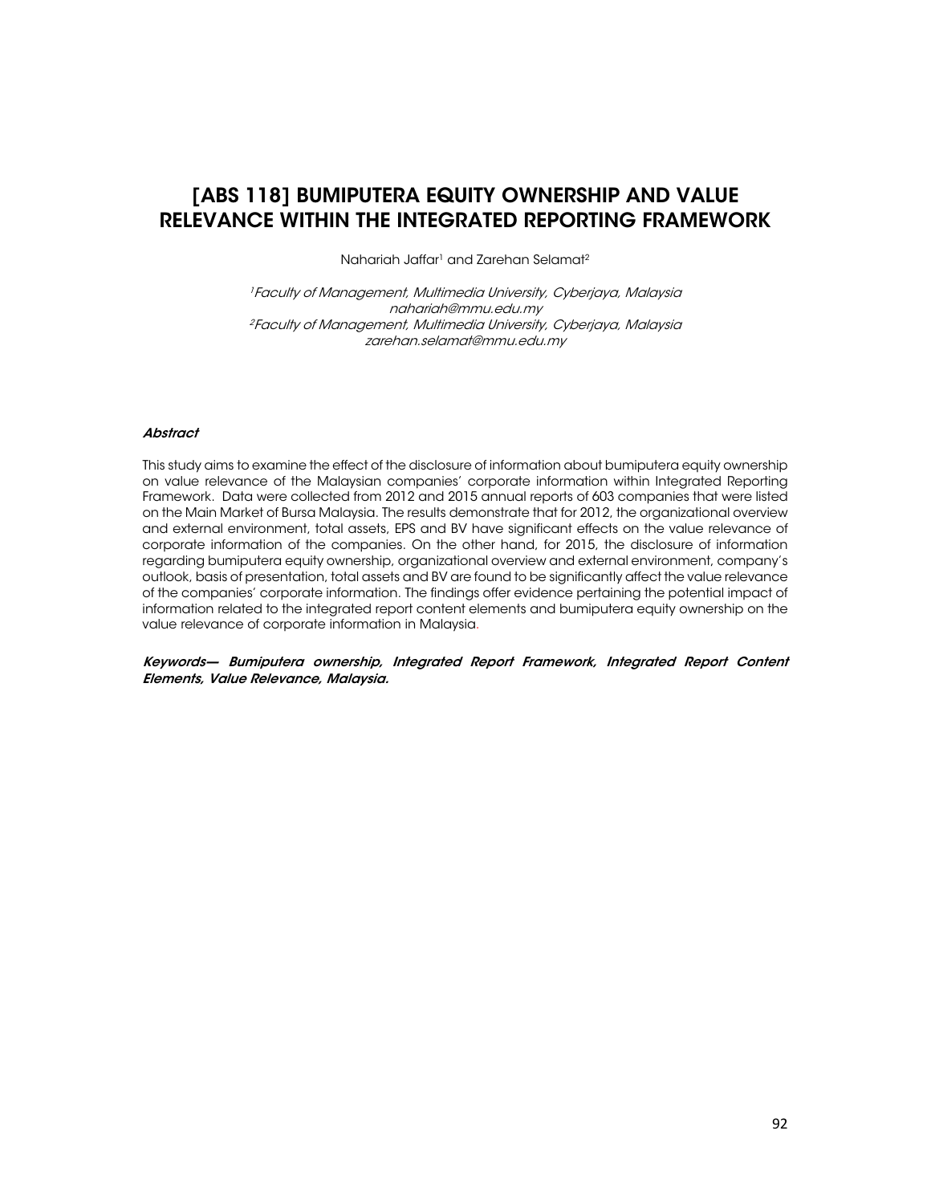# [ABS 118] BUMIPUTERA EQUITY OWNERSHIP AND VALUE RELEVANCE WITHIN THE INTEGRATED REPORTING FRAMEWORK

Nahariah Jaffar[1] and Zarehan Selamat[2]

*[1]Faculty of Management, Multimedia University, Cyberjaya, Malaysia*
*nahariah@mmu.edu.my*
*[2]Faculty of Management, Multimedia University, Cyberjaya, Malaysia*
*zarehan.selamat@mmu.edu.my*

### *Abstract*

This study aims to examine the effect of the disclosure of information about bumiputera equity ownership on value relevance of the Malaysian companies' corporate information within Integrated Reporting Framework. Data were collected from 2012 and 2015 annual reports of 603 companies that were listed on the Main Market of Bursa Malaysia. The results demonstrate that for 2012, the organizational overview and external environment, total assets, EPS and BV have significant effects on the value relevance of corporate information of the companies. On the other hand, for 2015, the disclosure of information regarding bumiputera equity ownership, organizational overview and external environment, company's outlook, basis of presentation, total assets and BV are found to be significantly affect the value relevance of the companies' corporate information. The findings offer evidence pertaining the potential impact of information related to the integrated report content elements and bumiputera equity ownership on the value relevance of corporate information in Malaysia.

***Keywords— Bumiputera ownership, Integrated Report Framework, Integrated Report Content Elements, Value Relevance, Malaysia.***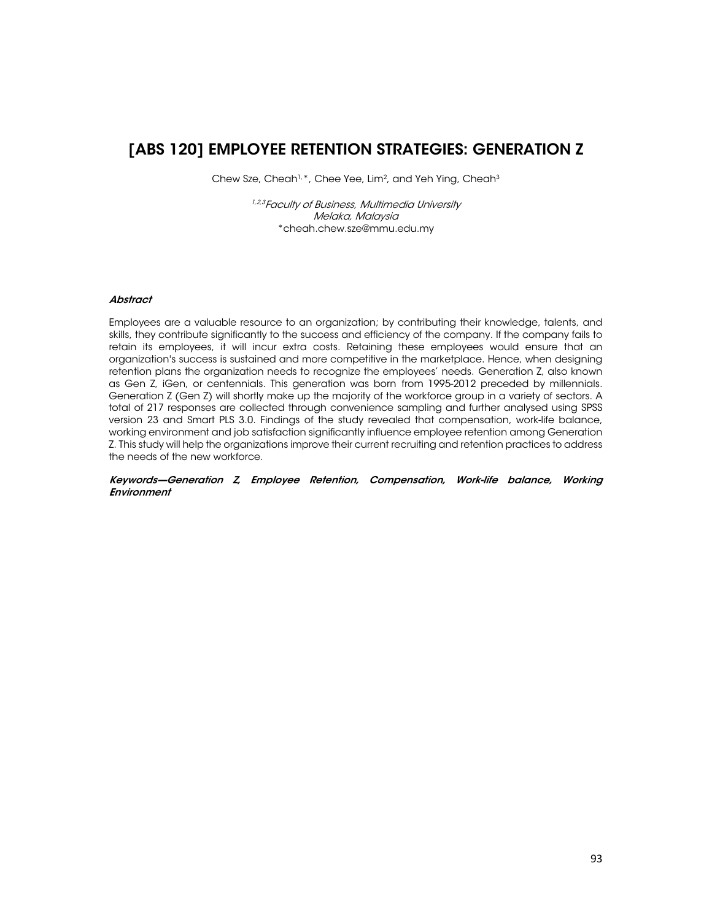# [ABS 120] EMPLOYEE RETENTION STRATEGIES: GENERATION Z

Chew Sze, Cheah[1,*], Chee Yee, Lim[2], and Yeh Ying, Cheah[3]

[1,2,3]*Faculty of Business, Multimedia University*
*Melaka, Malaysia*
*cheah.chew.sze@mmu.edu.my

***Abstract***

Employees are a valuable resource to an organization; by contributing their knowledge, talents, and skills, they contribute significantly to the success and efficiency of the company. If the company fails to retain its employees, it will incur extra costs. Retaining these employees would ensure that an organization's success is sustained and more competitive in the marketplace. Hence, when designing retention plans the organization needs to recognize the employees' needs. Generation Z, also known as Gen Z, iGen, or centennials. This generation was born from 1995-2012 preceded by millennials. Generation Z (Gen Z) will shortly make up the majority of the workforce group in a variety of sectors. A total of 217 responses are collected through convenience sampling and further analysed using SPSS version 23 and Smart PLS 3.0. Findings of the study revealed that compensation, work-life balance, working environment and job satisfaction significantly influence employee retention among Generation Z. This study will help the organizations improve their current recruiting and retention practices to address the needs of the new workforce.

***Keywords—Generation Z, Employee Retention, Compensation, Work-life balance, Working Environment***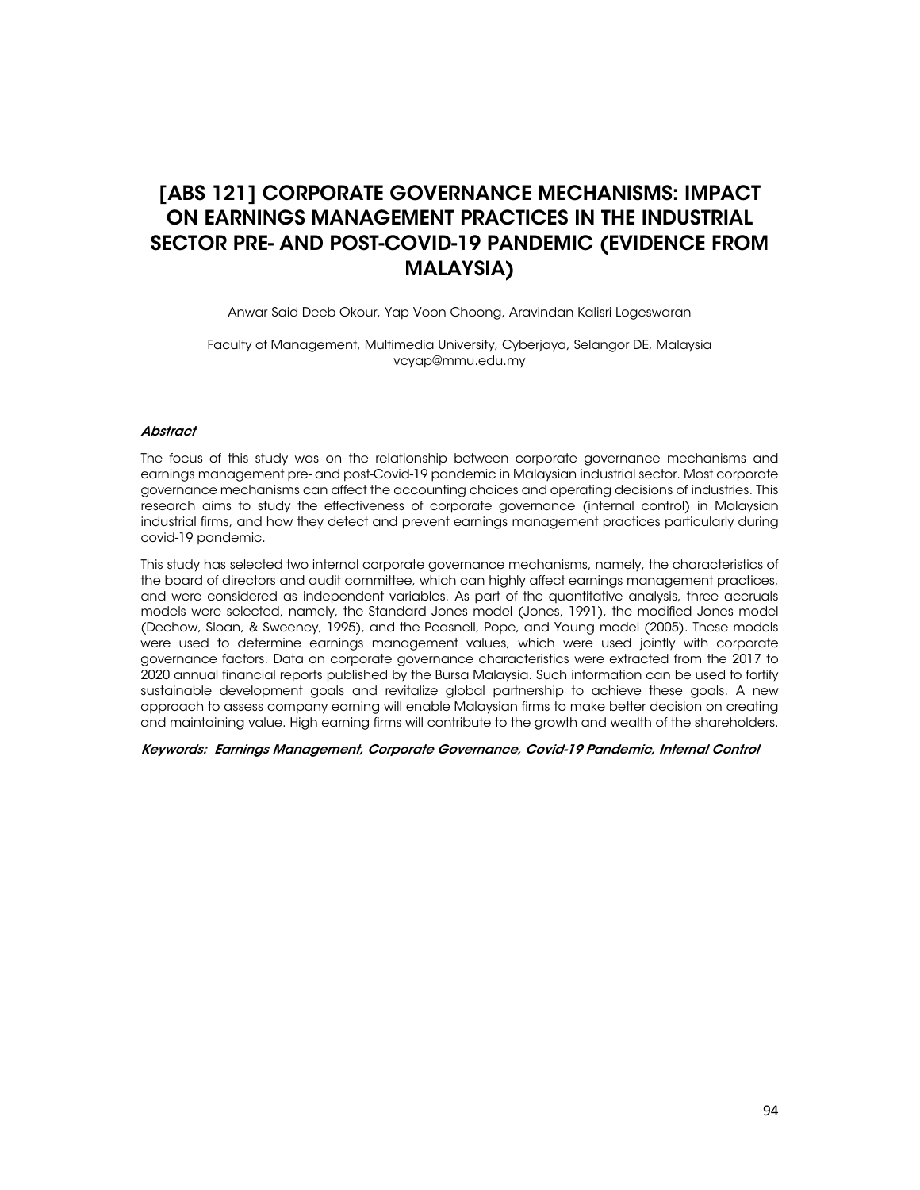# [ABS 121] CORPORATE GOVERNANCE MECHANISMS: IMPACT ON EARNINGS MANAGEMENT PRACTICES IN THE INDUSTRIAL SECTOR PRE- AND POST-COVID-19 PANDEMIC (EVIDENCE FROM MALAYSIA)

Anwar Said Deeb Okour, Yap Voon Choong, Aravindan Kalisri Logeswaran

Faculty of Management, Multimedia University, Cyberjaya, Selangor DE, Malaysia
vcyap@mmu.edu.my

### *Abstract*

The focus of this study was on the relationship between corporate governance mechanisms and earnings management pre- and post-Covid-19 pandemic in Malaysian industrial sector. Most corporate governance mechanisms can affect the accounting choices and operating decisions of industries. This research aims to study the effectiveness of corporate governance (internal control) in Malaysian industrial firms, and how they detect and prevent earnings management practices particularly during covid-19 pandemic.

This study has selected two internal corporate governance mechanisms, namely, the characteristics of the board of directors and audit committee, which can highly affect earnings management practices, and were considered as independent variables. As part of the quantitative analysis, three accruals models were selected, namely, the Standard Jones model (Jones, 1991), the modified Jones model (Dechow, Sloan, & Sweeney, 1995), and the Peasnell, Pope, and Young model (2005). These models were used to determine earnings management values, which were used jointly with corporate governance factors. Data on corporate governance characteristics were extracted from the 2017 to 2020 annual financial reports published by the Bursa Malaysia. Such information can be used to fortify sustainable development goals and revitalize global partnership to achieve these goals. A new approach to assess company earning will enable Malaysian firms to make better decision on creating and maintaining value. High earning firms will contribute to the growth and wealth of the shareholders.

***Keywords: Earnings Management, Corporate Governance, Covid-19 Pandemic, Internal Control***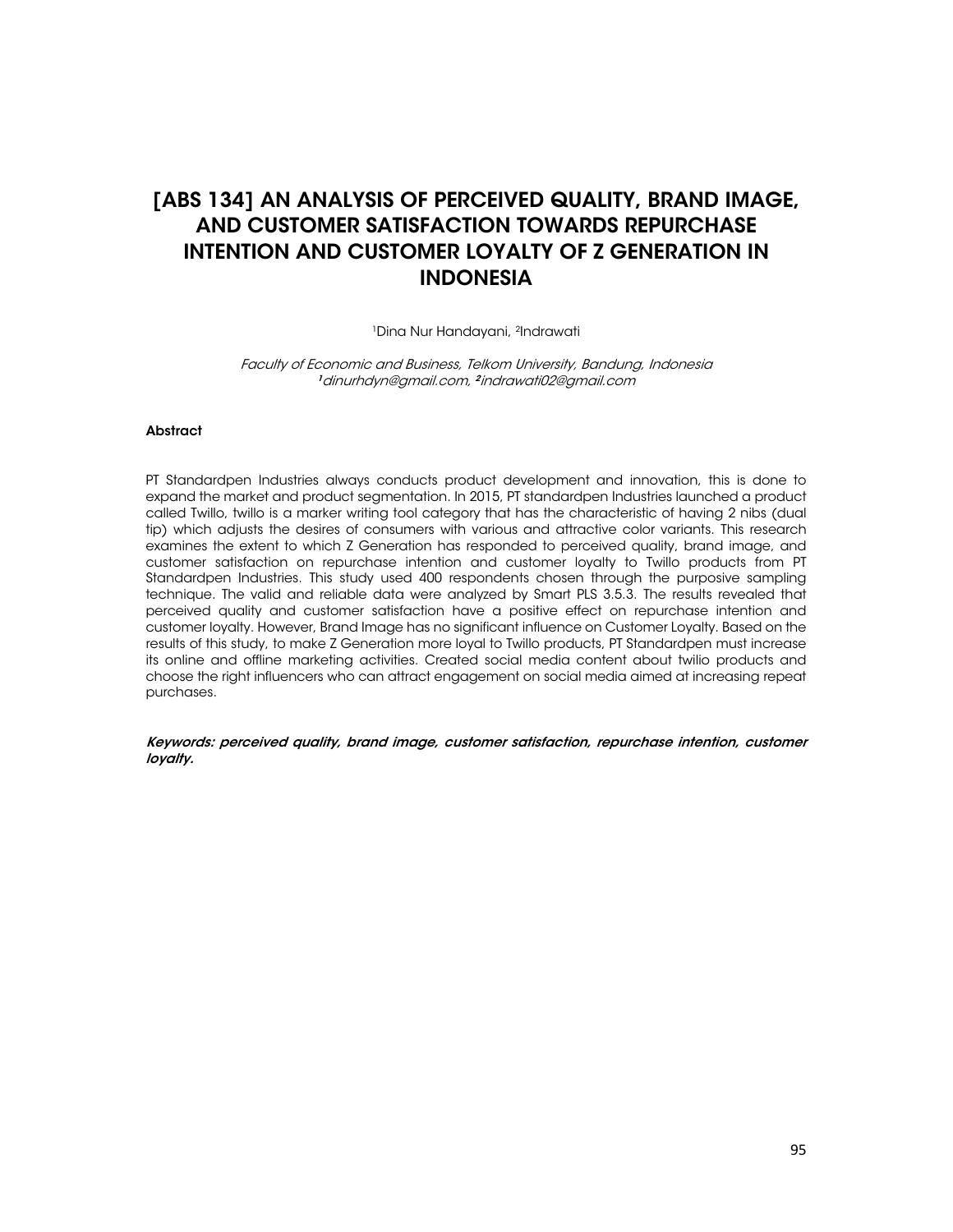# [ABS 134] AN ANALYSIS OF PERCEIVED QUALITY, BRAND IMAGE, AND CUSTOMER SATISFACTION TOWARDS REPURCHASE INTENTION AND CUSTOMER LOYALTY OF Z GENERATION IN INDONESIA

[1]Dina Nur Handayani, [2]Indrawati

*Faculty of Economic and Business, Telkom University, Bandung, Indonesia*
*[1]dinurhdyn@gmail.com, [2]indrawati02@gmail.com*

**Abstract**

PT Standardpen Industries always conducts product development and innovation, this is done to expand the market and product segmentation. In 2015, PT standardpen Industries launched a product called Twillo, twillo is a marker writing tool category that has the characteristic of having 2 nibs (dual tip) which adjusts the desires of consumers with various and attractive color variants. This research examines the extent to which Z Generation has responded to perceived quality, brand image, and customer satisfaction on repurchase intention and customer loyalty to Twillo products from PT Standardpen Industries. This study used 400 respondents chosen through the purposive sampling technique. The valid and reliable data were analyzed by Smart PLS 3.5.3. The results revealed that perceived quality and customer satisfaction have a positive effect on repurchase intention and customer loyalty. However, Brand Image has no significant influence on Customer Loyalty. Based on the results of this study, to make Z Generation more loyal to Twillo products, PT Standardpen must increase its online and offline marketing activities. Created social media content about twilio products and choose the right influencers who can attract engagement on social media aimed at increasing repeat purchases.

***Keywords: perceived quality, brand image, customer satisfaction, repurchase intention, customer loyalty.***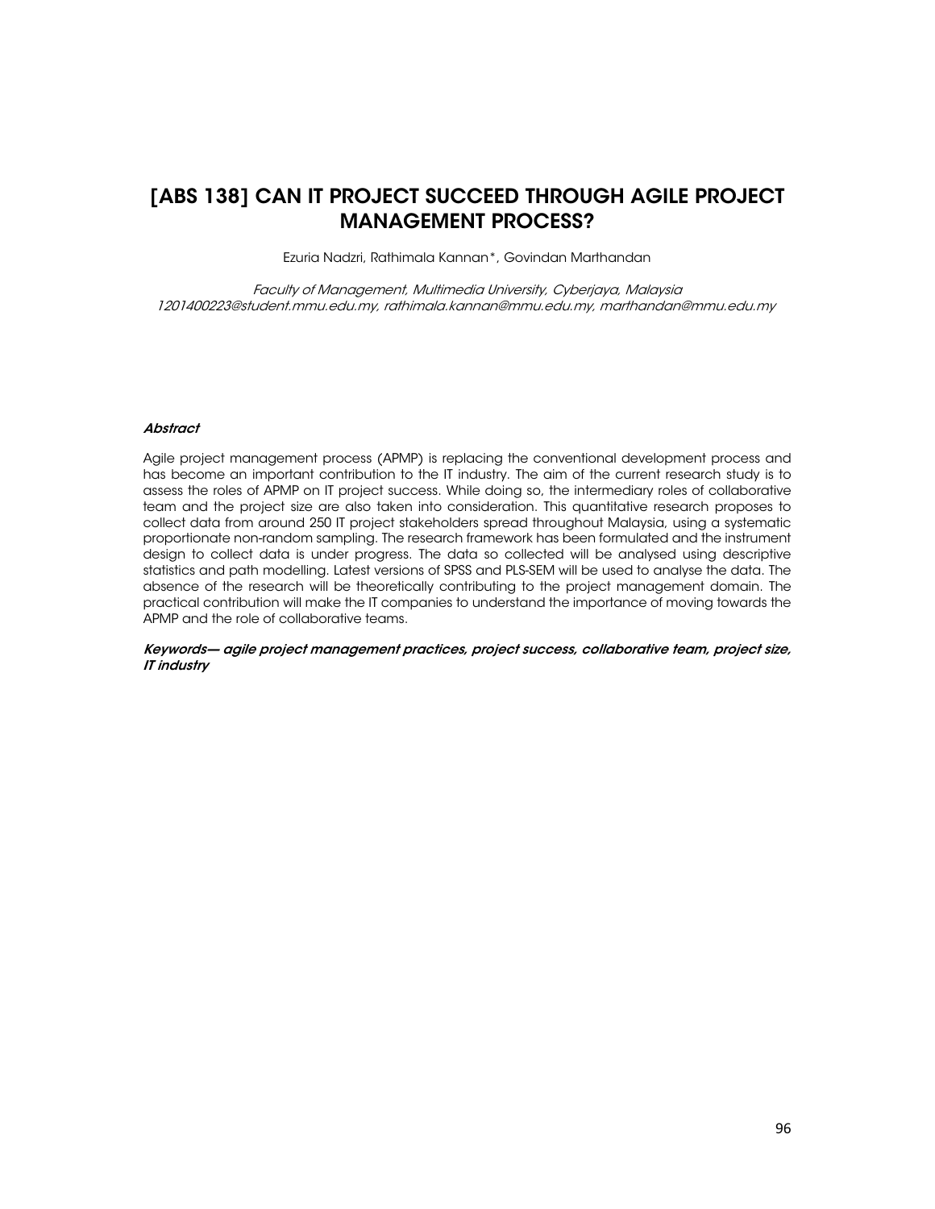# [ABS 138] CAN IT PROJECT SUCCEED THROUGH AGILE PROJECT MANAGEMENT PROCESS?

Ezuria Nadzri, Rathimala Kannan*, Govindan Marthandan

*Faculty of Management, Multimedia University, Cyberjaya, Malaysia*
*1201400223@student.mmu.edu.my, rathimala.kannan@mmu.edu.my, marthandan@mmu.edu.my*

***Abstract***

Agile project management process (APMP) is replacing the conventional development process and has become an important contribution to the IT industry. The aim of the current research study is to assess the roles of APMP on IT project success. While doing so, the intermediary roles of collaborative team and the project size are also taken into consideration. This quantitative research proposes to collect data from around 250 IT project stakeholders spread throughout Malaysia, using a systematic proportionate non-random sampling. The research framework has been formulated and the instrument design to collect data is under progress. The data so collected will be analysed using descriptive statistics and path modelling. Latest versions of SPSS and PLS-SEM will be used to analyse the data. The absence of the research will be theoretically contributing to the project management domain. The practical contribution will make the IT companies to understand the importance of moving towards the APMP and the role of collaborative teams.

***Keywords— agile project management practices, project success, collaborative team, project size, IT industry***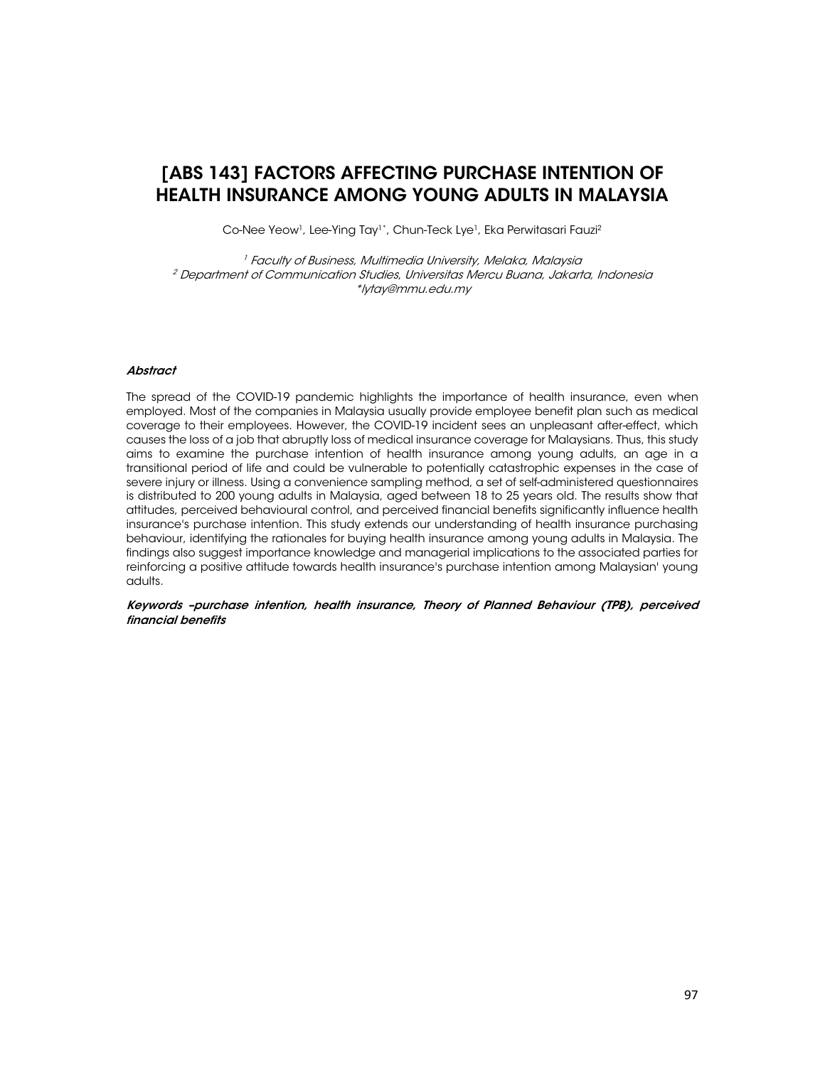# [ABS 143] FACTORS AFFECTING PURCHASE INTENTION OF HEALTH INSURANCE AMONG YOUNG ADULTS IN MALAYSIA

Co-Nee Yeow[1], Lee-Ying Tay[1*], Chun-Teck Lye[1], Eka Perwitasari Fauzi[2]

[1] *Faculty of Business, Multimedia University, Melaka, Malaysia*
[2] *Department of Communication Studies, Universitas Mercu Buana, Jakarta, Indonesia*
*\*lytay@mmu.edu.my*

***Abstract***

The spread of the COVID-19 pandemic highlights the importance of health insurance, even when employed. Most of the companies in Malaysia usually provide employee benefit plan such as medical coverage to their employees. However, the COVID-19 incident sees an unpleasant after-effect, which causes the loss of a job that abruptly loss of medical insurance coverage for Malaysians. Thus, this study aims to examine the purchase intention of health insurance among young adults, an age in a transitional period of life and could be vulnerable to potentially catastrophic expenses in the case of severe injury or illness. Using a convenience sampling method, a set of self-administered questionnaires is distributed to 200 young adults in Malaysia, aged between 18 to 25 years old. The results show that attitudes, perceived behavioural control, and perceived financial benefits significantly influence health insurance's purchase intention. This study extends our understanding of health insurance purchasing behaviour, identifying the rationales for buying health insurance among young adults in Malaysia. The findings also suggest importance knowledge and managerial implications to the associated parties for reinforcing a positive attitude towards health insurance's purchase intention among Malaysian' young adults.

***Keywords –purchase intention, health insurance, Theory of Planned Behaviour (TPB), perceived financial benefits***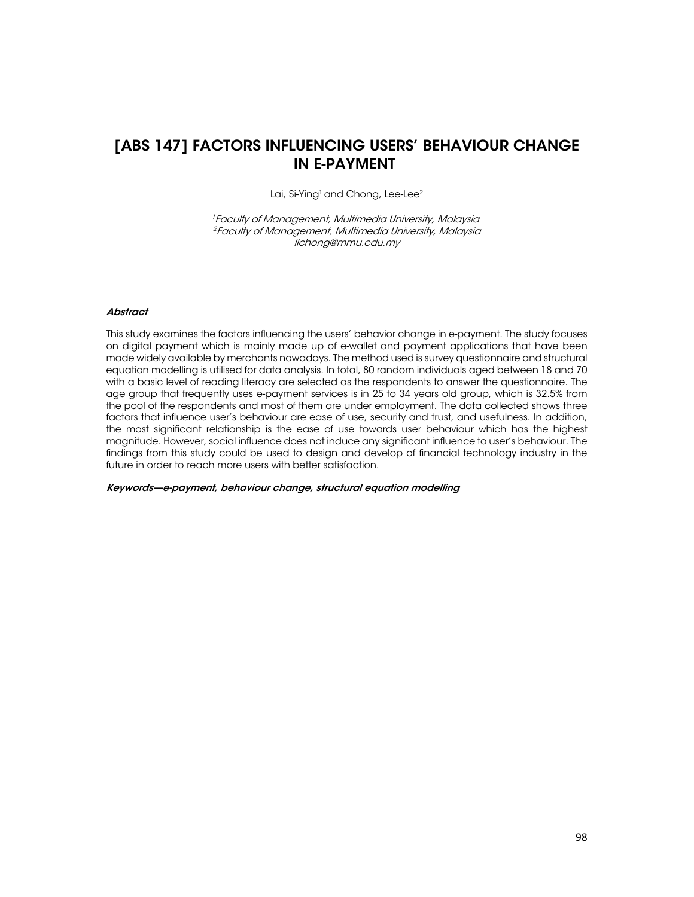# [ABS 147] FACTORS INFLUENCING USERS' BEHAVIOUR CHANGE IN E-PAYMENT

Lai, Si-Ying[1] and Chong, Lee-Lee[2]

*[1]Faculty of Management, Multimedia University, Malaysia*
*[2]Faculty of Management, Multimedia University, Malaysia*
*llchong@mmu.edu.my*

***Abstract***

This study examines the factors influencing the users' behavior change in e-payment. The study focuses on digital payment which is mainly made up of e-wallet and payment applications that have been made widely available by merchants nowadays. The method used is survey questionnaire and structural equation modelling is utilised for data analysis. In total, 80 random individuals aged between 18 and 70 with a basic level of reading literacy are selected as the respondents to answer the questionnaire. The age group that frequently uses e-payment services is in 25 to 34 years old group, which is 32.5% from the pool of the respondents and most of them are under employment. The data collected shows three factors that influence user's behaviour are ease of use, security and trust, and usefulness. In addition, the most significant relationship is the ease of use towards user behaviour which has the highest magnitude. However, social influence does not induce any significant influence to user's behaviour. The findings from this study could be used to design and develop of financial technology industry in the future in order to reach more users with better satisfaction.

***Keywords—e-payment, behaviour change, structural equation modelling***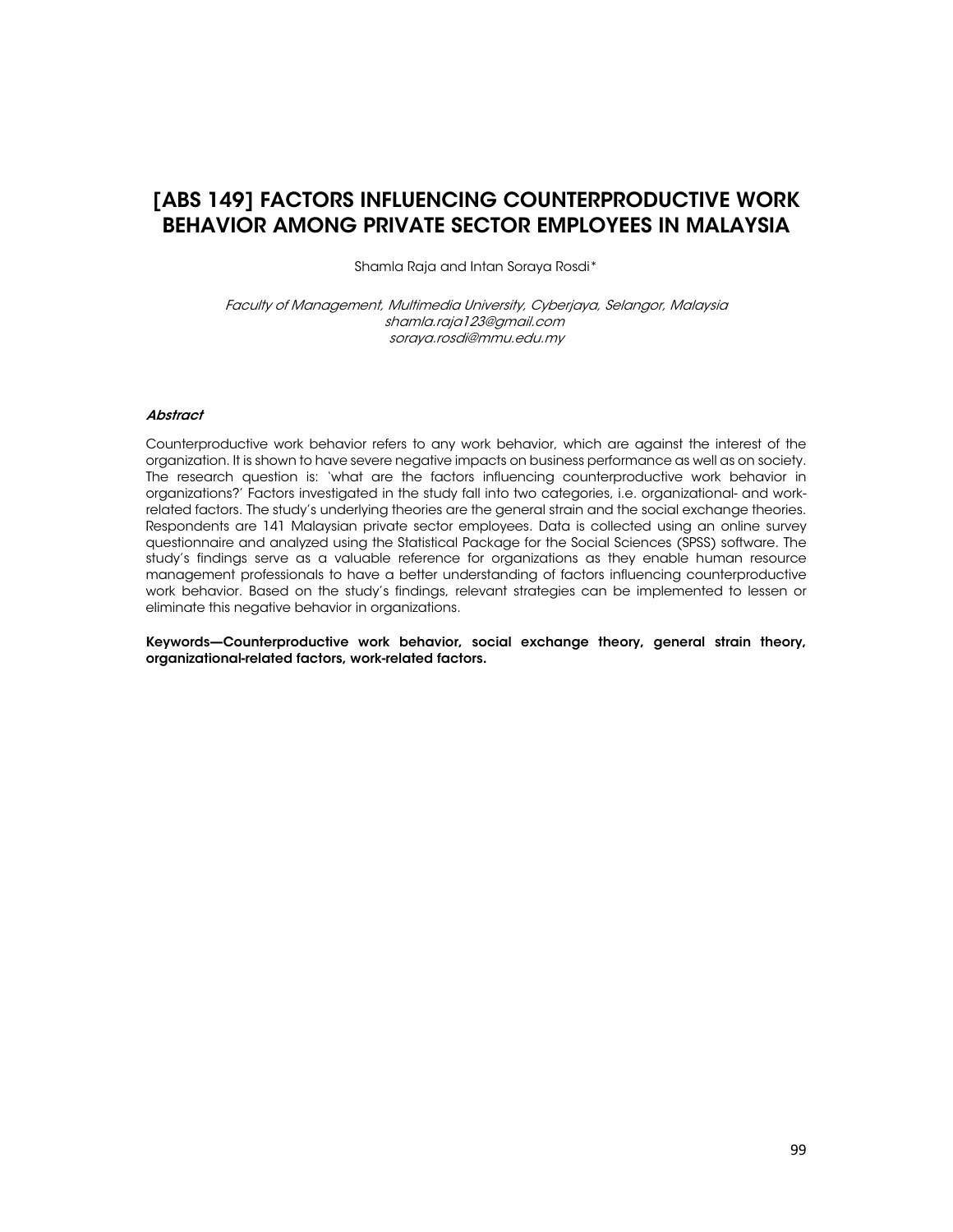# [ABS 149] FACTORS INFLUENCING COUNTERPRODUCTIVE WORK BEHAVIOR AMONG PRIVATE SECTOR EMPLOYEES IN MALAYSIA

Shamla Raja and Intan Soraya Rosdi*

*Faculty of Management, Multimedia University, Cyberjaya, Selangor, Malaysia*
*shamla.raja123@gmail.com*
*soraya.rosdi@mmu.edu.my*

### *Abstract*

Counterproductive work behavior refers to any work behavior, which are against the interest of the organization. It is shown to have severe negative impacts on business performance as well as on society. The research question is: 'what are the factors influencing counterproductive work behavior in organizations?' Factors investigated in the study fall into two categories, i.e. organizational- and work-related factors. The study's underlying theories are the general strain and the social exchange theories. Respondents are 141 Malaysian private sector employees. Data is collected using an online survey questionnaire and analyzed using the Statistical Package for the Social Sciences (SPSS) software. The study's findings serve as a valuable reference for organizations as they enable human resource management professionals to have a better understanding of factors influencing counterproductive work behavior. Based on the study's findings, relevant strategies can be implemented to lessen or eliminate this negative behavior in organizations.

**Keywords—Counterproductive work behavior, social exchange theory, general strain theory, organizational-related factors, work-related factors.**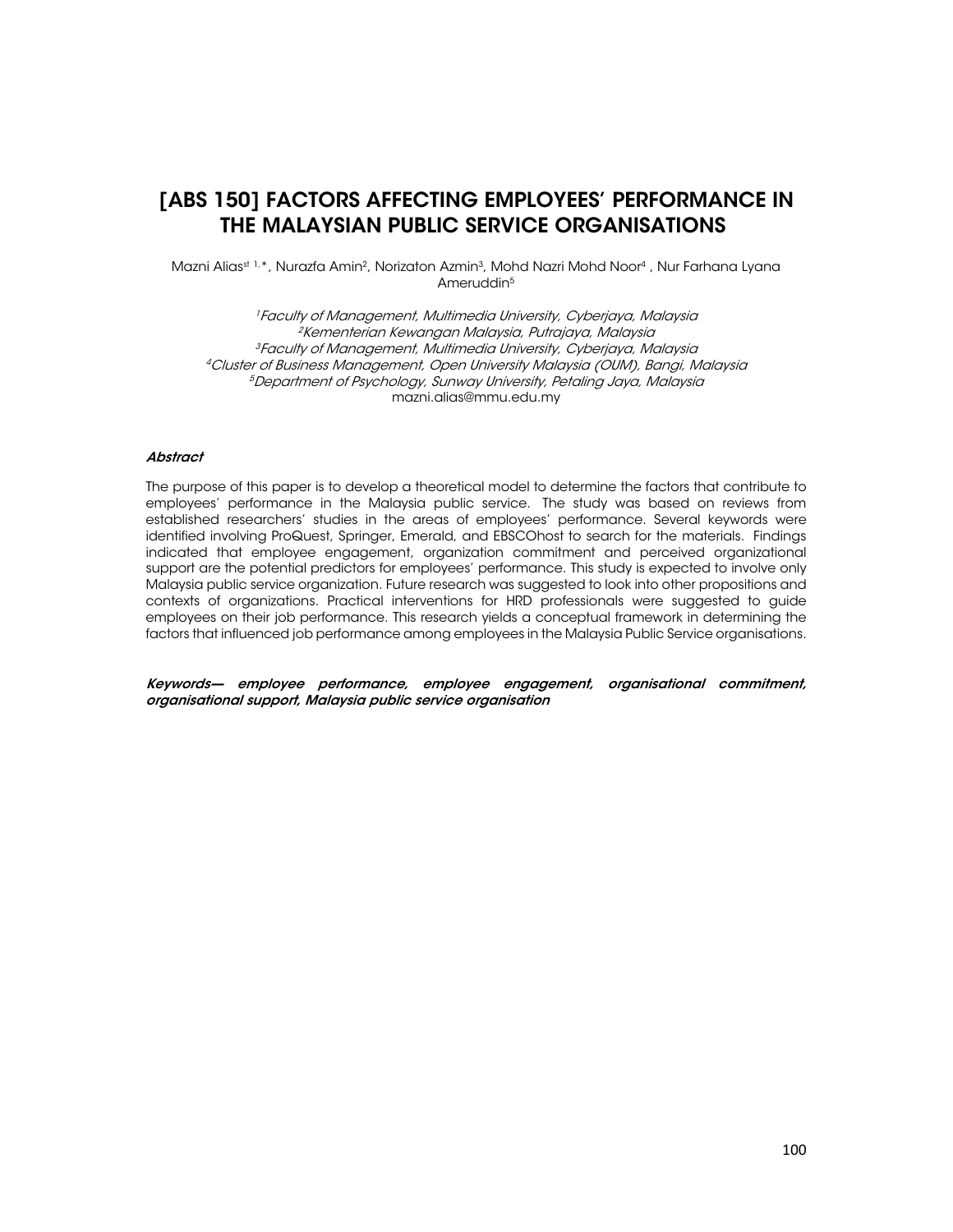# [ABS 150] FACTORS AFFECTING EMPLOYEES' PERFORMANCE IN THE MALAYSIAN PUBLIC SERVICE ORGANISATIONS

Mazni Aliasst [1,*], Nurazfa Amin[2], Norizaton Azmin[3], Mohd Nazri Mohd Noor[4] , Nur Farhana Lyana Ameruddin[5]

[1]*Faculty of Management, Multimedia University, Cyberjaya, Malaysia*
[2]*Kementerian Kewangan Malaysia, Putrajaya, Malaysia*
[3]*Faculty of Management, Multimedia University, Cyberjaya, Malaysia*
[4]*Cluster of Business Management, Open University Malaysia (OUM), Bangi, Malaysia*
[5]*Department of Psychology, Sunway University, Petaling Jaya, Malaysia*
mazni.alias@mmu.edu.my

***Abstract***

The purpose of this paper is to develop a theoretical model to determine the factors that contribute to employees' performance in the Malaysia public service. The study was based on reviews from established researchers' studies in the areas of employees' performance. Several keywords were identified involving ProQuest, Springer, Emerald, and EBSCOhost to search for the materials. Findings indicated that employee engagement, organization commitment and perceived organizational support are the potential predictors for employees' performance. This study is expected to involve only Malaysia public service organization. Future research was suggested to look into other propositions and contexts of organizations. Practical interventions for HRD professionals were suggested to guide employees on their job performance. This research yields a conceptual framework in determining the factors that influenced job performance among employees in the Malaysia Public Service organisations.

***Keywords— employee performance, employee engagement, organisational commitment, organisational support, Malaysia public service organisation***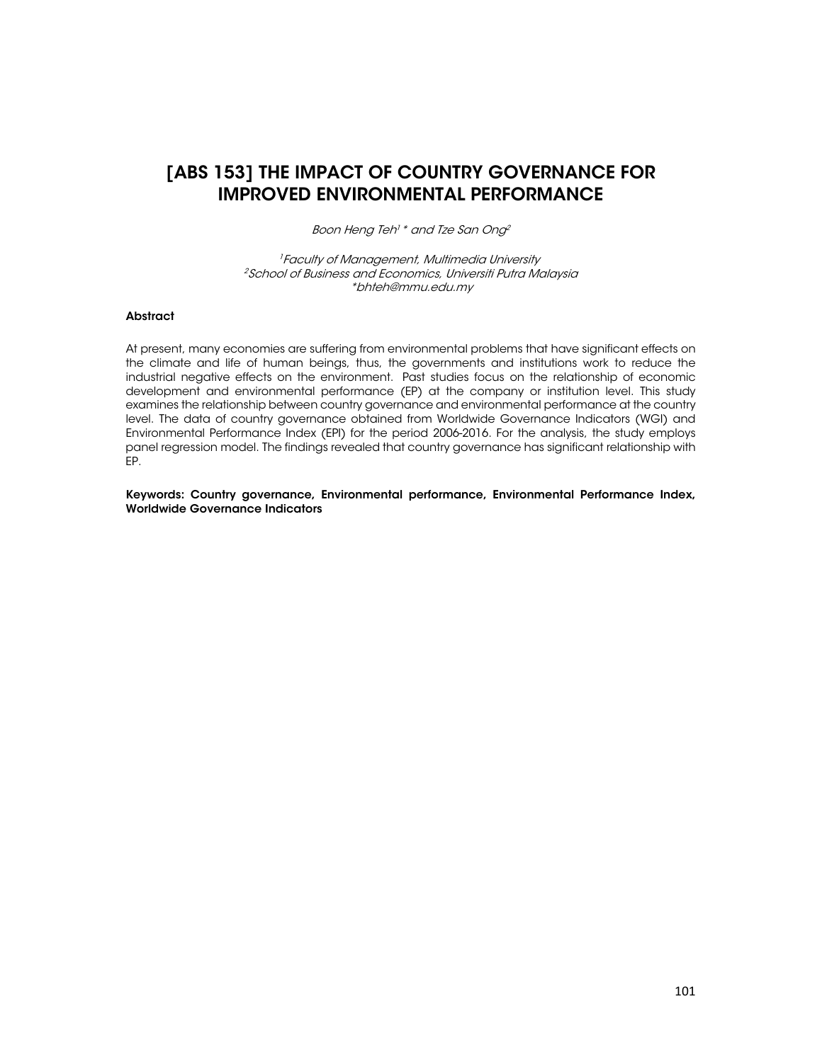# [ABS 153] THE IMPACT OF COUNTRY GOVERNANCE FOR IMPROVED ENVIRONMENTAL PERFORMANCE

*Boon Heng Teh[1] * and Tze San Ong[2]*

*[1]Faculty of Management, Multimedia University*
*[2]School of Business and Economics, Universiti Putra Malaysia*
**bhteh@mmu.edu.my*

**Abstract**

At present, many economies are suffering from environmental problems that have significant effects on the climate and life of human beings, thus, the governments and institutions work to reduce the industrial negative effects on the environment. Past studies focus on the relationship of economic development and environmental performance (EP) at the company or institution level. This study examines the relationship between country governance and environmental performance at the country level. The data of country governance obtained from Worldwide Governance Indicators (WGI) and Environmental Performance Index (EPI) for the period 2006-2016. For the analysis, the study employs panel regression model. The findings revealed that country governance has significant relationship with EP.

**Keywords: Country governance, Environmental performance, Environmental Performance Index, Worldwide Governance Indicators**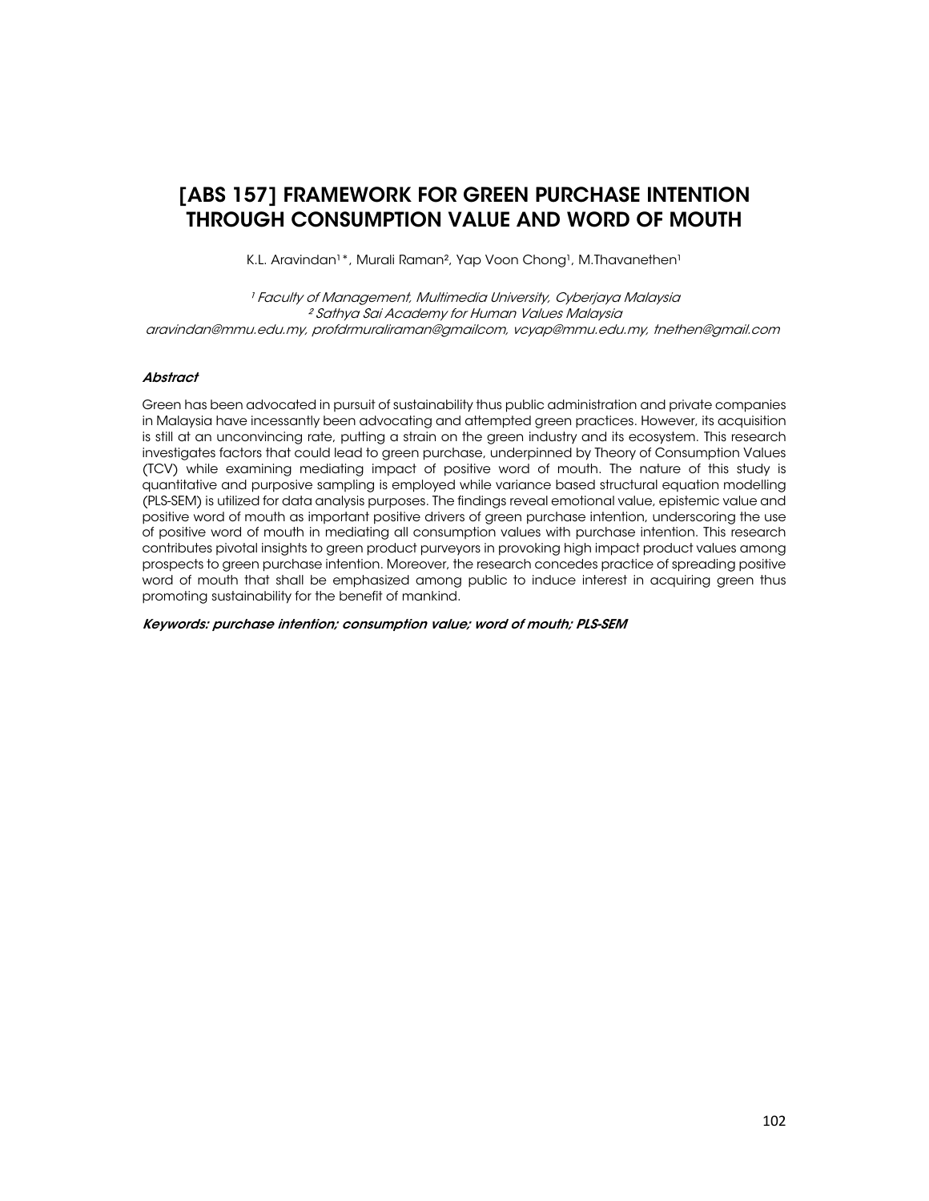# [ABS 157] FRAMEWORK FOR GREEN PURCHASE INTENTION THROUGH CONSUMPTION VALUE AND WORD OF MOUTH

K.L. Aravindan[1]*, Murali Raman[2], Yap Voon Chong[1], M.Thavanethen[1]

*[1] Faculty of Management, Multimedia University, Cyberjaya Malaysia*
*[2] Sathya Sai Academy for Human Values Malaysia*
*aravindan@mmu.edu.my, profdrmuraliraman@gmailcom, vcyap@mmu.edu.my, tnethen@gmail.com*

***Abstract***

Green has been advocated in pursuit of sustainability thus public administration and private companies in Malaysia have incessantly been advocating and attempted green practices. However, its acquisition is still at an unconvincing rate, putting a strain on the green industry and its ecosystem. This research investigates factors that could lead to green purchase, underpinned by Theory of Consumption Values (TCV) while examining mediating impact of positive word of mouth. The nature of this study is quantitative and purposive sampling is employed while variance based structural equation modelling (PLS-SEM) is utilized for data analysis purposes. The findings reveal emotional value, epistemic value and positive word of mouth as important positive drivers of green purchase intention, underscoring the use of positive word of mouth in mediating all consumption values with purchase intention. This research contributes pivotal insights to green product purveyors in provoking high impact product values among prospects to green purchase intention. Moreover, the research concedes practice of spreading positive word of mouth that shall be emphasized among public to induce interest in acquiring green thus promoting sustainability for the benefit of mankind.

***Keywords: purchase intention; consumption value; word of mouth; PLS-SEM***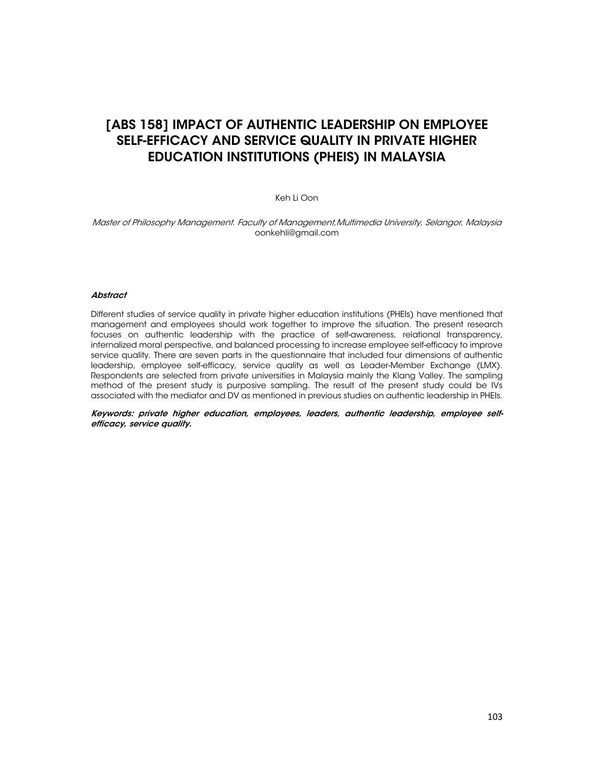# [ABS 158] IMPACT OF AUTHENTIC LEADERSHIP ON EMPLOYEE SELF-EFFICACY AND SERVICE QUALITY IN PRIVATE HIGHER EDUCATION INSTITUTIONS (PHEIS) IN MALAYSIA

Keh Li Oon

*Master of Philosophy Management. Faculty of Management,Multimedia University, Selangor, Malaysia*
oonkehli@gmail.com

***Abstract***

Different studies of service quality in private higher education institutions (PHEIs) have mentioned that management and employees should work together to improve the situation. The present research focuses on authentic leadership with the practice of self-awareness, relational transparency, internalized moral perspective, and balanced processing to increase employee self-efficacy to improve service quality. There are seven parts in the questionnaire that included four dimensions of authentic leadership, employee self-efficacy, service quality as well as Leader-Member Exchange (LMX). Respondents are selected from private universities in Malaysia mainly the Klang Valley. The sampling method of the present study is purposive sampling. The result of the present study could be IVs associated with the mediator and DV as mentioned in previous studies on authentic leadership in PHEIs.

***Keywords: private higher education, employees, leaders, authentic leadership, employee self-efficacy, service quality.***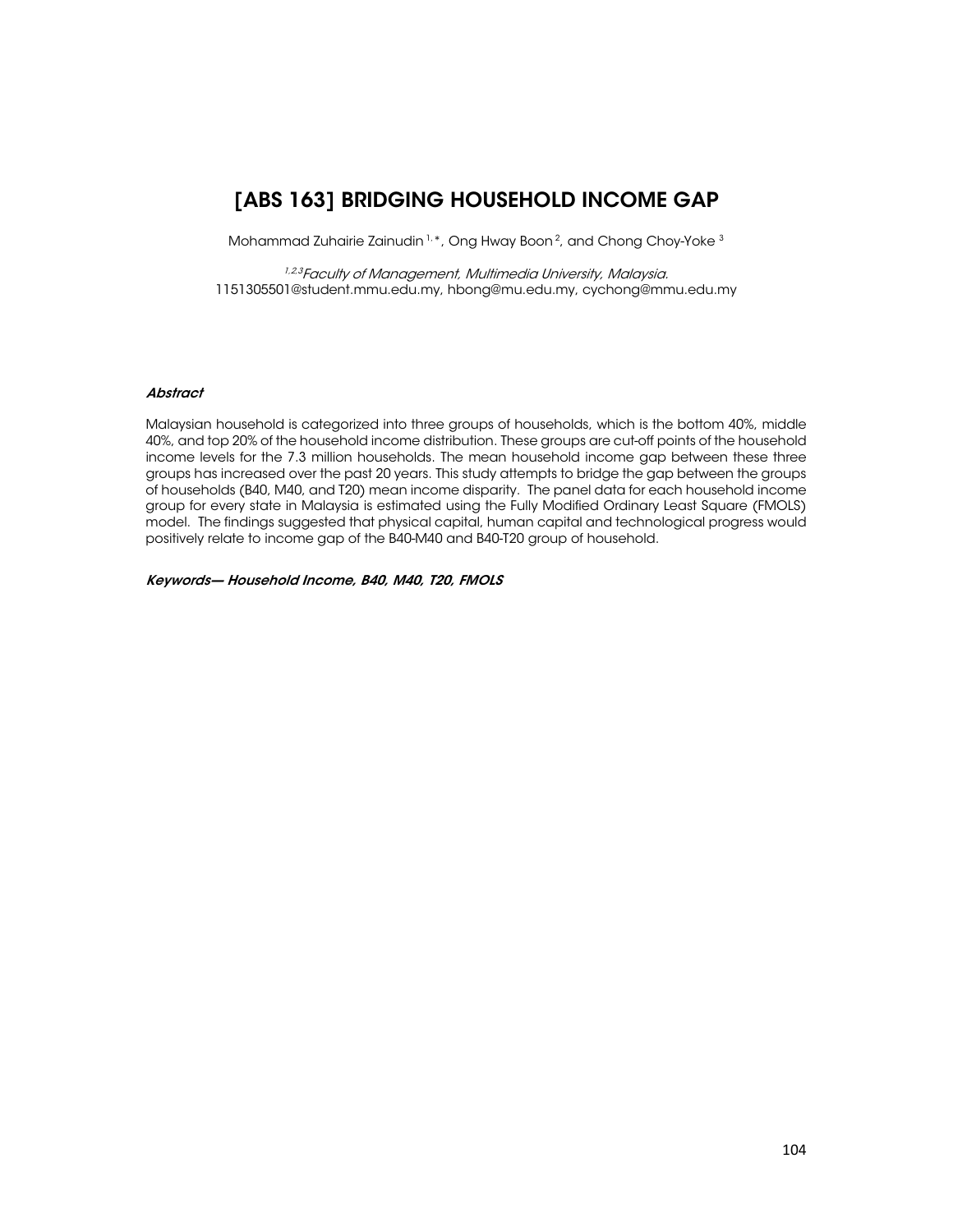# [ABS 163] BRIDGING HOUSEHOLD INCOME GAP

Mohammad Zuhairie Zainudin [1,*], Ong Hway Boon [2], and Chong Choy-Yoke [3]

[1,2,3]*Faculty of Management, Multimedia University, Malaysia.*
1151305501@student.mmu.edu.my, hbong@mu.edu.my, cychong@mmu.edu.my

### *Abstract*

Malaysian household is categorized into three groups of households, which is the bottom 40%, middle 40%, and top 20% of the household income distribution. These groups are cut-off points of the household income levels for the 7.3 million households. The mean household income gap between these three groups has increased over the past 20 years. This study attempts to bridge the gap between the groups of households (B40, M40, and T20) mean income disparity. The panel data for each household income group for every state in Malaysia is estimated using the Fully Modified Ordinary Least Square (FMOLS) model. The findings suggested that physical capital, human capital and technological progress would positively relate to income gap of the B40-M40 and B40-T20 group of household.

***Keywords— Household Income, B40, M40, T20, FMOLS***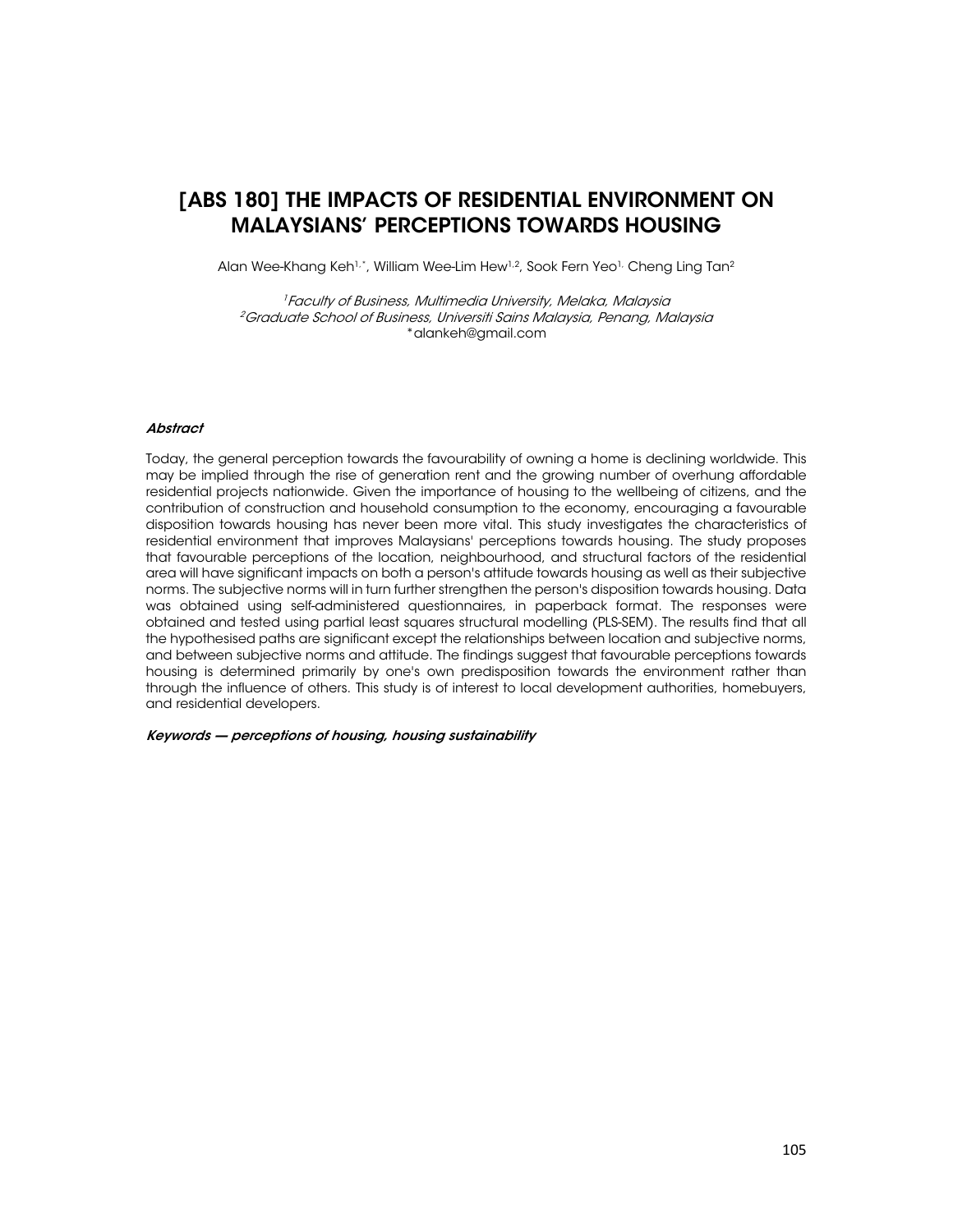# [ABS 180] THE IMPACTS OF RESIDENTIAL ENVIRONMENT ON MALAYSIANS' PERCEPTIONS TOWARDS HOUSING

Alan Wee-Khang Keh[1,*], William Wee-Lim Hew[1,2], Sook Fern Yeo[1], Cheng Ling Tan[2]

[1]*Faculty of Business, Multimedia University, Melaka, Malaysia*
[2]*Graduate School of Business, Universiti Sains Malaysia, Penang, Malaysia*
*alankeh@gmail.com

***Abstract***

Today, the general perception towards the favourability of owning a home is declining worldwide. This may be implied through the rise of generation rent and the growing number of overhung affordable residential projects nationwide. Given the importance of housing to the wellbeing of citizens, and the contribution of construction and household consumption to the economy, encouraging a favourable disposition towards housing has never been more vital. This study investigates the characteristics of residential environment that improves Malaysians' perceptions towards housing. The study proposes that favourable perceptions of the location, neighbourhood, and structural factors of the residential area will have significant impacts on both a person's attitude towards housing as well as their subjective norms. The subjective norms will in turn further strengthen the person's disposition towards housing. Data was obtained using self-administered questionnaires, in paperback format. The responses were obtained and tested using partial least squares structural modelling (PLS-SEM). The results find that all the hypothesised paths are significant except the relationships between location and subjective norms, and between subjective norms and attitude. The findings suggest that favourable perceptions towards housing is determined primarily by one's own predisposition towards the environment rather than through the influence of others. This study is of interest to local development authorities, homebuyers, and residential developers.

***Keywords — perceptions of housing, housing sustainability***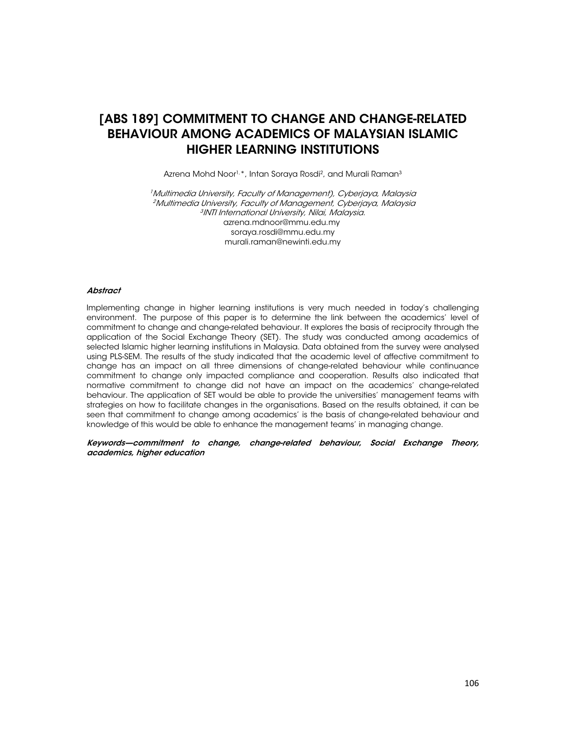# [ABS 189] COMMITMENT TO CHANGE AND CHANGE-RELATED BEHAVIOUR AMONG ACADEMICS OF MALAYSIAN ISLAMIC HIGHER LEARNING INSTITUTIONS

Azrena Mohd Noor[1,*], Intan Soraya Rosdi[2], and Murali Raman[3]

[1]*Multimedia University, Faculty of Management), Cyberjaya, Malaysia*
[2]*Multimedia University, Faculty of Management, Cyberjaya, Malaysia*
[3]*INTI International University, Nilai, Malaysia.*
azrena.mdnoor@mmu.edu.my
soraya.rosdi@mmu.edu.my
murali.raman@newinti.edu.my

***Abstract***

Implementing change in higher learning institutions is very much needed in today's challenging environment. The purpose of this paper is to determine the link between the academics' level of commitment to change and change-related behaviour. It explores the basis of reciprocity through the application of the Social Exchange Theory (SET). The study was conducted among academics of selected Islamic higher learning institutions in Malaysia. Data obtained from the survey were analysed using PLS-SEM. The results of the study indicated that the academic level of affective commitment to change has an impact on all three dimensions of change-related behaviour while continuance commitment to change only impacted compliance and cooperation. Results also indicated that normative commitment to change did not have an impact on the academics' change-related behaviour. The application of SET would be able to provide the universities' management teams with strategies on how to facilitate changes in the organisations. Based on the results obtained, it can be seen that commitment to change among academics' is the basis of change-related behaviour and knowledge of this would be able to enhance the management teams' in managing change.

***Keywords—commitment to change, change-related behaviour, Social Exchange Theory, academics, higher education***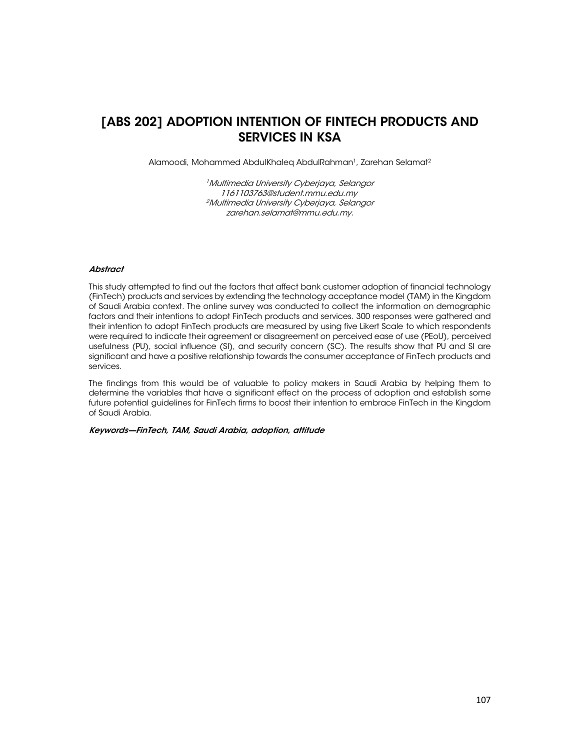# [ABS 202] ADOPTION INTENTION OF FINTECH PRODUCTS AND SERVICES IN KSA

Alamoodi, Mohammed AbdulKhaleq AbdulRahman[1], Zarehan Selamat[2]

*[1]Multimedia University Cyberjaya, Selangor*
*1161103763@student.mmu.edu.my*
*[2]Multimedia University Cyberjaya, Selangor*
*zarehan.selamat@mmu.edu.my.*

***Abstract***

This study attempted to find out the factors that affect bank customer adoption of financial technology (FinTech) products and services by extending the technology acceptance model (TAM) in the Kingdom of Saudi Arabia context. The online survey was conducted to collect the information on demographic factors and their intentions to adopt FinTech products and services. 300 responses were gathered and their intention to adopt FinTech products are measured by using five Likert Scale to which respondents were required to indicate their agreement or disagreement on perceived ease of use (PEoU), perceived usefulness (PU), social influence (SI), and security concern (SC). The results show that PU and SI are significant and have a positive relationship towards the consumer acceptance of FinTech products and services.

The findings from this would be of valuable to policy makers in Saudi Arabia by helping them to determine the variables that have a significant effect on the process of adoption and establish some future potential guidelines for FinTech firms to boost their intention to embrace FinTech in the Kingdom of Saudi Arabia.

***Keywords—FinTech, TAM, Saudi Arabia, adoption, attitude***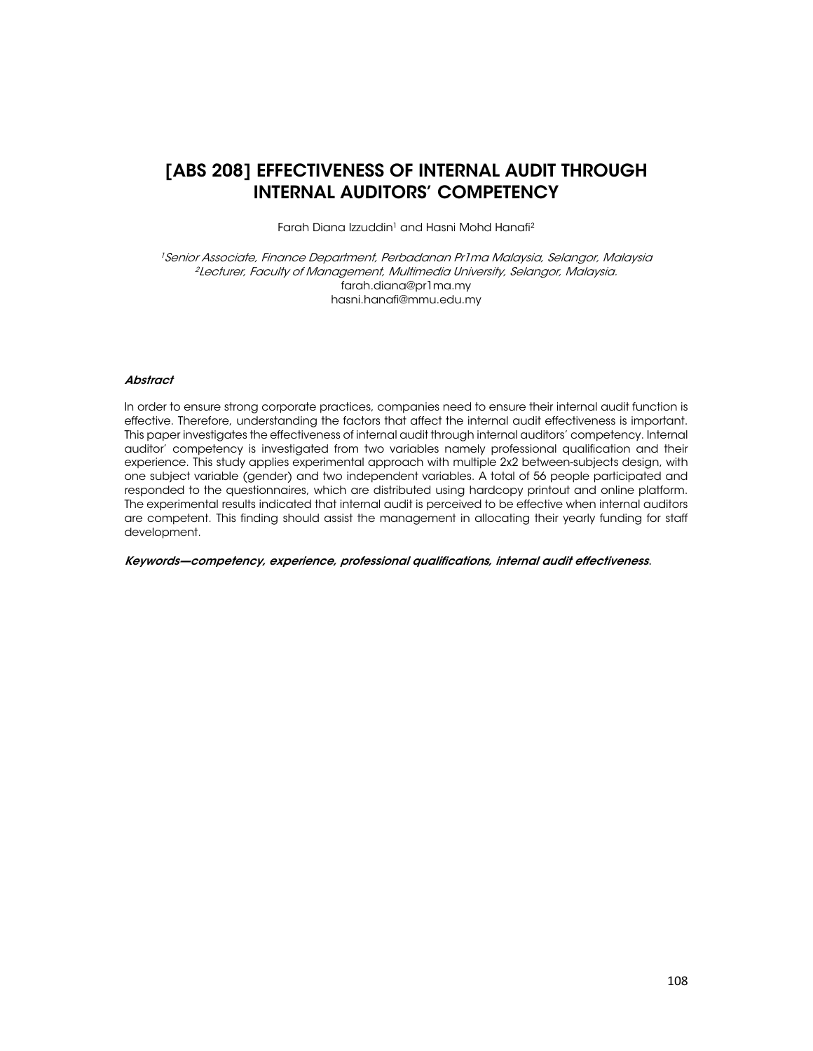# [ABS 208] EFFECTIVENESS OF INTERNAL AUDIT THROUGH INTERNAL AUDITORS' COMPETENCY

Farah Diana Izzuddin[1] and Hasni Mohd Hanafi[2]

[1]*Senior Associate, Finance Department, Perbadanan Pr1ma Malaysia, Selangor, Malaysia*
[2]*Lecturer, Faculty of Management, Multimedia University, Selangor, Malaysia.*
farah.diana@pr1ma.my
hasni.hanafi@mmu.edu.my

### *Abstract*

In order to ensure strong corporate practices, companies need to ensure their internal audit function is effective. Therefore, understanding the factors that affect the internal audit effectiveness is important. This paper investigates the effectiveness of internal audit through internal auditors' competency. Internal auditor' competency is investigated from two variables namely professional qualification and their experience. This study applies experimental approach with multiple 2x2 between-subjects design, with one subject variable (gender) and two independent variables. A total of 56 people participated and responded to the questionnaires, which are distributed using hardcopy printout and online platform. The experimental results indicated that internal audit is perceived to be effective when internal auditors are competent. This finding should assist the management in allocating their yearly funding for staff development.

***Keywords—competency, experience, professional qualifications, internal audit effectiveness***.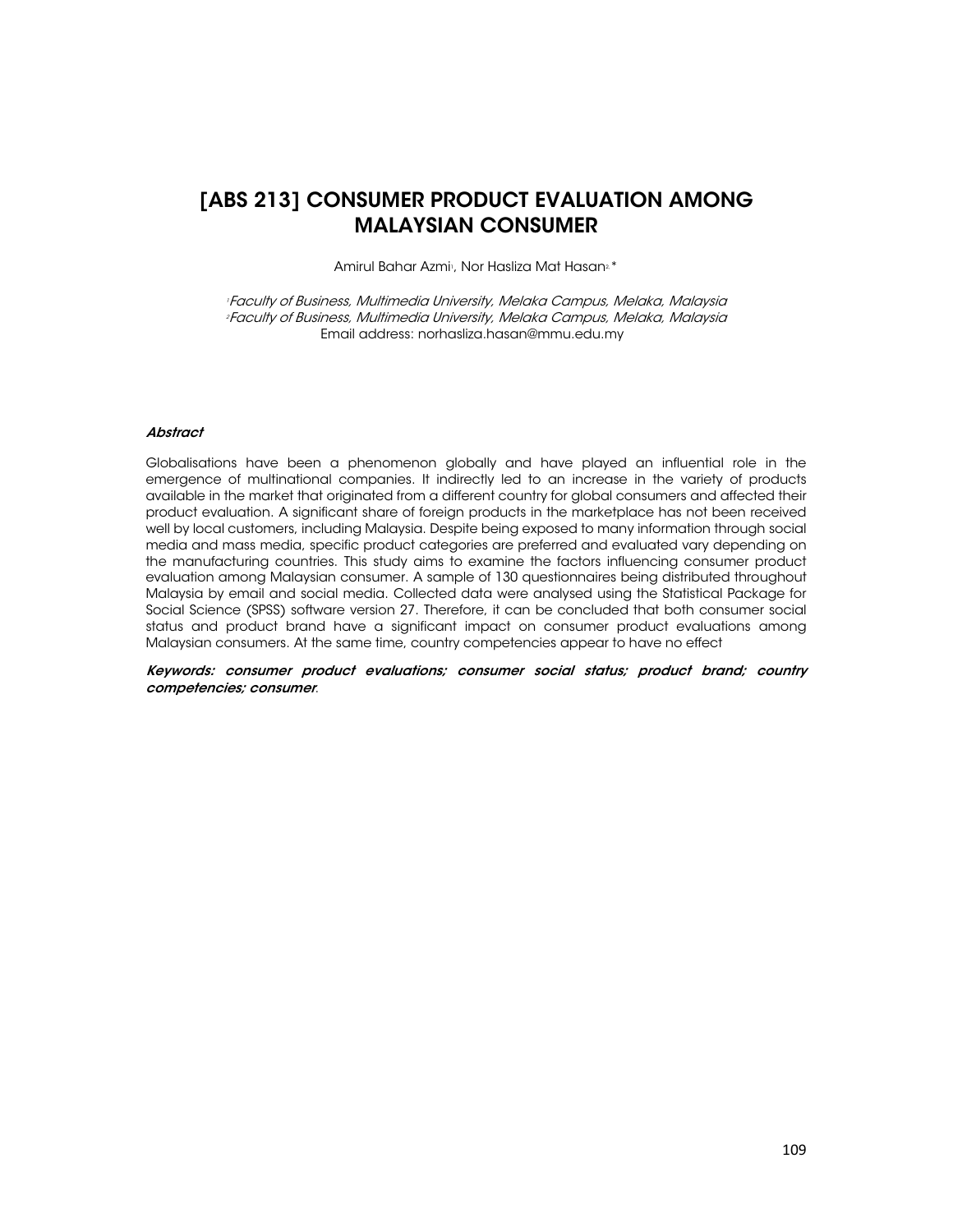# [ABS 213] CONSUMER PRODUCT EVALUATION AMONG MALAYSIAN CONSUMER

Amirul Bahar Azmi[1], Nor Hasliza Mat Hasan[2,*]

[1]*Faculty of Business, Multimedia University, Melaka Campus, Melaka, Malaysia*
[2]*Faculty of Business, Multimedia University, Melaka Campus, Melaka, Malaysia*
Email address: norhasliza.hasan@mmu.edu.my

***Abstract***

Globalisations have been a phenomenon globally and have played an influential role in the emergence of multinational companies. It indirectly led to an increase in the variety of products available in the market that originated from a different country for global consumers and affected their product evaluation. A significant share of foreign products in the marketplace has not been received well by local customers, including Malaysia. Despite being exposed to many information through social media and mass media, specific product categories are preferred and evaluated vary depending on the manufacturing countries. This study aims to examine the factors influencing consumer product evaluation among Malaysian consumer. A sample of 130 questionnaires being distributed throughout Malaysia by email and social media. Collected data were analysed using the Statistical Package for Social Science (SPSS) software version 27. Therefore, it can be concluded that both consumer social status and product brand have a significant impact on consumer product evaluations among Malaysian consumers. At the same time, country competencies appear to have no effect

***Keywords: consumer product evaluations; consumer social status; product brand; country competencies; consumer***.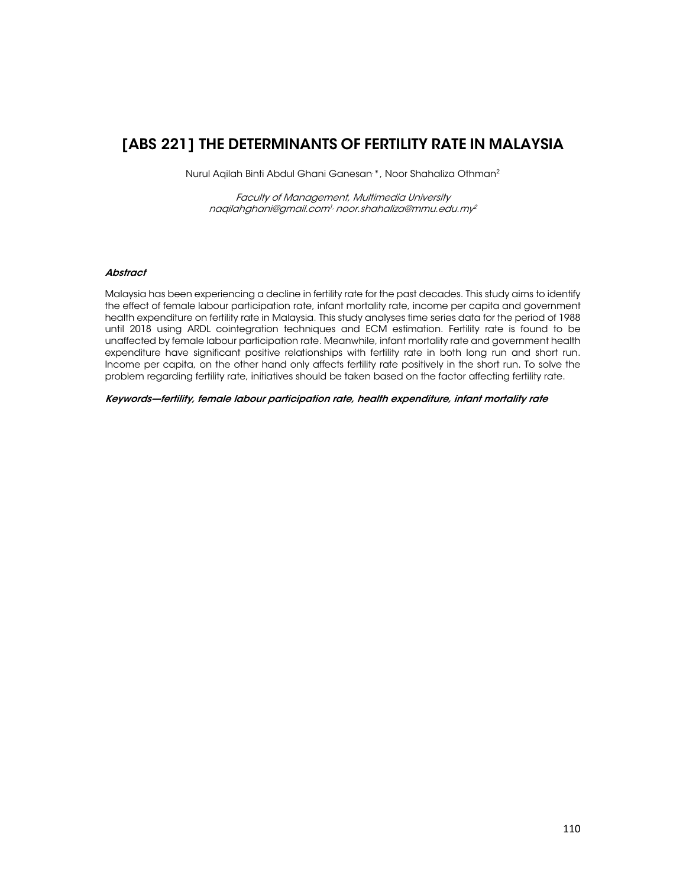# [ABS 221] THE DETERMINANTS OF FERTILITY RATE IN MALAYSIA

Nurul Aqilah Binti Abdul Ghani Ganesan[,]*, Noor Shahaliza Othman[2]

*Faculty of Management, Multimedia University*
*naqilahghani@gmail.com[1], noor.shahaliza@mmu.edu.my[2]*

***Abstract***

Malaysia has been experiencing a decline in fertility rate for the past decades. This study aims to identify the effect of female labour participation rate, infant mortality rate, income per capita and government health expenditure on fertility rate in Malaysia. This study analyses time series data for the period of 1988 until 2018 using ARDL cointegration techniques and ECM estimation. Fertility rate is found to be unaffected by female labour participation rate. Meanwhile, infant mortality rate and government health expenditure have significant positive relationships with fertility rate in both long run and short run. Income per capita, on the other hand only affects fertility rate positively in the short run. To solve the problem regarding fertility rate, initiatives should be taken based on the factor affecting fertility rate.

***Keywords—fertility, female labour participation rate, health expenditure, infant mortality rate***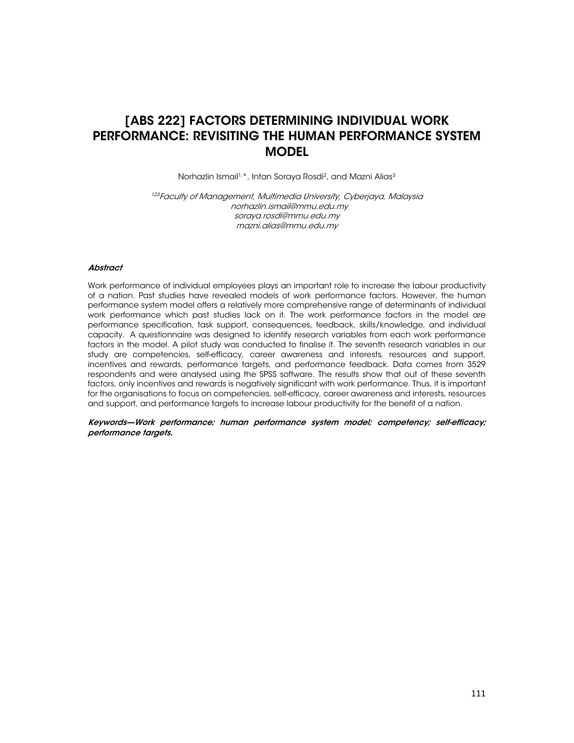# [ABS 222] FACTORS DETERMINING INDIVIDUAL WORK PERFORMANCE: REVISITING THE HUMAN PERFORMANCE SYSTEM MODEL

Norhazlin Ismail[1,*], Intan Soraya Rosdi[2], and Mazni Alias[3]

[123]*Faculty of Management, Multimedia University, Cyberjaya, Malaysia*
*norhazlin.ismail@mmu.edu.my*
*soraya.rosdi@mmu.edu.my*
*mazni.alias@mmu.edu.my*

### *Abstract*

Work performance of individual employees plays an important role to increase the labour productivity of a nation. Past studies have revealed models of work performance factors. However, the human performance system model offers a relatively more comprehensive range of determinants of individual work performance which past studies lack on it. The work performance factors in the model are performance specification, task support, consequences, feedback, skills/knowledge, and individual capacity. A questionnaire was designed to identify research variables from each work performance factors in the model. A pilot study was conducted to finalise it. The seventh research variables in our study are competencies, self-efficacy, career awareness and interests, resources and support, incentives and rewards, performance targets, and performance feedback. Data comes from 3529 respondents and were analysed using the SPSS software. The results show that out of these seventh factors, only incentives and rewards is negatively significant with work performance. Thus, it is important for the organisations to focus on competencies, self-efficacy, career awareness and interests, resources and support, and performance targets to increase labour productivity for the benefit of a nation.

***Keywords—Work performance; human performance system model; competency; self-efficacy; performance targets.***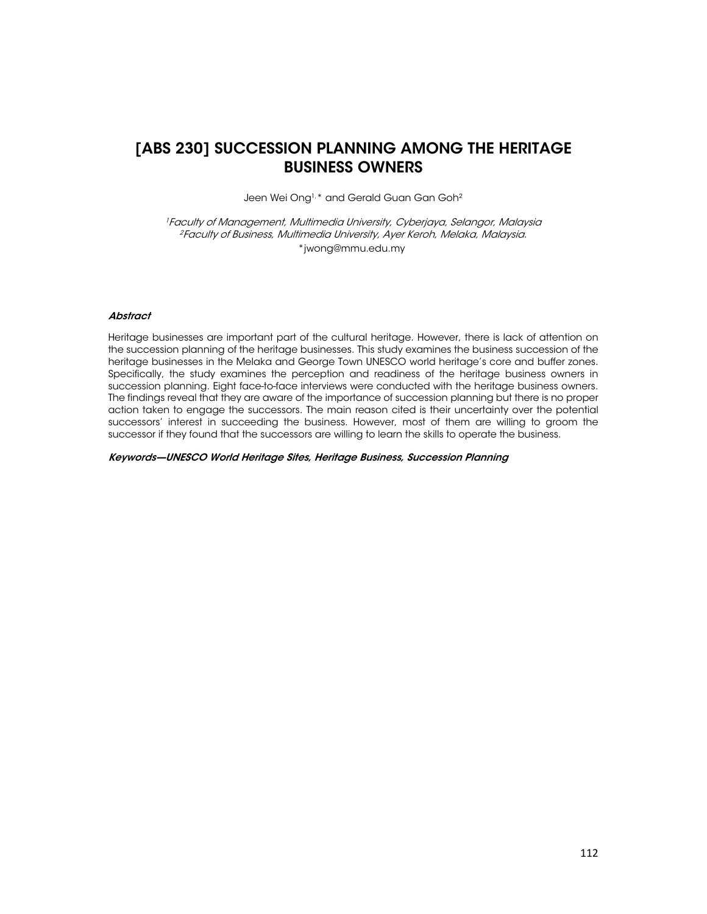# [ABS 230] SUCCESSION PLANNING AMONG THE HERITAGE BUSINESS OWNERS

Jeen Wei Ong[1,*] and Gerald Guan Gan Goh[2]

[1]*Faculty of Management, Multimedia University, Cyberjaya, Selangor, Malaysia*
[2]*Faculty of Business, Multimedia University, Ayer Keroh, Melaka, Malaysia.*
*jwong@mmu.edu.my

### *Abstract*

Heritage businesses are important part of the cultural heritage. However, there is lack of attention on the succession planning of the heritage businesses. This study examines the business succession of the heritage businesses in the Melaka and George Town UNESCO world heritage's core and buffer zones. Specifically, the study examines the perception and readiness of the heritage business owners in succession planning. Eight face-to-face interviews were conducted with the heritage business owners. The findings reveal that they are aware of the importance of succession planning but there is no proper action taken to engage the successors. The main reason cited is their uncertainty over the potential successors' interest in succeeding the business. However, most of them are willing to groom the successor if they found that the successors are willing to learn the skills to operate the business.

***Keywords—UNESCO World Heritage Sites, Heritage Business, Succession Planning***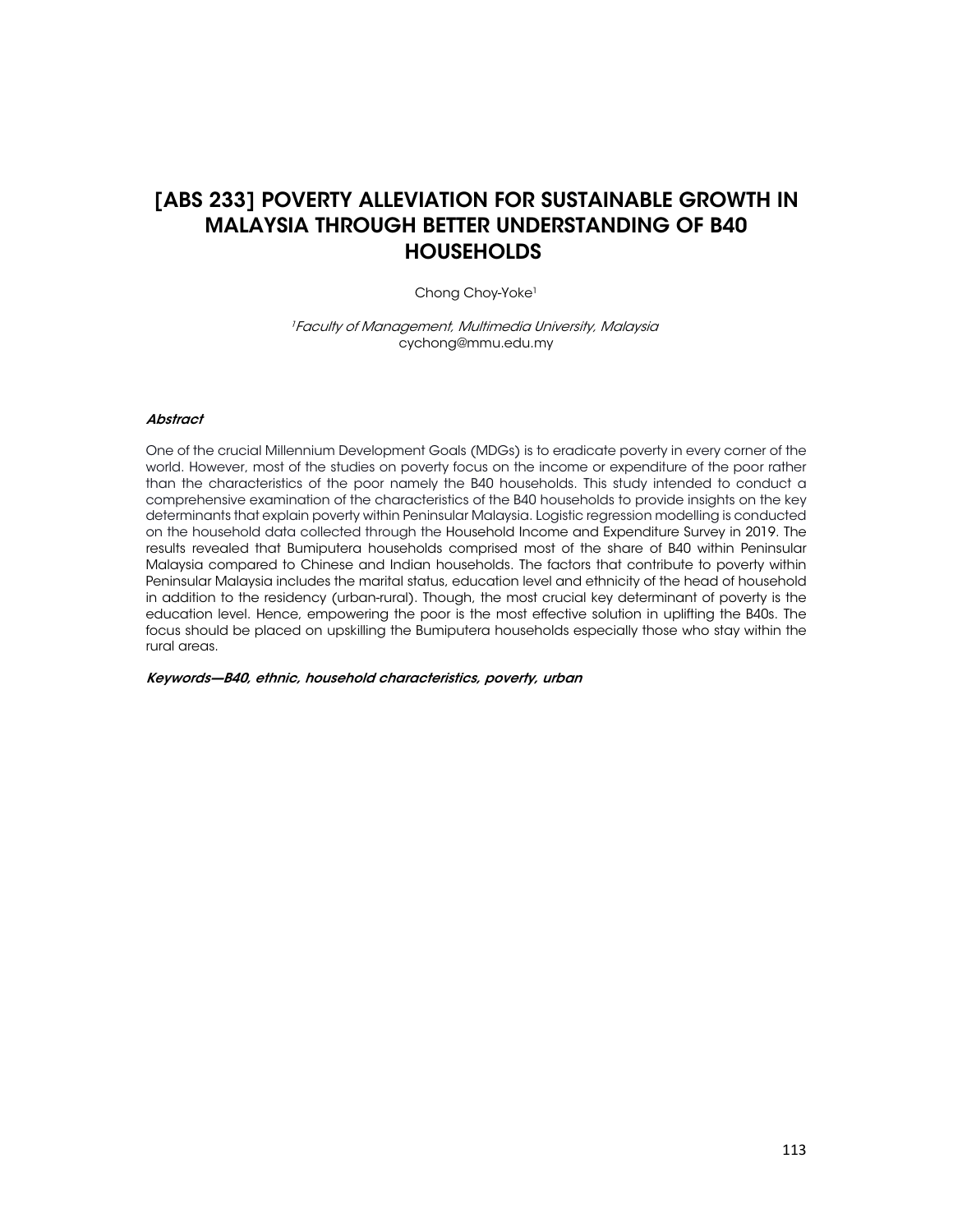# [ABS 233] POVERTY ALLEVIATION FOR SUSTAINABLE GROWTH IN MALAYSIA THROUGH BETTER UNDERSTANDING OF B40 HOUSEHOLDS

Chong Choy-Yoke[1]

[1]*Faculty of Management, Multimedia University, Malaysia*
cychong@mmu.edu.my

***Abstract***

One of the crucial Millennium Development Goals (MDGs) is to eradicate poverty in every corner of the world. However, most of the studies on poverty focus on the income or expenditure of the poor rather than the characteristics of the poor namely the B40 households. This study intended to conduct a comprehensive examination of the characteristics of the B40 households to provide insights on the key determinants that explain poverty within Peninsular Malaysia. Logistic regression modelling is conducted on the household data collected through the Household Income and Expenditure Survey in 2019. The results revealed that Bumiputera households comprised most of the share of B40 within Peninsular Malaysia compared to Chinese and Indian households. The factors that contribute to poverty within Peninsular Malaysia includes the marital status, education level and ethnicity of the head of household in addition to the residency (urban-rural). Though, the most crucial key determinant of poverty is the education level. Hence, empowering the poor is the most effective solution in uplifting the B40s. The focus should be placed on upskilling the Bumiputera households especially those who stay within the rural areas.

***Keywords—B40, ethnic, household characteristics, poverty, urban***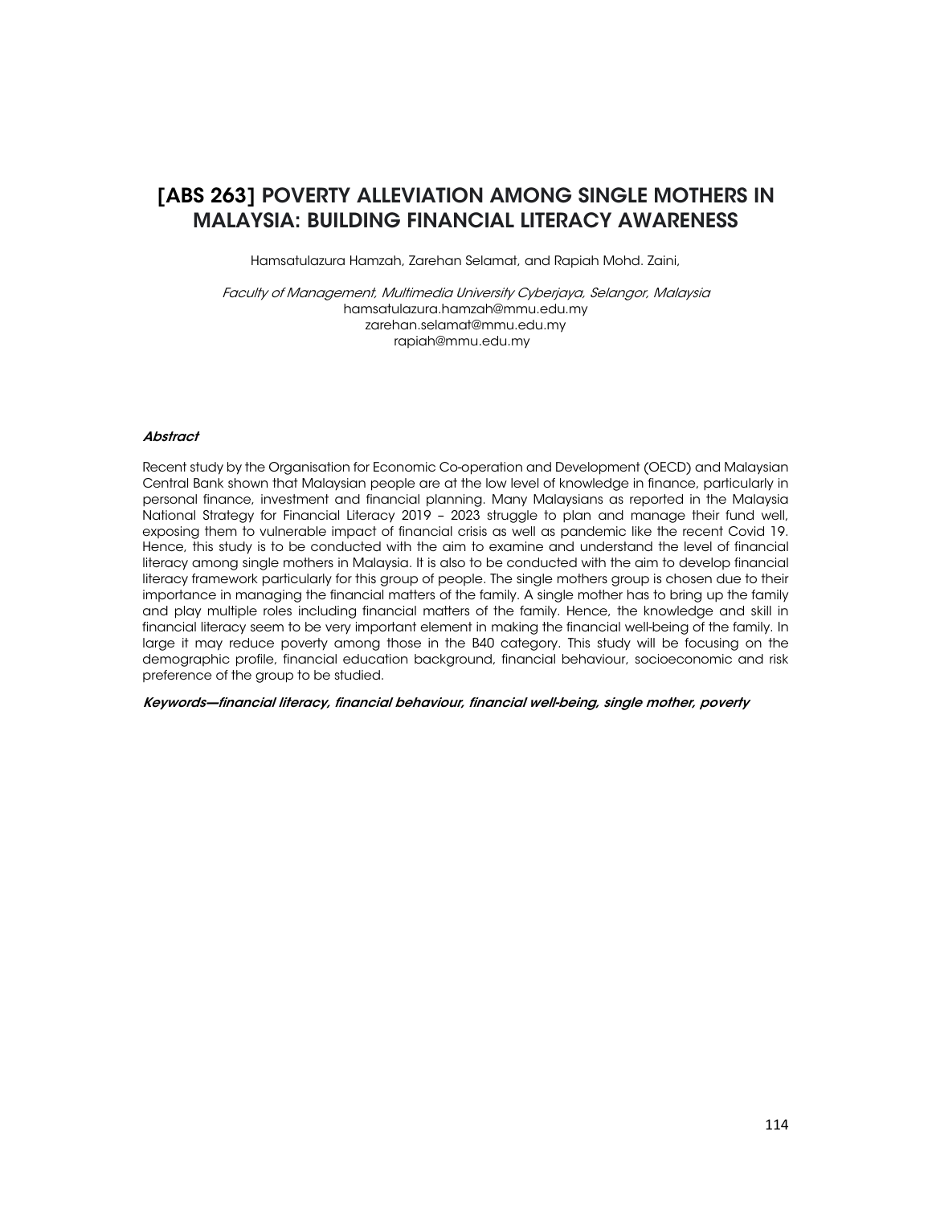# [ABS 263] POVERTY ALLEVIATION AMONG SINGLE MOTHERS IN MALAYSIA: BUILDING FINANCIAL LITERACY AWARENESS

Hamsatulazura Hamzah, Zarehan Selamat, and Rapiah Mohd. Zaini,

*Faculty of Management, Multimedia University Cyberjaya, Selangor, Malaysia*
hamsatulazura.hamzah@mmu.edu.my
zarehan.selamat@mmu.edu.my
rapiah@mmu.edu.my

***Abstract***

Recent study by the Organisation for Economic Co-operation and Development (OECD) and Malaysian Central Bank shown that Malaysian people are at the low level of knowledge in finance, particularly in personal finance, investment and financial planning. Many Malaysians as reported in the Malaysia National Strategy for Financial Literacy 2019 – 2023 struggle to plan and manage their fund well, exposing them to vulnerable impact of financial crisis as well as pandemic like the recent Covid 19. Hence, this study is to be conducted with the aim to examine and understand the level of financial literacy among single mothers in Malaysia. It is also to be conducted with the aim to develop financial literacy framework particularly for this group of people. The single mothers group is chosen due to their importance in managing the financial matters of the family. A single mother has to bring up the family and play multiple roles including financial matters of the family. Hence, the knowledge and skill in financial literacy seem to be very important element in making the financial well-being of the family. In large it may reduce poverty among those in the B40 category. This study will be focusing on the demographic profile, financial education background, financial behaviour, socioeconomic and risk preference of the group to be studied.

***Keywords—financial literacy, financial behaviour, financial well-being, single mother, poverty***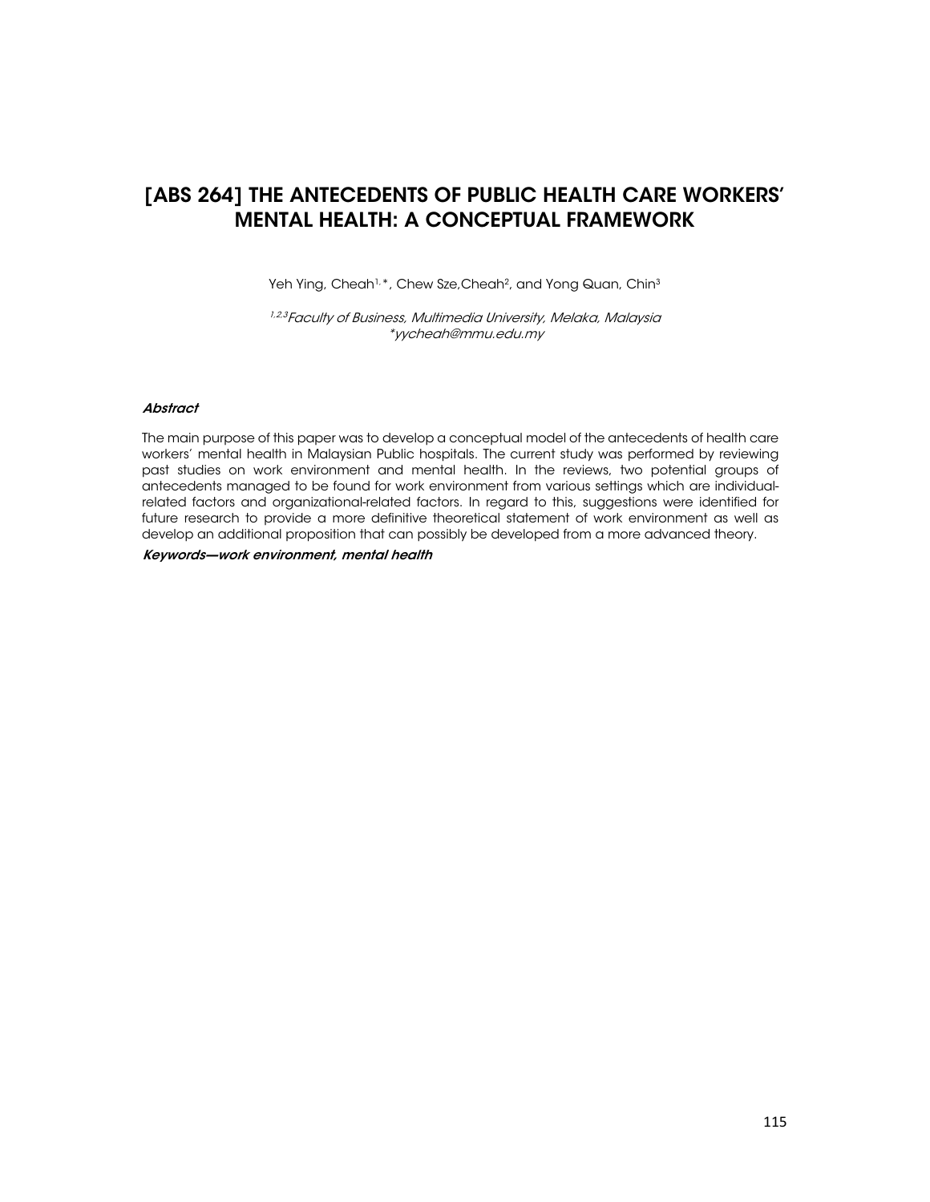# [ABS 264] THE ANTECEDENTS OF PUBLIC HEALTH CARE WORKERS' MENTAL HEALTH: A CONCEPTUAL FRAMEWORK

Yeh Ying, Cheah[1,*], Chew Sze,Cheah[2], and Yong Quan, Chin[3]

[1,2,3]*Faculty of Business, Multimedia University, Melaka, Malaysia*
*\*yycheah@mmu.edu.my*

***Abstract***

The main purpose of this paper was to develop a conceptual model of the antecedents of health care workers' mental health in Malaysian Public hospitals. The current study was performed by reviewing past studies on work environment and mental health. In the reviews, two potential groups of antecedents managed to be found for work environment from various settings which are individual-related factors and organizational-related factors. In regard to this, suggestions were identified for future research to provide a more definitive theoretical statement of work environment as well as develop an additional proposition that can possibly be developed from a more advanced theory.

***Keywords—work environment, mental health***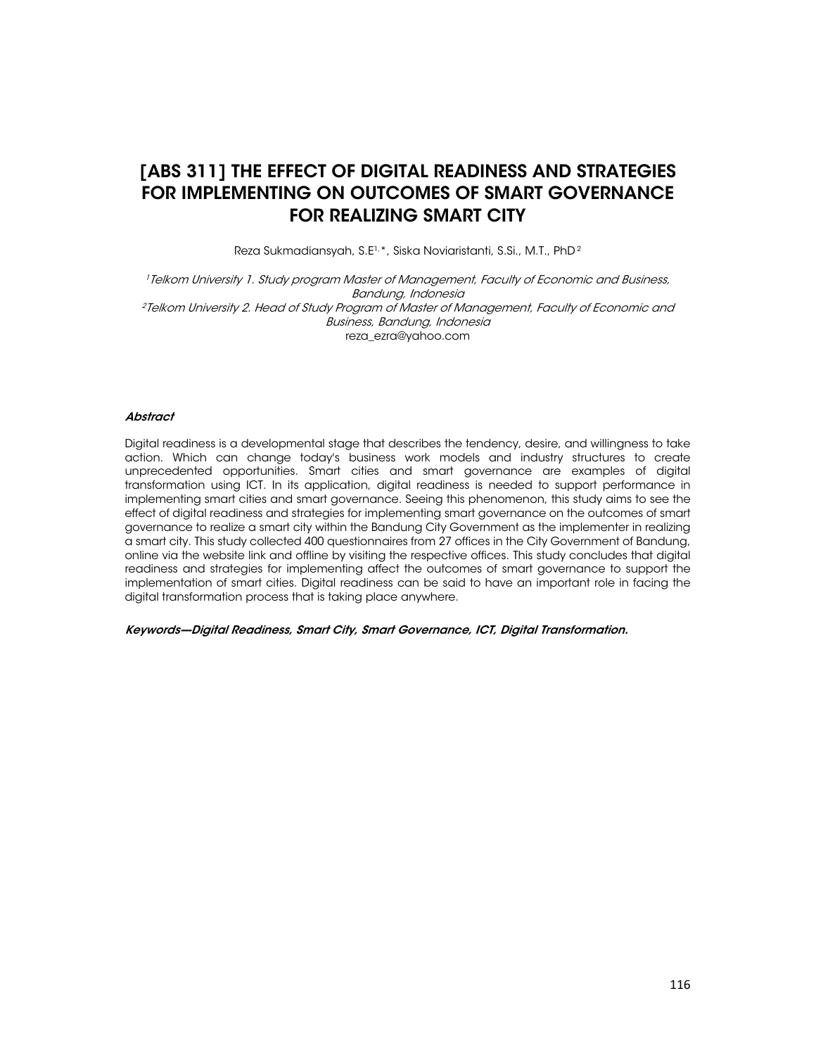# [ABS 311] THE EFFECT OF DIGITAL READINESS AND STRATEGIES FOR IMPLEMENTING ON OUTCOMES OF SMART GOVERNANCE FOR REALIZING SMART CITY

Reza Sukmadiansyah, S.E[1,*], Siska Noviaristanti, S.Si., M.T., PhD[2]

*[1]Telkom University 1. Study program Master of Management, Faculty of Economic and Business, Bandung, Indonesia*
*[2]Telkom University 2. Head of Study Program of Master of Management, Faculty of Economic and Business, Bandung, Indonesia*
reza_ezra@yahoo.com

***Abstract***

Digital readiness is a developmental stage that describes the tendency, desire, and willingness to take action. Which can change today's business work models and industry structures to create unprecedented opportunities. Smart cities and smart governance are examples of digital transformation using ICT. In its application, digital readiness is needed to support performance in implementing smart cities and smart governance. Seeing this phenomenon, this study aims to see the effect of digital readiness and strategies for implementing smart governance on the outcomes of smart governance to realize a smart city within the Bandung City Government as the implementer in realizing a smart city. This study collected 400 questionnaires from 27 offices in the City Government of Bandung, online via the website link and offline by visiting the respective offices. This study concludes that digital readiness and strategies for implementing affect the outcomes of smart governance to support the implementation of smart cities. Digital readiness can be said to have an important role in facing the digital transformation process that is taking place anywhere.

***Keywords—Digital Readiness, Smart City, Smart Governance, ICT, Digital Transformation.***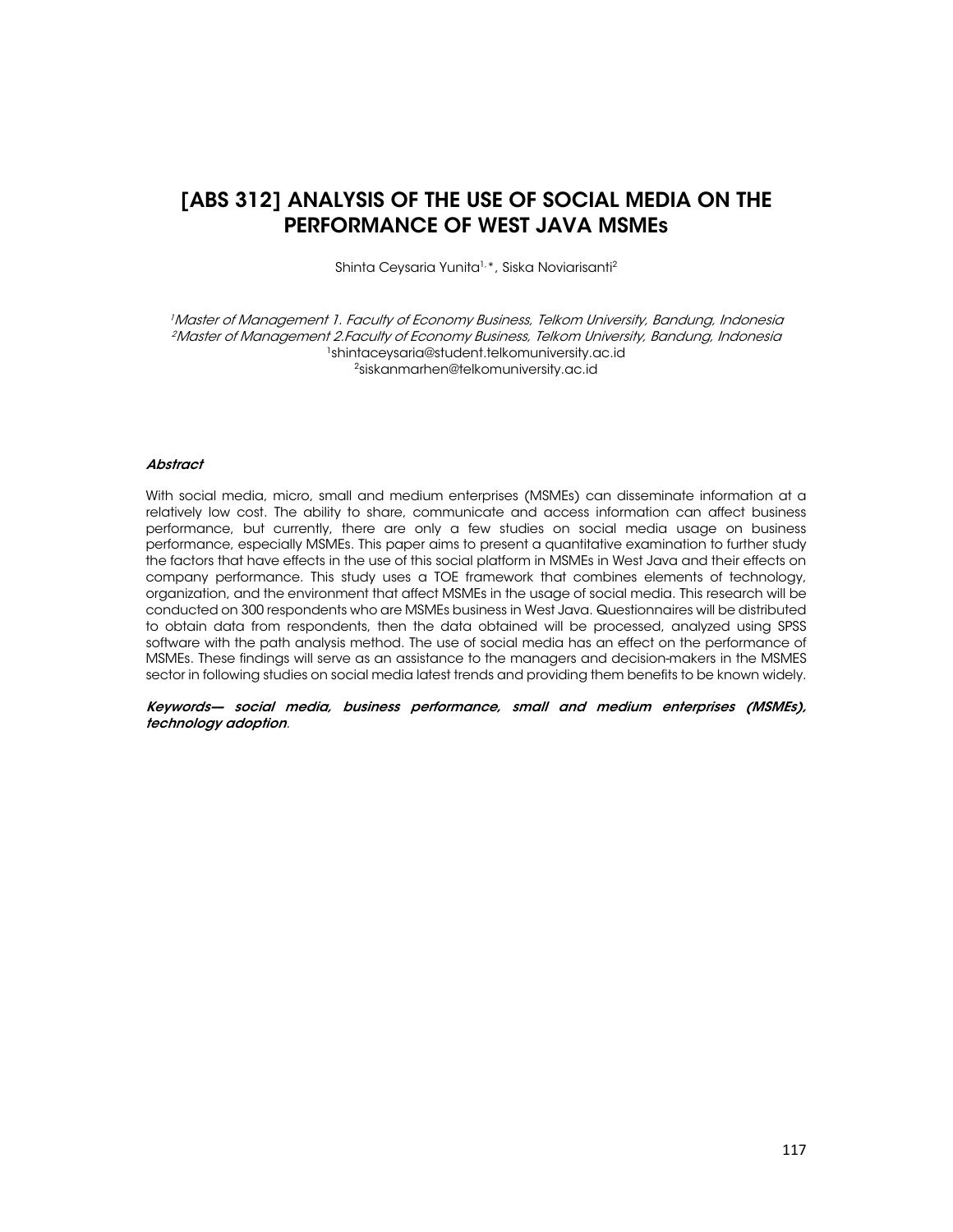# [ABS 312] ANALYSIS OF THE USE OF SOCIAL MEDIA ON THE PERFORMANCE OF WEST JAVA MSMEs

Shinta Ceysaria Yunita[1,*], Siska Noviarisanti[2]

*[1]Master of Management 1. Faculty of Economy Business, Telkom University, Bandung, Indonesia*
*[2]Master of Management 2.Faculty of Economy Business, Telkom University, Bandung, Indonesia*
[1]shintaceysaria@student.telkomuniversity.ac.id
[2]siskanmarhen@telkomuniversity.ac.id

***Abstract***

With social media, micro, small and medium enterprises (MSMEs) can disseminate information at a relatively low cost. The ability to share, communicate and access information can affect business performance, but currently, there are only a few studies on social media usage on business performance, especially MSMEs. This paper aims to present a quantitative examination to further study the factors that have effects in the use of this social platform in MSMEs in West Java and their effects on company performance. This study uses a TOE framework that combines elements of technology, organization, and the environment that affect MSMEs in the usage of social media. This research will be conducted on 300 respondents who are MSMEs business in West Java. Questionnaires will be distributed to obtain data from respondents, then the data obtained will be processed, analyzed using SPSS software with the path analysis method. The use of social media has an effect on the performance of MSMEs. These findings will serve as an assistance to the managers and decision-makers in the MSMES sector in following studies on social media latest trends and providing them benefits to be known widely.

***Keywords— social media, business performance, small and medium enterprises (MSMEs), technology adoption***.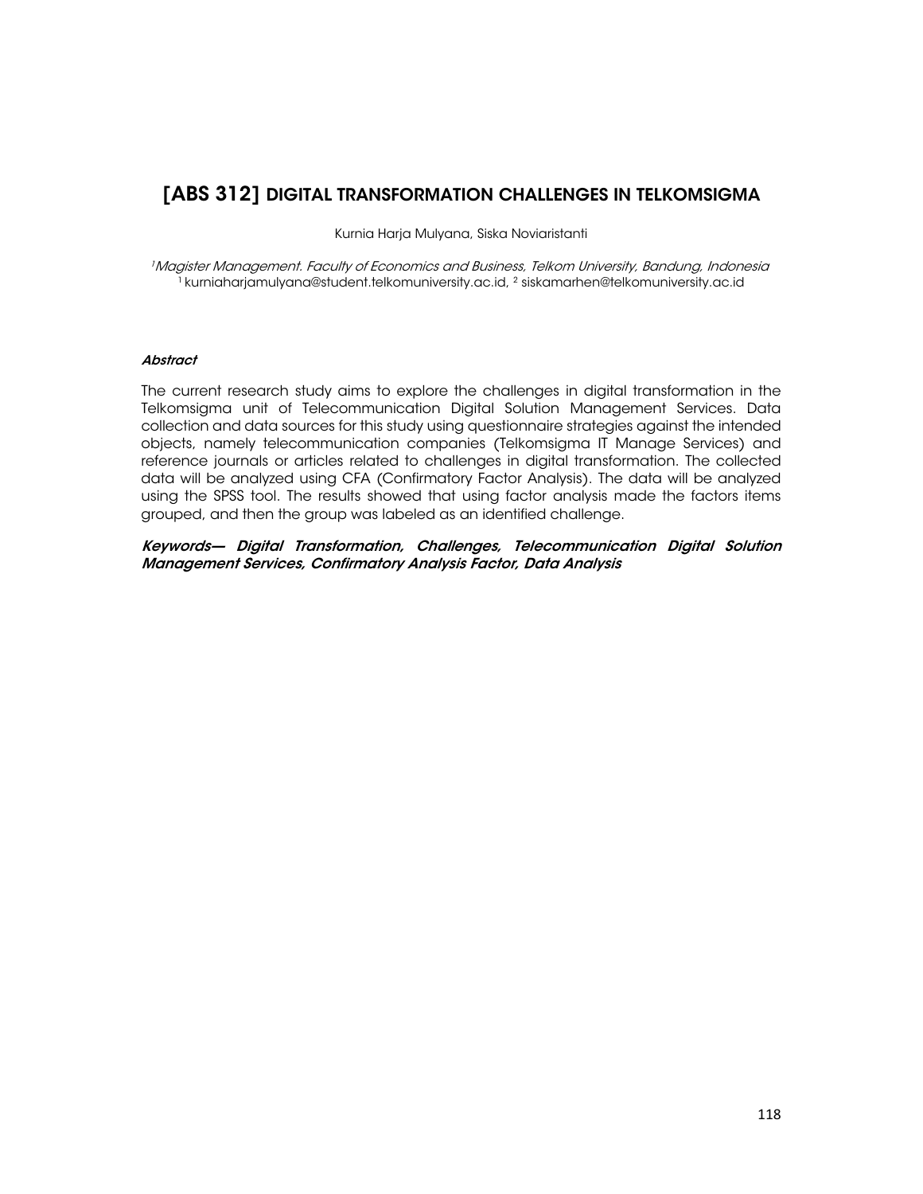# [ABS 312] DIGITAL TRANSFORMATION CHALLENGES IN TELKOMSIGMA

Kurnia Harja Mulyana, Siska Noviaristanti

[1]*Magister Management. Faculty of Economics and Business, Telkom University, Bandung, Indonesia*
[1] kurniaharjamulyana@student.telkomuniversity.ac.id, [2] siskamarhen@telkomuniversity.ac.id

***Abstract***

The current research study aims to explore the challenges in digital transformation in the Telkomsigma unit of Telecommunication Digital Solution Management Services. Data collection and data sources for this study using questionnaire strategies against the intended objects, namely telecommunication companies (Telkomsigma IT Manage Services) and reference journals or articles related to challenges in digital transformation. The collected data will be analyzed using CFA (Confirmatory Factor Analysis). The data will be analyzed using the SPSS tool. The results showed that using factor analysis made the factors items grouped, and then the group was labeled as an identified challenge.

***Keywords— Digital Transformation, Challenges, Telecommunication Digital Solution Management Services, Confirmatory Analysis Factor, Data Analysis***